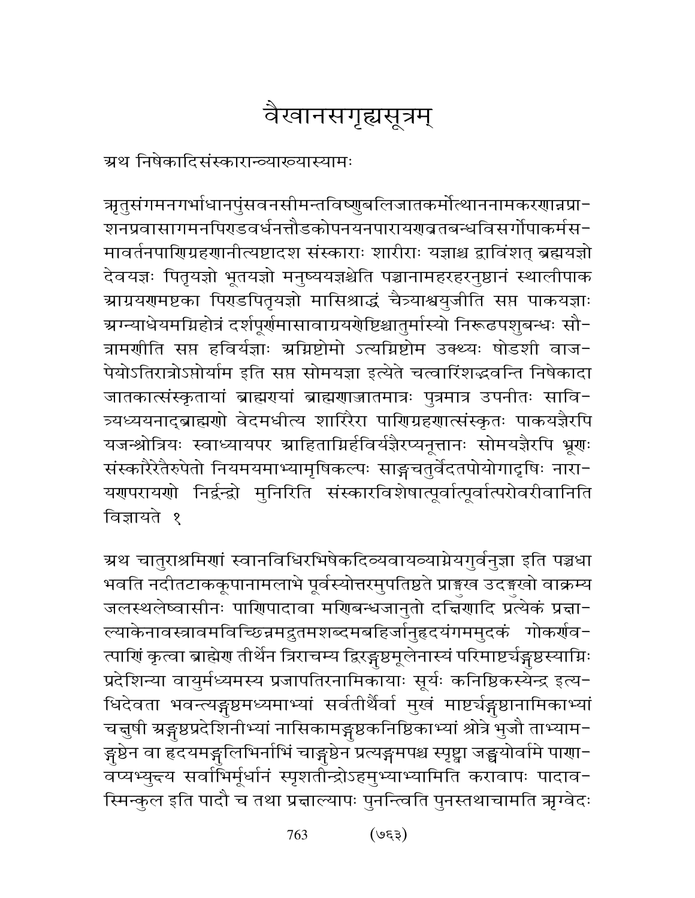# वैखानसगृह्यसूत्रम्

अथ निषेकादिसंस्कारान्व्याख्यास्यामः

ऋतुसंगमनगर्भाधानपुंसवनसीमन्तविष्णुबलिजातकर्मोत्थाननामकरणान्नप्राशनप्रवासागमनपिण्डवर्धनचौडकोपनयनपारायणव्रतबन्धविसर्गोपाकर्मसमावर्तनपाणिग्रहणानीत्यष्टादश संस्काराः शारीराः यज्ञाश्च द्वाविंशत् ब्रह्मयज्ञो देवयज्ञः पितृयज्ञो भूतयज्ञो मनुष्ययज्ञश्चेति पञ्चानामहरहरनुष्ठानं स्थालीपाक आग्रयणमष्टका पिण्डपितृयज्ञो मासिश्राद्धं चैत्र्याश्वयुजीति सप्त पाकयज्ञाः अग्न्याधेयमग्निहोत्रं दर्शपूर्णमासावाग्रयणेष्टिश्चातुर्मास्यो निरूढपशुबन्धः सौत्रामणीति सप्त हविर्यज्ञाः अग्निष्टोमो ऽत्यग्निष्टोम उक्थ्यः षोडशी वाजपेयोऽतिरात्रोऽप्तोर्याम इति सप्त सोमयज्ञा इत्येते चत्वारिंशद्भवन्ति निषेकादा जातकात्संस्कृतायां ब्राह्मण्यां ब्राह्मणाज्जातमात्रः पुत्रमात्र उपनीतः सावित्र्यध्ययनाद्ब्राह्मणो वेदमधीत्य शारीरैरा पाणिग्रहणात्संस्कृतः पाकयज्ञैरपि यजञ्छ्रोत्रियः स्वाध्यायपर आहिताग्निर्हविर्यज्ञैरप्यनूचानः सोमयज्ञैरपि भ्रूणः संस्कारैरेतैरुपेतो नियमयमाभ्यामृषिकल्पः साङ्गचतुर्वेदतपोयोगादृषिः नारायणपरायणो निर्द्वन्द्वो मुनिरिति संस्कारविशेषात्पूर्वात्पूर्वात्परोवरीवानिति विज्ञायते १

अथ चातुराश्रमिणां स्नानविधिरभिषेकदिव्यवायव्याग्नेयगुर्वनुज्ञा इति पञ्चधा भवति नदीतटाककूपानामलाभे पूर्वस्योत्तरमुपतिष्ठते प्राङ्मुख उदङ्मुखो वाक्रम्य जलस्थलेष्वासीनः पाणिपादावा मणिबन्धजानुतो दक्षिणादि प्रत्येकं प्रक्षाल्याकेनावस्त्रावमविच्छिन्नमद्रुतमशब्दमबहिर्जानुहृदयंगममुदकं गोकर्णवत्पाणिं कृत्वा ब्राह्मेण तीर्थेन त्रिराचम्य द्विरङ्गुष्ठमूलेनास्यं परिमाष्टर्यङ्गुष्ठस्याग्निः प्रदेशिन्या वायुर्मध्यमस्य प्रजापतिरनामिकायाः सूर्यः कनिष्ठिकस्येन्द्र इत्यधिदेवता भवन्त्यङ्गुष्ठमध्यमाभ्यां सर्वतीर्थैर्वा मुखं माष्टर्यङ्गुष्ठानामिकाभ्यां चक्षुषी अङ्गुष्ठप्रदेशिनीभ्यां नासिकामङ्गुष्ठकनिष्ठिकाभ्यां श्रोत्रे भुजौ ताभ्यामङ्गुष्ठेन वा हृदयमङ्गुलिभिर्नाभिं चाङ्गुष्ठेन प्रत्यङ्गमपश्च स्पृष्ट्वा जङ्घयोर्वामे पाणावप्यभ्युक्ष्य सर्वाभिर्मूर्धानं स्पृशतीन्द्रोऽहमुभ्याभ्यामिति करावापः पादावस्मिन्कुल इति पादौ च तथा प्रक्षाल्यापः पुनन्त्विति पुनस्तथाचामति ऋग्वेदः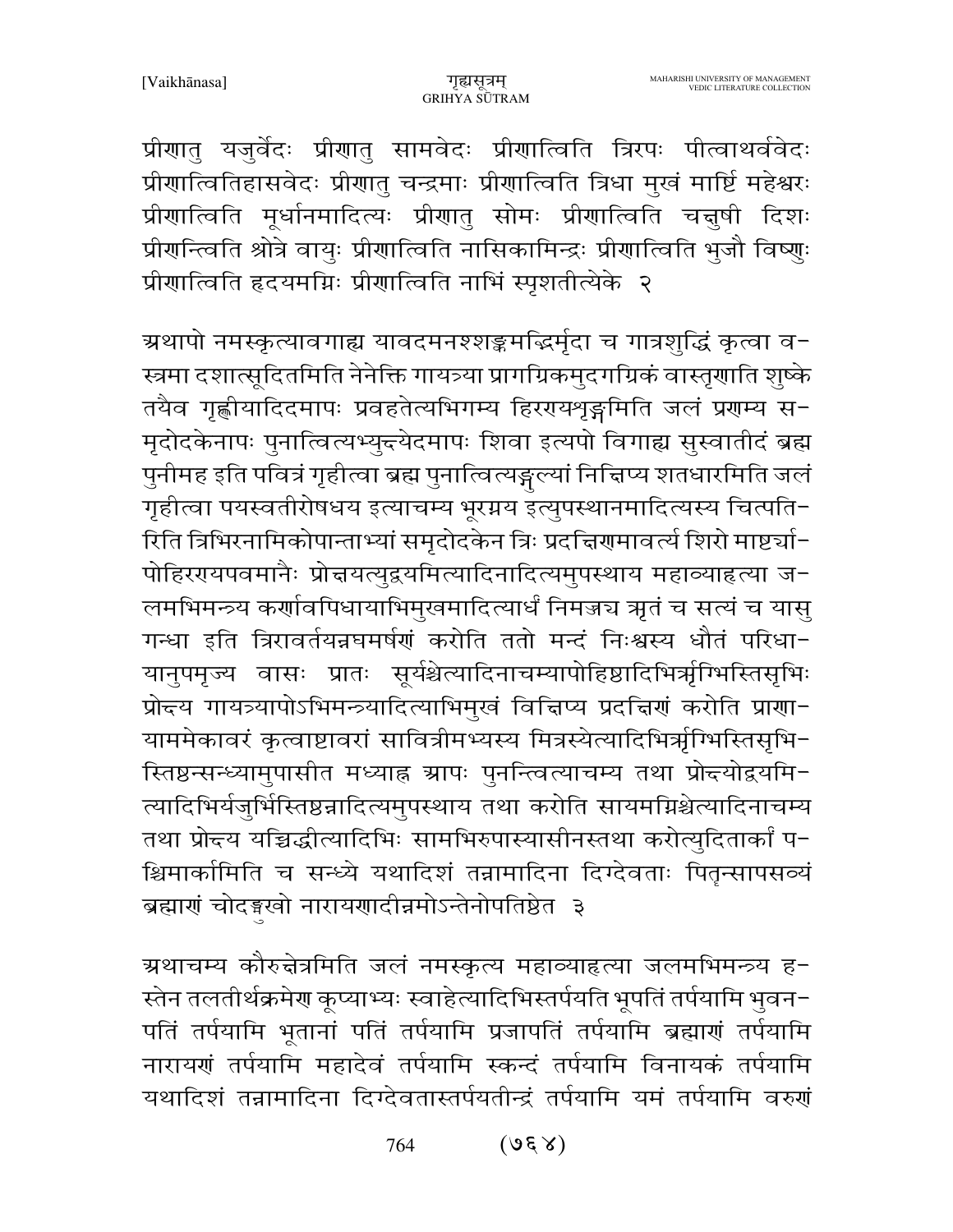प्रीणातु यजुर्वेदः प्रीणातु सामवेदः प्रीणात्विति त्रिरपः पीत्वाथर्ववेदः प्रीणात्वितिहासवेदः प्रीणातु चन्द्रमाः प्रीणात्विति त्रिधा मुखं मार्ष्टि महेश्वरः प्रीणात्विति मूर्धानमादित्यः प्रीणातु सोमः प्रीणात्विति चक्षुषी दिशः प्रीणन्त्विति श्रोत्रे वायुः प्रीणात्विति नासिकामिन्द्रः प्रीणात्विति भुजौ विष्णुः प्रीणात्विति हृदयमग्निः प्रीणात्विति नाभिं स्पृशतीत्येके २

अथापो नमस्कृत्यावगाह्य यावदमनश्शङ्कमद्भिर्मृदा च गात्रशुद्धिं कृत्वा वस्त्रमा दशात्सूदितमिति नेनेक्ति गायत्र्या प्रागग्रिकमुदगग्रिकं वास्तृणाति शुष्के तयैव गृह्णीयादिदमापः प्रवहतेत्यभिगम्य हिरण्यशृङ्गमिति जलं प्रणम्य समृदोदकेनापः पुनात्वित्यभ्युक्ष्येदमापः शिवा इत्यपो विगाह्य सुस्वातीदं ब्रह्म पुनीमह इति पवित्रं गृहीत्वा ब्रह्म पुनात्वित्यङ्गुल्यां निक्षिप्य शतधारमिति जलं गृहीत्वा पयस्वतीरोषधय इत्याचम्य भूरग्नय इत्युपस्थानमादित्यस्य चित्पतिरिति त्रिभिरनामिकोपान्ताभ्यां समृदोदकेन त्रिः प्रदक्षिणमावर्त्य शिरो माष्टर्चापोहिरण्यपवमानैः प्रोक्षयत्युद्वयमित्यादिनादित्यमुपस्थाय महाव्याहृत्या जलमभिमन्त्र्य कर्णावपिधायाभिमुखमादित्यार्धं निमज्ज्य ऋतं च सत्यं च यासु गन्धा इति त्रिरावर्तयन्नघमर्षणं करोति ततो मन्दं निःश्वस्य धौतं परिधायानुपमृज्य वासः प्रातः सूर्यश्चेत्यादिनाचम्यापोहिष्ठादिभिर्ऋग्भिस्तिसृभिः प्रोक्ष्य गायत्र्यापोऽभिमन्त्र्यादित्याभिमुखं विक्षिप्य प्रदक्षिणं करोति प्राणायाममेकावरं कृत्वाष्टावरं सावित्रीमभ्यस्य मित्रस्येत्यादिभिर्ऋग्भिस्तिसृभिस्तिष्ठन्सन्ध्यामुपासीत मध्याह्न आपः पुनन्त्वित्याचम्य तथा प्रोक्ष्योद्वयमित्यादिभिर्यजुर्भिस्तिष्ठन्नादित्यमुपस्थाय तथा करोति सायमग्निश्चेत्यादिनाचम्य तथा प्रोक्ष्य यच्चिद्धीत्यादिभिः सामभिरुपास्यासीनस्तथा करोत्युदितार्कां पश्चिमार्कामिति च सन्ध्ये यथादिशं तन्नामादिना दिग्देवताः पितॄन्सापसव्यं ब्रह्माणं चोदङ्मुखो नारायणादीन्नमोऽन्तेनोपतिष्ठेत ३

अथाचम्य कौरुक्षेत्रमिति जलं नमस्कृत्य महाव्याहृत्या जलमभिमन्त्र्य हस्तेन तलतीर्थक्रमेण कूप्याभ्यः स्वाहेत्यादिभिस्तर्पयति भूपतिं तर्पयामि भुवनपतिं तर्पयामि भूतानां पतिं तर्पयामि प्रजापतिं तर्पयामि ब्रह्माणं तर्पयामि नारायणं तर्पयामि महादेवं तर्पयामि स्कन्दं तर्पयामि विनायकं तर्पयामि यथादिशं तन्नामादिना दिग्देवतास्तर्पयतीन्द्रं तर्पयामि यमं तर्पयामि वरुणं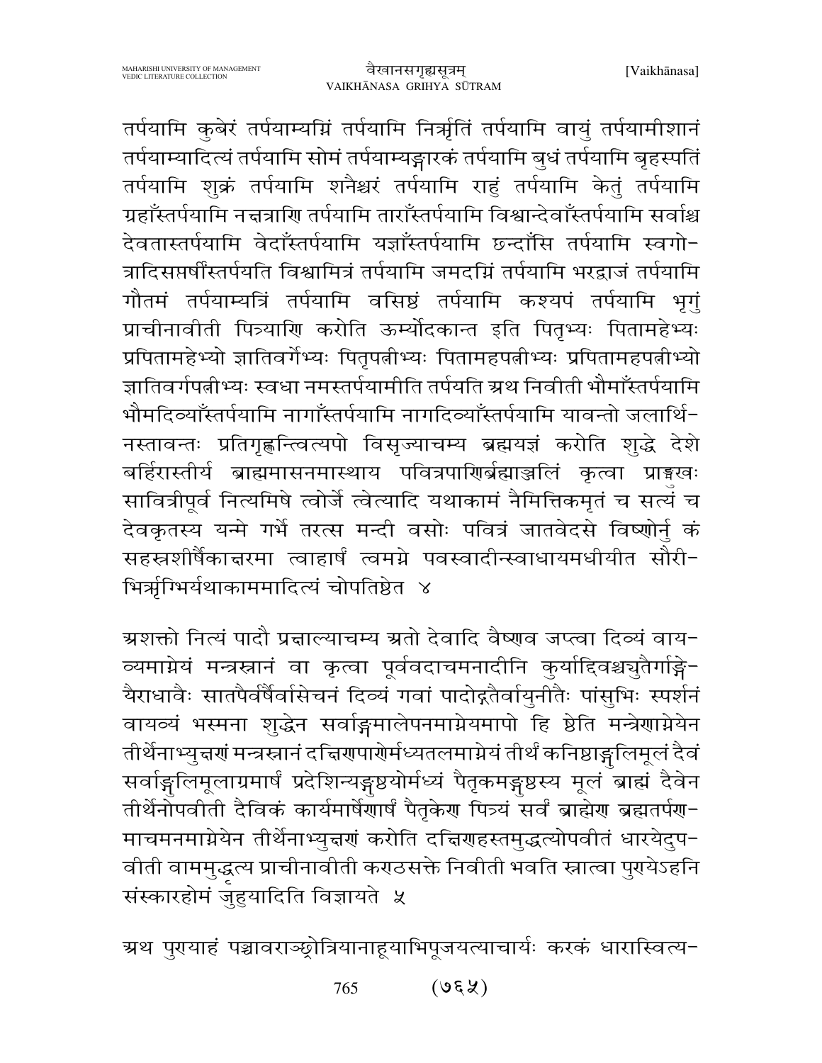तर्पयामि कुबेरं तर्पयाम्यग्निं तर्पयामि निर्ऋतिं तर्पयामि वायुं तर्पयामीशानं तर्पयाम्यादित्यं तर्पयामि सोमं तर्पयाम्यङ्गारकं तर्पयामि बुधं तर्पयामि बृहस्पतिं तर्पयामि शुक्रं तर्पयामि शनैश्चरं तर्पयामि राहुं तर्पयामि केतुं तर्पयामि ग्रहाँस्तर्पयामि नक्षत्राणि तर्पयामि ताराँस्तर्पयामि विश्वान्देवाँस्तर्पयामि सर्वाश्च देवतास्तर्पयामि वेदाँस्तर्पयामि यज्ञाँस्तर्पयामि छन्दाँसि तर्पयामि स्वगोत्रादिसप्तर्षींस्तर्पयति विश्वामित्रं तर्पयामि जमदग्निं तर्पयामि भरद्वाजं तर्पयामि गौतमं तर्पयाम्यत्रिं तर्पयामि वसिष्ठं तर्पयामि कश्यपं तर्पयामि भृगुं प्राचीनावीती पित्र्याणि करोति ऊर्म्योदकान्त इति पितृभ्यः पितामहेभ्यः प्रपितामहेभ्यो ज्ञातिवर्गेभ्यः पितृपत्नीभ्यः पितामहपत्नीभ्यः प्रपितामहपत्नीभ्यो ज्ञातिवर्गपत्नीभ्यः स्वधा नमस्तर्पयामीति तर्पयति अथ निवीती भौमाँस्तर्पयामि भौमदिव्याँस्तर्पयामि नागाँस्तर्पयामि नागदिव्याँस्तर्पयामि यावन्तो जलार्थिनस्तावन्तः प्रतिगृह्णन्त्वित्यपो विसृज्याचम्य ब्रह्मयज्ञं करोति शुद्धे देशे बर्हिरास्तीर्य ब्राह्ममासनमास्थाय पवित्रपाणिर्ब्रह्माञ्जलिं कृत्वा प्राङ्मुखः सावित्रीपूर्व नित्यमिषे त्वोर्जे त्वेत्यादि यथाकामं नैमित्तिकमृतं च सत्यं च देवकृतस्य यन्मे गर्भे तरत्स मन्दी वसोः पवित्रं जातवेदसे विष्णोर्नु कं सहस्रशीर्षैकाक्षरमा त्वाहार्षं त्वमग्ने पवस्वादीन्स्वाधायमधीयीत सौरीभिर्ऋग्भिर्यथाकाममादित्यं चोपतिष्ठेत ४

अशक्तो नित्यं पादौ प्रक्षाल्याचम्य अतो देवादि वैष्णव जप्त्वा दिव्यं वायव्यमाग्नेयं मन्त्रस्नानं वा कृत्वा पूर्ववदाचमनादीनि कुर्याद्दिवश्च्युतैर्गाङ्गेयैराधावैः सातपैर्वर्षैर्वासेचनं दिव्यं गवां पादोद्धतैर्वायुनीतैः पांसुभिः स्पर्शनं वायव्यं भस्मना शुद्धेन सर्वाङ्गमालेपनमाग्नेयमापो हि ष्ठेति मन्त्रेणाग्नेयेन तीर्थेनाभ्युक्षणं मन्त्रस्नानं दक्षिणपाणेर्मध्यतलमाग्नेयं तीर्थं कनिष्ठाङ्गुलिमूलं दैवं सर्वाङ्गुलिमूलाग्रमार्षं प्रदेशिन्यङ्गुष्ठयोर्मध्यं पैतृकमङ्गुष्ठस्य मूलं ब्राह्मं दैवेन तीर्थेनोपवीती दैविकं कार्यमार्षेणार्षं पैतृकेण पित्र्यं सर्वं ब्राह्मेण ब्रह्मतर्पणमाचमनमाग्नेयेन तीर्थेनाभ्युक्षणं करोति दक्षिणहस्तमुद्धृत्योपवीतं धारयेदुपवीती वाममुद्धृत्य प्राचीनावीती कण्ठसक्ते निवीती भवति स्नात्वा पुण्येऽहनि संस्कारहोमं जुहुयादिति विज्ञायते ५

अथ पुण्याहं पञ्चावराञ्छ्रोत्रियानाहूयाभिपूजयत्याचार्यः करकं धारास्वित्य-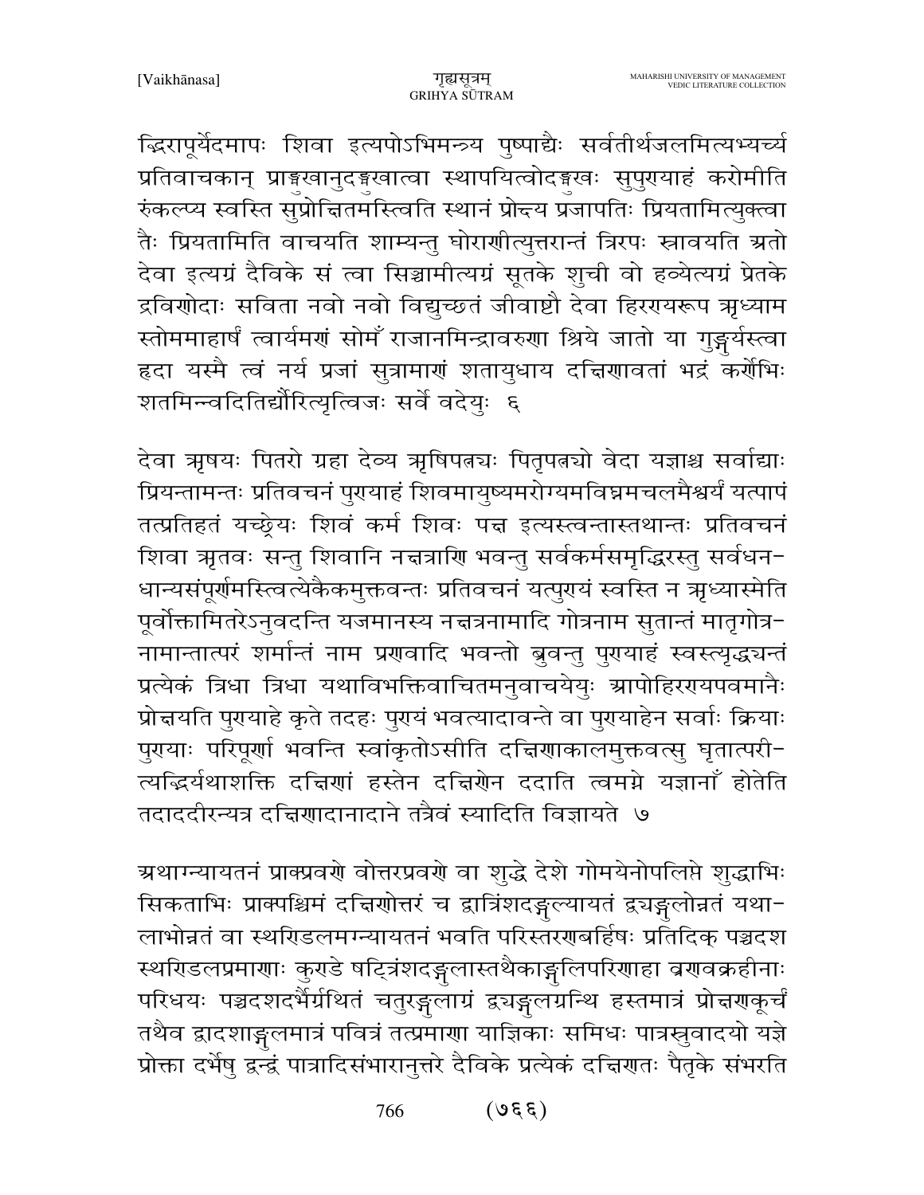द्भिरापूर्येदमापः शिवा इत्यपोऽभिमन्त्र्य पुष्पाद्यैः सर्वतीर्थजलमित्यभ्यर्च्य प्रतिवाचकान् प्राङ्मुखानुदङ्मुखात्वा स्थापयित्वोदङ्मुखः सुपुण्याहं करोमीति संकल्प्य स्वस्ति सुप्रोक्षितमस्त्विति स्थानं प्रोक्ष्य प्रजापतिः प्रियतामित्युक्त्वा तैः प्रियतामिति वाचयति शाम्यन्तु घोराणीत्युत्तरान्तं त्रिरपः स्रावयति अतो देवा इत्यग्रं दैविके सं त्वा सिञ्चामीत्यग्रं सूतके शुची वो हव्येत्यग्रं प्रेतके द्रविणोदाः सविता नवो नवो विद्युच्छतं जीवाष्टौ देवा हिरण्यरूप ऋध्याम स्तोममाहार्षं त्वार्यमणं सोमँ राजानमिन्द्रावरुणा श्रिये जातो या गुङ्गूर्यस्त्वा हृदा यस्मै त्वं नर्य प्रजां सुत्रामाणं शतायुधाय दक्षिणावतां भद्रं कर्णेभिः शतमिन्वदितिद्यौरित्यृत्विजः सर्वे वदेयुः ६

देवा ऋषयः पितरो ग्रहा देव्य ऋषिपत्न्यः पितृपत्न्यो वेदा यज्ञाश्च सर्वाद्याः प्रियन्तामन्तः प्रतिवचनं पुण्याहं शिवमायुष्यमरोग्यमविघ्नमचलमैश्वर्यं यत्पापं तत्प्रतिहतं यच्छ्रेयः शिवं कर्म शिवः पक्ष इत्यस्त्वन्तास्तथान्तः प्रतिवचनं शिवा ऋतवः सन्तु शिवानि नक्षत्राणि भवन्तु सर्वकर्मसमृद्धिरस्तु सर्वधन-धान्यसंपूर्णमस्त्वित्येकैकमुक्तवन्तः प्रतिवचनं यत्पुण्यं स्वस्ति न ऋध्यास्मेति पूर्वोक्तामितरेऽनुवदन्ति यजमानस्य नक्षत्रनामादि गोत्रनाम सुतान्तं मातृगोत्र-नामान्तात्परं शर्मान्तं नाम प्रणवादि भवन्तो ब्रुवन्तु पुण्याहं स्वस्त्यृद्ध्यन्तं प्रत्येकं त्रिधा त्रिधा यथाविभक्तिवाचितमनुवाचयेयुः आपोहिरण्यपवमानैः प्रोक्षयति पुण्याहे कृते तदहः पुण्यं भवत्यादावन्ते वा पुण्याहेन सर्वाः क्रियाः पुण्याः परिपूर्णा भवन्ति स्वांकृतोऽसीति दक्षिणाकालमुक्तवत्सु घृतात्परी-त्यद्भिर्यथाशक्ति दक्षिणां हस्तेन दक्षिणेन ददाति त्वमग्ने यज्ञानाँ होतेति तदाददीरन्यत्र दक्षिणादानादाने तत्रैवं स्यादिति विज्ञायते ७

अथाग्न्यायतनं प्राक्प्रवणे वोत्तरप्रवणे वा शुद्धे देशे गोमयेनोपलिप्ते शुद्धाभिः सिकताभिः प्राक्पश्चिमं दक्षिणोत्तरं च द्वात्रिंशदङ्गुल्यायतं द्व्यङ्गुलोन्नतं यथा-लाभोन्नतं वा स्थण्डिलमग्न्यायतनं भवति परिस्तरणबर्हिषः प्रतिदिक् पञ्चदश स्थण्डिलप्रमाणाः कुण्डे षट्त्रिंशदङ्गुलास्तथैकाङ्गुलिपरिणाहा व्रणवक्रहीनाः परिधयः पञ्चदशदर्भैर्ग्रथितं चतुरङ्गुलाग्रं द्व्यङ्गुलग्रन्थि हस्तमात्रं प्रोक्षणकूर्चं तथैव द्वादशाङ्गुलमात्रं पवित्रं तत्प्रमाणा याज्ञिकाः समिधः पात्रस्रुवादयो यज्ञे प्रोक्ता दर्भेषु द्वन्द्वं पात्रादिसंभारानुत्तरे दैविके प्रत्येकं दक्षिणतः पैतृके संभरति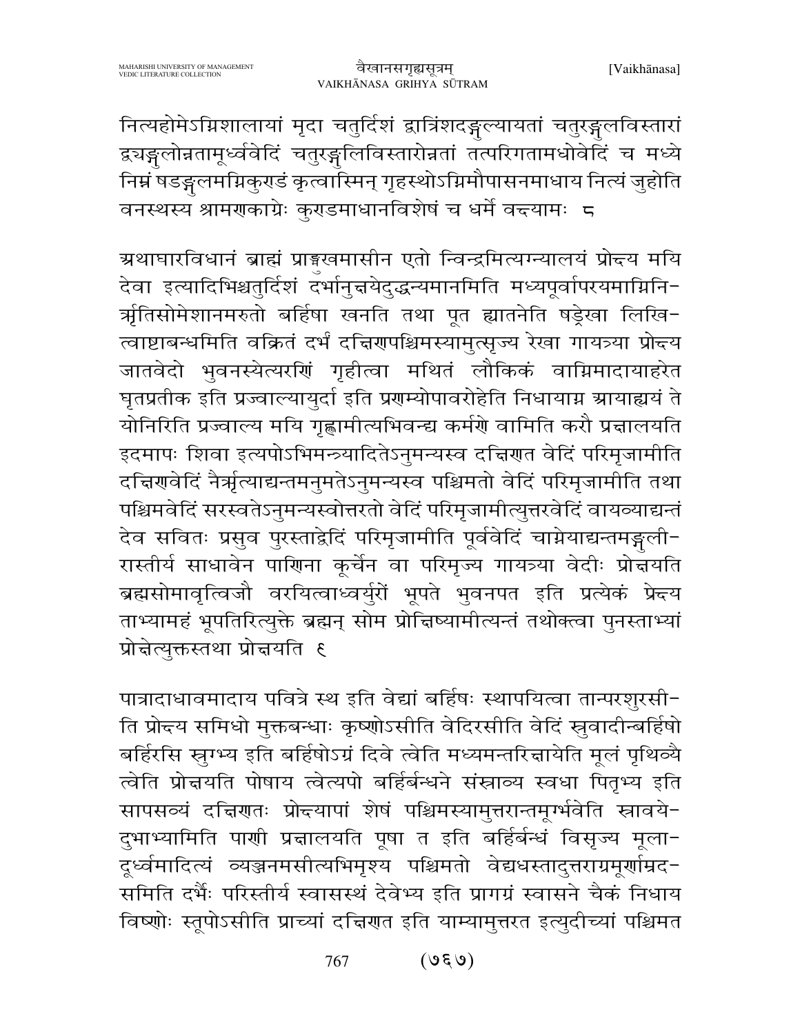नित्यहोमेऽग्निशालायां मृदा चतुर्दिशं द्वात्रिंशदङ्गुल्यायतां चतुरङ्गुलविस्तारां द्व्यङ्गुलोन्नतामूर्ध्ववेदिं चतुरङ्गुलिविस्तारोन्नतं तत्परिगतामधोवेदिं च मध्ये निम्नं षडङ्गुलमग्निकुण्डं कृत्वास्मिन् गृहस्थोऽग्निमौपासनमाधाय नित्यं जुहोति वनस्थस्य श्रामणकाग्रेः कुण्डमाधानविशेषं च धर्मे वक्ष्यामः ८

अथाघारविधानं ब्राह्मं प्राङ्मुखमासीन एतो न्विन्द्रमित्यग्न्यालयं प्रोक्ष्य मयि देवा इत्यादिभिश्चतुर्दिशं दर्भानुक्षयेदुद्धन्यमानमिति मध्यपूर्वापरयमाग्निनिर्ऋतिसोमेशानमरुतो बर्हिषा खनति तथा पूत ह्यातनेति षड्रेखा लिखित्वाष्टाबन्धमिति वक्रितं दर्भं दक्षिणपश्चिमस्यामुत्सृज्य रेखा गायत्र्या प्रोक्ष्य जातवेदो भुवनस्येत्यरणिं गृहीत्वा मथितं लौकिकं वाग्निमादायाहरेत घृतप्रतीक इति प्रज्वाल्यायुर्दा इति प्रणम्योपावरोहेति निधायाग्न आयाह्ययं ते योनिरिति प्रज्वाल्य मयि गृह्णामीत्यभिवन्द्य कर्मणे वामिति करौ प्रक्षालयति इदमापः शिवा इत्यपोऽभिमन्त्र्यादितेऽनुमन्यस्व दक्षिणत वेदिं परिमृजामीति दक्षिणवेदिं नैर्ऋत्याद्यन्तमनुमतेऽनुमन्यस्व पश्चिमतो वेदिं परिमृजामीति तथा पश्चिमवेदिं सरस्वतेऽनुमन्यस्वोत्तरतो वेदिं परिमृजामीत्युत्तरवेदिं वायव्याद्यन्तं देव सवितः प्रसुव पुरस्ताद्वेदिं परिमृजामीति पूर्ववेदिं चाग्नेयाद्यन्तमङ्गुलीरास्तीर्य साधावेन पाणिना कूर्चेन वा परिमृज्य गायत्र्या वेदीः प्रोक्षयति ब्रह्मसोमावृत्विजौ वरयित्वाध्वर्युरों भूपते भुवनपत इति प्रत्येकं प्रेक्ष्य ताभ्यामहं भूपतिरित्युक्ते ब्रह्मन् सोम प्रोक्षिष्यामीत्यन्तं तथोक्त्वा पुनस्ताभ्यां प्रोक्षेत्युक्तस्तथा प्रोक्षयति ९

पात्रादाधावमादाय पवित्रे स्थ इति वेद्यां बर्हिषः स्थापयित्वा तान्परशुरसीति प्रोक्ष्य समिधो मुक्तबन्धाः कृष्णोऽसीति वेदिरसीति वेदिं स्रुवादीन्बर्हिषो बर्हिरसि स्रुग्भ्य इति बर्हिषोऽग्रं दिवे त्वेति मध्यमन्तरिक्षायेति मूलं पृथिव्यै त्वेति प्रोक्षयति पोषाय त्वेत्यपो बर्हिर्बन्धने संस्राव्य स्वधा पितृभ्य इति सापसव्यं दक्षिणतः प्रोक्ष्यापां शेषं पश्चिमस्यामुत्तरान्तमूर्भवेति स्रावयेदुभाभ्यामिति पाणी प्रक्षालयति पूषा त इति बर्हिर्बन्धं विसृज्य मूलादूर्ध्वमादित्यं व्यञ्जनमसीत्यभिमृश्य पश्चिमतो वेद्यधस्तादुत्तराग्रमूर्णाम्रदसमिति दर्भैः परिस्तीर्य स्वासस्थं देवेभ्य इति प्रागग्रं स्वासने चैकं निधाय विष्णोः स्तूपोऽसीति प्राच्यां दक्षिणत इति याम्यामुत्तरत इत्युदीच्यां पश्चिमत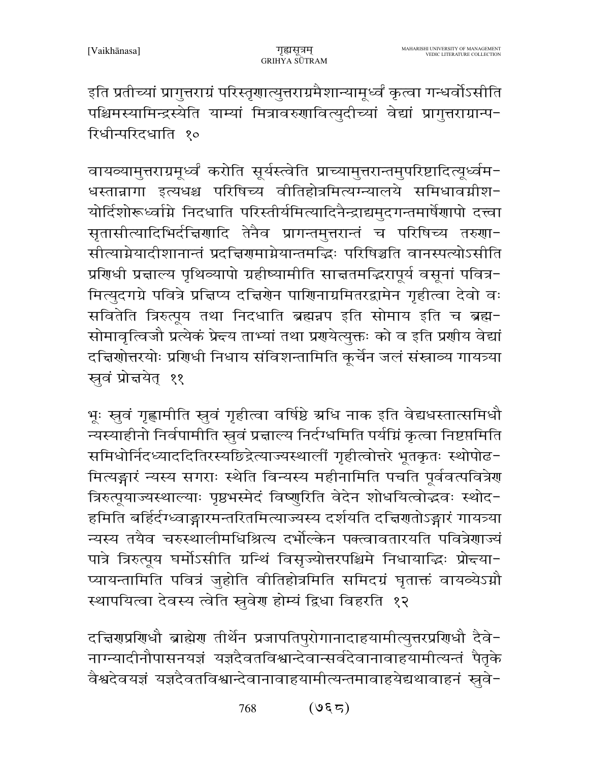इति प्रतीच्यां प्रागुत्तराग्रं परिस्तृणात्युत्तराग्रमैशान्यामूर्ध्वं कृत्वा गन्धर्वोऽसीति पश्चिमस्यामिन्द्रस्येति याम्यां मित्रावरुणावित्युदीच्यां वेद्यां प्रागुत्तराग्रान्परिधीन्परिदधाति १०

वायव्यामुत्तराग्रमूर्ध्वं करोति सूर्यस्त्वेति प्राच्यामुत्तरान्तमुपरिष्टादित्यूर्ध्वमधस्तान्नागा इत्यधश्च परिषिच्य वीतिहोत्रमित्यग्न्यालये समिधावग्नीशयोर्दिशोरूर्ध्वाग्रे निदधाति परिस्तीर्यमित्यादिनैन्द्राद्यमुदगन्तमार्षेणापो दत्त्वा सृतासीत्यादिभिर्दक्षिणादि तेनैव प्रागन्तमुत्तरान्तं च परिषिच्य तरुणासीत्याग्नेयादीशानान्तं प्रदक्षिणमाग्नेयान्तमद्भिः परिषिञ्चति वानस्पत्योऽसीति प्रणिधी प्रक्षाल्य पृथिव्यापो ग्रहीष्यामीति साक्षतमद्भिरापूर्य वसूनां पवित्रमित्युदगग्रे पवित्रे प्रक्षिप्य दक्षिणेन पाणिनाग्रमितरद्वामेन गृहीत्वा देवो वः सवितेति त्रिरुत्पूय तथा निदधाति ब्रह्मन्नप इति सोमाय इति च ब्रह्मसोमावृत्विजौ प्रत्येकं प्रेक्ष्य ताभ्यां तथा प्रणयेत्युक्तः को व इति प्रणीय वेद्यां दक्षिणोत्तरयोः प्रणिधी निधाय संविशन्तामिति कूर्चेन जलं संस्राव्य गायत्र्या स्रुवं प्रोक्षयेत् ११

भूः स्रुवं गृह्णामीति स्रुवं गृहीत्वा वर्षिष्ठे अधि नाक इति वेद्यधस्तात्समिधौ न्यस्याहीनो निर्वपामीति स्रुवं प्रक्षाल्य निर्दग्धमिति पर्यग्निं कृत्वा निष्टप्तमिति समिधोर्निदध्याददितिरस्यछिद्रेत्याज्यस्थालीं गृहीत्वोत्तरे भूतकृतः स्थोपोढमित्यङ्गारं न्यस्य सगराः स्थेति विन्यस्य महीनामिति पचति पूर्ववत्पवित्रेण त्रिरुत्पूयाज्यस्थाल्याः पृष्ठभस्मेदं विष्णुरिति वेदेन शोधयित्वोद्भवः स्थोदहमिति बर्हिर्दग्ध्वाङ्गारमन्तरितमित्याज्यस्य दर्शयति दक्षिणतोऽङ्गारं गायत्र्या न्यस्य तयैव चरुस्थालीमधिश्रित्य दर्भोल्केन पक्त्वावतारयति पवित्रेणाज्यं पात्रे त्रिरुत्पूय घर्मोऽसीति ग्रन्थिं विसृज्योत्तरपश्चिमे निधायाद्भिः प्रोक्ष्याप्यायन्तामिति पवित्रं जुहोति वीतिहोत्रमिति समिदग्रं घृताक्तं वायव्येऽग्नौ स्थापयित्वा देवस्य त्वेति स्रुवेण होम्यं द्विधा विहरति १२

दक्षिणप्रणिधौ ब्राह्मेण तीर्थेन प्रजापतिपुरोगानादाहयामीत्युत्तरप्रणिधौ दैवेनाग्न्यादीनौपासनयज्ञं यज्ञदैवतविश्वान्देवान्सर्वदेवानावाहयामीत्यन्तं पैतृके वैश्वदेवयज्ञं यज्ञदैवतविश्वान्देवानावाहयामीत्यन्तमावाहयेद्यथावाहनं स्रुवे-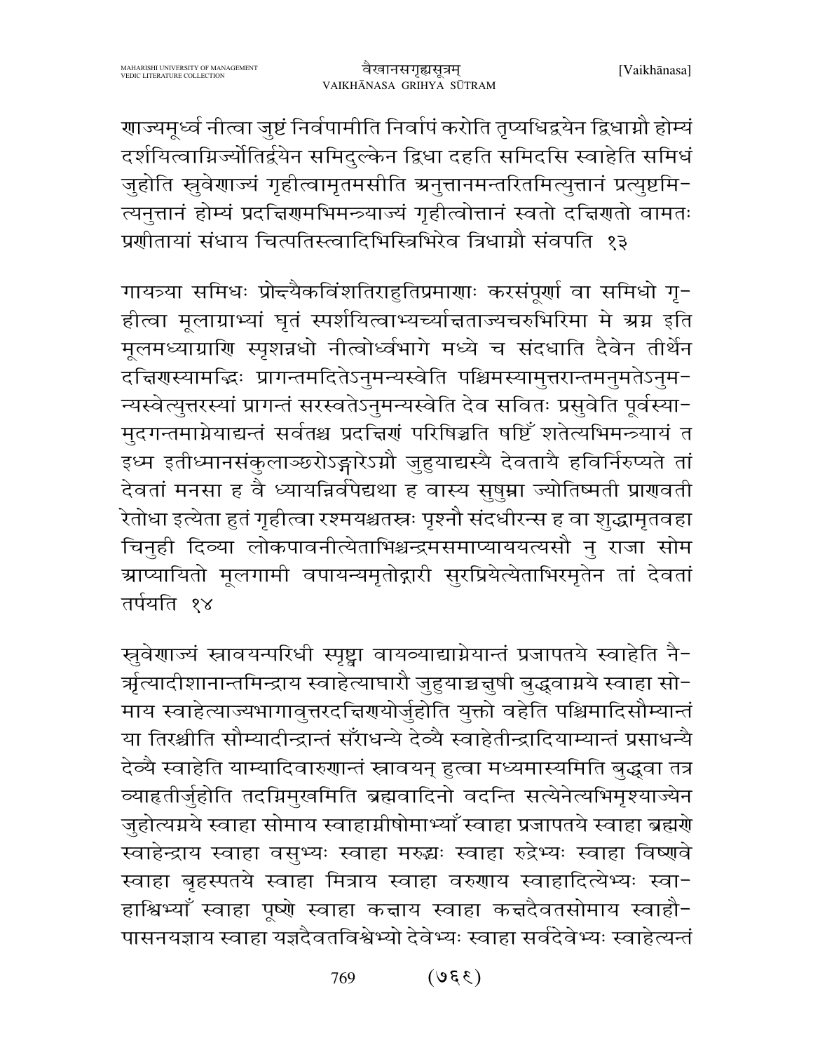णाज्यमूर्ध्वं नीत्वा जुष्टं निर्वपामीति निर्वापं करोति तृप्यधिद्वयेन द्विधाग्नौ होम्यं दर्शयित्वाग्निर्ज्योतिर्द्वयेन समिदुल्केन द्विधा दहति समिदसि स्वाहेति समिधं जुहोति स्रुवेणाज्यं गृहीत्वामृतमसीति अनुत्तानमन्तरितमित्युत्तानं प्रत्युष्टमित्यनुत्तानं होम्यं प्रदक्षिणमभिमन्त्र्याज्यं गृहीत्वोत्तानं स्वतो दक्षिणतो वामतः प्रणीतायां संधाय चित्पतिस्त्वादिभिस्त्रिभिरेव त्रिधाग्नौ संवपति १३

गायत्र्या समिधः प्रोक्ष्यैकविंशतिराहुतिप्रमाणाः करसंपूर्णा वा समिधो गृहीत्वा मूलाग्राभ्यां घृतं स्पर्शयित्वाभ्यर्च्याक्षताज्यचरुभिरिमा मे अग्न इति मूलमध्याग्राणि स्पृशन्नधो नीत्वोर्ध्वभागे मध्ये च संदधाति दैवेन तीर्थेन दक्षिणस्यामद्भिः प्रागन्तमदितेऽनुमन्यस्वेति पश्चिमस्यामुत्तरान्तमनुमतेऽनुमन्यस्वेत्युत्तरस्यां प्रागन्तं सरस्वतेऽनुमन्यस्वेति देव सवितः प्रसुवेति पूर्वस्यामुदगन्तमाग्नेयाद्यन्तं सर्वतश्च प्रदक्षिणं परिषिञ्चति षष्टिँ शतेत्यभिमन्त्र्यायं त इध्म इतीध्मानसंकुलाञ्छरोऽङ्गारेऽग्नौ जुहुयाद्यस्यै देवतायै हविर्निरुप्यते तां देवतां मनसा ह वै ध्यायन्निर्वपेद्यथा ह वास्य सुषुम्ना ज्योतिष्मती प्राणवती रेतोधा इत्येता हुतं गृहीत्वा रश्मयश्चतस्रः पृश्नौ संदधीरन्स ह वा शुद्धामृतवहा चिनुही दिव्या लोकपावनीत्येताभिश्चन्द्रमसमाप्याययत्यसौ नु राजा सोम आप्यायितो मूलगामी वपायन्यमृतोद्धारी सुरप्रियेत्येताभिरमृतेन तां देवतां तर्पयति १४

स्रुवेणाज्यं स्रावयन्परिधी स्पृष्ट्वा वायव्याद्याग्नेयान्तं प्रजापतये स्वाहेति नैर्ऋत्यादीशानान्तमिन्द्राय स्वाहेत्याघारौ जुहुयाच्चक्षुषी बुद्ध्वाग्नये स्वाहा सोमाय स्वाहेत्याज्यभागावुत्तरदक्षिणयोर्जुहोति युक्तो वहेति पश्चिमादिसौम्यान्तं या तिरश्चीति सौम्यादीन्द्रान्तं सँराधन्ये देव्यै स्वाहेतीन्द्रादियाम्यान्तं प्रसाधन्यै देव्यै स्वाहेति याम्यादिवारुणान्तं स्रावयन् हुत्वा मध्यमास्यमिति बुद्ध्वा तत्र व्याहृतीर्जुहोति तदग्निमुखमिति ब्रह्मवादिनो वदन्ति सत्येनेत्यभिमृश्याज्येन जुहोत्यग्नये स्वाहा सोमाय स्वाहाग्नीषोमाभ्याँ स्वाहा प्रजापतये स्वाहा ब्रह्मणे स्वाहेन्द्राय स्वाहा वसुभ्यः स्वाहा मरुद्भ्यः स्वाहा रुद्रेभ्यः स्वाहा विष्णवे स्वाहा बृहस्पतये स्वाहा मित्राय स्वाहा वरुणाय स्वाहादित्येभ्यः स्वाहाश्विभ्याँ स्वाहा पूष्णे स्वाहा कक्षाय स्वाहा कक्षदैवतसोमाय स्वाहौपासनयज्ञाय स्वाहा यज्ञदैवतविश्वेभ्यो देवेभ्यः स्वाहा सर्वदेवेभ्यः स्वाहेत्यन्तं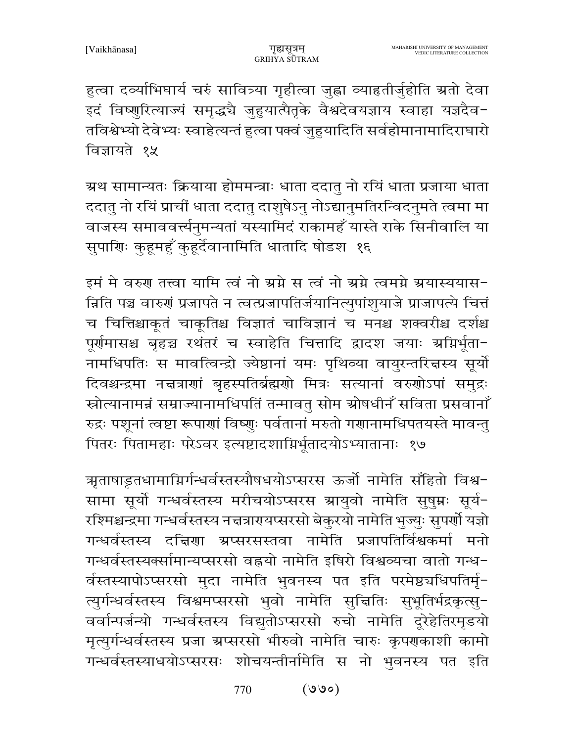हुत्वा दर्व्याभिघार्य चरुं सावित्र्या गृहीत्वा जुह्वा व्याहृतीर्जुहोति अतो देवा इदं विष्णुरित्याज्यं समृद्ध्यै जुहुयात्पैतृके वैश्वदेवयज्ञाय स्वाहा यज्ञदेवतविश्वेभ्यो देवेभ्यः स्वाहेत्यन्तं हुत्वा पक्वं जुहुयादिति सर्वहोमानामादिराघारो विज्ञायते १५

अथ सामान्यतः क्रियाया होममन्त्राः धाता ददातु नो रयिं धाता प्रजाया धाता ददातु नो रयिं प्राचीं धाता ददातु दाशुषेऽनु नोऽद्यानुमतिरन्विदनुमते त्वमा मा वाजस्य समाववर्त्त्यनुमन्यतां यस्यामिदं राकामहँ यास्ते राके सिनीवालि या सुपाणिः कुहूमहुँ कुहूर्देवानामिति धातादि षोडश १६

इमं मे वरुण तत्त्वा यामि त्वं नो अग्ने स त्वं नो अग्ने त्वमग्ने अयास्ययासन्निति पञ्च वारुणं प्रजापते न त्वत्प्रजापतिर्जयानित्युपांशुयाजे प्राजापत्ये चित्तं च चित्तिश्चाकूतं चाकूतिश्च विज्ञातं चाविज्ञानं च मनश्च शक्वरीश्च दर्शश्च पूर्णमासश्च बृहच्च रथंतरं च स्वाहेति चित्तादि द्वादश जयाः अग्निर्भूतानामधिपतिः स मावत्विन्द्रो ज्येष्ठानां यमः पृथिव्या वायुरन्तरिक्षस्य सूर्यो दिवश्चन्द्रमा नक्षत्राणां बृहस्पतिर्ब्रह्मणो मित्रः सत्यानां वरुणोऽपां समुद्रः स्रोत्यानामन्नं सम्राज्यानामधिपतिं तन्मावतु सोम ओषधीनाँ सविता प्रसवानाँ रुद्रः पशूनां त्वष्टा रूपाणां विष्णुः पर्वतानां मरुतो गणानामधिपतयस्ते मावन्तु पितरः पितामहाः परेऽवर इत्यष्टादशाग्निर्भूतादयोऽभ्यातानाः १७

ऋताषाडृतधामाग्निर्गन्धर्वस्तस्यौषधयोऽप्सरस ऊर्जो नामेति सँहितो विश्वसामा सूर्यो गन्धर्वस्तस्य मरीचयोऽप्सरस आयुवो नामेति सुषुम्नः सूर्यरश्मिश्चन्द्रमा गन्धर्वस्तस्य नक्षत्राण्यप्सरसो बेकुरयो नामेति भुज्युः सुपर्णो यज्ञो गन्धर्वस्तस्य दक्षिणा अप्सरसस्तवा नामेति प्रजापतिर्विश्वकर्मा मनो गन्धर्वस्तस्यर्क्सामान्यप्सरसो वह्नयो नामेति इषिरो विश्वव्यचा वातो गन्धर्वस्तस्यापोऽप्सरसो मुदा नामेति भुवनस्य पत इति परमेष्ठ्यधिपतिर्मृत्युर्गन्धर्वस्तस्य विश्वमप्सरसो भुवो नामेति सुक्षितिः सुभूतिर्भद्रकृत्सुवर्वान्पर्जन्यो गन्धर्वस्तस्य विद्युतोऽप्सरसो रुचो नामेति दूरेहेतिरमृडयो मृत्युर्गन्धर्वस्तस्य प्रजा अप्सरसो भीरुवो नामेति चारुः कृपणकाशी कामो गन्धर्वस्तस्याधयोऽप्सरसः शोचयन्तीर्नामेति स नो भुवनस्य पत इति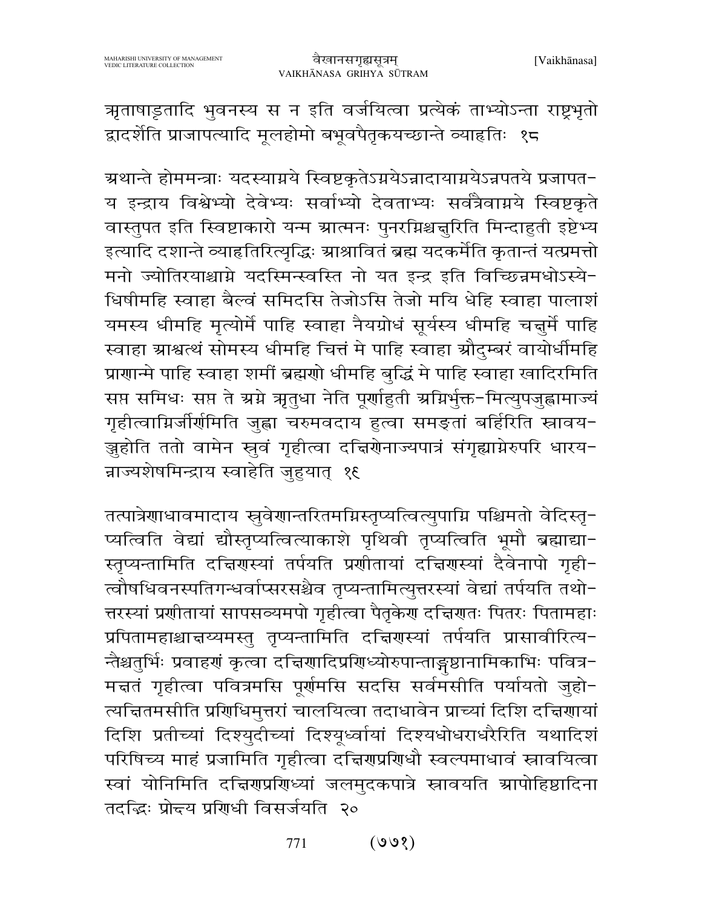ऋताषाड्तादि भुवनस्य स न इति वर्जयित्वा प्रत्येकं ताभ्योऽन्ता राष्ट्रभृतो द्वादशेति प्राजापत्यादि मूलहोमो बभूवपैतृकयच्छान्ते व्याहृतिः १८

अथान्ते होममन्त्राः यदस्याग्नये स्विष्टकृतेऽग्नयेऽन्नादायाग्नयेऽन्नपतये प्रजापतय इन्द्राय विश्वेभ्यो देवेभ्यः सर्वाभ्यो देवताभ्यः सर्वत्रैवाग्नये स्विष्टकृते वास्तुपत इति स्विष्टाकारो यन्म आत्मनः पुनरग्निश्चक्षुरिति मिन्दाहुती इष्टेभ्य इत्यादि दशान्ते व्याहृतिरित्यृद्धिः आश्रावितं ब्रह्म यदकर्मेति कृतान्तं यत्प्रमत्तो मनो ज्योतिरयाश्चाग्ने यदस्मिन्स्वस्ति नो यत इन्द्र इति विच्छिन्नमधोऽस्येधिषीमहि स्वाहा बैल्वं समिदसि तेजोऽसि तेजो मयि धेहि स्वाहा पालाशं यमस्य धीमहि मृत्योर्मे पाहि स्वाहा नैयग्रोधं सूर्यस्य धीमहि चक्षुर्मे पाहि स्वाहा आश्वत्थं सोमस्य धीमहि चित्तं मे पाहि स्वाहा औदुम्बरं वायोर्धीमहि प्राणान्मे पाहि स्वाहा शमीं ब्रह्मणो धीमहि बुद्धिं मे पाहि स्वाहा खादिरमिति सप्त समिधः सप्त ते अग्ने ऋतुधा नेति पूर्णाहुती अग्निर्भुक्त-मित्युपजुह्वामाज्यं गृहीत्वाग्निर्जीर्णमिति जुह्वा चरुमवदाय हुत्वा समङ्क्तां बर्हिरिति स्रावयञ्जुहोति ततो वामेन स्रुवं गृहीत्वा दक्षिणेनाज्यपात्रं संगृह्याग्नेरुपरि धारयन्नाज्यशेषमिन्द्राय स्वाहेति जुहुयात् १९

तत्पात्रेणाधावमादाय स्रुवेणान्तरितमग्निस्तृप्यत्वित्युपाग्नि पश्चिमतो वेदिस्तृप्यत्विति वेद्यां द्यौस्तृप्यत्वित्याकाशे पृथिवी तृप्यत्विति भूमौ ब्रह्माद्यास्तृप्यन्तामिति दक्षिणस्यां तर्पयति प्रणीतायां दक्षिणस्यां दैवेनापो गृहीत्वौषधिवनस्पतिगन्धर्वाप्सरसश्चैव तृप्यन्तामित्युत्तरस्यां वेद्यां तर्पयति तथोत्तरस्यां प्रणीतायां सापसव्यमपो गृहीत्वा पैतृकेण दक्षिणतः पितरः पितामहाः प्रपितामहाश्चाक्षय्यमस्तु तृप्यन्तामिति दक्षिणस्यां तर्पयति प्रासावीरित्यन्तैश्चतुर्भिः प्रवाहणं कृत्वा दक्षिणादिप्रणिध्योरुपान्ताङ्गुष्ठानामिकाभिः पवित्रमक्षतं गृहीत्वा पवित्रमसि पूर्णमसि सदसि सर्वमसीति पर्यायतो जुहोत्यक्षितमसीति प्रणिधिमुत्तरां चालयित्वा तदाधावेन प्राच्यां दिशि दक्षिणायां दिशि प्रतीच्यां दिश्युदीच्यां दिश्यूर्ध्वायां दिश्यधोधराधरैरिति यथादिशं परिषिच्य माहं प्रजामिति गृहीत्वा दक्षिणप्रणिधौ स्वल्पमाधावं स्रावयित्वा स्वां योनिमिति दक्षिणप्रणिध्यां जलमुदकपात्रे स्रावयति आपोहिष्ठादिना तदद्भिः प्रोक्ष्य प्रणिधी विसर्जयति २०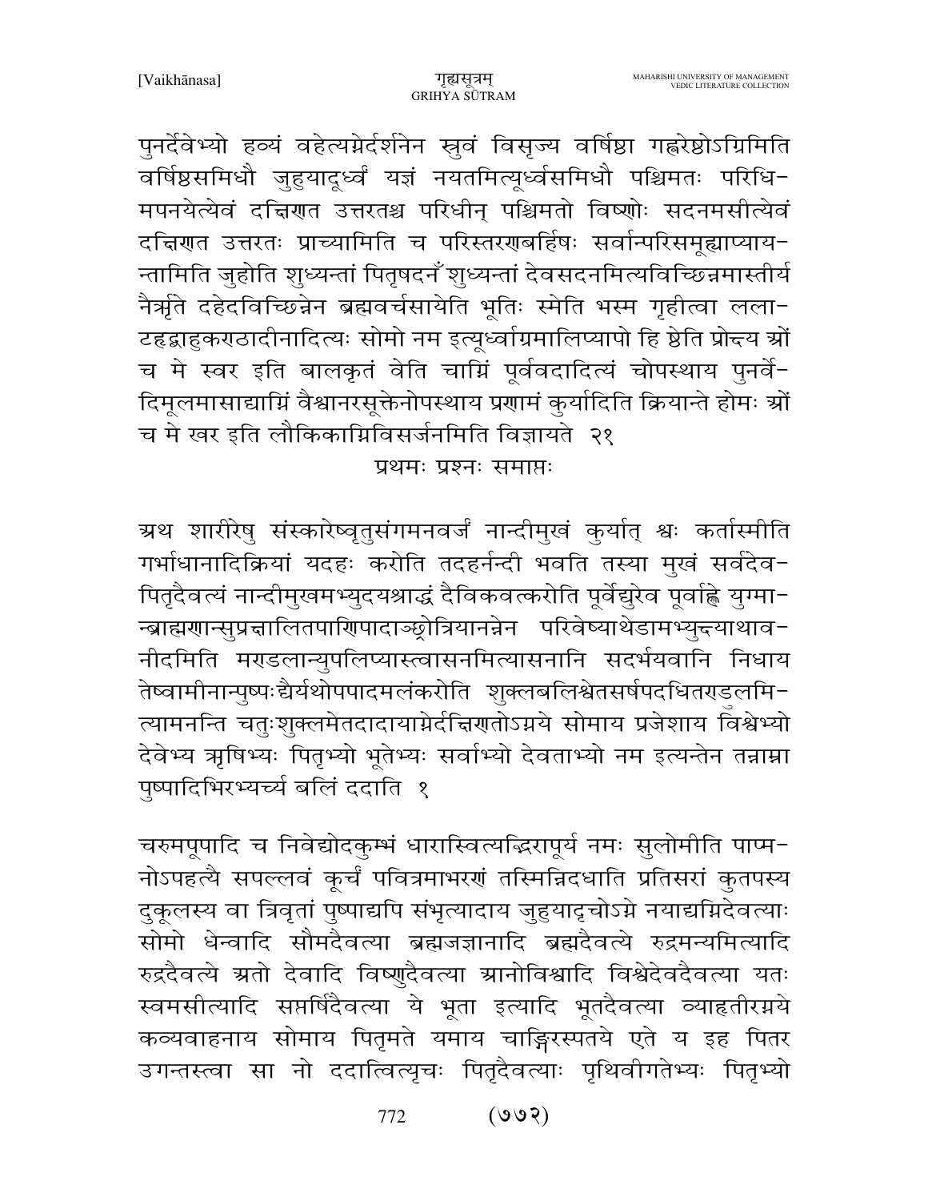पुनर्देवेभ्यो हव्यं वहेत्यग्नेर्दर्शनेन स्रुवं विसृज्य वर्षिष्ठा गह्वरेष्ठोऽग्निमिति वर्षिष्ठसमिधौ जुहुयादूर्ध्वं यज्ञं नयतमित्यूर्ध्वसमिधौ पश्चिमतः परिधि-मपनयेत्येवं दक्षिणत उत्तरतश्च परिधीन् पश्चिमतो विष्णोः सदनमसीत्येवं दक्षिणत उत्तरतः प्राच्यामिति च परिस्तरणबर्हिषः सर्वान्परिसमूह्याप्याय-न्तामिति जुहोति शुध्यन्तां पितृषदनँ शुध्यन्तां देवसदनमित्यविच्छिन्नमास्तीर्य नैर्ऋते दहेदविच्छिन्नेन ब्रह्मवर्चसायेति भूतिः स्मेति भस्म गृहीत्वा लला-टहृद्बाहुकण्ठादीनादित्यः सोमो नम इत्यूर्ध्वाग्रमालिप्यापो हि ष्ठेति प्रोक्ष्य स्रौं च मे स्वर इति बालकृतं वेति चाग्निं पूर्ववदादित्यं चोपस्थाय पुनर्वे-दिमूलमासाद्याग्निं वैश्वानरसूक्तेनोपस्थाय प्रणामं कुर्यादिति क्रियान्ते होमः स्रौं च मे स्वर इति लौकिकाग्निविसर्जनमिति विज्ञायते २१

प्रथमः प्रश्नः समाप्तः

अथ शारीरेषु संस्कारेष्वृतुसंगमनवर्जं नान्दीमुखं कुर्यात् श्वः कर्तास्मीति गर्भाधानादिक्रियां यदहः करोति तदहर्नन्दी भवति तस्या मुखं सर्वदेव-पितृदैवत्यं नान्दीमुखमभ्युदयश्राद्धं दैविकवत्करोति पूर्वेद्युरेव पूर्वाह्णे युग्मा-न्ब्राह्मणान्सुप्रक्षालितपाणिपादाञ्छ्रोत्रियानन्नेन परिवेष्याथेडामभ्युक्ष्याथाव-नीदमिति मण्डलान्युपलिप्यास्त्वासनमित्यासनानि सदर्भयवानि निधाय तेष्वामीनान्पुष्पैर्धैर्यथोपपादमलंकरोति शुक्लबलिश्वेतसर्षपदधितण्डुलमि-त्यामनन्ति चतुःशुक्लमेतदादायाग्नेर्दक्षिणतोऽग्नये सोमाय प्रजेशाय विश्वेभ्यो देवेभ्य ऋषिभ्यः पितृभ्यो भूतेभ्यः सर्वाभ्यो देवताभ्यो नम इत्यन्तेन तन्नाम्ना पुष्पादिभिरभ्यर्च्य बलिं ददाति १

चरुमपूपादि च निवेद्योदकुम्भं धारास्वित्यद्भिरापूर्य नमः सुलोमीति पाप्म-नोऽपहत्यै सपल्लवं कूर्चं पवित्रमाभरणं तस्मिन्निदधाति प्रतिसरां कुतपस्य दुकूलस्य वा त्रिवृतां पुष्पाद्यपि संभृत्यादाय जुहुयादृचोऽग्ने नयाद्यग्निदेवत्याः सोमो धेन्वादि सौमदैवत्या ब्रह्मजज्ञानादि ब्रह्मदैवत्ये रुद्रमन्यमित्यादि रुद्रदैवत्ये अतो देवादि विष्णुदैवत्या आनोविश्वादि विश्वेदेवदैवत्या यतः स्वमसीत्यादि सप्तर्षिदैवत्या ये भूता इत्यादि भूतदैवत्या व्याहृतीरग्नये कव्यवाहनाय सोमाय पितृमते यमाय चाङ्गिरस्पतये एते य इह पितर उगन्तस्त्वा सा नो ददात्वित्यृचः पितृदैवत्याः पृथिवीगतेभ्यः पितृभ्यो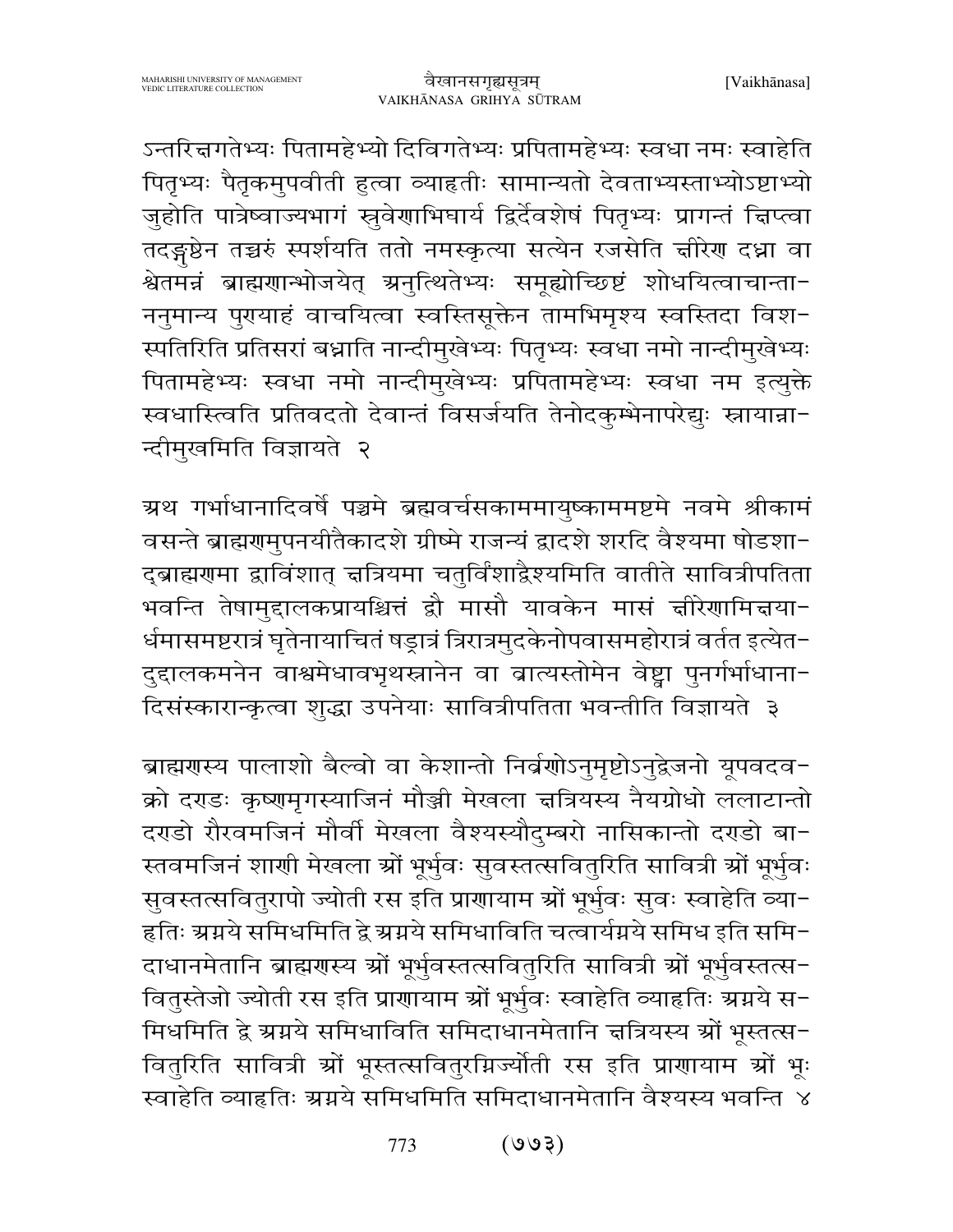ऽन्तरिक्षगतेभ्यः पितामहेभ्यो दिविगतेभ्यः प्रपितामहेभ्यः स्वधा नमः स्वाहेति पितृभ्यः पैतृकमुपवीती हुत्वा व्याहृतीः सामान्यतो देवताभ्यस्ताभ्योऽष्टाभ्यो जुहोति पात्रेष्वाज्यभागं स्रुवेणाभिघार्य द्विर्देवशेषं पितृभ्यः प्रागन्तं क्षिप्त्वा तदङ्गुष्ठेन तच्चरुं स्पर्शयति ततो नमस्कृत्या सत्येन रजसेति क्षीरेण दध्ना वा श्वेतमन्नं ब्राह्मणान्भोजयेत् अनुत्थितेभ्यः समूह्योच्छिष्टं शोधयित्वाचान्ताननुमान्य पुण्याहं वाचयित्वा स्वस्तिसूक्तेन तामभिमृश्य स्वस्तिदा विशस्पतिरिति प्रतिसरं बध्नाति नान्दीमुखेभ्यः पितृभ्यः स्वधा नमो नान्दीमुखेभ्यः पितामहेभ्यः स्वधा नमो नान्दीमुखेभ्यः प्रपितामहेभ्यः स्वधा नम इत्युक्ते स्वधास्त्विति प्रतिवदतो देवान्तं विसर्जयति तेनोदकुम्भेनापरेद्युः स्नायान्नान्दीमुखमिति विज्ञायते २

अथ गर्भाधानादिवर्षे पञ्चमे ब्रह्मवर्चसकाममायुष्काममष्टमे नवमे श्रीकामं वसन्ते ब्राह्मणमुपनयीतैकादशे ग्रीष्मे राजन्यं द्वादशे शरदि वैश्यमा षोडशाद्ब्राह्मणमा द्वाविंशात् क्षत्रियमा चतुर्विंशाद्वैश्यमिति वातीते सावित्रीपतिता भवन्ति तेषामुद्दालकप्रायश्चित्तं द्वौ मासौ यावकेन मासं क्षीरेणामिक्षयार्धमासमष्टरात्रं घृतेनायाचितं षड्रात्रं त्रिरात्रमुदकेनोपवासमहोरात्रं वर्तत इत्येतदुद्दालकमनेन वाश्वमेधावभृथस्नानेन वा व्रात्यस्तोमेन वेष्ट्वा पुनर्गर्भाधानादिसंस्कारान्कृत्वा शुद्धा उपनेयाः सावित्रीपतिता भवन्तीति विज्ञायते ३

ब्राह्मणस्य पालाशो बैल्वो वा केशान्तो निर्व्रणोऽनुमृष्टोऽनुद्वेजनो यूपवदवक्रो दण्डः कृष्णमृगस्याजिनं मौञ्जी मेखला क्षत्रियस्य नैयग्रोधो ललाटान्तो दण्डो रौरवमजिनं मौर्वी मेखला वैश्यस्यौदुम्बरो नासिकान्तो दण्डो बास्तवमजिनं शाणी मेखला ओं भूर्भुवः सुवस्तत्सवितुरिति सावित्री ओं भूर्भुवः सुवस्तत्सवितुरापो ज्योती रस इति प्राणायाम ओं भूर्भुवः सुवः स्वाहेति व्याहृतिः अग्नये समिधमिति द्वे अग्नये समिधाविति चत्वार्यग्नये समिध इति समिदाधानमेतानि ब्राह्मणस्य ओं भूर्भुवस्तत्सवितुरिति सावित्री ओं भूर्भुवस्तत्सवितुस्तेजो ज्योती रस इति प्राणायाम ओं भूर्भुवः स्वाहेति व्याहृतिः अग्नये समिधमिति द्वे अग्नये समिधाविति समिदाधानमेतानि क्षत्रियस्य ओं भूस्तत्सवितुरिति सावित्री ओं भूस्तत्सवितुरग्निर्ज्योती रस इति प्राणायाम ओं भूः स्वाहेति व्याहृतिः अग्नये समिधमिति समिदाधानमेतानि वैश्यस्य भवन्ति ४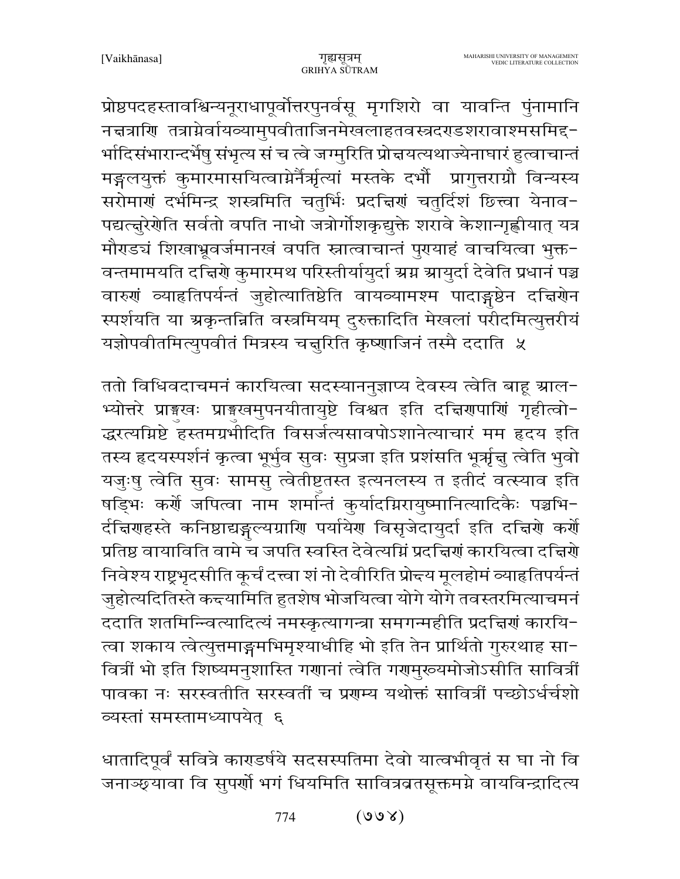प्रोष्ठपदहस्तावश्विन्यनूराधापूर्वोत्तरपुनर्वसू मृगशिरो वा यावन्ति पुंनामानि नक्षत्राणि तत्राग्नेर्वायव्यामुपवीताजिनमेखलाहतवस्त्रदण्डशरावाश्मसमिद्दर्भादिसंभारान्दर्भेषु संभृत्य सं च त्वे जग्मुरिति प्रोक्षयत्यथाज्येनाघारं हुत्वाचान्तं मङ्गलयुक्तं कुमारमासयित्वाग्नेर्नैर्ऋत्यां मस्तके दर्भौ प्रागुत्तराग्रौ विन्यस्य सरोमाणं दर्भमिन्द्र शस्त्रमिति चतुर्भिः प्रदक्षिणं चतुर्दिशं छित्त्वा येनावपद्यत्क्षुरेणेति सर्वतो वपति नाधो जत्रोर्गोशकृद्युक्ते शरावे केशान्गृह्णीयात् यत्र मौण्ड्यं शिखाभ्रूवर्जमानखं वपति स्नात्वाचान्तं पुण्याहं वाचयित्वा भुक्तवन्तमामयति दक्षिणे कुमारमथ परिस्तीर्यायुर्दा अग्न आयुर्दा देवेति प्रधानं पञ्च वारुणं व्याहृतिपर्यन्तं जुहोत्यातिष्ठेति वायव्यामश्म पादाङ्गुष्ठेन दक्षिणेन स्पर्शयति या अकृन्तन्निति वस्त्रमियम् दुरुक्तादिति मेखलां परीदमित्युत्तरीयं यज्ञोपवीतमित्युपवीतं मित्रस्य चक्षुरिति कृष्णाजिनं तस्मै ददाति ५

ततो विधिवदाचमनं कारयित्वा सदस्याननुज्ञाप्य देवस्य त्वेति बाहू आलभ्योत्तरे प्राङ्मुखः प्राङ्मुखमुपनयीतायुष्टे विश्वत इति दक्षिणपाणिं गृहीत्वोद्धरत्यग्निष्टे हस्तमग्रभीदिति विसर्जत्यसावपोऽशानेत्याचारं मम हृदय इति तस्य हृदयस्पर्शनं कृत्वा भूर्भुव सुवः सुप्रजा इति प्रशंसति भूर्ऋक्षु त्वेति भुवो यजुःषु त्वेति सुवः सामसु त्वेतीष्टतस्त इत्यनलस्य त इतीदं वत्स्याव इति षड्भिः कर्णे जपित्वा नाम शर्मान्तं कुर्यादग्निरायुष्मानित्यादिकैः पञ्चभिर्दक्षिणहस्ते कनिष्ठाद्यङ्गुल्यग्राणि पर्यायेण विसृजेदायुर्दा इति दक्षिणे कर्णे प्रतिष्ठ वायाविति वामे च जपति स्वस्ति देवेत्यग्निं प्रदक्षिणं कारयित्वा दक्षिणे निवेश्य राष्ट्रभृदसीति कूर्चं दत्त्वा शं नो देवीरिति प्रोक्ष्य मूलहोमं व्याहृतिपर्यन्तं जुहोत्यदितिस्ते कक्ष्यामिति हुतशेष भोजयित्वा योगे योगे तवस्तरमित्याचमनं ददाति शतमिन्न्वित्यादित्यं नमस्कृत्यागन्त्रा समगन्महीति प्रदक्षिणं कारयित्वा शकाय त्वेत्युत्तमाङ्गमभिमृश्याधीहि भो इति तेन प्रार्थितो गुरुरथाह सावित्रीं भो इति शिष्यमनुशास्ति गणानां त्वेति गणमुख्यमोजोऽसीति सावित्रीं पावका नः सरस्वतीति सरस्वतीं च प्रणम्य यथोक्तं सावित्रीं पच्छोऽर्धर्चशो व्यस्तां समस्तामध्यापयेत् ६

धातादिपूर्वं सवित्रे काण्डर्षये सदसस्पतिमा देवो यात्वभीवृतं स घा नो वि जनाञ्छ्यावा वि सुपर्णो भगं धियमिति सावित्रव्रतसूक्तमग्ने वायविन्द्रादित्य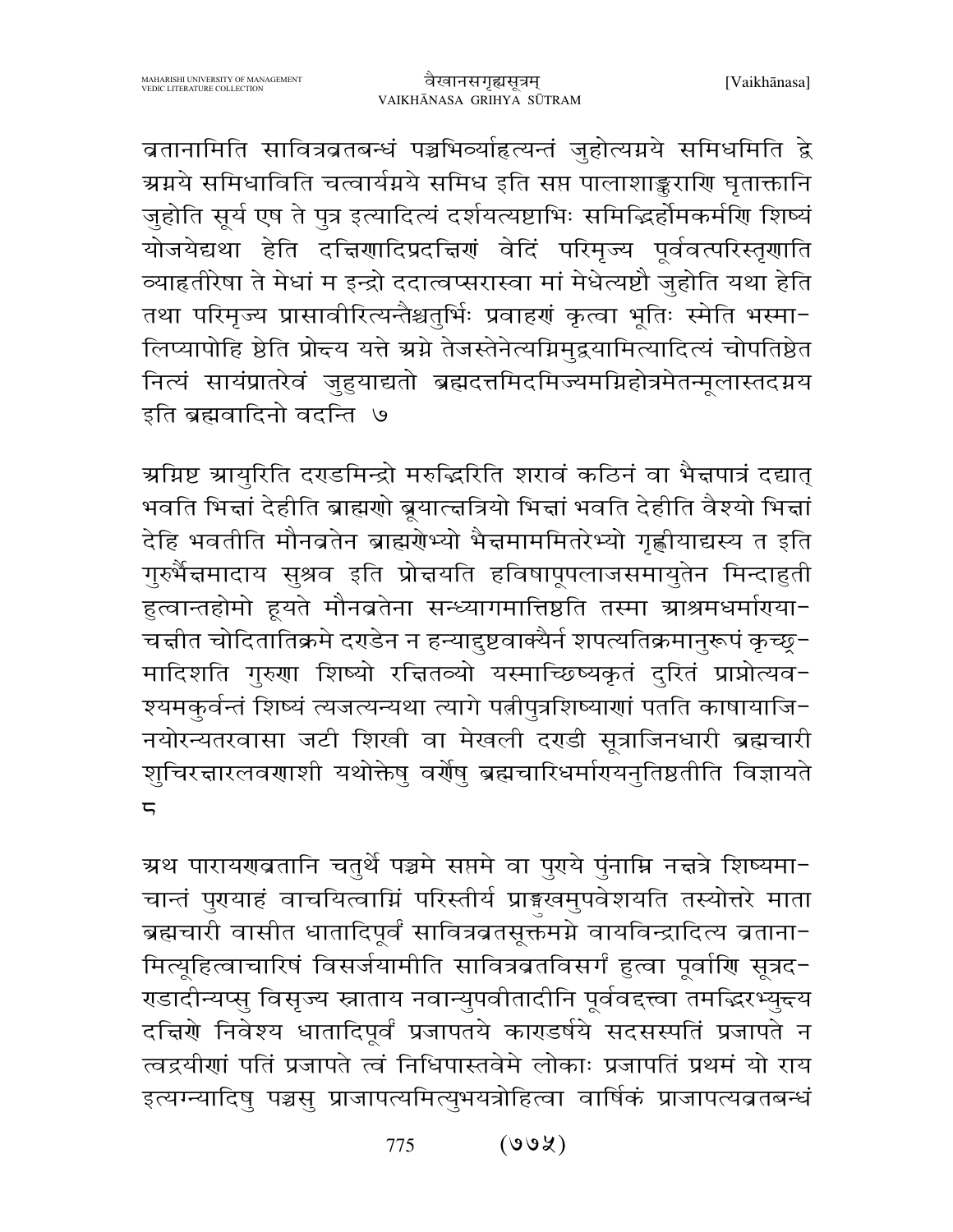व्रतानामिति सावित्रव्रतबन्धं पञ्चभिर्व्याहृत्यन्तं जुहोत्यग्नये समिधमिति द्वे अग्नये समिधाविति चत्वार्यग्नये समिध इति सप्त पालाशाङ्कुराणि घृताक्तानि जुहोति सूर्य एष ते पुत्र इत्यादित्यं दर्शयत्यष्टाभिः समिद्भिर्होमकर्मणि शिष्यं योजयेद्यथा हेति दक्षिणादिप्रदक्षिणं वेदिं परिमृज्य पूर्ववत्परिस्तृणाति व्याहृतीरेषा ते मेधां म इन्द्रो ददात्वप्सरास्त्वा मां मेधेत्यष्टौ जुहोति यथा हेति तथा परिमृज्य प्रासावीरित्यन्तैश्चतुर्भिः प्रवाहणं कृत्वा भूतिः स्मेति भस्मालिप्यापोहि ष्ठेति प्रोक्ष्य यत्ते अग्ने तेजस्तेनेत्यग्निमुद्वयामित्यादित्यं चोपतिष्ठेत नित्यं सायंप्रातरेवं जुहुयाद्यतो ब्रह्मदत्तमिदमिज्यमग्निहोत्रमेतन्मूलास्तदग्नय इति ब्रह्मवादिनो वदन्ति ७

अग्निष्ट आयुरिति दण्डमिन्द्रो मरुद्भिरिति शरावं कठिनं वा भैक्षपात्रं दद्यात् भवति भिक्षां देहीति ब्राह्मणो ब्रूयात्क्षत्रियो भिक्षां भवति देहीति वैश्यो भिक्षां देहि भवतीति मौनव्रतेन ब्राह्मणेभ्यो भैक्षमाममितरेभ्यो गृह्णीयाद्यस्य त इति गुरुर्भैक्षमादाय सुश्रव इति प्रोक्षयति हविषापूपलाजसमायुतेन मिन्दाहुती हुत्वान्तहोमो हूयते मौनव्रतेना सन्ध्यागमात्तिष्ठति तस्मा आश्रमधर्माण्याचक्षीत चोदितातिक्रमे दण्डेन न हन्यादुष्टवाक्यैर्न शपत्यतिक्रमानुरूपं कृच्छ्रमादिशति गुरुणा शिष्यो रक्षितव्यो यस्माच्छिष्यकृतं दुरितं प्राप्नोत्यवश्यमकुर्वन्तं शिष्यं त्यजत्यन्यथा त्यागे पत्नीपुत्रशिष्याणां पतति काषायाजिनयोरन्यतरवासा जटी शिखी वा मेखली दण्डी सूत्राजिनधारी ब्रह्मचारी शुचिरक्षारलवणाशी यथोक्तेषु वर्णेषु ब्रह्मचारिधर्माण्यनुतिष्ठतीति विज्ञायते ८

अथ पारायणव्रतानि चतुर्थे पञ्चमे सप्तमे वा पुण्ये पुंनाम्नि नक्षत्रे शिष्यमाचान्तं पुण्याहं वाचयित्वाग्निं परिस्तीर्य प्राङ्मुखमुपवेशयति तस्योत्तरे माता ब्रह्मचारी वासीत धातादिपूर्वं सावित्रव्रतसूक्तमग्ने वायविन्द्रादित्य व्रतानामित्यूहित्वाचारिषं विसर्जयामीति सावित्रव्रतविसर्गं हुत्वा पूर्वाणि सूत्रदण्डादीन्यप्सु विसृज्य स्नाताय नवान्युपवीतादीनि पूर्ववद्दत्त्वा तमद्भिरभ्युक्ष्य दक्षिणे निवेश्य धातादिपूर्वं प्रजापतये काण्डर्षये सदसस्पतिं प्रजापते न त्वद्रयीणां पतिं प्रजापते त्वं निधिपास्तवेमे लोकाः प्रजापतिं प्रथमं यो राय इत्यग्न्यादिषु पञ्चसु प्राजापत्यमित्युभयत्रोहित्वा वार्षिकं प्राजापत्यव्रतबन्धं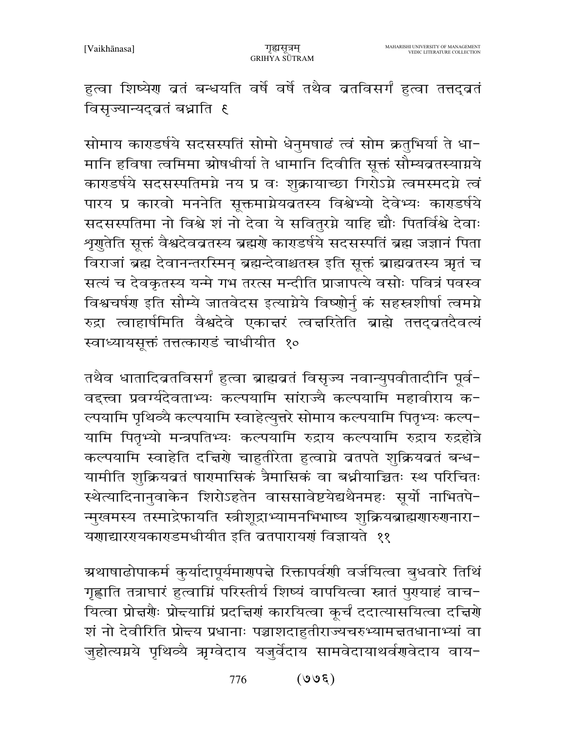हुत्वा शिष्येण व्रतं बन्धयति वर्षे वर्षे तथैव व्रतविसर्गं हुत्वा तत्तद्व्रतं विसृज्यान्यद्व्रतं बध्नाति ९

सोमाय काण्डर्षये सदसस्पतिं सोमो धेनुमषाढं त्वं सोम क्रतुभिर्या ते धामानि हविषा त्वमिमा ओषधीर्या ते धामानि दिवीति सूक्तं सौम्यव्रतस्याग्नये काण्डर्षये सदसस्पतिमग्ने नय प्र वः शुक्रायाच्छा गिरोऽग्ने त्वमस्मदग्ने त्वं पारय प्र कारवो मननेति सूक्तमाग्नेयव्रतस्य विश्वेभ्यो देवेभ्यः काण्डर्षये सदसस्पतिमा नो विश्वे शं नो देवा ये सवितुरग्ने याहि द्यौः पितर्विश्वे देवाः शृणुतेति सूक्तं वैश्वदेवव्रतस्य ब्रह्मणे काण्डर्षये सदसस्पतिं ब्रह्म जज्ञानं पिता विराजां ब्रह्म देवानन्तरस्मिन् ब्रह्मन्देवाश्चतस्र इति सूक्तं ब्राह्मव्रतस्य ऋतं च सत्यं च देवकृतस्य यन्मे गभ तरत्स मन्दीति प्राजापत्ये वसोः पवित्रं पवस्व विश्वचर्षण इति सौम्ये जातवेदस इत्याग्नेये विष्णोर्नु कं सहस्रशीर्षा त्वमग्ने रुद्रा त्वाहार्षमिति वैश्वदेवे एकाक्षरं त्वक्षरितेति ब्राह्मे तत्तद्व्रतदैवत्यं स्वाध्यायसूक्तं तत्तत्काण्डं चाधीयीत १०

तथैव धातादिव्रतविसर्गं हुत्वा ब्राह्मव्रतं विसृज्य नवान्युपवीतादीनि पूर्ववद्दत्त्वा प्रवर्ग्यदेवताभ्यः कल्पयामि सांराज्यै कल्पयामि महावीराय कल्पयामि पृथिव्यै कल्पयामि स्वाहेत्युत्तरे सोमाय कल्पयामि पितृभ्यः कल्पयामि पितृभ्यो मन्त्रपतिभ्यः कल्पयामि रुद्राय कल्पयामि रुद्राय रुद्रहोत्रे कल्पयामि स्वाहेति दक्षिणे चाहुतीरेता हुत्वाग्ने व्रतपते शुक्रियव्रतं बन्धयामीति शुक्रियव्रतं षाण्मासिकं त्रैमासिकं वा बध्नीयाच्चितः स्थ परिचितः स्थेत्यादिनानुवाकेन शिरोऽहतेन वाससावेष्टयेद्यथैनमहः सूर्यो नाभितपेन्मुखमस्य तस्माद्रेफायति स्त्रीशूद्राभ्यामनभिभाष्य शुक्रियब्राह्मणारुणनारायणाद्यारण्यकाण्डमधीयीत इति व्रतपारायणं विज्ञायते ११

अथाषाढोपाकर्म कुर्यादापूर्यमाणपक्षे रिक्तापर्वणी वर्जयित्वा बुधवारे तिथिं गृह्णाति तत्राघारं हुत्वाग्निं परिस्तीर्य शिष्यं वापयित्वा स्नातं पुण्याहं वाचयित्वा प्रोक्षणैः प्रोक्ष्याग्निं प्रदक्षिणं कारयित्वा कूर्चं ददात्यासयित्वा दक्षिणे शं नो देवीरिति प्रोक्ष्य प्रधानाः पञ्चाशदाहुतीराज्यचरुभ्यामक्षतधानाभ्यां वा जुहोत्यग्नये पृथिव्यै ऋग्वेदाय यजुर्वेदाय सामवेदायाथर्वणवेदाय वाय-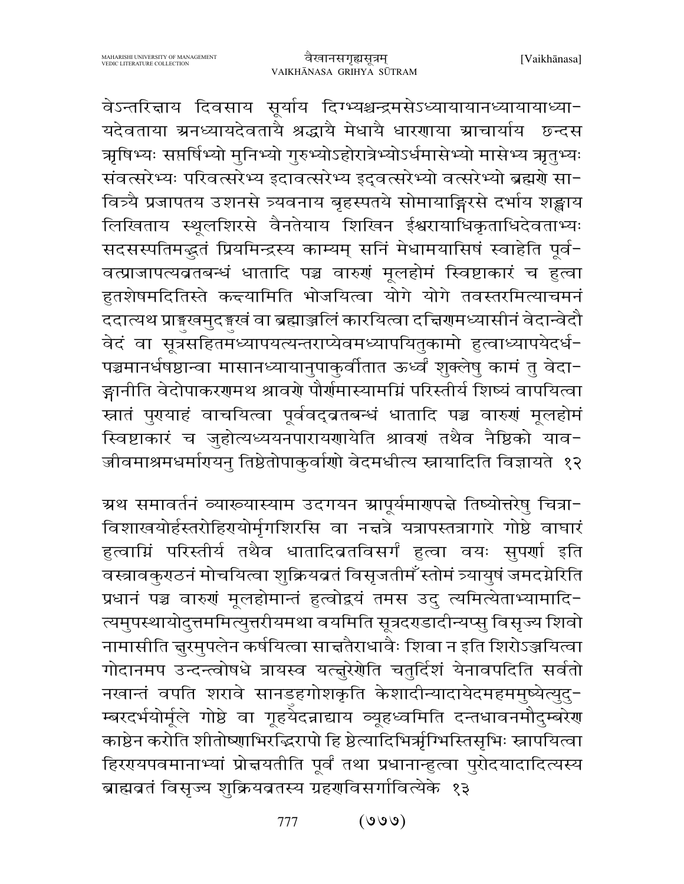वेऽन्तरिक्षाय दिवसाय सूर्याय दिग्भ्यश्चन्द्रमसेऽध्यायायानध्यायायाध्या-यदेवताया अनध्यायदेवतायै श्रद्धायै मेधायै धारणाया आचार्याय छन्दस ऋषिभ्यः सप्तर्षिभ्यो मुनिभ्यो गुरुभ्योऽहोरात्रेभ्योऽर्धमासेभ्यो मासेभ्य ऋतुभ्यः संवत्सरेभ्यः परिवत्सरेभ्य इदावत्सरेभ्य इद्वत्सरेभ्यो वत्सरेभ्यो ब्रह्मणे सा-वित्र्यै प्रजापतय उशनसे त्र्यवनाय बृहस्पतये सोमायाङ्गिरसे दर्भाय शङ्खाय लिखिताय स्थूलशिरसे वैनतेयाय शिखिन ईश्वरायाधिकृताधिदेवताभ्यः सदसस्पतिमद्भुतं प्रियमिन्द्रस्य काम्यम् सनिं मेधामयासिषं स्वाहेति पूर्व-वत्प्राजापत्यव्रतबन्धं धातादि पञ्च वारुणं मूलहोमं स्विष्टाकारं च हुत्वा हुतशेषमदितिस्ते कक्ष्यामिति भोजयित्वा योगे योगे तवस्तरमित्याचमनं ददात्यथ प्राङ्मुखमुदङ्मुखं वा ब्रह्माञ्जलिं कारयित्वा दक्षिणमध्यासीनं वेदान्वेदौ वेदं वा सूत्रसहितमध्यापयत्यन्तराप्येवमध्यापयितुकामो हुत्वाध्यापयेदर्ध-पञ्चमानर्धषष्ठान्वा मासानध्यायानुपाकुर्वीतात ऊर्ध्वं शुक्लेषु कामं तु वेदा-ङ्गानीति वेदोपाकरणमथ श्रावणे पौर्णमास्यामग्निं परिस्तीर्य शिष्यं वापयित्वा स्नातं पुण्याहं वाचयित्वा पूर्ववद्व्रतबन्धं धातादि पञ्च वारुणं मूलहोमं स्विष्टाकारं च जुहोत्यध्ययनपारायणायेति श्रावणं तथैव नैष्ठिको याव-ज्जीवमाश्रमधर्माण्यनु तिष्ठेतोपाकुर्वाणो वेदमधीत्य स्नायादिति विज्ञायते १२

अथ समावर्तनं व्याख्यास्याम उदगयन आपूर्यमाणपक्षे तिष्योत्तरेषु चित्रा-विशाखयोर्हस्तरोहिण्योर्मृगशिरसि वा नक्षत्रे यत्रापस्तत्रागारे गोष्ठे वाघारं हुत्वाग्निं परिस्तीर्य तथैव धातादिव्रतविसर्गं हुत्वा वयः सुपर्णा इति वस्त्रावकुण्ठनं मोचयित्वा शुक्रियव्रतं विसृजतीमँ स्तोमं त्र्यायुषं जमदग्नेरिति प्रधानं पञ्च वारुणं मूलहोमान्तं हुत्वोद्वयं तमस उदु त्यमित्येताभ्यामादि-त्यमुपस्थायोदुत्तममित्युत्तरीयमथा वयमिति सूत्रदण्डादीन्यप्सु विसृज्य शिवो नामासीति क्षुरमुपलेन कर्षयित्वा साक्षतैराधावैः शिवा न इति शिरोऽञ्जयित्वा गोदानमप उन्दन्त्वोषधे त्रायस्व यत्क्षुरेणेति चतुर्दिशं येनावपदिति सर्वतो नखान्तं वपति शरावे सानडुहगोशकृति केशादीन्यादायेदमहममुष्येत्युदु-म्बरदर्भयोर्मूले गोष्ठे वा गूहयेदन्नाद्याय व्यूहध्वमिति दन्तधावनमौदुम्बरेण काष्ठेन करोति शीतोष्णाभिरद्भिरापो हि ष्ठेत्यादिभिर्ऋग्भिस्तिसृभिः स्नापयित्वा हिरण्यपवमानाभ्यां प्रोक्षयतीति पूर्वं तथा प्रधानान्हुत्वा पुरोदयादादित्यस्य ब्राह्मव्रतं विसृज्य शुक्रियव्रतस्य ग्रहणविसर्गावित्येके १३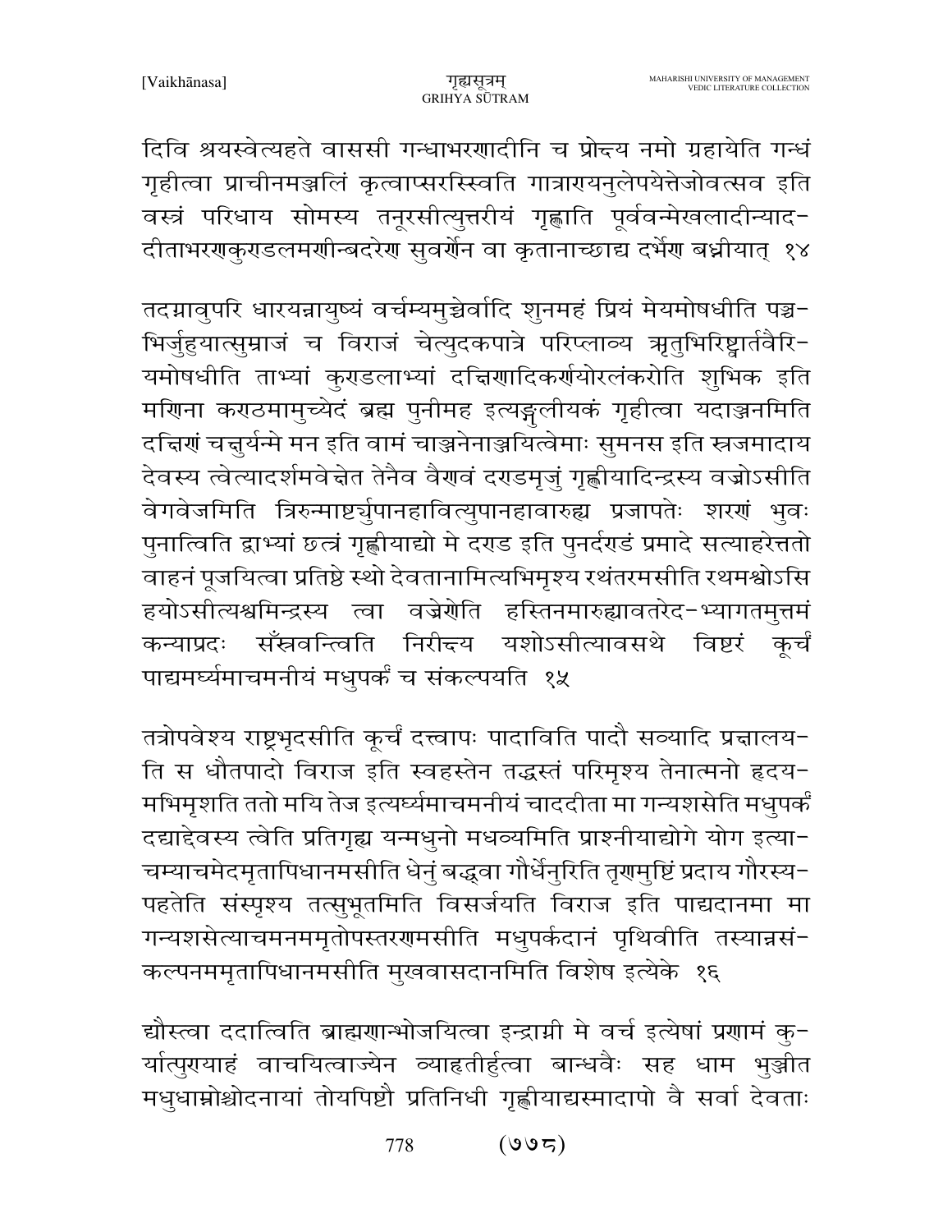दिवि श्रयस्वेत्यहते वाससी गन्धाभरणादीनि च प्रोक्ष्य नमो ग्रहायेति गन्धं गृहीत्वा प्राचीनमञ्जलिं कृत्वाप्सरस्स्विति गात्राण्यनुलेपयेत्तेजोवत्सव इति वस्त्रं परिधाय सोमस्य तनूरसीत्युत्तरीयं गृह्णाति पूर्ववन्मेखलादीन्याद-दीताभरणकुण्डलमणीन्बदरेण सुवर्णेन वा कृतानाच्छाद्य दर्भेण बध्नीयात् १४

तदग्नावुपरि धारयन्नायुष्यं वर्चस्यमुच्चैर्वादि शुनमहं प्रियं मेयमोषधीति पञ्च-भिर्जुहुयात्सुम्राजं च विराजं चेत्युदकपात्रे परिप्लाव्य ऋतुभिरिष्टार्तवैरि-यमोषधीति ताभ्यां कुण्डलाभ्यां दक्षिणादिकर्णयोरलंकरोति शुभिक इति मणिना कण्ठमामुच्येदं ब्रह्म पुनीमह इत्यङ्गुलीयकं गृहीत्वा यदाञ्जनमिति दक्षिणं चक्षुर्यन्मे मन इति वामं चाञ्जनेनाञ्जयित्वेमाः सुमनस इति स्रजमादाय देवस्य त्वेत्यादर्शमवेक्षेत तेनैव वैणवं दण्डमृजुं गृह्णीयादिन्द्रस्य वज्रोऽसीति वेगवेजमिति त्रिरुन्माष्टर्युपानहावित्युपानहावारुह्य प्रजापतेः शरणं भुवः पुनात्विति द्वाभ्यां छत्रं गृह्णीयाद्यो मे दण्ड इति पुनर्दण्डं प्रमादे सत्याहरेत्ततो वाहनं पूजयित्वा प्रतिष्ठे स्थो देवतानामित्यभिमृश्य रथंतरमसीति रथमश्वोऽसि हयोऽसीत्यश्वमिन्द्रस्य त्वा वज्रेणेति हस्तिनमारुह्यावतरेद-भ्यागतमुत्तमं कन्याप्रदः सँस्रवन्त्विति निरीक्ष्य यशोऽसीत्यावसथे विष्टरं कूर्चं पाद्यमर्घ्यमाचमनीयं मधुपर्कं च संकल्पयति १५

तत्रोपवेश्य राष्ट्रभृदसीति कूर्चं दत्त्वापः पादाविति पादौ सव्यादि प्रक्षालय-ति स धौतपादो विराज इति स्वहस्तेन तद्धस्तं परिमृश्य तेनात्मनो हृदय-मभिमृशति ततो मयि तेज इत्यर्घ्यमाचमनीयं चाददीता मा गन्यशसेति मधुपर्कं दद्याद्देवस्य त्वेति प्रतिगृह्य यन्मधुनो मधव्यमिति प्राश्नीयाद्योगे योग इत्या-चम्याचमेदमृतापिधानमसीति धेनुं बद्ध्वा गौर्धेनुरिति तृणमुष्टिं प्रदाय गौरस्य-पहतेति संस्पृश्य तत्सुभूतमिति विसर्जयति विराज इति पाद्यदानमा मा गन्यशसेत्याचमनममृतोपस्तरणमसीति मधुपर्कदानं पृथिवीति तस्यान्नसं-कल्पनममृतापिधानमसीति मुखवासदानमिति विशेष इत्येके १६

द्यौस्त्वा ददात्विति ब्राह्मणान्भोजयित्वा इन्द्राग्नी मे वर्च इत्येषां प्रणामं कु-र्यात्पुण्याहं वाचयित्वाज्येन व्याहृतीर्हुत्वा बान्धवैः सह धाम भुञ्जीत मधुधाम्नोश्चोदनायां तोयपिष्टौ प्रतिनिधी गृह्णीयाद्यस्मादापो वै सर्वा देवताः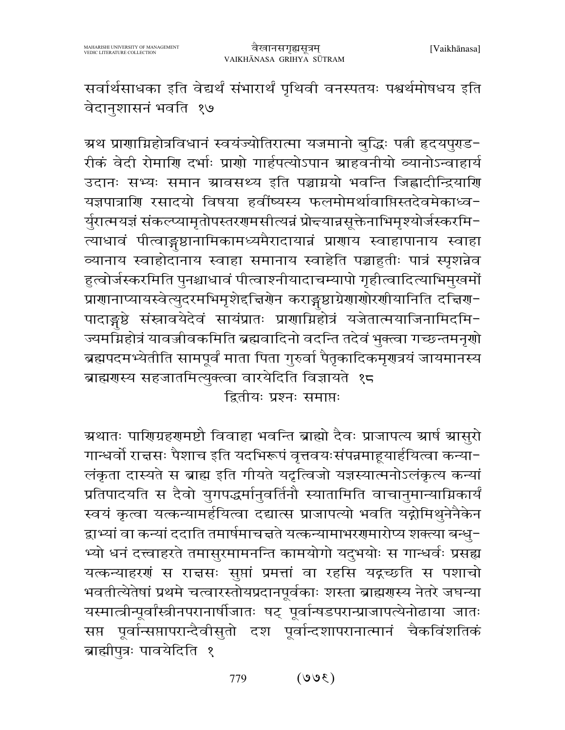सर्वार्थसाधका इति वेद्यर्थं संभारार्थं पृथिवी वनस्पतयः पश्वर्थमोषधय इति वेदानुशासनं भवति १७

अथ प्राणाग्निहोत्रविधानं स्वयंज्योतिरात्मा यजमानो बुद्धिः पत्नी हृदयपुण्डरीकं वेदी रोमाणि दर्भाः प्राणो गार्हपत्योऽपान आहवनीयो व्यानोऽन्वाहार्य उदानः सभ्यः समान आवसथ्य इति पञ्चाग्नयो भवन्ति जिह्वादीन्द्रियाणि यज्ञपात्राणि रसादयो विषया हवींष्यस्य फलमोमर्थावाप्तिस्तदेवमेकाध्वर्युरात्मयज्ञं संकल्प्यामृतोपस्तरणमसीत्यन्नं प्रोक्ष्यान्नसूक्तेनाभिमृश्योर्जस्करमित्याधावं पीत्वाङ्गुष्ठानामिकामध्यमैरादायान्नं प्राणाय स्वाहापानाय स्वाहा व्यानाय स्वाहोदानाय स्वाहा समानाय स्वाहेति पञ्चाहुतीः पात्रं स्पृशन्नेव हुत्वोर्जस्करमिति पुनश्चाधावं पीत्वाश्नीयादाचम्यापो गृहीत्वादित्याभिमुखमों प्राणानाप्यायस्वेत्युदरमभिमृशेद्दक्षिणेन कराङ्गुष्ठाग्रेणाणोरणीयानिति दक्षिणपादाङ्गुष्ठे संस्रावयेदेवं सायंप्रातः प्राणाग्निहोत्रं यजेतात्मयाजिनामिदमिज्यमग्निहोत्रं यावज्जीवकमिति ब्रह्मवादिनो वदन्ति तदेवं भुक्त्वा गच्छन्तमनृणो ब्रह्मपदमभ्येतीति सामपूर्वं माता पिता गुरुर्वा पैतृकादिकमृणत्रयं जायमानस्य ब्राह्मणस्य सहजातमित्युक्त्वा वारयेदिति विज्ञायते १८

द्वितीयः प्रश्नः समाप्तः

अथातः पाणिग्रहणमष्टौ विवाहा भवन्ति ब्राह्मो दैवः प्राजापत्य आर्ष आसुरो गान्धर्वो राक्षसः पैशाच इति यदभिरूपं वृत्तवयःसंपन्नमाहूयार्हयित्वा कन्यालंकृता दास्यते स ब्राह्म इति गीयते यदृत्विजो यज्ञस्यात्मनोऽलंकृत्य कन्यां प्रतिपादयति स दैवो युगपद्धर्मानुवर्तिनौ स्यातामिति वाचानुमान्याग्निकार्यं स्वयं कृत्वा यत्कन्यामर्हयित्वा दद्यात्स प्राजापत्यो भवति यद्गोमिथुनेनैकेन द्वाभ्यां वा कन्यां ददाति तमार्षमाचक्षते यत्कन्यामाभरणमारोप्य शक्त्या बन्धुभ्यो धनं दत्त्वाहरते तमासुरमामनन्ति कामयोगो यदुभयोः स गान्धर्वः प्रसह्य यत्कन्याहरणं स राक्षसः सुप्तां प्रमत्तां वा रहसि यद्गच्छति स पशाचो भवतीत्येतेषां प्रथमे चत्वारस्तोयप्रदानपूर्वकाः शस्ता ब्राह्मणस्य नेतरे जघन्या यस्मात्त्रीन्पूर्वांस्त्रीनपरानार्षीजातः षट् पूर्वान्षडपरान्प्राजापत्येनोढाया जातः सप्त पूर्वान्सप्तापरान्दैवीसुतो दश पूर्वान्दशापरानात्मानं चैकविंशतिकं ब्राह्मीपुत्रः पावयेदिति १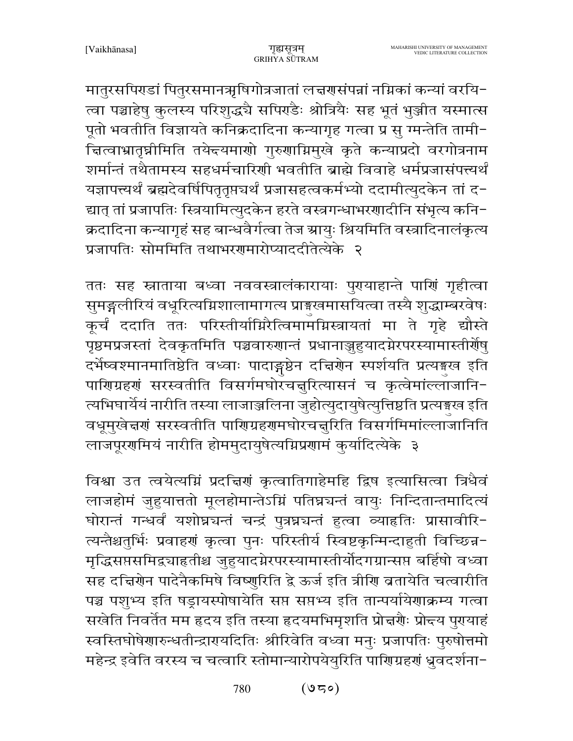मातुरसपिण्डां पितुरसमानऋषिगोत्रजातां लक्षणसंपन्नां नग्निकां कन्यां वरयित्वा पञ्चाहेषु कुलस्य परिशुद्ध्यै सपिण्डैः श्रोत्रियैः सह भूतं भुञ्जीत यस्मात्स पूतो भवतीति विज्ञायते कनिक्रदादिना कन्यागृह गत्वा प्र सु ग्मन्तेति तामीक्षित्वाभ्रातृघ्नीमिति तयेक्ष्यमाणो गुरुणाग्निमुखे कृते कन्याप्रदो वरगोत्रनाम शर्मान्तं तथैतामस्य सहधर्मचारिणी भवतीति ब्राह्मे विवाहे धर्मप्रजासंपत्त्यर्थं यज्ञापत्त्यर्थं ब्रह्मदेवर्षिपितृतृप्त्यर्थं प्रजासहत्वकर्मभ्यो ददामीत्युदकेन तां दद्यात् तां प्रजापतिः स्त्रियामित्युदकेन हरते वस्त्रगन्धाभरणादीनि संभृत्य कनिक्रदादिना कन्यागृहं सह बान्धवैर्गत्वा तेज आयुः श्रियमिति वस्त्रादिनालंकृत्य प्रजापतिः सोममिति तथाभरणमारोप्याददीतेत्येके २

ततः सह स्नाताया बध्वा नववस्त्रालंकारायाः पुण्याहान्ते पाणिं गृहीत्वा सुमङ्गलीरियं वधूरित्यग्निशालामागत्य प्राङ्मुखमासयित्वा तस्यै शुद्धाम्बरवेषः कूर्चं ददाति ततः परिस्तीर्याग्निरैत्विमामग्निस्त्रायतां मा ते गृहे द्यौस्ते पृष्ठमप्रजस्तां देवकृतमिति पञ्चवारुणान्तं प्रधानाञ्जुहुयादग्नेरपरस्यामास्तीर्णेषु दर्भेष्वश्मानमातिष्ठेति वध्वाः पादाङ्गुष्ठेन दक्षिणेन स्पर्शयति प्रत्यङ्मुख इति पाणिग्रहणं सरस्वतीति विसर्गमघोरचक्षुरित्यासनं च कृत्वेमांल्लाजानित्यभिघार्येयं नारीति तस्या लाजाञ्जलिना जुहोत्युदायुषेत्युत्तिष्ठति प्रत्यङ्मुख इति वधूमुखेक्षणं सरस्वतीति पाणिग्रहणमघोरचक्षुरिति विसर्गमिमांल्लाजानिति लाजपूरणमियं नारीति होममुदायुषेत्यग्निप्रणामं कुर्यादित्येके ३

विश्वा उत त्वयेत्यग्निं प्रदक्षिणं कृत्वातिगाहेमहि द्विष इत्यासित्वा त्रिधैवं लाजहोमं जुहुयात्ततो मूलहोमान्तेऽग्निं पतिघ्नचन्तं वायुः निन्दितान्तमादित्यं घोरान्तं गन्धर्वं यशोघ्नचन्तं चन्द्रं पुत्रघ्नचन्तं हुत्वा व्याहृतिः प्रासावीरित्यन्तैश्चतुर्भिः प्रवाहणं कृत्वा पुनः परिस्तीर्य स्विष्टकृन्मिन्दाहुती विच्छिन्नमृद्धिसप्तसमिद्व्याहृतीश्च जुहुयादग्नेरपरस्यामास्तीर्योदगग्रान्सप्त बर्हिषो वध्वा सह दक्षिणेन पादेनैकमिषे विष्णुरिति द्वे ऊर्ज इति त्रीणि व्रतायेति चत्वारीति पञ्च पशुभ्य इति षड्रायस्पोषायेति सप्त सप्तभ्य इति तान्पर्यायेणाक्रम्य गत्वा सखेति निवर्तेत मम हृदय इति तस्या हृदयमभिमृशति प्रोक्षणैः प्रोक्ष्य पुण्याहं स्वस्तिघोषेणारुन्धतीन्द्राण्यदितिः श्रीरिवेति वध्वा मनुः प्रजापतिः पुरुषोत्तमो महेन्द्र इवेति वरस्य च चत्वारि स्तोमान्यारोपयेयुरिति पाणिग्रहणं ध्रुवदर्शना-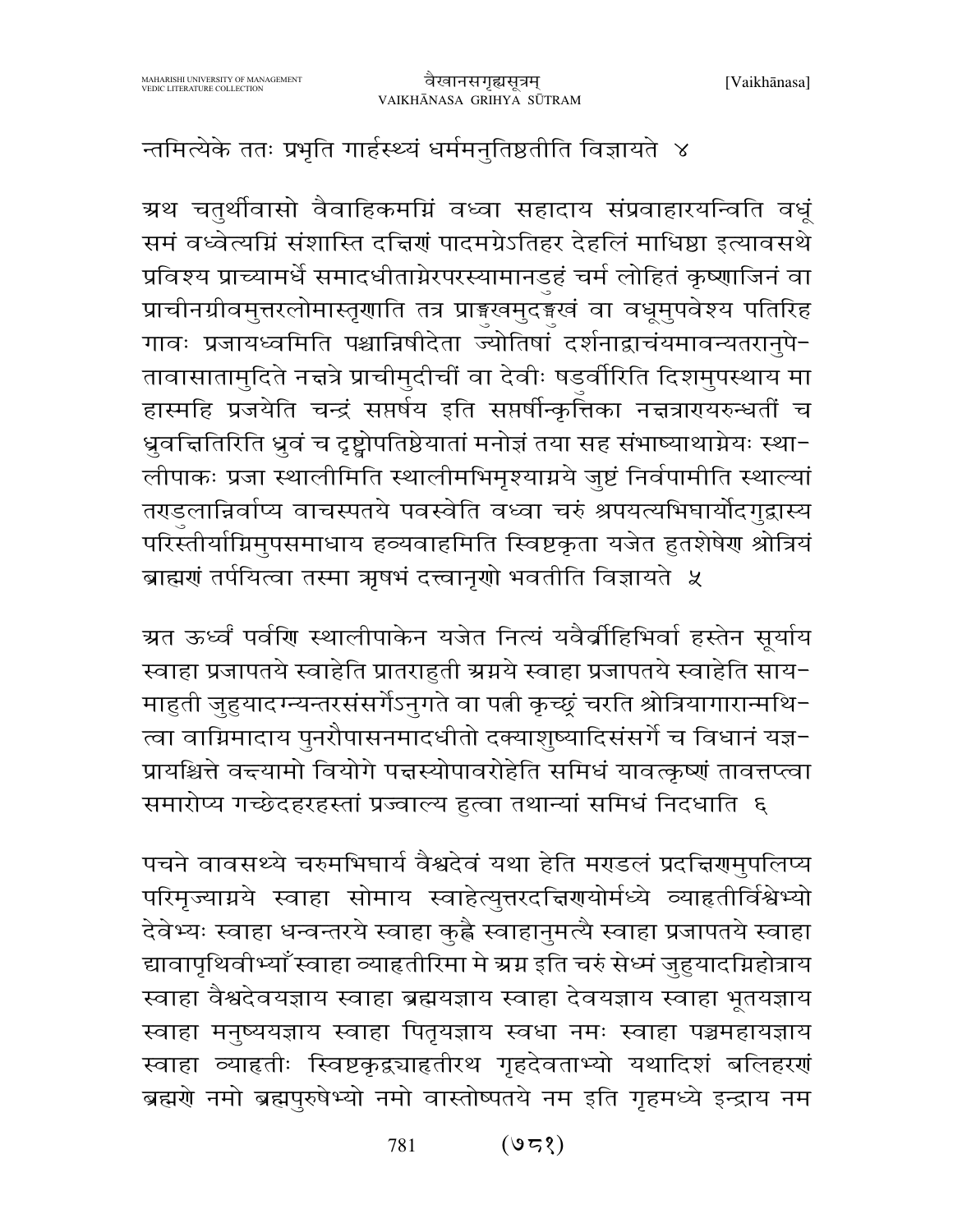न्तमित्येके ततः प्रभृति गार्हस्थ्यं धर्ममनुतिष्ठतीति विज्ञायते ४

अथ चतुर्थीवासो वैवाहिकमग्निं वध्वा सहादाय संप्रवाहारयन्विति वधूं समं वध्वेत्यग्निं संशास्ति दक्षिणं पादमग्रेऽतिहर देहलिं माधिष्ठा इत्यावसथे प्रविश्य प्राच्यामर्धे समादधीताग्नेरपरस्यामानडुहं चर्म लोहितं कृष्णाजिनं वा प्राचीनग्रीवमुत्तरलोमास्तृणाति तत्र प्राङ्मुखमुदङ्मुखं वा वधूमुपवेश्य पतिरिह गावः प्रजायध्वमिति पश्चान्निषीदेता ज्योतिषां दर्शनाद्वाचंयमावन्यतरानुपेतावासातामुदिते नक्षत्रे प्राचीमुदीचीं वा देवीः षडुर्वीरिति दिशमुपस्थाय मा हास्महि प्रजयेति चन्द्रं सप्तर्षय इति सप्तर्षीन्कृत्तिका नक्षत्राण्यरुन्धतीं च ध्रुवक्षितिरिति ध्रुवं च दृष्ट्वोपतिष्ठेयातां मनोज्ञं तया सह संभाष्याथाग्नेयः स्थालीपाकः प्रजा स्थालीमिति स्थालीमभिमृश्याग्नये जुष्टं निर्वपामीति स्थाल्यां तण्डुलान्निर्वाप्य वाचस्पतये पवस्वेति वध्वा चरुं श्रपयत्यभिघार्योदगुद्वास्य परिस्तीर्याग्निमुपसमाधाय हव्यवाहमिति स्विष्टकृता यजेत हुतशेषेण श्रोत्रियं ब्राह्मणं तर्पयित्वा तस्मा ऋषभं दत्त्वानृणो भवतीति विज्ञायते ५

अत ऊर्ध्वं पर्वणि स्थालीपाकेन यजेत नित्यं यवैर्व्रीहिभिर्वा हस्तेन सूर्याय स्वाहा प्रजापतये स्वाहेति प्रातराहुती अग्नये स्वाहा प्रजापतये स्वाहेति सायमाहुती जुहुयादग्न्यन्तरसंसर्गेऽनुगते वा पत्नी कृच्छ्रं चरति श्रोत्रियागारान्मथित्वा वाग्निमादाय पुनरौपासनमादधीतो दक्याशुष्यादिसंसर्गे च विधानं यज्ञप्रायश्चित्ते वक्ष्यामो वियोगे पक्षस्योपावरोहेति समिधं यावत्कृष्णं तावत्तप्त्वा समारोप्य गच्छेदहरहस्तां प्रज्वाल्य हुत्वा तथान्यां समिधं निदधाति ६

पचने वावसथ्ये चरुमभिघार्य वैश्वदेवं यथा हेति मण्डलं प्रदक्षिणमुपलिप्य परिमृज्याग्नये स्वाहा सोमाय स्वाहेत्युत्तरदक्षिणयोर्मध्ये व्याहृतीर्विश्वेभ्यो देवेभ्यः स्वाहा धन्वन्तरये स्वाहा कुह्वै स्वाहानुमत्यै स्वाहा प्रजापतये स्वाहा द्यावापृथिवीभ्याँ स्वाहा व्याहृतीरिमा मे अग्न इति चरुं सेध्मं जुहुयादग्निहोत्राय स्वाहा वैश्वदेवयज्ञाय स्वाहा ब्रह्मयज्ञाय स्वाहा देवयज्ञाय स्वाहा भूतयज्ञाय स्वाहा मनुष्ययज्ञाय स्वाहा पितृयज्ञाय स्वधा नमः स्वाहा पञ्चमहायज्ञाय स्वाहा व्याहृतीः स्विष्टकृद्व्याहृतीरथ गृहदेवताभ्यो यथादिशं बलिहरणं ब्रह्मणे नमो ब्रह्मपुरुषेभ्यो नमो वास्तोष्पतये नम इति गृहमध्ये इन्द्राय नम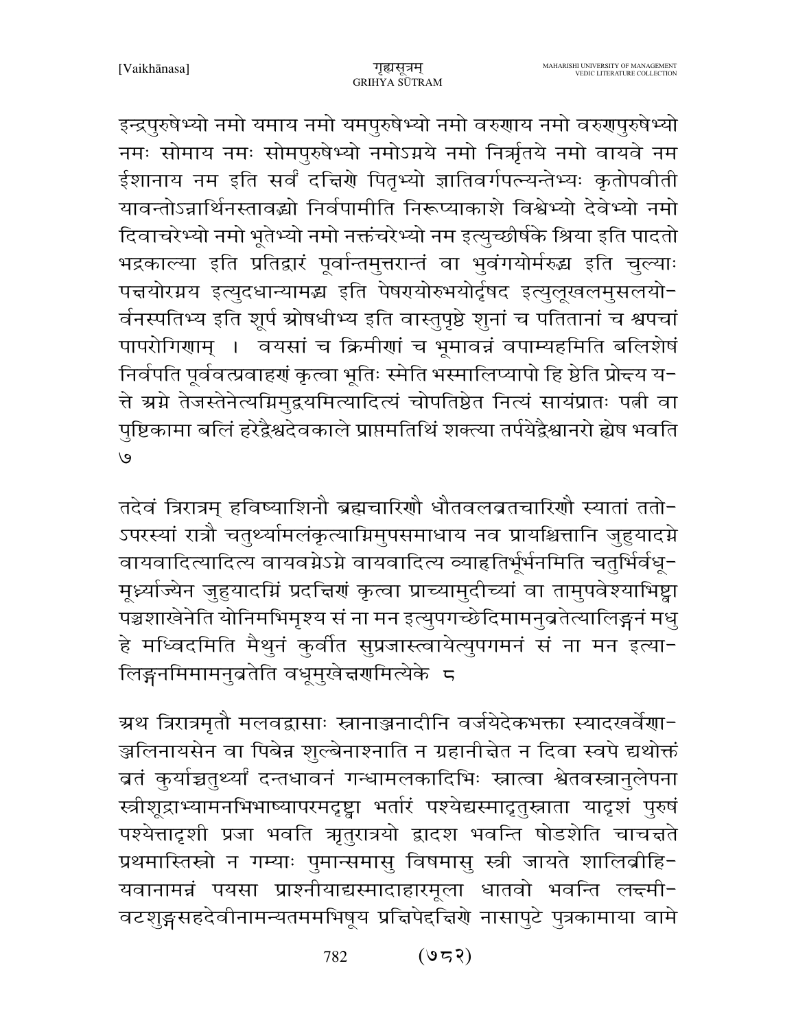इन्द्रपुरुषेभ्यो नमो यमाय नमो यमपुरुषेभ्यो नमो वरुणाय नमो वरुणपुरुषेभ्यो नमः सोमाय नमः सोमपुरुषेभ्यो नमोऽग्नये नमो निर्ऋतये नमो वायवे नम ईशानाय नम इति सर्वं दक्षिणे पितृभ्यो ज्ञातिवर्गपत्न्यन्तेभ्यः कृतोपवीती यावन्तोऽन्नार्थिनस्तावद्भ्यो निर्वपामीति निरूप्याकाशे विश्वेभ्यो देवेभ्यो नमो दिवाचरेभ्यो नमो भूतेभ्यो नमो नक्तंचरेभ्यो नम इत्युच्छीर्षके श्रिया इति पादतो भद्रकाल्या इति प्रतिद्वारं पूर्वान्तमुत्तरान्तं वा भुवंगयोर्मरुद्भ्य इति चुल्याः पक्षयोरग्नय इत्युदधान्यामद्भ्य इति पेषणयोरुभयोर्दृषद इत्युलूखलमुसलयो-र्वनस्पतिभ्य इति शूर्प ओषधीभ्य इति वास्तुपृष्ठे शुनां च पतितानां च श्वपचां पापरोगिणाम् । वयसां च क्रिमीणां च भूमावन्नं वपाम्यहमिति बलिशेषं निर्वपति पूर्ववत्प्रवाहणं कृत्वा भूतिः स्मेति भस्मालिप्यापो हि ष्ठेति प्रोक्ष्य य-त्ते अग्ने तेजस्तेनेत्यग्निमुद्वयमित्यादित्यं चोपतिष्ठेत नित्यं सायंप्रातः पत्नी वा पुष्टिकामा बलिं हरेद्वैश्वदेवकाले प्राप्तमतिथिं शक्त्या तर्पयेद्वैश्वानरो ह्येष भवति ७

तदेवं त्रिरात्रम् हविष्याशिनौ ब्रह्मचारिणौ धौतवलव्रतचारिणौ स्यातां ततो-ऽपरस्यां रात्रौ चतुर्थ्यामलंकृत्याग्निमुपसमाधाय नव प्रायश्चित्तानि जुहुयादग्ने वायवादित्यादित्य वायवग्नेऽग्ने वायवादित्य व्याहृतिर्भूर्भनमिति चतुर्भिर्वधू-मूर्ध्न्याज्येन जुहुयादग्निं प्रदक्षिणं कृत्वा प्राच्यामुदीच्यां वा तामुपवेश्याभिष्ट्वा पञ्चशाखेनेति योनिमभिमृश्य सं ना मन इत्युपगच्छेदिमामनुव्रतेत्यालिङ्गनं मधु हे मध्विदमिति मैथुनं कुर्वीत सुप्रजास्त्वायेत्युपगमनं सं ना मन इत्या-लिङ्गनमिमामनुव्रतेति वधूमुखेक्षणमित्येके ८

अथ त्रिरात्रमृतौ मलवद्वासाः स्नानाञ्जनादीनि वर्जयेदेकभक्ता स्यादखर्वेणा-ञ्जलिनायसेन वा पिबेन्न शुल्बेनाश्नाति न ग्रहानीक्षेत न दिवा स्वपे द्यथोक्तं व्रतं कुर्याच्चतुर्थ्यां दन्तधावनं गन्धामलकादिभिः स्नात्वा श्वेतवस्त्रानुलेपना स्त्रीशूद्राभ्यामनभिभाष्यापरमदृष्ट्वा भर्तारं पश्येद्यस्मादृतुस्नाता यादृशं पुरुषं पश्येत्तादृशी प्रजा भवति ऋतुरात्रयो द्वादश भवन्ति षोडशेति चाचक्षते प्रथमास्तिस्रो न गम्याः पुमान्समासु विषमासु स्त्री जायते शालिव्रीहि-यवानामन्नं पयसा प्राश्नीयाद्यस्मादाहारमूला धातवो भवन्ति लक्ष्मी-वटशुङ्गसहदेवीनामन्यतममभिषूय प्रक्षिपेद्दक्षिणे नासापुटे पुत्रकामाया वामे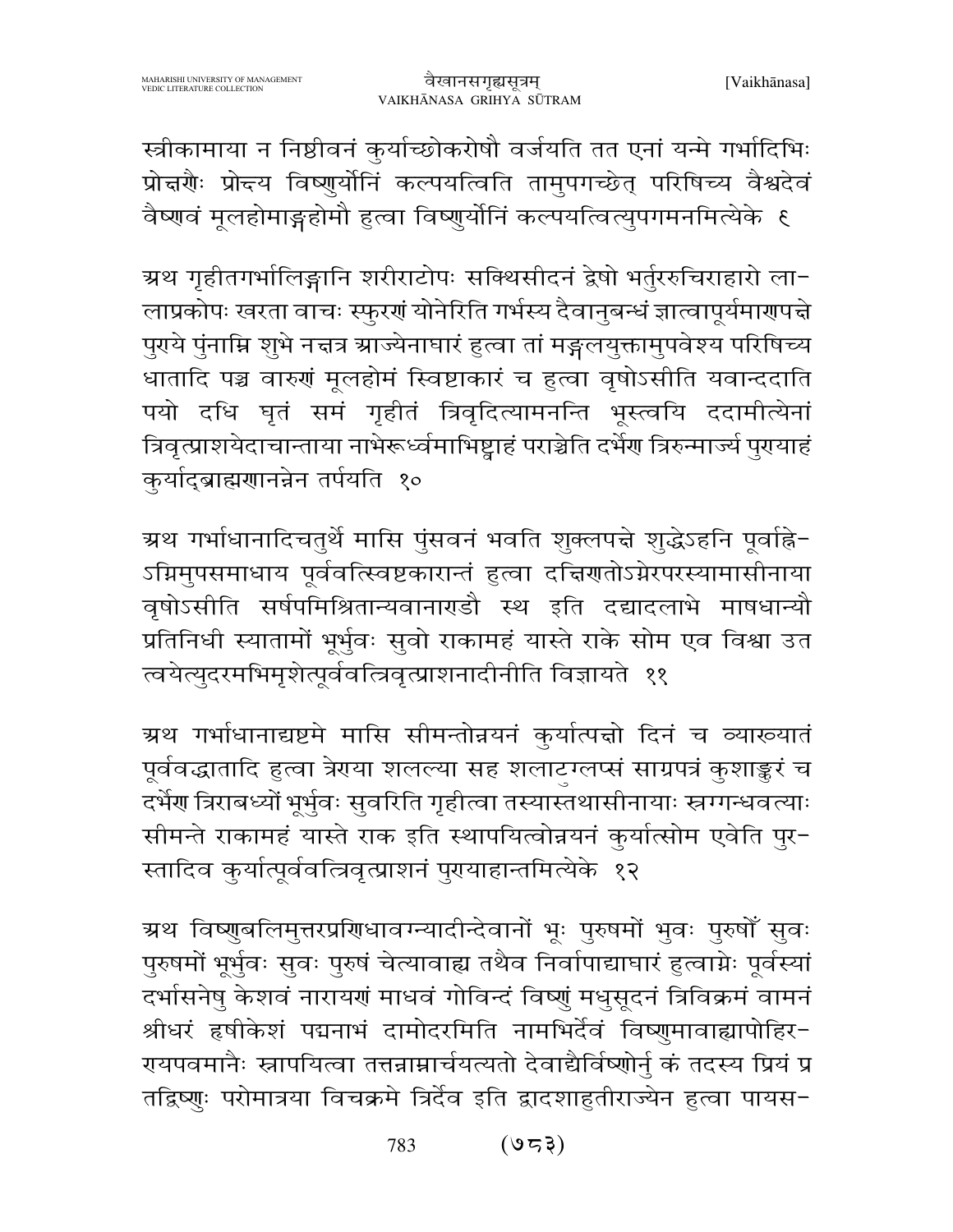स्त्रीकामाया न निष्ठीवनं कुर्याच्छोकरोषौ वर्जयति तत एनां यन्मे गर्भादिभिः प्रोक्षणैः प्रोक्ष्य विष्णुर्योनिं कल्पयत्विति तामुपगच्छेत् परिषिच्य वैश्वदेवं वैष्णवं मूलहोमाङ्गहोमौ हुत्वा विष्णुर्योनिं कल्पयत्वित्युपगमनमित्येके ९

अथ गृहीतगर्भालिङ्गानि शरीराटोपः सक्थिसीदनं द्वेषो भर्तुररुचिराहारो लालाप्रकोपः खरता वाचः स्फुरणं योनेरिति गर्भस्य दैवानुबन्धं ज्ञात्वापूर्यमाणपक्षे पुण्ये पुंनाम्नि शुभे नक्षत्र आज्येनाघारं हुत्वा तां मङ्गलयुक्तामुपवेश्य परिषिच्य धातादि पञ्च वारुणं मूलहोमं स्विष्टाकारं च हुत्वा वृषोऽसीति यवान्ददाति पयो दधि घृतं समं गृहीतं त्रिवृदित्यामनन्ति भूस्त्वयि ददामीत्येनां त्रिवृत्प्राशयेदाचान्ताया नाभेरूर्ध्वमाभिष्ट्वाहं पराञ्चेति दर्भेण त्रिरुन्माज्र्य पुण्याहं कुर्याद्ब्राह्मणानन्नेन तर्पयति १०

अथ गर्भाधानादिचतुर्थे मासि पुंसवनं भवति शुक्लपक्षे शुद्धेऽहनि पूर्वाह्णेऽग्निमुपसमाधाय पूर्ववत्स्विष्टकारान्तं हुत्वा दक्षिणतोऽग्नेरपरस्यामासीनाया वृषोऽसीति सर्षपमिश्रितान्यवानाण्डौ स्थ इति दद्यादलाभे माषधान्यौ प्रतिनिधी स्यातामों भूर्भुवः सुवो राकामहं यास्ते राके सोम एव विश्वा उत त्वयेत्युदरमभिमृशेत्पूर्ववत्त्रिवृत्प्राशनादीनीति विज्ञायते ११

अथ गर्भाधानाद्यष्टमे मासि सीमन्तोन्नयनं कुर्यात्पक्षो दिनं च व्याख्यातं पूर्ववद्धातादि हुत्वा त्रेण्या शलल्या सह शलाटुग्लप्सं साग्रपत्रं कुशाङ्कुरं च दर्भेण त्रिराबध्यों भूर्भुवः सुवरिति गृहीत्वा तस्यास्तथासीनायाः स्रग्गन्धवत्याः सीमन्ते राकामहं यास्ते राक इति स्थापयित्वोन्नयनं कुर्यात्सोम एवेति पुरस्तादिव कुर्यात्पूर्ववत्त्रिवृत्प्राशनं पुण्याहान्तमित्येके १२

अथ विष्णुबलिमुत्तरप्रणिधावग्न्यादीन्देवानों भूः पुरुषमों भुवः पुरुषौं सुवः पुरुषमों भूर्भुवः सुवः पुरुषं चेत्यावाह्य तथैव निर्वापाद्याघारं हुत्वाग्नेः पूर्वस्यां दर्भासनेषु केशवं नारायणं माधवं गोविन्दं विष्णुं मधुसूदनं त्रिविक्रमं वामनं श्रीधरं हृषीकेशं पद्मनाभं दामोदरमिति नामभिर्देवं विष्णुमावाह्यापोहिरण्यपवमानैः स्नापयित्वा तत्तन्नाम्नार्चयत्यतो देवाद्यैर्विष्णोर्नु कं तदस्य प्रियं प्र तद्विष्णुः परोमात्रया विचक्रमे त्रिर्देव इति द्वादशाहुतीराज्येन हुत्वा पायस-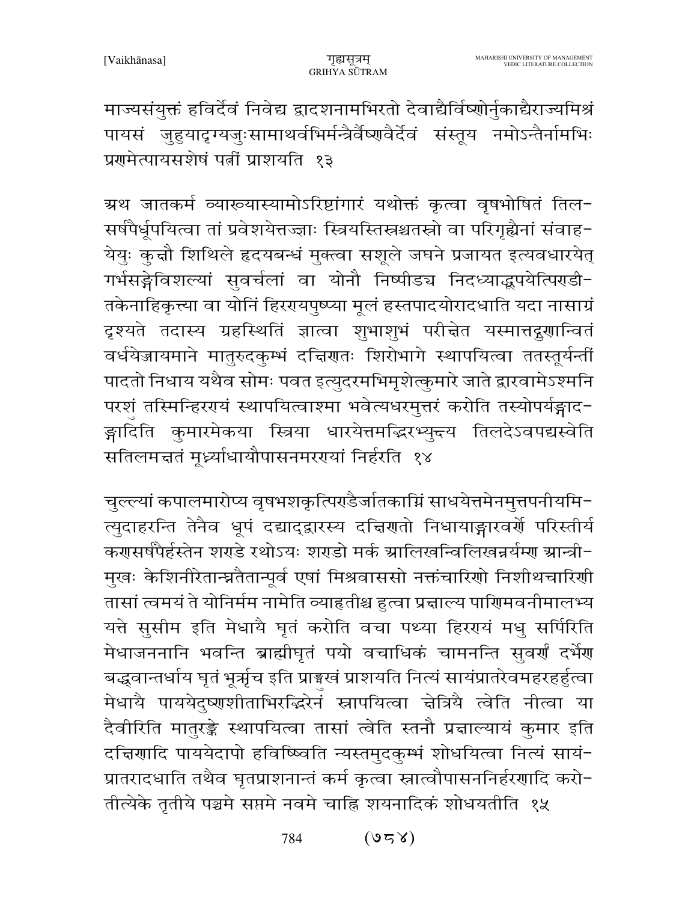माज्यसंयुक्तं हविर्देवं निवेद्य द्वादशनामभिरतो देवाद्यैर्विष्णोर्नुकाद्यैराज्यमिश्रं पायसं जुहुयादृग्यजुःसामाथर्वभिर्मन्त्रैर्वैष्णवैर्देवं संस्तूय नमोऽन्तैर्नामभिः प्रणमेत्पायसशेषं पत्नीं प्राशयति १३

अथ जातकर्म व्याख्यास्यामोऽरिष्टांगारं यथोक्तं कृत्वा वृषभोषितं तिल-सर्षपैर्धूपयित्वा तां प्रवेशयेत्तज्ज्ञाः स्त्रियस्तिस्रश्चतस्रो वा परिगृह्यैनां संवाह-येयुः कुक्षौ शिथिले हृदयबन्धं मुक्त्वा सशूले जघने प्रजायत इत्यवधारयेत् गर्भसङ्गेविशल्यां सुवर्चलां वा योनौ निष्पीड्य निदध्याद्धूपयेत्पिराडी-तकेनाहिकृत्त्या वा योनिं हिरगयपुष्प्या मूलं हस्तपादयोरादधाति यदा नासाग्रं दृश्यते तदास्य ग्रहस्थितिं ज्ञात्वा शुभाशुभं परीक्षेत यस्मात्तद्गुणान्वितं वर्धयेज्जायमाने मातुरुदकुम्भं दक्षिणतः शिरोभागे स्थापयित्वा ततस्तूर्यन्तीं पादतो निधाय यथैव सोमः पवत इत्युदरमभिमृशेत्कुमारे जाते द्वारवामेऽश्मनि परशुं तस्मिन्हिरगयं स्थापयित्वाश्मा भवेत्यधरमुत्तरं करोति तस्योपर्यङ्गाद-ङ्गादिति कुमारमेकया स्त्रिया धारयेत्तमद्भिरभ्युक्ष्य तिलदेऽवपद्यस्वेति सतिलमक्षतं मूर्ध्न्याधायौपासनमरगयां निर्हरति १४

चुल्ल्यां कपालमारोप्य वृषभशकृत्पिराडैर्जातकाग्निं साधयेत्तमेनमुत्तपनीयमि-त्युदाहरन्ति तेनैव धूपं दद्याद्द्वारस्य दक्षिणतो निधायाङ्गारवर्णे परिस्तीर्य कणसर्षपैर्हस्तेन शराडे रथोऽयः शराडो मर्क आलिखन्विलिखन्नर्यम्ण आन्त्री-मुखः केशिनीरेतान्घ्नतैतान्पूर्व एषां मिश्रवाससो नक्तंचारिणो निशीथचारिणी तासां त्वमयं ते योनिर्मम नामेति व्याहृतीश्च हुत्वा प्रक्षाल्य पाणिमवनीमालभ्य यत्ते सुसीम इति मेधायै घृतं करोति वचा पथ्या हिरगयं मधु सर्पिरिति मेधाजननानि भवन्ति ब्राह्मीघृतं पयो वचाधिकं चामनन्ति सुवर्णं दर्भेण बद्ध्वान्तर्धाय घृतं भूर्ऋच इति प्राङ्मुखं प्राशयति नित्यं सायंप्रातरेवमहरहर्हुत्वा मेधायै पाययेदुष्णशीताभिरद्भिरेनं स्नापयित्वा क्षेत्रियै त्वेति नीत्वा या दैवीरिति मातुरङ्के स्थापयित्वा तासां त्वेति स्तनौ प्रक्षाल्यायं कुमार इति दक्षिणादि पाययेदापो हविष्ष्विति न्यस्तमुदकुम्भं शोधयित्वा नित्यं सायं-प्रातरादधाति तथैव घृतप्राशनान्तं कर्म कृत्वा स्नात्वौपासननिर्हरणादि करो-तीत्येके तृतीये पञ्चमे सप्तमे नवमे चाह्नि शयनादिकं शोधयतीति १५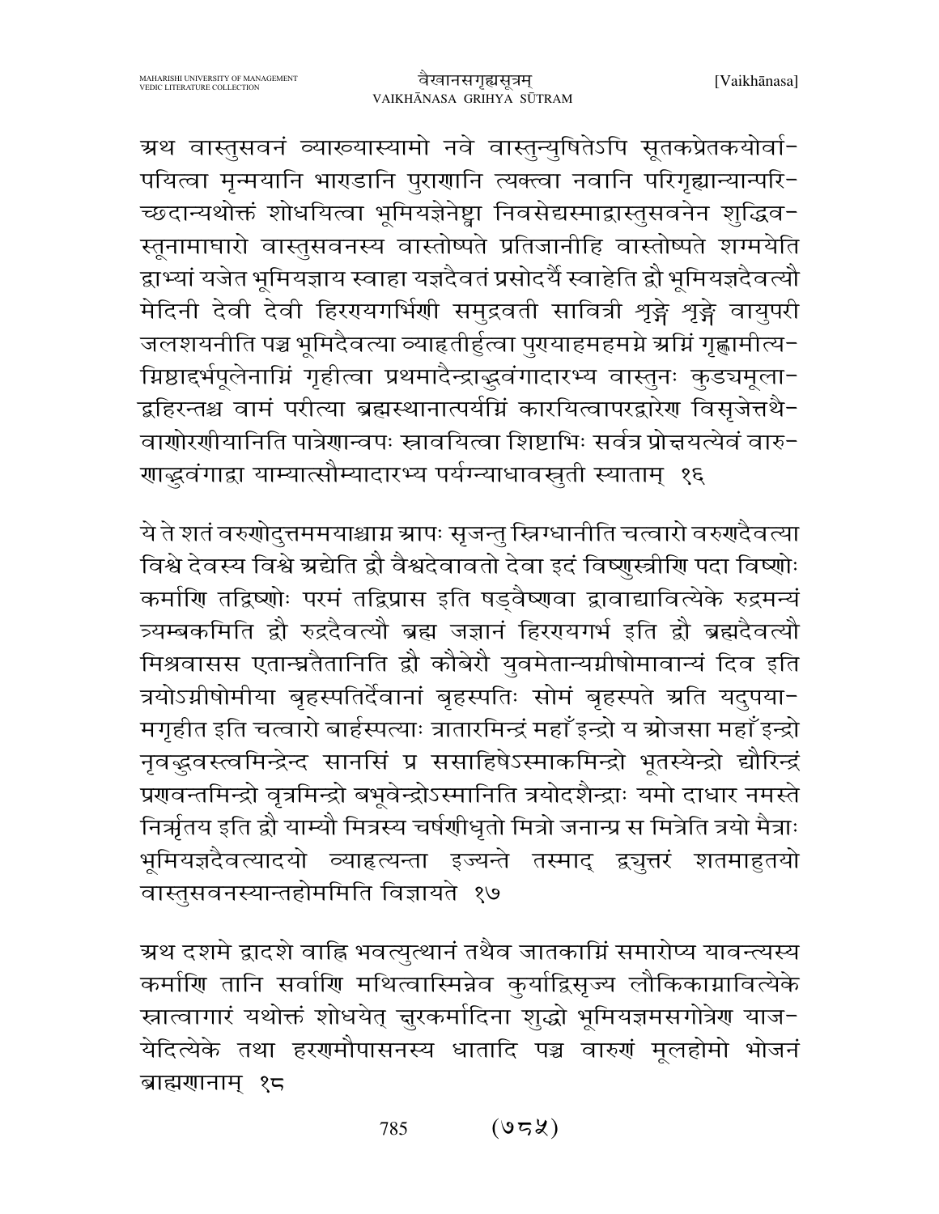अथ वास्तुसवनं व्याख्यास्यामो नवे वास्तुन्युषितेऽपि सूतकप्रेतकयोर्वा-पयित्वा मृन्मयानि भाराडानि पुराणानि त्यक्त्वा नवानि परिगृह्यान्यान्परि-च्छदान्यथोक्तं शोधयित्वा भूमियज्ञेनेष्ट्वा निवसेद्यस्माद्वास्तुसवनेन शुद्धिव-स्तूनामाघारो वास्तुसवनस्य वास्तोष्पते प्रतिजानीहि वास्तोष्पते शग्मयेति द्वाभ्यां यजेत भूमियज्ञाय स्वाहा यज्ञदैवतं प्रसोदयै स्वाहेति द्वौ भूमियज्ञदैवत्यौ मेदिनी देवी देवी हिरगयगर्भिणी समुद्रवती सावित्री शृङ्गे शृङ्गे वायुपरी जलशयनीति पञ्च भूमिदैवत्या व्याहृतीर्हुत्वा पुगयाहमहमग्ने अग्निं गृह्णामीत्य-ग्निष्ठाद्दर्भपूलेनाग्निं गृहीत्वा प्रथमादैन्द्राद्धुवंगादारभ्य वास्तुनः कुडयमूला-द्बहिरन्तश्च वामं परीत्या ब्रह्मस्थानात्पर्यग्निं कारयित्वापरद्वारेण विसृजेत्तथै-वाणेरणीयानिति पात्रेणान्वपः स्रावयित्वा शिष्टाभिः सर्वत्र प्रोक्षयत्येवं वारु-णाद्धुवंगाद्वा याम्यात्सौम्यादारभ्य पर्यग्न्याधावस्तुती स्याताम् १६

ये ते शतं वरुणोदुत्तममयाश्चाग्न आपः सृजन्तु स्निग्धानीति चत्वारो वरुणदैवत्या विश्वे देवस्य विश्वे अद्येति द्वौ वैश्वदेवावतो देवा इदं विष्णुस्त्रीणि पदा विष्णोः कर्माणि तद्विष्णोः परमं तद्विप्रास इति षड्वैष्णवा द्वावाद्यावित्येके रुद्रमन्यं त्र्यम्बकमिति द्वौ रुद्रदैवत्यौ ब्रह्म जज्ञानं हिरगयगर्भ इति द्वौ ब्रह्मदैवत्यौ मिश्रवासस एतान्घ्नैतानिति द्वौ कौबेरौ युवमेतान्यग्नीषोमावान्यं दिव इति त्रयोऽग्नीषोमीया बृहस्पतिर्देवानां बृहस्पतिः सोमं बृहस्पते अति यदुपया-मगृहीत इति चत्वारो बार्हस्पत्याः त्रातारमिन्द्रं महाँ इन्द्रो य ओजसा महाँ इन्द्रो नृवद्धुवस्त्वमिन्द्रेन्द सानसिं प्र ससाहिषेऽस्माकमिन्द्रो भूतस्येन्द्रो द्यौरिन्द्रं प्रणवन्तमिन्द्रो वृत्रमिन्द्रो बभूवेन्द्रोऽस्मानिति त्रयोदशैन्द्राः यमो दाधार नमस्ते निर्ऋतय इति द्वौ याम्यौ मित्रस्य चर्षणीधृतो मित्रो जनान्प्र स मित्रेति त्रयो मैत्राः भूमियज्ञदैवत्यादयो व्याहृत्यन्ता इज्यन्ते तस्माद् द्व्युत्तरं शतमाहुतयो वास्तुसवनस्यान्तहोममिति विज्ञायते १७

अथ दशमे द्वादशे वाह्नि भवत्युत्थानं तथैव जातकाग्निं समारोप्य यावन्त्यस्य कर्माणि तानि सर्वाणि मथित्वास्मिन्नेव कुर्याद्विसृज्य लौकिकाग्नावित्येके स्नात्वागारं यथोक्तं शोधयेत् क्षुरकर्मादिना शुद्धो भूमियज्ञमसगोत्रेण याज-येदित्येके तथा हरणमौपासनस्य धातादि पञ्च वारुणं मूलहोमो भोजनं ब्राह्मणानाम् १८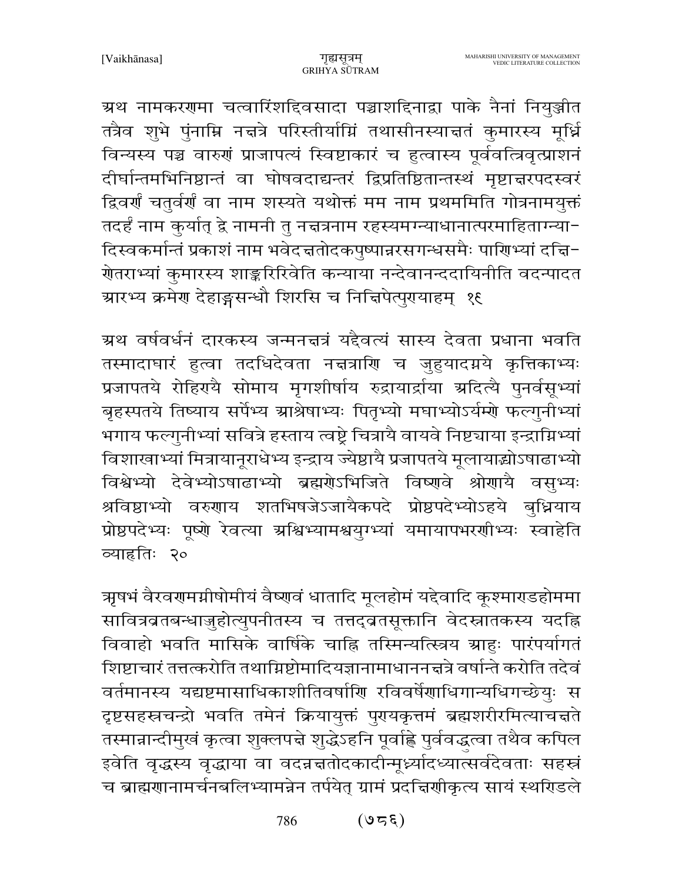अथ नामकरणमा चत्वारिंशद्दिवसादा पञ्चाशद्दिनाद्वा पाके नैनां नियुञ्जीत तत्रैव शुभे पुंनाम्नि नक्षत्रे परिस्तीर्याग्निं तथासीनस्याक्षतं कुमारस्य मूर्ध्नि विन्यस्य पञ्च वारुणं प्राजापत्यं स्विष्टाकारं च हुत्वास्य पूर्ववत्त्रिवृत्प्राशनं दीर्घान्तमभिनिष्ठान्तं वा घोषवदाद्यन्तरं द्विप्रतिष्ठितान्तस्थं मृष्टाक्षरपदस्वरं द्विवर्णं चतुर्वर्णं वा नाम शस्यते यथोक्तं मम नाम प्रथममिति गोत्रनामयुक्तं तदर्हं नाम कुर्यात् द्वे नामनी तु नक्षत्रनाम रहस्यमग्न्याधानात्परमाहिताग्न्या-दिस्वकर्मान्तं प्रकाशं नाम भवेदक्षतोदकपुष्पान्नरसगन्धसमैः पाणिभ्यां दक्षि-णेतराभ्यां कुमारस्य शाङ्करिरिवेति कन्याया नन्देवानन्ददायिनीति वदन्पादत आरभ्य क्रमेण देहाङ्गसन्धौ शिरसि च निक्षिपेत्पुण्याहम् १९

अथ वर्षवर्धनं दारकस्य जन्मनक्षत्रं यद्दैवत्यं सास्य देवता प्रधाना भवति तस्मादाघारं हुत्वा तदधिदेवता नक्षत्राणि च जुहुयादग्नये कृत्तिकाभ्यः प्रजापतये रोहिण्यै सोमाय मृगशीर्षाय रुद्रायार्द्राया अदित्यै पुनर्वसूभ्यां बृहस्पतये तिष्याय सर्पेभ्य आश्रेषाभ्यः पितृभ्यो मघाभ्योऽर्यम्णे फल्गुनीभ्यां भगाय फल्गुनीभ्यां सवित्रे हस्ताय त्वष्ट्रे चित्रायै वायवे निष्ट्याया इन्द्राग्निभ्यां विशाखाभ्यां मित्रायानूराधेभ्य इन्द्राय ज्येष्ठायै प्रजापतये मूलायाद्भ्योऽषाढाभ्यो विश्वेभ्यो देवेभ्योऽषाढाभ्यो ब्रह्मणेऽभिजिते विष्णवे श्रोणायै वसुभ्यः श्रविष्ठाभ्यो वरुणाय शतभिषजेऽजायैकपदे प्रोष्ठपदेभ्योऽहये बुध्नियाय प्रोष्ठपदेभ्यः पूष्णे रेवत्या अश्विभ्यामश्वयुग्भ्यां यमायापभरणीभ्यः स्वाहेति व्याहृतिः २०

ऋषभं वैरवणमग्नीषोमीयं वैष्णवं धातादि मूलहोमं यद्देवादि कूश्माण्डहोममा सावित्रव्रतबन्धाज्जुहोत्युपनीतस्य च तत्तद्व्रतसूक्तानि वेदस्नातकस्य यदह्नि विवाहो भवति मासिके वार्षिके चाह्नि तस्मिन्यत्स्त्रिय आहुः पारंपर्यागतं शिष्टाचारं तत्तत्करोति तथाग्निष्टोमादियज्ञानामाधाननक्षत्रे वर्षान्ते करोति तदेवं वर्तमानस्य यद्यष्टमासाधिकाशीतिवर्षाणि रविवर्षेणाधिगान्यधिगच्छेयुः स दृष्टसहस्रचन्द्रो भवति तमेनं क्रियायुक्तं पुण्यकृत्तमं ब्रह्मशरीरमित्याचक्षते तस्मान्नान्दीमुखं कृत्वा शुक्लपक्षे शुद्धेऽहनि पूर्वाह्णे पुर्ववद्धुत्वा तथैव कपिल इवेति वृद्धस्य वृद्धाया वा वदन्नक्षतोदकादीन्मूर्ध्यादध्यात्सर्वदेवताः सहस्रं च ब्राह्मणानामर्चनबलिभ्यामन्नेन तर्पयेत् ग्रामं प्रदक्षिणीकृत्य सायं स्थण्डिले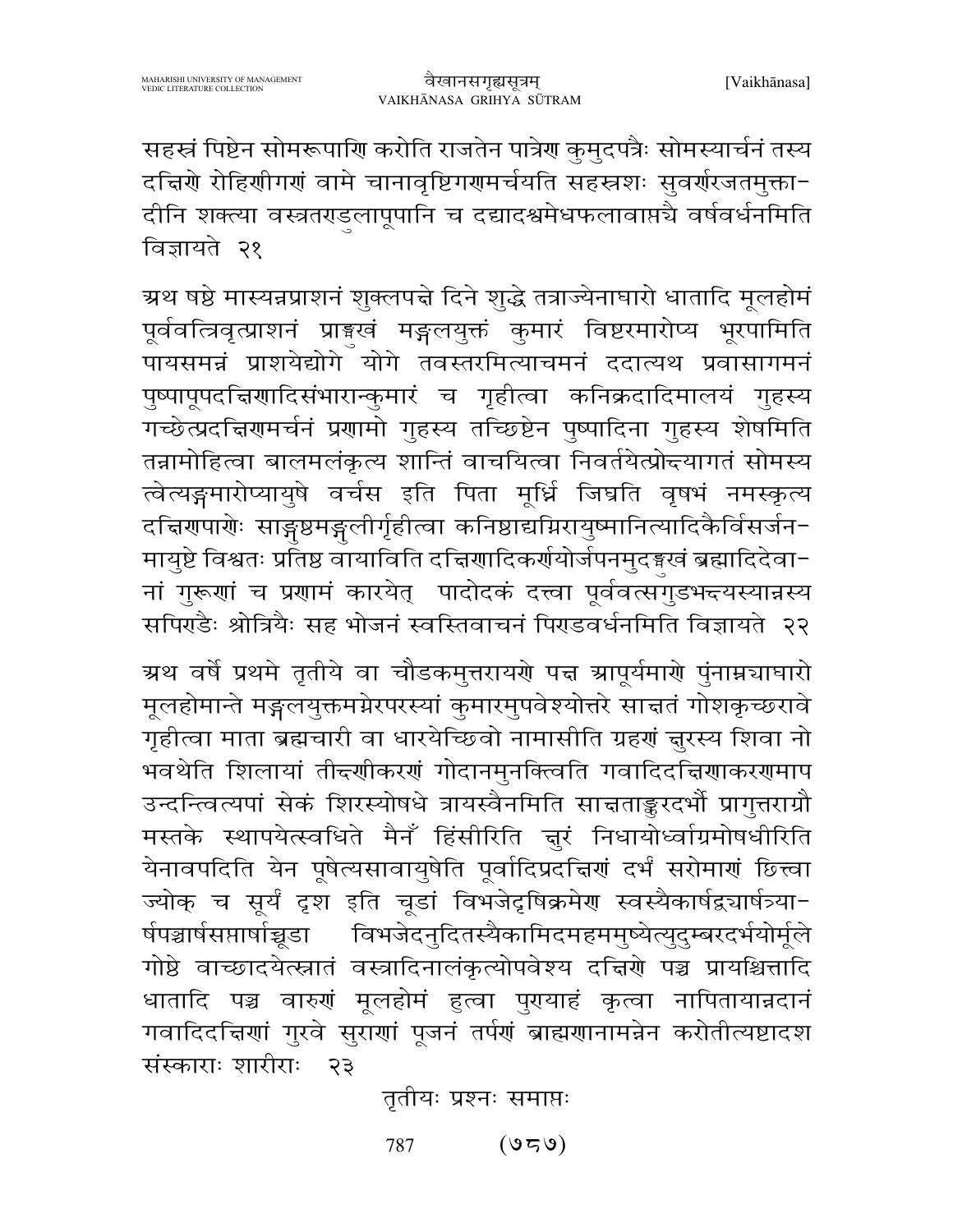सहस्त्रं पिष्टेन सोमरूपाणि करोति राजतेन पात्रेण कुमुदपत्रैः सोमस्यार्चनं तस्य दक्षिणे रोहिणीगणं वामे चानावृष्टिगणमर्चयति सहस्रशः सुवर्णरजतमुक्ता-दीनि शक्त्या वस्त्रतण्डुलापूपानि च दद्यादश्वमेधफलावाप्त्यै वर्षवर्धनमिति विज्ञायते २१

अथ षष्ठे मास्यन्नप्राशनं शुक्लपक्षे दिने शुद्धे तत्राज्येनाघारो धातादि मूलहोमं पूर्ववत्त्रिवृत्प्राशनं प्राङ्मुखं मङ्गलयुक्तं कुमारं विष्टरमारोप्य भूरपामिति पायसमन्नं प्राशयेद्योगे योगे तवस्तरमित्याचमनं ददात्यथ प्रवासागमनं पुष्पापूपदक्षिणादिसंभारान्कुमारं च गृहीत्वा कनिक्रदादिमालयं गुहस्य गच्छेत्प्रदक्षिणमर्चनं प्रणामो गुहस्य तच्छिष्टेन पुष्पादिना गुहस्य शेषमिति तन्नामोहित्वा बालमलंकृत्य शान्तिं वाचयित्वा निवर्तयेत्प्रोक्ष्यागतं सोमस्य त्वेत्यङ्कमारोप्यायुषे वर्चस इति पिता मूर्ध्नि जिघ्रति वृषभं नमस्कृत्य दक्षिणपाणेः साङ्गुष्ठमङ्गुलीर्गृहीत्वा कनिष्ठाद्यग्निरायुष्मानित्यादिकैर्विसर्जन-मायुष्टे विश्वतः प्रतिष्ठ वायाविति दक्षिणादिकर्णयोर्जपनमुदङ्मुखं ब्रह्मादिदेवा-नां गुरूणां च प्रणामं कारयेत् पादोदकं दत्त्वा पूर्ववत्सगुडभक्ष्यस्यान्नस्य सपिण्डैः श्रोत्रियैः सह भोजनं स्वस्तिवाचनं पिण्डवर्धनमिति विज्ञायते २२

अथ वर्षे प्रथमे तृतीये वा चौडकमुत्तरायणे पक्ष आपूर्यमाणे पुंनाम्न्याघारो मूलहोमान्ते मङ्गलयुक्तमग्नेरपरस्यां कुमारमुपवेश्योत्तरे साक्षतं गोशकृच्छरावे गृहीत्वा माता ब्रह्मचारी वा धारयेच्छिवो नामासीति ग्रहणं क्षुरस्य शिवा नो भवथेति शिलायां तीक्ष्णीकरणं गोदानमुनक्त्विति गवादिदक्षिणाकरणमाप उन्दन्त्वित्यपां सेकं शिरस्योषधे त्रायस्वैनमिति साक्षताङ्कुरदर्भौ प्रागुत्तराग्रौ मस्तके स्थापयेत्स्वधिते मैनँ हिंसीरिति क्षुरं निधायोर्ध्वाग्रमोषधीरिति येनावपदिति येन पूषेत्यसावायुषेति पूर्वादिप्रदक्षिणं दर्भं सरोमाणं छित्त्वा ज्योक् च सूर्यं दृश इति चूडां विभजेदृषिक्रमेण स्वस्यैकार्षद्व्यार्षत्र्या-र्षपञ्चार्षसप्तार्षाच्चूडा विभजेदनुदितस्यैकामिदमहममुष्येत्युदुम्बरदर्भयोर्मूले गोष्ठे वाच्छादयेत्स्नातं वस्त्रादिनालंकृत्योपवेश्य दक्षिणे पञ्च प्रायश्चित्तादि धातादि पञ्च वारुणं मूलहोमं हुत्वा पुण्याहं कृत्वा नापितायान्नदानं गवादिदक्षिणां गुरवे सुराणां पूजनं तर्पणं ब्राह्मणानामन्नेन करोतीत्यष्टादश संस्काराः शारीराः २३

तृतीयः प्रश्नः समाप्तः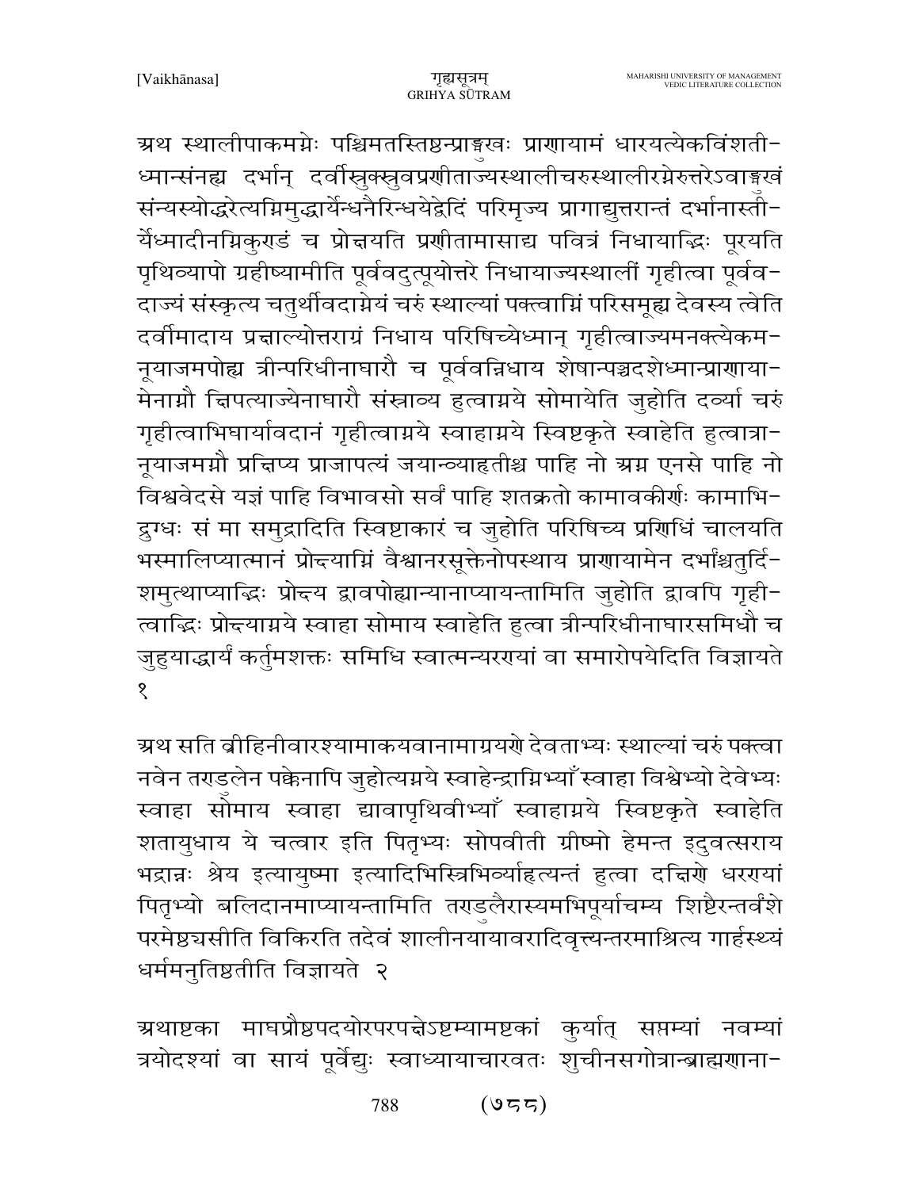अथ स्थालीपाकमग्नेः पश्चिमतस्तिष्ठन्प्राङ्मुखः प्राणायामं धारयत्येकविंशती-ध्मान्संनह्य दर्भान् दर्वीस्रुक्स्रुवप्रणीताज्यस्थालीचरुस्थालीरग्नेरुत्तरेऽवाङ्मुखं संन्यस्योद्धरेत्यग्निमुद्धार्येन्धनैरिन्धयेद्वेदिं परिमृज्य प्रागाद्युत्तरान्तं दर्भानास्तीर्येध्मादीनग्निकुण्डं च प्रोक्षयति प्रणीतामासाद्य पवित्रं निधायाद्भिः पूरयति पृथिव्यापो ग्रहीष्यामीति पूर्ववदुत्पूयोत्तरे निधायाज्यस्थालीं गृहीत्वा पूर्ववदाज्यं संस्कृत्य चतुर्थीवदाग्नेयं चरुं स्थाल्यां पक्त्वाग्निं परिसमूह्य देवस्य त्वेति दर्वीमादाय प्रक्षाल्योत्तराग्रं निधाय परिषिच्येध्मान् गृहीत्वाज्यमनक्त्येकमनूयाजमपोह्य त्रीन्परिधीनाघारौ च पूर्ववन्निधाय शेषान्पञ्चदशेध्मान्प्राणायामेनाग्नौ क्षिपत्याज्येनाघारौ संस्राव्य हुत्वाग्नये सोमायेति जुहोति दर्व्या चरुं गृहीत्वाभिघार्यावदानं गृहीत्वाग्नये स्वाहाग्नये स्विष्टकृते स्वाहेति हुत्वात्रानूयाजमग्नौ प्रक्षिप्य प्राजापत्यं जयान्व्याहृतीश्च पाहि नो अग्न एनसे पाहि नो विश्ववेदसे यज्ञं पाहि विभावसो सर्वं पाहि शतक्रतो कामावकीर्णः कामाभिद्रुग्धः सं मा समुद्रादिति स्विष्टाकारं च जुहोति परिषिच्य प्रणिधिं चालयति भस्मालिप्यात्मानं प्रोक्ष्याग्निं वैश्वानरसूक्तेनोपस्थाय प्राणायामेन दर्भांश्चतुर्दिशमुत्थाप्याद्भिः प्रोक्ष्य द्वावपोह्यान्यानाप्यायन्तामिति जुहोति द्वावपि गृहीत्वाद्भिः प्रोक्ष्याग्नये स्वाहा सोमाय स्वाहेति हुत्वा त्रीन्परिधीनाघारसमिधौ च जुहुयाद्धार्यं कर्तुमशक्तः समिधि स्वात्मन्यरण्यां वा समारोपयेदिति विज्ञायते १

अथ सति व्रीहिनीवारश्यामाकयवानामाग्रयणे देवताभ्यः स्थाल्यां चरुं पक्त्वा नवेन तण्डुलेन पक्केनापि जुहोत्यग्नये स्वाहेन्द्राग्निभ्याँ स्वाहा विश्वेभ्यो देवेभ्यः स्वाहा सोमाय स्वाहा द्यावापृथिवीभ्याँ स्वाहाग्नये स्विष्टकृते स्वाहेति शतायुधाय ये चत्वार इति पितृभ्यः सोपवीती ग्रीष्मो हेमन्त इदुवत्सराय भद्रान्नः श्रेय इत्यायुष्मा इत्यादिभिस्त्रिभिर्व्याहृत्यन्तं हुत्वा दक्षिणे धरण्यां पितृभ्यो बलिदानमाप्यायन्तामिति तण्डुलैरास्यमभिपूर्याचम्य शिष्टैरन्तर्वंशे परमेष्ठ्यसीति विकिरति तदेवं शालीनयायावरादिवृत्त्यन्तरमाश्रित्य गार्हस्थ्यं धर्ममनुतिष्ठतीति विज्ञायते २

अथाष्टका माघप्रौष्ठपदयोरपरपक्षेऽष्टम्यामष्टकां कुर्यात् सप्तम्यां नवम्यां त्रयोदश्यां वा सायं पूर्वेद्युः स्वाध्यायाचारवतः शुचीनसगोत्रान्ब्राह्मणाना-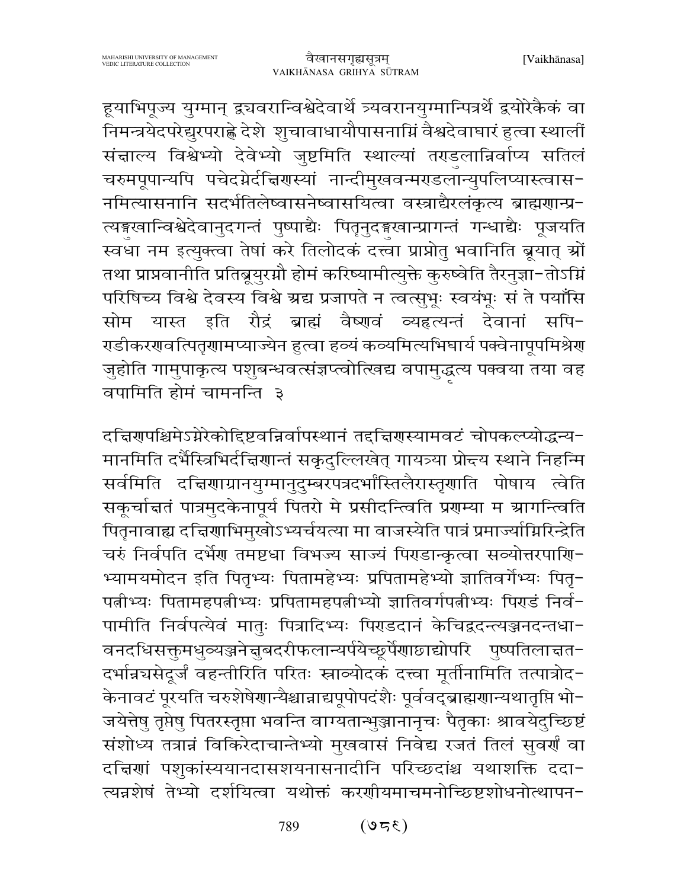हूयाभिपूज्य युग्मान् द्व्यवरान्विश्वेदेवार्थे त्र्यवरानयुग्मान्पित्रर्थे द्वयोरेकैकं वा निमन्त्रयेदपरेद्युरपराह्णे देशे शुचावाधायौपासनाग्निं वैश्वदेवाघारं हुत्वा स्थालीं संक्षाल्य विश्वेभ्यो देवेभ्यो जुष्टमिति स्थाल्यां तण्डुलान्निर्वाप्य सतिलं चरुमपूपान्यपि पचेदग्नेर्दक्षिणस्यां नान्दीमुखवन्मण्डलान्युपलिप्यास्त्वासनमित्यासनानि सदर्भतिलेष्वासनेष्वासयित्वा वस्त्राद्यैरलंकृत्य ब्राह्मणान्प्रत्यङ्मुखान्विश्वेदेवानुदगन्तं पुष्पाद्यैः पितॄनुदङ्मुखान्प्रागन्तं गन्धाद्यैः पूजयति स्वधा नम इत्युक्त्वा तेषां करे तिलोदकं दत्त्वा प्राप्नोतु भवानिति ब्रूयात् ओं तथा प्राप्नवानीति प्रतिब्रूयुरग्नौ होमं करिष्यामीत्युक्ते कुरुष्वेति तैरनुज्ञा-तोऽग्निं परिषिच्य विश्वे देवस्य विश्वे अद्य प्रजापते न त्वत्सुभूः स्वयंभूः सं ते पयाँसि सोम यास्त इति रौद्रं ब्राह्मं वैष्णवं व्यहृत्यन्तं देवानां सपिण्डीकरणवत्पितॄणामप्याज्येन हुत्वा हव्यं कव्यमित्यभिघार्य पक्वेनापूपमिश्रेण जुहोति गामुपाकृत्य पशुबन्धवत्संज्ञप्त्वोत्खिद्य वपामुद्धृत्य पक्वया तया वह वपामिति होमं चामनन्ति ३

दक्षिणपश्चिमेऽग्नेरेकोद्दिष्टवन्निर्वापस्थानं तद्दक्षिणस्यामवटं चोपकल्प्योद्धन्यमानमिति दर्भैस्त्रिभिर्दक्षिणान्तं सकृदुल्लिखेत् गायत्र्या प्रोक्ष्य स्थाने निहन्मि सर्वमिति दक्षिणाग्रानयुग्मानुदुम्बरपत्रदर्भांस्तिलैरास्तृणाति पोषाय त्वेति सकूर्चाक्षतं पात्रमुदकेनापूर्य पितरो मे प्रसीदन्त्विति प्रणम्या म आगन्त्विति पितॄनावाह्य दक्षिणाभिमुखोऽभ्यर्चयत्या मा वाजस्येति पात्रं प्रमार्ज्याग्निरिन्द्रेति चरुं निर्वपति दर्भेण तमष्टधा विभज्य साज्यं पिण्डान्कृत्वा सव्योत्तरपाणिभ्यामयमोदन इति पितृभ्यः पितामहेभ्यः प्रपितामहेभ्यो ज्ञातिवर्गेभ्यः पितृपत्नीभ्यः पितामहपत्नीभ्यः प्रपितामहपत्नीभ्यो ज्ञातिवर्गपत्नीभ्यः पिण्डं निर्वपामीति निर्वपत्येवं मातुः पित्रादिभ्यः पिण्डदानं केचिद्वदन्त्यञ्जनदन्तधावनदधिसक्तुमध्वञ्जनेक्षुबदरीफलान्यर्पयेच्छूर्पेणाछाद्योपरि पुष्पतिलाक्षतदर्भान्न्यसेदूर्जं वहन्तीरिति परितः स्राव्योदकं दत्त्वा मूर्तीनामिति तत्पात्रोदकेनावटं पूरयति चरुशेषेणान्यैश्चान्नाद्यपूपोपदंशैः पूर्ववद्ब्राह्मणान्यथातृप्ति भोजयेत्तेषु तृप्तेषु पितरस्तृप्ता भवन्ति वाग्यतान्भुञ्जानानृचः पैतृकाः श्रावयेदुच्छिष्टं संशोध्य तत्रान्नं विकिरेदाचान्तेभ्यो मुखवासं निवेद्य रजतं तिलं सुवर्णं वा दक्षिणां पशुकांस्ययानदासशयनासनादीनि परिच्छदांश्च यथाशक्ति ददात्यन्नशेषं तेभ्यो दर्शयित्वा यथोक्तं करणीयमाचमनोच्छिष्टशोधनोत्थापन-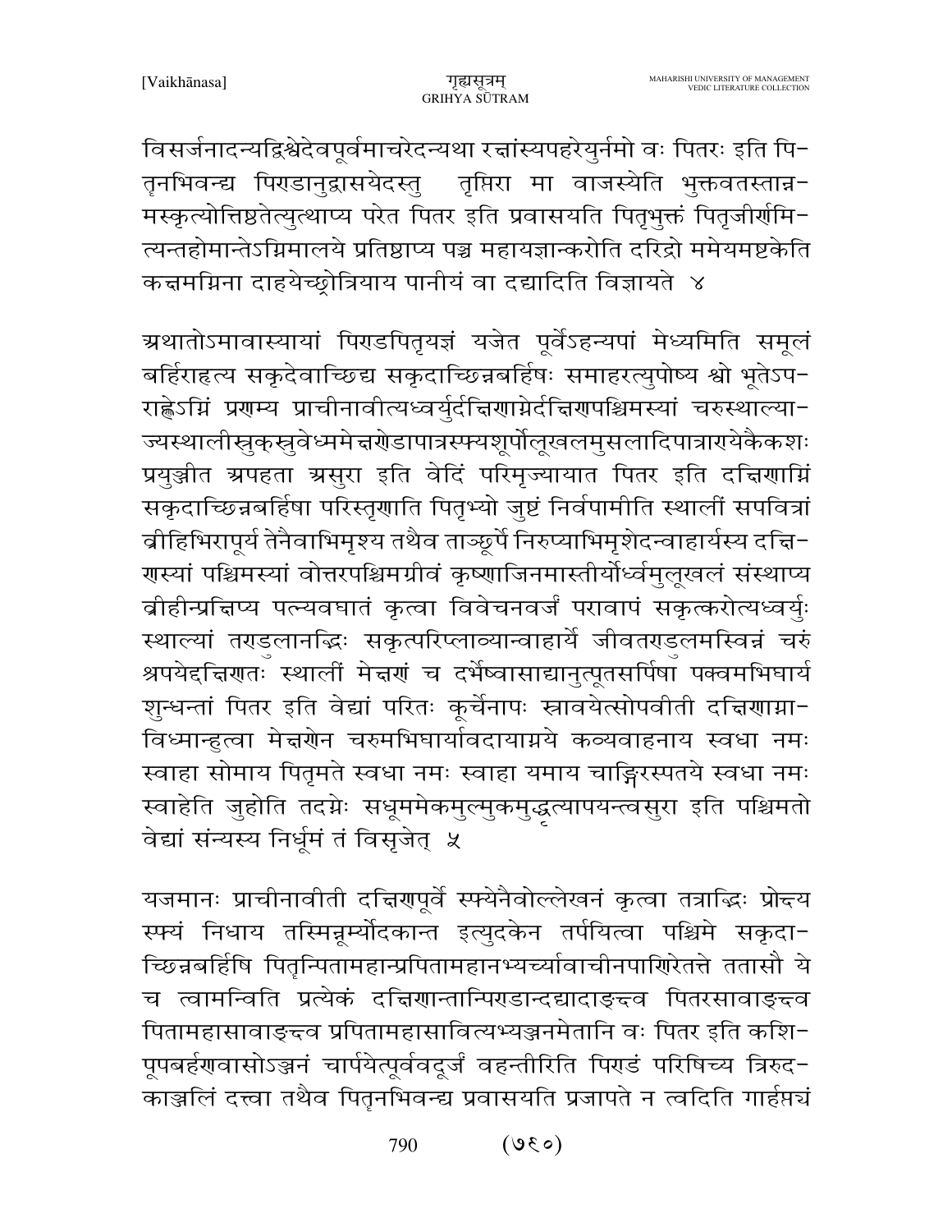विसर्जनादन्यद्विश्वेदेवपूर्वमाचरेदन्यथा रक्षांस्यपहरेयुर्नमो वः पितरः इति पितॄनभिवन्द्य पिण्डानुद्वासयेदस्तु तृप्तिरा मा वाजस्येति भुक्तवतस्तान्नमस्कृत्योत्तिष्ठतेत्युत्थाप्य परेत पितर इति प्रवासयति पितृभुक्तं पितृजीर्णमित्यन्तहोमान्तेऽग्निमालये प्रतिष्ठाप्य पञ्च महायज्ञान्करोति दरिद्रो ममेयमष्टकेति कक्षमग्निना दाहयेच्छ्रोत्रियाय पानीयं वा दद्यादिति विज्ञायते ४

अथातोऽमावास्यायां पिण्डपितृयज्ञं यजेत पूर्वेऽहन्यपां मेध्यमिति समूलं बर्हिराहृत्य सकृदेवाच्छिद्य सकृदाच्छिन्नबर्हिषः समाहरत्युपोष्य श्वो भूतेऽपराह्णेऽग्निं प्रणम्य प्राचीनावीत्यध्वर्युर्दक्षिणाग्नेर्दक्षिणपश्चिमस्यां चरुस्थाल्याज्यस्थालीस्रुक्स्रुवेध्ममेक्षणेडापात्रस्फ्यशूर्पोलूखलमुसलादिपात्राण्येकैकशः प्रयुञ्जीत अपहता असुरा इति वेदिं परिमृज्यायात पितर इति दक्षिणाग्निं सकृदाच्छिन्नबर्हिषा परिस्तृणाति पितृभ्यो जुष्टं निर्वपामीति स्थालीं सपवित्रां व्रीहिभिरापूर्य तेनैवाभिमृश्य तथैव ताञ्छूर्पे निरुप्याभिमृशेदन्वाहार्यस्य दक्षिणस्यां पश्चिमस्यां वोत्तरपश्चिमग्रीवं कृष्णाजिनमास्तीर्योर्ध्वमुलूखलं संस्थाप्य व्रीहीन्प्रक्षिप्य पत्न्यवघातं कृत्वा विवेचनवर्जं परावापं सकृत्करोत्यध्वर्युः स्थाल्यां तण्डुलानद्भिः सकृत्परिप्लाव्यान्वाहार्ये जीवतण्डुलमस्विन्नं चरुं श्रपयेद्दक्षिणतः स्थालीं मेक्षणं च दर्भेष्वासाद्यानुत्पूतसर्पिषा पक्वमभिघार्य शुन्धन्तां पितर इति वेद्यां परितः कूर्चेनापः स्रावयेत्सोपवीती दक्षिणाग्नाविध्मान्हुत्वा मेक्षणेन चरुमभिघार्यावदायाग्नये कव्यवाहनाय स्वधा नमः स्वाहा सोमाय पितृमते स्वधा नमः स्वाहा यमाय चाङ्गिरस्पतये स्वधा नमः स्वाहेति जुहोति तदग्नेः सधूममेकमुल्मुकमुद्धृत्यापयन्त्वसुरा इति पश्चिमतो वेद्यां संन्यस्य निर्धूमं तं विसृजेत् ५

यजमानः प्राचीनावीती दक्षिणपूर्वे स्फ्येनैवोल्लेखनं कृत्वा तत्राद्भिः प्रोक्ष्य स्फ्यं निधाय तस्मिन्नूर्म्योदकान्त इत्युदकेन तर्पयित्वा पश्चिमे सकृदाच्छिन्नबर्हिषि पितॄन्पितामहान्प्रपितामहानभ्यर्च्यावाचीनपाणिरेतत्ते ततासौ ये च त्वामन्विति प्रत्येकं दक्षिणान्तान्पिण्डान्दद्यादाङ्क्ष्व पितरसावाङ्क्ष्व पितामहासावाङ्क्ष्व प्रपितामहासावित्यभ्यञ्जनमेतानि वः पितर इति कशिपूपबर्हणवासोऽञ्जनं चार्पयेत्पूर्ववदूर्जं वहन्तीरिति पिण्डं परिषिच्य त्रिरुदकाञ्जलिं दत्त्वा तथैव पितॄनभिवन्द्य प्रवासयति प्रजापते न त्वदिति गार्हपत्यं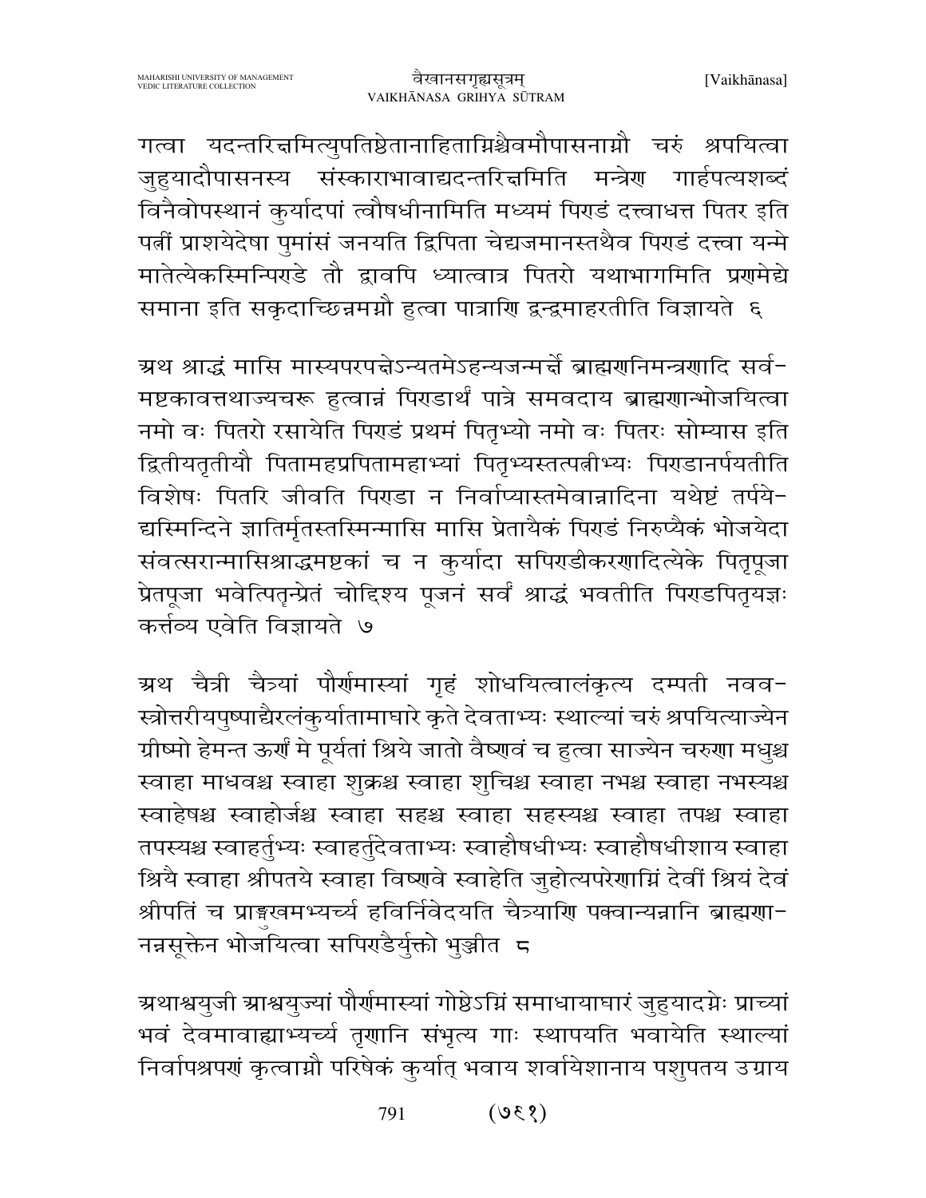गत्वा यदन्तरिक्षमित्युपतिष्ठेतानाहिताग्निश्चैवमौपासनाग्नौ चरुं श्रपयित्वा जुहुयादौपासनस्य संस्काराभावाद्यदन्तरिक्षमिति मन्त्रेण गार्हपत्यशब्दं विनैवोपस्थानं कुर्यादपां त्वौषधीनामिति मध्यमं पिण्डं दत्त्वाधत्त पितर इति पत्नीं प्राशयेदेषा पुमांसं जनयति द्विपिता चेद्यजमानस्तथैव पिण्डं दत्त्वा यन्मे मातेत्येकस्मिन्पिण्डे तौ द्वावपि ध्यात्वात्र पितरो यथाभागमिति प्रणमेद्ये समाना इति सकृदाच्छिन्नमग्नौ हुत्वा पात्राणि द्वन्द्वमाहरतीति विज्ञायते ६

अथ श्राद्धं मासि मास्यपरपक्षेऽन्यतमेऽहन्यजन्मर्क्षे ब्राह्मणनिमन्त्रणादि सर्व-मष्टकावत्तथाज्यचरू हुत्वान्नं पिण्डार्थं पात्रे समवदाय ब्राह्मणान्भोजयित्वा नमो वः पितरो रसायेति पिण्डं प्रथमं पितृभ्यो नमो वः पितरः सोम्यास इति द्वितीयतृतीयौ पितामहप्रपितामहाभ्यां पितृभ्यस्तत्पत्नीभ्यः पिण्डानर्पयतीति विशेषः पितरि जीवति पिण्डा न निर्वाप्यास्तमेवान्नादिना यथेष्टं तर्पये-द्यस्मिन्दिने ज्ञातिर्मृतस्तस्मिन्मासि मासि प्रेतायैकं पिण्डं निरुप्यैकं भोजयेदा संवत्सरान्मासिश्राद्धमष्टकां च न कुर्यादा सपिण्डीकरणादित्येके पितृपूजा प्रेतपूजा भवेत्पितृन्प्रेतं चोद्दिश्य पूजनं सर्वं श्राद्धं भवतीति पिण्डपितृयज्ञः कर्त्तव्य एवेति विज्ञायते ७

अथ चैत्री चैत्र्यां पौर्णमास्यां गृहं शोधयित्वालंकृत्य दम्पती नवव-स्त्रोत्तरीयपुष्पाद्यैरलंकुर्यातामाघारे कृते देवताभ्यः स्थाल्यां चरुं श्रपयित्वाज्येन ग्रीष्मो हेमन्त ऊर्णा मे पूर्यतां श्रिये जातो वैष्णवं च हुत्वा साज्येन चरुणा मधुश्च स्वाहा माधवश्च स्वाहा शुक्रश्च स्वाहा शुचिश्च स्वाहा नभश्च स्वाहा नभस्यश्च स्वाहेषश्च स्वाहोर्जश्च स्वाहा सहश्च स्वाहा सहस्यश्च स्वाहा तपश्च स्वाहा तपस्यश्च स्वाहर्तुभ्यः स्वाहर्तुदेवताभ्यः स्वाहौषधीभ्यः स्वाहौषधीशाय स्वाहा श्रियै स्वाहा श्रीपतये स्वाहा विष्णवे स्वाहेति जुहोत्यपरेणाग्निं देवीं श्रियं देवं श्रीपतिं च प्राङ्मुखमभ्यर्च्य हविर्निवेदयति चैत्र्याणि पक्वान्यन्नानि ब्राह्मणा-नन्नसूक्तेन भोजयित्वा सपिण्डैर्युक्तो भुञ्जीत ८

अथाश्वयुजी आश्वयुज्यां पौर्णमास्यां गोष्ठेऽग्निं समाधायाघारं जुहुयादग्नेः प्राच्यां भवं देवमावाह्याभ्यर्च्य तृणानि संभृत्य गाः स्थापयति भवायेति स्थाल्यां निर्वापश्रपणं कृत्वाग्नौ परिषेकं कुर्यात् भवाय शर्वायेशानाय पशुपतय उग्राय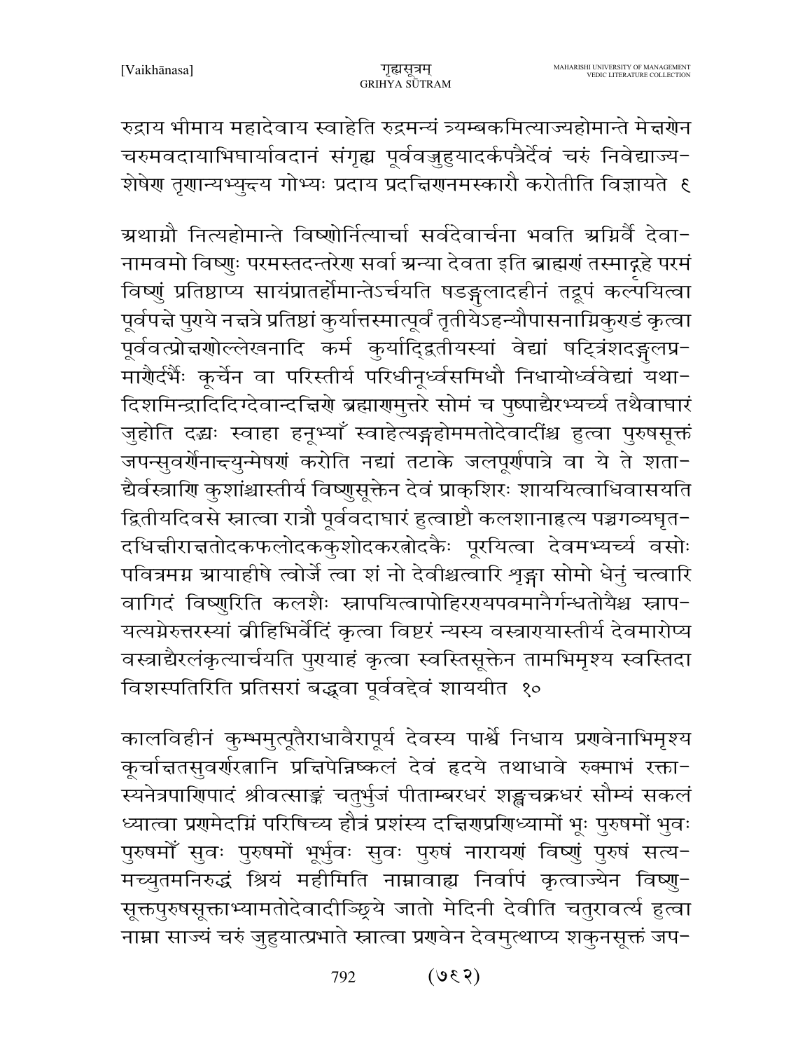रुद्राय भीमाय महादेवाय स्वाहेति रुद्रमन्यं त्र्यम्बकमित्याज्यहोमान्ते मेक्षणेन चरुमवदायाभिघार्यावदानं संगृह्य पूर्ववज्जुहुयादर्कपत्रैर्देवं चरुं निवेद्याज्य-शेषेण तृणान्यभ्युक्ष्य गोभ्यः प्रदाय प्रदक्षिणनमस्कारौ करोतीति विज्ञायते ९

अथाग्नौ नित्यहोमान्ते विष्णोर्नित्यार्चा सर्वदेवार्चना भवति अग्निर्वै देवा-नामवमो विष्णुः परमस्तदन्तरेण सर्वा अन्या देवता इति ब्राह्मणं तस्माद्गृहे परमं विष्णुं प्रतिष्ठाप्य सायंप्रातर्होमान्तेऽर्चयति षडङ्गुलादहीनं तद्रूपं कल्पयित्वा पूर्वपक्षे पुण्ये नक्षत्रे प्रतिष्ठां कुर्यात्तस्मात्पूर्वं तृतीयेऽहन्यौपासनाग्निकुण्डं कृत्वा पूर्ववत्प्रोक्षणोल्लेखनादि कर्म कुर्याद्द्वितीयस्यां वेद्यां षट्त्रिंशदङ्गुलप्र-माणैर्दर्भैः कूर्चेन वा परिस्तीर्य परिधीनूर्ध्वसमिधौ निधायोर्ध्ववेद्यां यथा-दिशमिन्द्रादिदिग्देवान्दक्षिणे ब्रह्माणमुत्तरे सोमं च पुष्पाद्यैरभ्यर्च्य तथैवाघारं जुहोति दद्भ्यः स्वाहा हनूभ्याँ स्वाहेत्यङ्गहोममतोदेवादींश्च हुत्वा पुरुषसूक्तं जपन्सुवर्णेनाद्युन्मेषणं करोति नद्यां तटाके जलपूर्णपात्रे वा ये ते शता-द्यैर्वस्त्राणि कुशांश्चास्तीर्य विष्णुसूक्तेन देवं प्राक्शिरः शाययित्वाधिवासयति द्वितीयदिवसे स्नात्वा रात्रौ पूर्ववदाघारं हुत्वाष्टौ कलशानाहृत्य पञ्चगव्यघृत-दधिक्षीराक्षतोदकफलोदककुशोदकरत्नोदकैः पूरयित्वा देवमभ्यर्च्य वसोः पवित्रमग्न आयाहीषे त्वोर्जे त्वा शं नो देवीश्चत्वारि शृङ्गा सोमो धेनुं चत्वारि वागिदं विष्णुरिति कलशैः स्नापयित्वापोहिरण्यपवमानैर्गन्धतोयैश्च स्नाप-यत्यग्नेरुत्तरस्यां व्रीहिभिर्वेदिं कृत्वा विष्टरं न्यस्य वस्त्राण्यास्तीर्य देवमारोप्य वस्त्राद्यैरलंकृत्यार्चयति पुण्याहं कृत्वा स्वस्तिसूक्तेन तामभिमृश्य स्वस्तिदा विशस्पतिरिति प्रतिसरं बद्ध्वा पूर्ववद्देवं शाययीत १०

कालविहीनं कुम्भमुत्पूतैराधावैरापूर्य देवस्य पार्श्वे निधाय प्रणवेनाभिमृश्य कूर्चाक्षतसुवर्णरत्नानि प्रक्षिपेन्निष्कलं देवं हृदये तथाधावे रुक्माभं रक्ता-स्यनेत्रपाणिपादं श्रीवत्साङ्कं चतुर्भुजं पीताम्बरधरं शङ्खचक्रधरं सौम्यं सकलं ध्यात्वा प्रणमेदग्निं परिषिच्य हौत्रं प्रशंस्य दक्षिणप्रणिध्यामों भूः पुरुषमों भुवः पुरुषमोँ सुवः पुरुषमों भूर्भुवः सुवः पुरुषं नारायणं विष्णुं पुरुषं सत्य-मच्युतमनिरुद्धं श्रियं महीमिति नाम्नावाह्य निर्वापं कृत्वाज्येन विष्णु-सूक्तपुरुषसूक्ताभ्यामतोदेवादीञ्छ्रिये जातो मेदिनी देवीति चतुरावर्त्य हुत्वा नाम्ना साज्यं चरुं जुहुयात्प्रभाते स्नात्वा प्रणवेन देवमुत्थाप्य शकुनसूक्तं जप-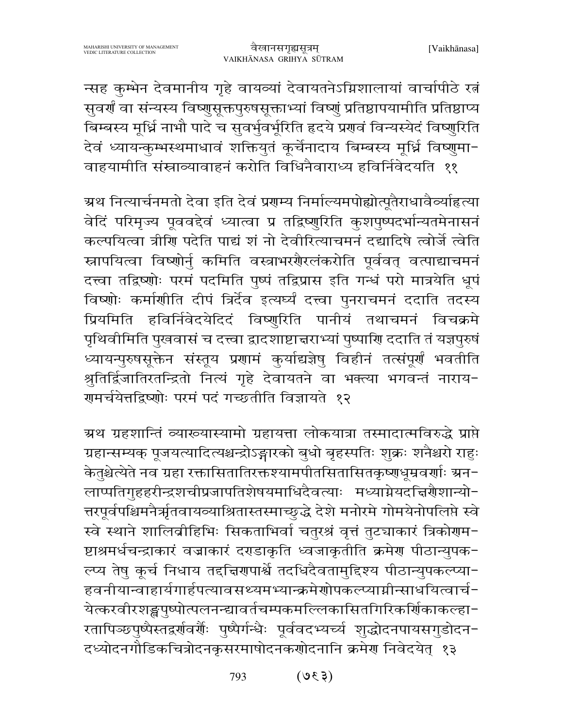न्सह कुम्भेन देवमानीय गृहे वायव्यां देवायतनेऽग्निशालायां वार्चापीठे रत्नं सुवर्णं वा संन्यस्य विष्णुसूक्तपुरुषसूक्ताभ्यां विष्णुं प्रतिष्ठापयामीति प्रतिष्ठाप्य बिम्बस्य मूर्ध्नि नाभौ पादे च सुवर्भुवर्भूरिति हृदये प्रणवं विन्यस्येदं विष्णुरिति देवं ध्यायन्कुम्भस्थमाधावं शक्तियुतं कूर्चेनादाय बिम्बस्य मूर्ध्नि विष्णुमावाहयामीति संस्नाव्यावाहनं करोति विधिनैवाराध्य हविर्निवेदयति ११

अथ नित्यार्चनमतो देवा इति देवं प्रणम्य निर्माल्यमपोह्योत्पूतैराधावैर्व्याहृत्या वेदिं परिमृज्य पूर्ववद्देवं ध्यात्वा प्र तद्विष्णुरिति कुशपुष्पदर्भान्यतमेनासनं कल्पयित्वा त्रीणि पदेति पाद्यं शं नो देवीरित्याचमनं दद्यादिषे त्वोर्जे त्वेति स्नापयित्वा विष्णोर्नु कमिति वस्त्राभरणैरलंकरोति पूर्ववत् वत्पाद्याचमनं दत्त्वा तद्विष्णोः परमं पदमिति पुष्पं तद्विप्रास इति गन्धं परो मात्रयेति धूपं विष्णोः कर्माणीति दीपं त्रिर्देव इत्यर्घ्यं दत्त्वा पुनराचमनं ददाति तदस्य प्रियमिति हविर्निवेदयेदिदं विष्णुरिति पानीयं तथाचमनं विचक्रमे पृथिवीमिति पुखवासं च दत्त्वा द्वादशाष्टाक्षराभ्यां पुष्पाणि ददाति तं यज्ञपुरुषं ध्यायन्पुरुषसूक्तेन संस्तूय प्रणामं कुर्याद्यज्ञेषु विहीनं तत्संपूर्णं भवतीति श्रुतिर्द्विजातिरतन्द्रितो नित्यं गृहे देवायतने वा भक्त्या भगवन्तं नारायणमर्चयेत्तद्विष्णोः परमं पदं गच्छतीति विज्ञायते १२

अथ ग्रहशान्तिं व्याख्यास्यामो ग्रहायत्ता लोकयात्रा तस्मादात्मविरुद्धे प्राप्ते ग्रहान्सम्यक् पूजयत्यादित्यश्चन्द्रोऽङ्गारको बुधो बृहस्पतिः शुक्रः शनैश्चरो राहुः केतुश्चेत्येते नव ग्रहा रक्तासितातिरक्तश्यामपीतसितासितकृष्णधूम्रवर्णाः अनलाप्पतिगुहहरीन्द्रशचीप्रजापतिशेषयमाधिदैवत्याः मध्याग्नेयदक्षिणैशान्योत्तरपूर्वपश्चिमनैर्ऋतवायव्याश्रितास्तस्माच्छुद्धे देशे मनोरमे गोमयेनोपलिप्ते स्वे स्वे स्थाने शालिव्रीहिभिः सिकताभिर्वा चतुरश्रं वृत्तं तुट्याकारं त्रिकोणमष्टाश्रमर्धचन्द्राकारं वज्राकारं दण्डाकृति ध्वजाकृतीति क्रमेण पीठान्युपकल्प्य तेषु कूर्च निधाय तद्दक्षिणपार्श्वे तदधिदैवतामुद्दिश्य पीठान्युपकल्प्याहवनीयान्वाहार्यगार्हपत्यावसथ्यमभ्यान्क्रमेणोपकल्प्याग्नीन्साधयित्वार्चयेत्करवीरशङ्खपुष्पोत्पलनन्द्यावर्तचम्पकमल्लिकासितगिरिकर्णिकाकल्हारतापिञ्छपुष्पैस्तद्वर्णवर्णैः पुष्पैर्गन्धैः पूर्ववदभ्यर्च्य शुद्धोदनपायसगुडोदनदध्योदनगौडिकचित्रोदनकृसरमाषोदनकणोदनानि क्रमेण निवेदयेत् १३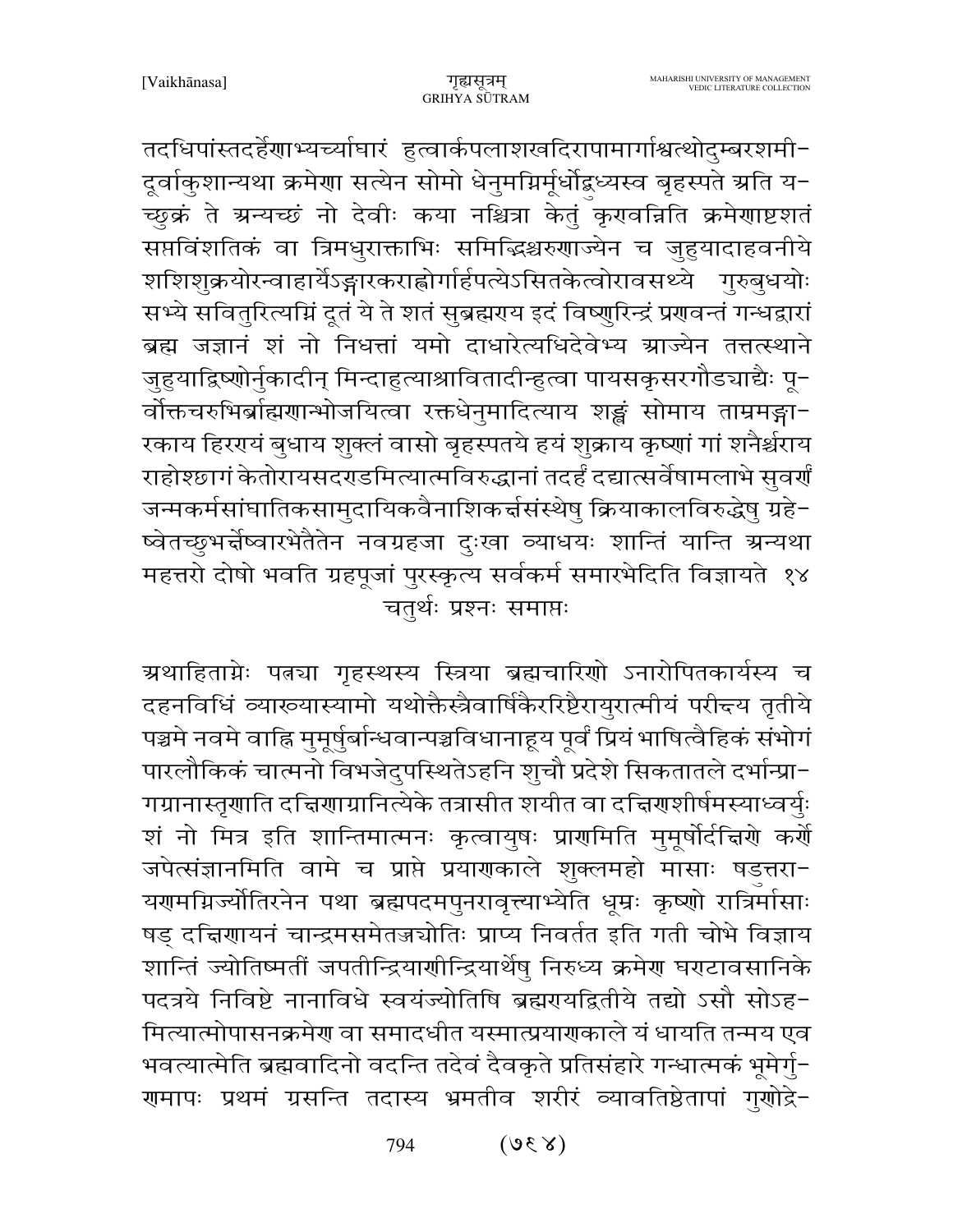तदधिपांस्तदर्हेणाभ्यर्च्याघारं हुत्वार्कपलाशखदिरापामार्गाश्वत्थोदुम्बरशमी-दूर्वाकुशान्यथा क्रमेण सत्येन सोमो धेनुमग्निर्मूर्धोद्बुध्यस्व बृहस्पते अति य-च्छुक्रं ते अन्यच्छं नो देवीः कया नश्चित्रा केतुं कृण्वन्निति क्रमेणाष्टशतं सप्तविंशतिकं वा त्रिमधुराक्ताभिः समिद्भिश्चरुणाज्येन च जुहुयादाहवनीये शशिशुक्रयोरन्वाहार्येऽङ्गारकराह्वोर्गार्हपत्येऽसितकेत्वोरावसथ्ये गुरुबुधयोः सभ्ये सवितुरित्यग्निं दूतं ये ते शतं सुब्रह्मण्य इदं विष्णुरिन्द्रं प्राणवन्तं गन्धद्वारां ब्रह्म जज्ञानं शं नो निधत्तां यमो दाधारेत्यधिदेवेभ्य आज्येन तत्तत्स्थाने जुहुयाद्विष्णोर्नुकादीन् मिन्दाहुत्याश्चावितादीन्हुत्वा पायसकृसरगौडचाद्यैः पू-र्वोक्तचरुभिर्ब्राह्मणान्भोजयित्वा रक्तधेनुमादित्याय शङ्खं सोमाय ताम्रमङ्गा-रकाय हिरण्यं बुधाय शुक्लं वासो बृहस्पतये हयं शुक्राय कृष्णां गां शनैश्चराय राहोश्छागं केतोरायसदण्डमित्यात्मविरुद्धानां तदर्हं दद्यात्सर्वेषामलाभे सुवर्णं जन्मकर्मसांघातिकसामुदायिकवैनाशिकर्क्षसंस्थेषु क्रियाकालविरुद्धेषु ग्रहे-ष्वेतच्छुभर्क्षेष्वारभेतैतेन नवग्रहजा दुःखा व्याधयः शान्तिं यान्ति अन्यथा महत्तरो दोषो भवति ग्रहपूजां पुरस्कृत्य सर्वकर्म समारभेदिति विज्ञायते १४

चतुर्थः प्रश्नः समाप्तः

अथाहिताग्नेः पत्न्या गृहस्थस्य स्त्रिया ब्रह्मचारिणो ऽनारोपितकार्यस्य च दहनविधिं व्याख्यास्यामो यथोक्तैस्त्रैवार्षिकैररिष्टैरायुरात्मीयं परीक्ष्य तृतीये पञ्चमे नवमे वाह्नि मुमूर्षुर्बान्धवान्पञ्चविधानाहूय पूर्वं प्रियं भाषित्वैहिकं संभोगं पारलौकिकं चात्मनो विभजेदुपस्थितेऽहनि शुचौ प्रदेशे सिकतातले दर्भान्प्रा-गग्रानास्तृणाति दक्षिणाग्रानित्येके तत्रासीत शयीत वा दक्षिणशीर्षमस्याध्वर्युः शं नो मित्र इति शान्तिमात्मनः कृत्वायुषः प्राणमिति मुमूर्षोर्दक्षिणे कर्णे जपेत्संज्ञानमिति वामे च प्राप्ते प्रयाणकाले शुक्लमहो मासाः षडुत्तरा-यणमग्निर्ज्योतिरनेन पथा ब्रह्मपदमपुनरावृत्त्याभ्येति धूम्रः कृष्णो रात्रिर्मासाः षड् दक्षिणायनं चान्द्रमसमेतज्ज्योतिः प्राप्य निवर्तत इति गती चोभे विज्ञाय शान्तिं ज्योतिष्मतीं जपतीन्द्रियाणीन्द्रियार्थेषु निरुध्य क्रमेण घण्टावसानिके पदत्रये निविष्टे नानाविधे स्वयंज्योतिषि ब्रह्मण्यद्वितीये तद्यो ऽसौ सोऽह-मित्यात्मोपासनक्रमेण वा समादधीत यस्मात्प्रयाणकाले यं धायति तन्मय एव भवत्यात्मेति ब्रह्मवादिनो वदन्ति तदेवं दैवकृते प्रतिसंहारे गन्धात्मकं भूमेर्गु-णमापः प्रथमं ग्रसन्ति तदास्य भ्रमतीव शरीरं व्यावतिष्ठेतापां गुणोद्रे-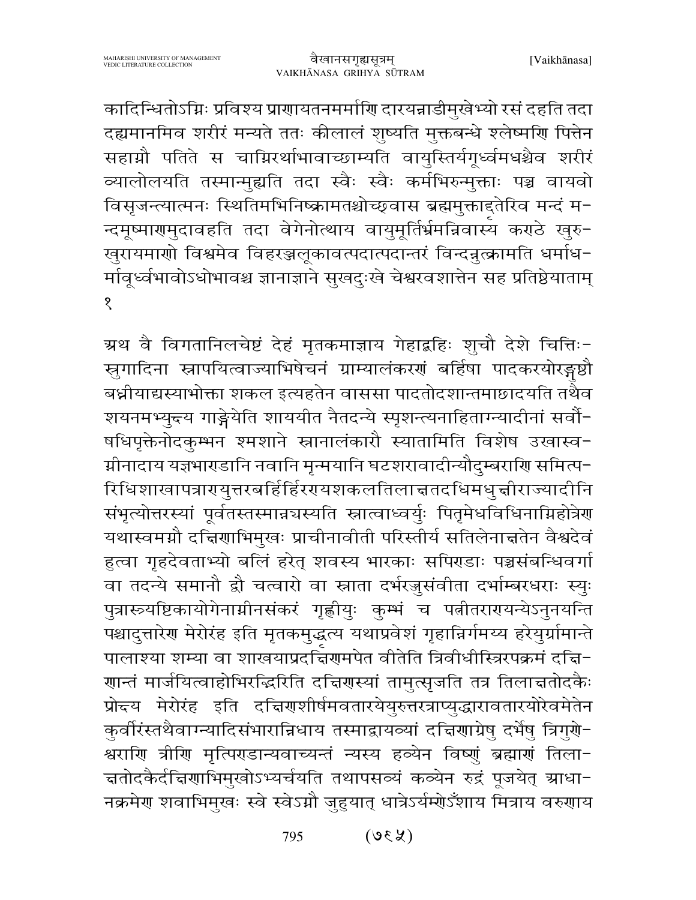कादिन्धितोऽग्निः प्रविश्य प्राणायतनमर्माणि दारयन्नाडीमुखेभ्यो रसं दहति तदा दह्यमानमिव शरीरं मन्यते ततः कीलालं शुष्यति मुक्तबन्धे श्लेष्मणि पित्तेन सहाग्नौ पतिते स चाग्निरर्थाभावाच्छाम्यति वायुस्तिर्यगूर्ध्वमधश्चैव शरीरं व्यालोलयति तस्मान्मुह्यति तदा स्वैः स्वैः कर्मभिरुन्मुक्ताः पञ्च वायवो विसृजन्त्यात्मनः स्थितिमभिनिष्क्रामतश्चोच्छ्वास ब्रह्ममुक्ताद्दतेरिव मन्दं मन्दमूष्माणमुदावहति तदा वेगेनोत्थाय वायुमूर्तिर्भ्रमन्निवास्ये कण्ठे खुरुखुरायमाणो विश्वमेव विहरञ्जलूकावत्पदात्पदान्तरं विन्दन्नुत्क्रामति धर्माधर्मावूर्ध्वभावोऽधोभावश्च ज्ञानाज्ञाने सुखदुःखे चेश्वरवशात्तेन सह प्रतिष्ठेयाताम् १

अथ वै विगतानिलचेष्टं देहं मृतकमाज्ञाय गेहाद्बहिः शुचौ देशे चित्तिःस्रुगादिना स्नापयित्वाज्याभिषेचनं ग्राम्यालंकरणं बर्हिषा पादकरयोरङ्गुष्ठौ बध्नीयाद्यस्याभोक्ता शकल इत्यहतेन वाससा पादतोदशान्तमाछादयति तथैव शयनमभ्युन्द्य गाङ्गेयेति शाययीत नैतदन्ये स्पृशन्त्यनाहिताग्न्यादीनां सर्वौषधिपृक्तेनोदकुम्भन श्मशाने स्नानालंकारौ स्यातामिति विशेष उखास्वग्नीनादाय यज्ञभाण्डानि नवानि मृन्मयानि घटशरावादीन्यौदुम्बराणि समित्परिधिशाखापत्राण्युत्तरबर्हिर्हिरण्यशकलतिलाक्षतदधिमधुक्षीराज्यादीनि संभृत्योत्तरस्यां पूर्वतस्तस्मान्नयस्यति स्नात्वाध्वर्युः पितृमेधविधिनाग्निहोत्रेण यथास्वमग्नौ दक्षिणाभिमुखः प्राचीनावीती परिस्तीर्य सतिलेनाक्षतेन वैश्वदेवं हुत्वा गृहदेवताभ्यो बलिं हरेत् शवस्य भारकाः सपिण्डाः पञ्चसंबन्धिवर्गा वा तदन्ये समानौ द्वौ चत्वारो वा स्नाता दर्भरज्जुसंवीता दर्भाम्बरधराः स्युः पुत्रास्त्र्यष्टिकायोगेनाग्नीनसंकरं गृह्णीयुः कुम्भं च पत्नीतराण्यन्येऽनुनयन्ति पश्चादुत्तारेण मेरोरंह इति मृतकमुद्धृत्य यथाप्रवेशं गृहान्निर्गमय्य हरेयुर्ग्रामान्ते पालाश्या शम्या वा शाखयाप्रदक्षिणमपेत वीतेति त्रिवीधीस्त्रिरपक्रमं दक्षिणान्तं मार्जयित्वाहोभिरद्भिरिति दक्षिणस्यां तामुत्सृजति तत्र तिलाक्षतोदकैः प्रोक्ष्य मेरोरंह इति दक्षिणशीर्षमवतारयेयुरुत्तरत्राप्युद्धारावतारयोरेवमेतेन कुर्वीरंस्तथैवाग्न्यादिसंभारान्निधाय तस्माद्वायव्यां दक्षिणाग्रेषु दर्भेषु त्रिगुणेश्वराणि त्रीणि मृत्पिण्डान्यवाच्यन्तं न्यस्य हव्येन विष्णुं ब्रह्माणं तिलाक्षतोदकैर्दक्षिणाभिमुखोऽभ्यर्चयति तथापसव्यं कव्येन रुद्रं पूजयेत् आधानक्रमेण शवाभिमुखः स्वे स्वेऽग्नौ जुहुयात् धात्रेऽर्यम्णोऽँशाय मित्राय वरुणाय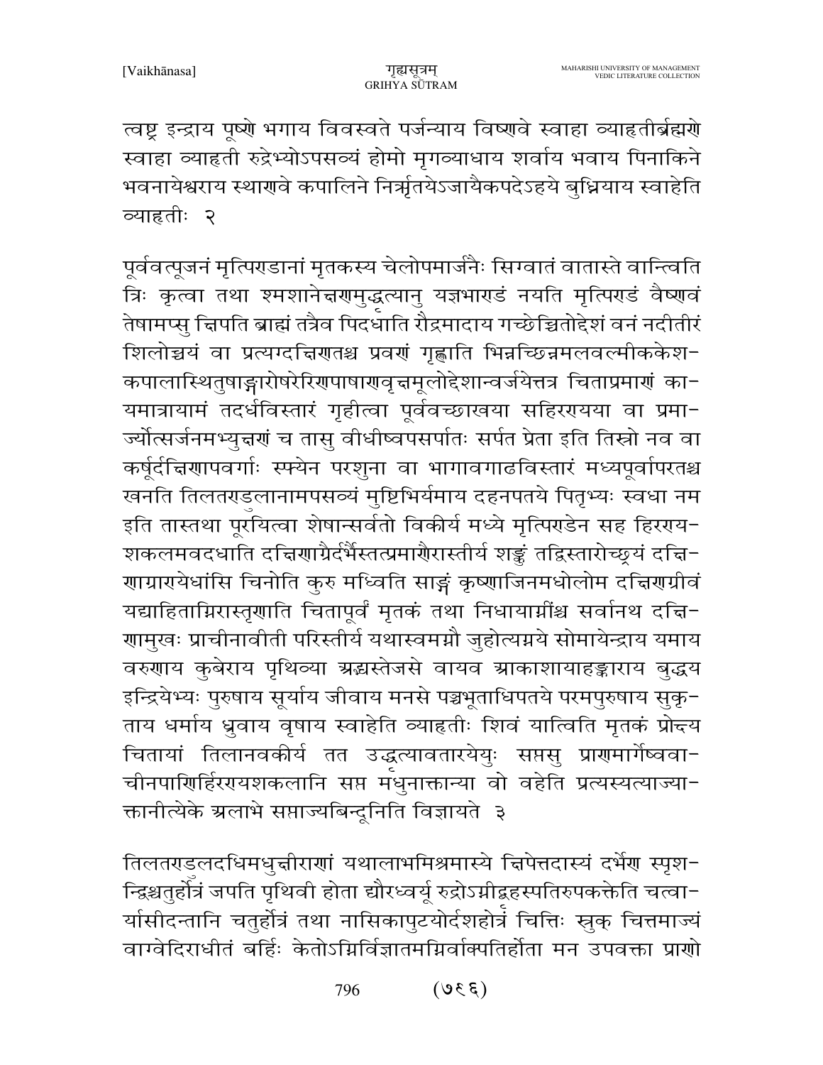त्वष्ट्र इन्द्राय पूष्णे भगाय विवस्वते पर्जन्याय विष्णवे स्वाहा व्याहृतीर्ब्रह्मणे स्वाहा व्याहृती रुद्रेभ्योऽपसव्यं होमो मृगव्याधाय शर्वाय भवाय पिनाकिने भवनायेश्वराय स्थाणवे कपालिने निर्ऋतयेऽजायैकपदेऽहये बुध्नियाय स्वाहेति व्याहृतीः २

पूर्ववत्पूजनं मृत्पिण्डानां मृतकस्य चेलोपमार्जनैः सिग्वातं वातास्ते वान्त्विति त्रिः कृत्वा तथा श्मशानेक्षणमुद्धृत्यानु यज्ञभाण्डं नयति मृत्पिण्डं वैष्णवं तेषामप्सु क्षिपति ब्राह्मं तत्रैव पिदधाति रौद्रमादाय गच्छेच्चितोद्देशं वनं नदीतीरं शिलोच्चयं वा प्रत्यग्दक्षिणतश्च प्रवणं गृह्णाति भिन्नच्छिन्नमलवल्मीककेश-कपालास्थितुषाङ्गारोषरेरिणपाषाणवृक्षमूलोद्देशान्वर्जयेत्तत्र चिताप्रमाणं का-यमात्रायामं तदर्धविस्तारं गृहीत्वा पूर्ववच्छाखया सहिरण्यया वा प्रमा-र्ज्योत्सर्जनमभ्युक्षणं च तासु वीधीष्वपसर्पातः सर्पत प्रेता इति तिस्रो नव वा कर्षूर्दक्षिणापवर्गाः स्फ्येन परशुना वा भागावगाढविस्तारं मध्यपूर्वापरतश्च खनति तिलतण्डुलानामपसव्यं मुष्टिभिर्यमाय दहनपतये पितृभ्यः स्वधा नम इति तास्तथा पूरयित्वा शेषान्सर्वतो विकीर्य मध्ये मृत्पिण्डेन सह हिरण्य-शकलमवदधाति दक्षिणाग्रैर्दर्भैस्तत्प्रमाणैरास्तीर्य शङ्कुं तद्विस्तारोच्छ्रयं दक्षि-णाग्राण्येधांसि चिनोति कुरु मध्विति साङ्गं कृष्णाजिनमधोलोम दक्षिणग्रीवं यद्याहिताग्निरास्तृणाति चितापूर्वं मृतकं तथा निधायाग्नींश्च सर्वानथ दक्षि-णामुखः प्राचीनावीती परिस्तीर्य यथास्वमग्नौ जुहोत्यग्नये सोमायेन्द्राय यमाय वरुणाय कुबेराय पृथिव्या अद्भ्यस्तेजसे वायव आकाशायाहङ्काराय बुद्धय इन्द्रियेभ्यः पुरुषाय सूर्याय जीवाय मनसे पञ्चभूताधिपतये परमपुरुषाय सुकृ-ताय धर्माय ध्रुवाय वृषाय स्वाहेति व्याहृतीः शिवं यात्विति मृतकं प्रोक्ष्य चितायां तिलानवकीर्य तत उद्धृत्यावतारयेयुः सप्तसु प्राणमार्गेष्ववा-चीनपाणिर्हिरण्यशकलानि सप्त मधुनाक्तान्या वो वहेति प्रत्यस्यत्याज्या-क्तानीत्येके अलाभे सप्ताज्यबिन्दूनिति विज्ञायते ३

तिलतण्डुलदधिमधुक्षीराणां यथालाभमिश्रमास्ये क्षिपेत्तदास्यं दर्भेण स्पृश-न्द्विश्चतुर्होत्रं जपति पृथिवी होता द्यौरध्वर्यू रुद्रोऽग्नीद्बृहस्पतिरुपवक्तेति चत्वा-र्यासीदन्तानि चतुर्होत्रं तथा नासिकापुटयोर्दशहोत्रं चित्तिः स्रुक् चित्तमाज्यं वाग्वेदिराधीतं बर्हिः केतोऽग्निर्विज्ञातमग्निर्वाक्पतिर्होता मन उपवक्ता प्राणो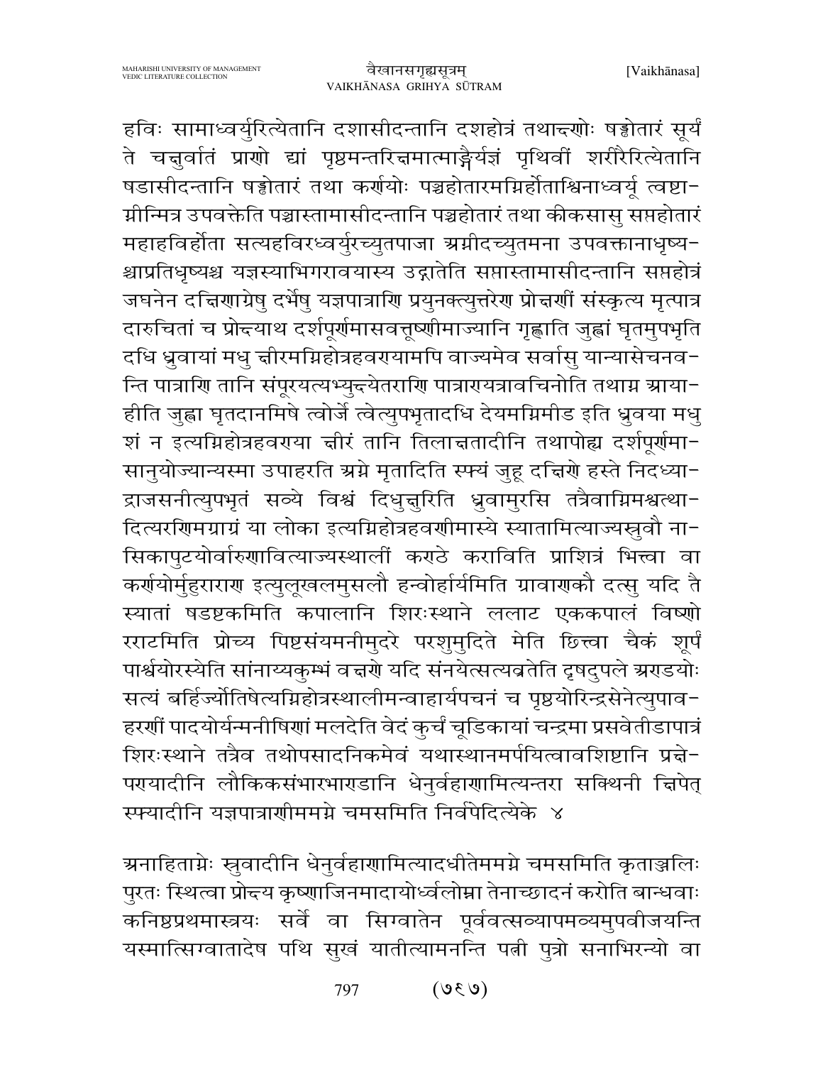हविः सामाध्वर्युरित्येतानि दशासीदन्तानि दशहोत्रं तथाद्दणोः षड्ढोतारं सूर्यं ते चचुर्वातं प्राणो द्यां पृष्ठमन्तरिचमात्माङ्गैर्यज्ञं पृथिवीं शरीरैरित्येतानि षडासीदन्तानि षड्ढोतारं तथा कर्णयोः पञ्चहोतारमग्निर्होताश्विनाध्वर्यू त्वष्टा-ग्नीन्मित्र उपवक्तेति पञ्चास्तामासीदन्तानि पञ्चहोतारं तथा कीकसासु सप्तहोतारं महाहविर्होता सत्यहविरध्वर्युरच्युतपाजा अग्नीदच्युतमना उपवक्तानाधृष्य-श्चाप्रतिधृष्यश्च यज्ञस्याभिगरावयास्य उद्गातेति सप्तास्तामासीदन्तानि सप्तहोत्रं जघनेन दक्षिणाग्रेषु दर्भेषु यज्ञपात्राणि प्रयुनक्त्युत्तरेण प्रोक्षणीं संस्कृत्य मृत्पात्र दारुचितां च प्रोक्ष्याथ दर्शपूर्णमासवत्तूष्णीमाज्यानि गृह्णाति जुह्वां घृतमुपभृति दधि ध्रुवायां मधु क्षीरमग्निहोत्रहवण्यामपि वाज्यमेव सर्वासु यान्यासेचनव-न्ति पात्राणि तानि संपूरयत्यभ्युक्ष्येतराणि पात्राण्यत्रावचिनोति तथाग्न आया-हीति जुह्वा घृतदानमिषे त्वोर्जे त्वेत्युपभृतादधि देयमग्निमीड इति ध्रुवया मधु शं न इत्यग्निहोत्रहवण्या क्षीरं तानि तिलाक्षतादीनि तथापोह्य दर्शपूर्णमा-सानुयोज्यान्यस्मा उपाहरति अग्ने मृतादिति स्फ्यं जुहू दक्षिणे हस्ते निदध्या-द्वाजसनीत्युपभृतं सव्ये विश्वं दिधुक्षुरिति ध्रुवामुरसि तत्रैवाग्निमश्वत्था-दित्यरणिमग्राग्रं या लोका इत्यग्निहोत्रहवणीमास्ये स्यातामित्याज्यस्रुवौ ना-सिकापुटयोर्वारुणावित्याज्यस्थालीं कण्ठे कराविति प्राशित्रं भित्त्वा वा कर्णयोर्मुहुराराण इत्युलूखलमुसलौ हन्वोर्हार्यमिति ग्रावाणकौ दत्सु यदि तै स्यातां षडष्टकमिति कपालानि शिरःस्थाने ललाट एककपालं विष्णो रराटमिति प्रोच्य पिष्टसंयमनीमुदरे परशुमुदिते मेति छित्त्वा चैकं शूर्पं पार्श्वयोरस्येति सांनाय्यकुम्भं वक्षणे यदि संनयेत्सत्यव्रतेति दृषदुपले अण्डयोः सत्यं बर्हिज्योतिषेत्यग्निहोत्रस्थालीमन्वाहार्यपचनं च पृष्ठयोरिन्द्रसेनेत्युपाव-हरणीं पादयोर्यन्मनीषिणां मलदेति वेदं कुर्चं चूडिकायां चन्द्रमा प्रसवेतीडापात्रं शिरःस्थाने तत्रैव तथोपसादनिकमेवं यथास्थानमर्पयित्वावशिष्टानि प्रक्षे-पण्यादीनि लौकिकसंभारभाण्डानि धेनुर्वहाणामित्यन्तरा सक्थिनी क्षिपेत् स्फ्यादीनि यज्ञपात्राणीममग्ने चमसमिति निर्वपेदित्येके ४

अनाहिताग्नेः स्रुवादीनि धेनुर्वहाणामित्यादधीतेममग्ने चमसमिति कृताञ्जलिः पुरतः स्थित्वा प्रोक्ष्य कृष्णाजिनमादायोर्ध्वलोम्ना तेनाच्छादनं करोति बान्धवाः कनिष्ठप्रथमास्त्रयः सर्वे वा सिग्वातेन पूर्ववत्सव्यापमव्यमुपवीजयन्ति यस्मात्सिग्वातादेष पथि सुखं यातीत्यामनन्ति पत्नी पुत्रो सनाभिरन्यो वा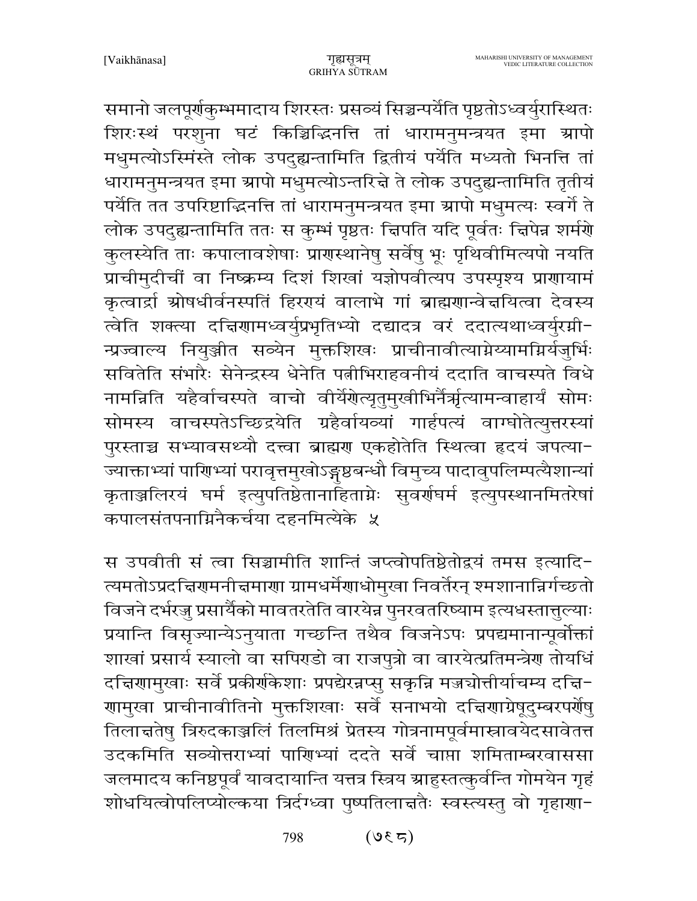समानो जलपूर्णकुम्भमादाय शिरस्तः प्रसव्यं सिञ्चन्पर्येति पृष्ठतोऽध्वर्युरास्थितः शिरःस्थं परशुना घटं किञ्चिद्भिनत्ति तां धारामनुमन्त्रयत इमा आपो मधुमत्योऽस्मिंस्ते लोक उपदुह्यन्तामिति द्वितीयं पर्येति मध्यतो भिनत्ति तां धारामनुमन्त्रयत इमा आपो मधुमत्योऽन्तरिक्षे ते लोक उपदुह्यन्तामिति तृतीयं पर्येति तत उपरिष्टाद्भिनत्ति तां धारामनुमन्त्रयत इमा आपो मधुमत्यः स्वर्गे ते लोक उपदुह्यन्तामिति ततः स कुम्भं पृष्ठतः क्षिपति यदि पूर्वतः क्षिपेन्न शर्मणे कुलस्येति ताः कपालावशेषाः प्राणस्थानेषु सर्वेषु भूः पृथिवीमित्यपो नयति प्राचीमुदीचीं वा निष्क्रम्य दिशं शिखां यज्ञोपवीत्यप उपस्पृश्य प्राणायामं कृत्वार्द्रा ओषधीर्वनस्पतिं हिरण्यं वालाभे गां ब्राह्मणान्वेक्षयित्वा देवस्य त्वेति शक्त्या दक्षिणामध्वर्युप्रभृतिभ्यो दद्यादत्र वरं ददात्यथाध्वर्युरग्नीन्प्रज्वाल्य नियुञ्जीत सव्येन मुक्तशिखः प्राचीनावीत्याग्नेय्यामग्निर्यजुर्भिः सवितेति संभारैः सेनेन्द्रस्य धेनेति पत्नीभिराहवनीयं ददाति वाचस्पते विधे नामन्निति यहैर्वाचस्पते वाचो वीर्येणेत्यृतुमुखीभिर्नैर्ऋत्यामन्वाहार्यं सोमः सोमस्य वाचस्पतेऽच्छिद्रयेति ग्रहैर्वायव्यां गार्हपत्यं वाग्घोतेत्युत्तरस्यां पुरस्ताच्च सभ्यावसथ्यौ दत्त्वा ब्राह्मण एकहोतेति स्थित्वा हृदयं जपत्याज्याक्ताभ्यां पाणिभ्यां परावृत्तमुखोऽङ्गुष्ठबन्धौ विमुच्य पादावुपलिम्पत्यैशान्यां कृताञ्जलिरयं घर्म इत्युपतिष्ठेतानाहिताग्नेः सुवर्णघर्म इत्युपस्थानमितरेषां कपालसंतपनाग्निनैकर्चया दहनमित्येके ५

स उपवीती सं त्वा सिञ्चामीति शान्तिं जप्त्वोपतिष्ठेतोद्वयं तमस इत्यादित्यमतोऽप्रदक्षिणमनीक्षमाणा ग्रामधर्मेणाधोमुखा निवर्तेरन् श्मशानान्निर्गच्छतो विजने दर्भरज्जु प्रसार्यैको मावतरतेति वारयेन्न पुनरवतरिष्याम इत्यधस्तात्तुल्याः प्रयान्ति विसृज्यान्येऽनुयाता गच्छन्ति तथैव विजनेऽपः प्रपद्यमानान्पूर्वोक्तां शाखां प्रसार्य स्यालो वा सपिण्डो वा राजपुत्रो वा वारयेत्प्रतिमन्त्रेण तोयधिं दक्षिणामुखाः सर्वे प्रकीर्णकेशाः प्रपद्येरन्नप्सु सकृन्नि मज्ज्योत्तीर्याचम्य दक्षिणामुखा प्राचीनावीतिनो मुक्तशिखाः सर्वे सनाभयो दक्षिणाग्रेषूदुम्बरपर्णेषु तिलाक्षतेषु त्रिरुदकाञ्जलिं तिलमिश्रं प्रेतस्य गोत्रनामपूर्वमास्रावयेदसावेतत्त उदकमिति सव्योत्तराभ्यां पाणिभ्यां ददते सर्वे चाप्ता शमिताम्बरवाससा जलमादय कनिष्ठपूर्वं यावदायान्ति यत्तत्र स्त्रिय आहुस्तत्कुर्वन्ति गोमयेन गृहं शोधयित्वोपलिप्योल्कया त्रिर्दग्ध्वा पुष्पतिलाक्षतैः स्वस्त्यस्तु वो गृहाणा-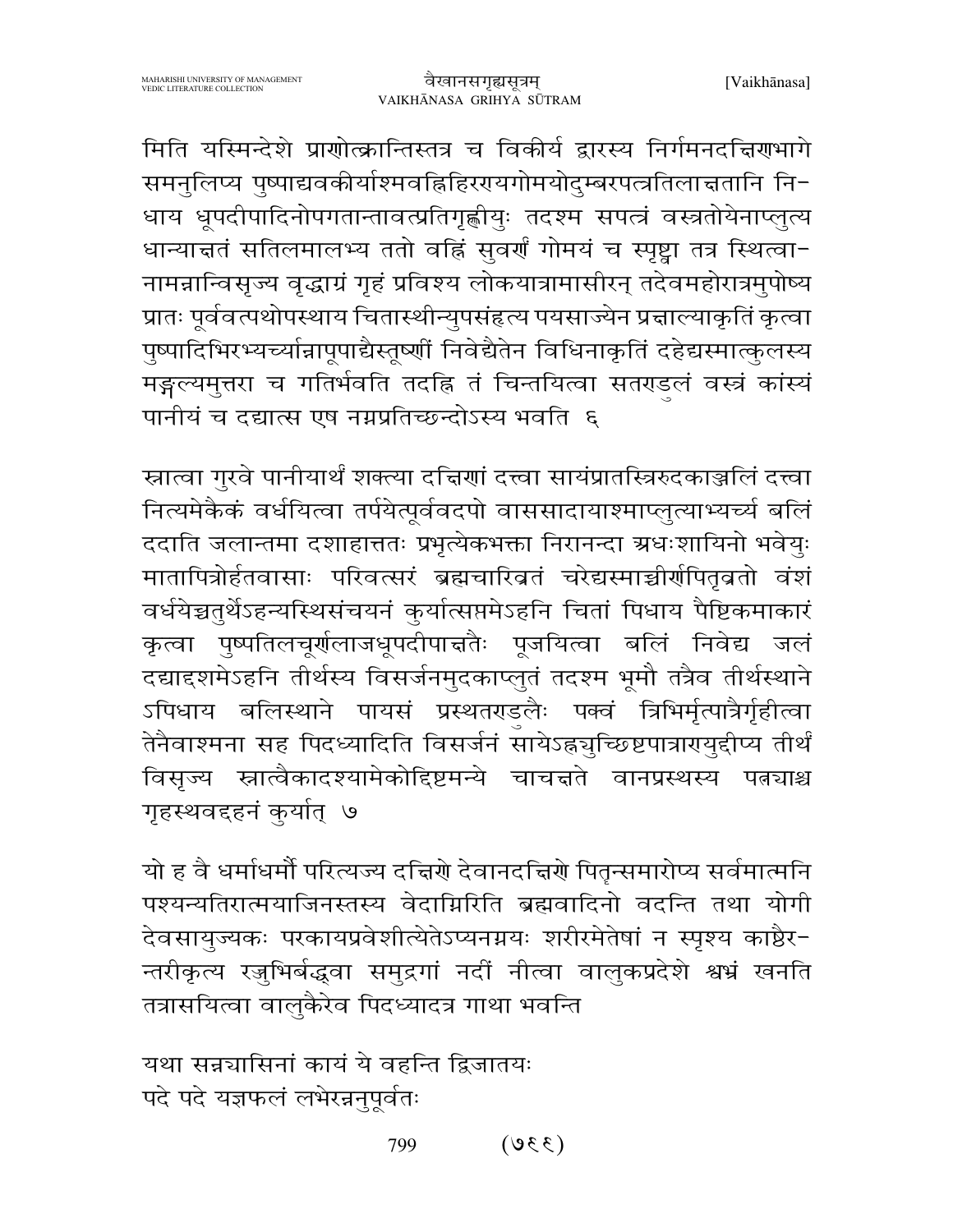मिति यस्मिन्देशे प्राणोत्क्रान्तिस्तत्र च विकीर्य द्वारस्य निर्गमनदक्षिणभागे समनुलिप्य पुष्पाद्यवकीर्याश्मवह्निहिरण्यगोमयोदुम्बरपत्रतिलाक्षतानि निधाय धूपदीपादिनोपगतान्तावत्प्रतिगृह्णीयुः तदश्म सपत्रं वस्त्रतोयेनाप्लुत्य धान्याक्षतं सतिलमालभ्य ततो वह्निं सुवर्णं गोमयं च स्पृष्ट्वा तत्र स्थित्वा-नामन्नान्विसृज्य वृद्धाग्रं गृहं प्रविश्य लोकयात्रामासीरन् तदेवमहोरात्रमुपोष्य प्रातः पूर्ववत्पथोपस्थाय चितास्थीन्युपसंहृत्य पयसाज्येन प्रक्षाल्याकृतिं कृत्वा पुष्पादिभिरभ्यर्च्यान्नापूपाद्यैस्तूष्णीं निवेद्यैतेन विधिनाकृतिं दहेद्यस्मात्कुलस्य मङ्गल्यमुत्तरा च गतिर्भवति तदह्नि तं चिन्तयित्वा सतण्डुलं वस्त्रं कांस्यं पानीयं च दद्यात्स एष नग्नप्रतिच्छन्दोऽस्य भवति ६

स्नात्वा गुरवे पानीयार्थं शक्त्या दक्षिणां दत्त्वा सायंप्रातस्त्रिरुदकाञ्जलिं दत्त्वा नित्यमेकैकं वर्धयित्वा तर्पयेत्पूर्ववदपो वाससादायाश्माप्लुत्याभ्यर्च्य बलिं ददाति जलान्तमा दशाहात्ततः प्रभृत्येकभक्ता निरानन्दा अधःशायिनो भवेयुः मातापित्रोर्हतवासाः परिवत्सरं ब्रह्मचारिव्रतं चरेद्यस्माज्जीर्णपितृव्रतो वंशं वर्धयेच्चतुर्थेऽहन्यस्थिसंचयनं कुर्यात्सप्तमेऽहनि चितां पिधाय पैष्टिकमाकारं कृत्वा पुष्पतिलचूर्णलाजधूपदीपाक्षतैः पूजयित्वा बलिं निवेद्य जलं दद्याद्दशमेऽहनि तीर्थस्य विसर्जनमुदकाप्लुतं तदश्म भूमौ तत्रैव तीर्थस्थाने ऽपिधाय बलिस्थाने पायसं प्रस्थतण्डुलैः पक्वं त्रिभिर्मृत्पात्रैर्गृहीत्वा तेनैवाश्मना सह पिदध्यादिति विसर्जनं सायेऽह्नयुच्छिष्टपात्राण्युद्दीप्य तीर्थं विसृज्य स्नात्वैकादश्यामेकोद्दिष्टमन्ये चाचक्षते वानप्रस्थस्य पत्न्याश्च गृहस्थवद्दहनं कुर्यात् ७

यो ह वै धर्माधर्मौ परित्यज्य दक्षिणे देवानदक्षिणे पितृन्समारोप्य सर्वमात्मनि पश्यन्यतिरात्मयाजिनस्तस्य वेदाग्निरिति ब्रह्मवादिनो वदन्ति तथा योगी देवसायुज्यकः परकायप्रवेशीत्येतेऽप्यनग्नयः शरीरमेतेषां न स्पृश्य काष्ठैर-न्तरीकृत्य रज्जुभिर्बद्ध्वा समुद्रगां नदीं नीत्वा वालुकप्रदेशे श्वभ्रं खनति तत्रासयित्वा वालुकैरेव पिदध्यादत्र गाथा भवन्ति

यथा सन्न्यासिनां कायं ये वहन्ति द्विजातयः  
पदे पदे यज्ञफलं लभेरन्ननुपूर्वतः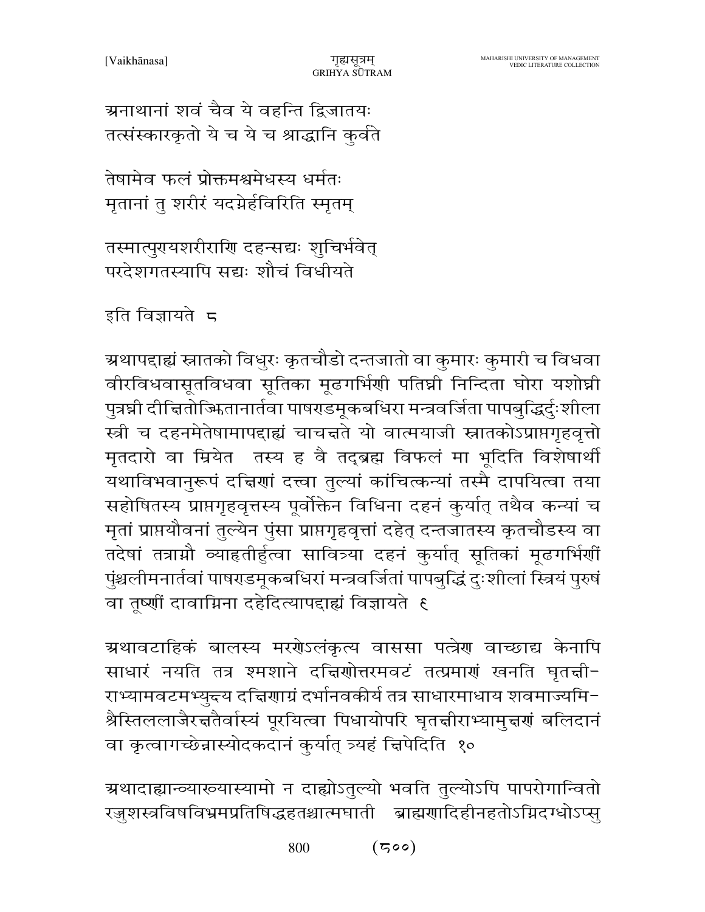अनाथानां शवं चैव ये वहन्ति द्विजातयः
तत्संस्कारकृतो ये च ये च श्राद्धानि कुर्वते

तेषामेव फलं प्रोक्तमश्वमेधस्य धर्मतः
मृतानां तु शरीरं यदग्नेर्हविरिति स्मृतम्

तस्मात्पुण्यशरीराणि दहन्सद्यः शुचिर्भवेत्
परदेशगतस्यापि सद्यः शौचं विधीयते

इति विज्ञायते ८

अथापद्दाह्यं स्नातको विधुरः कृतचौडो दन्तजातो वा कुमारः कुमारी च विधवा वीरविधवासूतविधवा सूतिका मूढगर्भिणी पतिघ्नी निन्दिता घोरा यशोघ्नी पुत्रघ्नी दीक्षितोज्झितानार्तवा पाषण्डमूकबधिरा मन्त्रवर्जिता पापबुद्धिर्दुःशीला स्त्री च दहनमेतेषामापद्दाह्यं चाचक्षते यो वात्मयाजी स्नातकोऽप्राप्तगृहवृत्तो मृतदारो वा म्रियेत तस्य ह वै तद्ब्रह्म विफलं मा भूदिति विशेषार्थी यथाविभवानुरूपं दक्षिणां दत्त्वा तुल्यां कांचित्कन्यां तस्मै दापयित्वा तया सहोषितस्य प्राप्तगृहवृत्तस्य पूर्वोक्तेन विधिना दहनं कुर्यात् तथैव कन्यां च मृतां प्राप्तयौवनां तुल्येन पुंसा प्राप्तगृहवृत्तां दहेत् दन्तजातस्य कृतचौडस्य वा तदेषां तत्राग्नौ व्याहृतीर्हुत्वा सावित्र्या दहनं कुर्यात् सूतिकां मूढगर्भिणीं पुंश्चलीमनार्तवां पाषण्डमूकबधिरां मन्त्रवर्जितां पापबुद्धिं दुःशीलां स्त्रियं पुरुषं वा तूष्णीं दावाग्निना दहेदित्यापद्दाह्यं विज्ञायते ९

अथावटाहिकं बालस्य मरणेऽलंकृत्य वाससा पत्रेण वाच्छाद्य केनापि साधारं नयति तत्र श्मशाने दक्षिणोत्तरमवटं तत्प्रमाणं खनति घृतक्षी-राभ्यामवटमभ्युक्ष्य दक्षिणाग्रं दर्भानवकीर्य तत्र साधारमाधाय शवमाज्यमि-श्रैस्तिललाजैरक्षतैर्वास्यं पूरयित्वा पिधायोपरि घृतक्षीराभ्यामुक्षणं बलिदानं वा कृत्वागच्छेन्नास्योदकदानं कुर्यात् त्र्यहं क्षिपेदिति १०

अथादाह्यान्व्याख्यास्यामो न दाह्योऽतुल्यो भवति तुल्योऽपि पापरोगान्वितो रज्जुशस्त्रविषविभ्रमप्रतिषिद्धहतश्चात्मघाती ब्राह्मणादिहीनहतोऽग्निदग्धोऽप्सु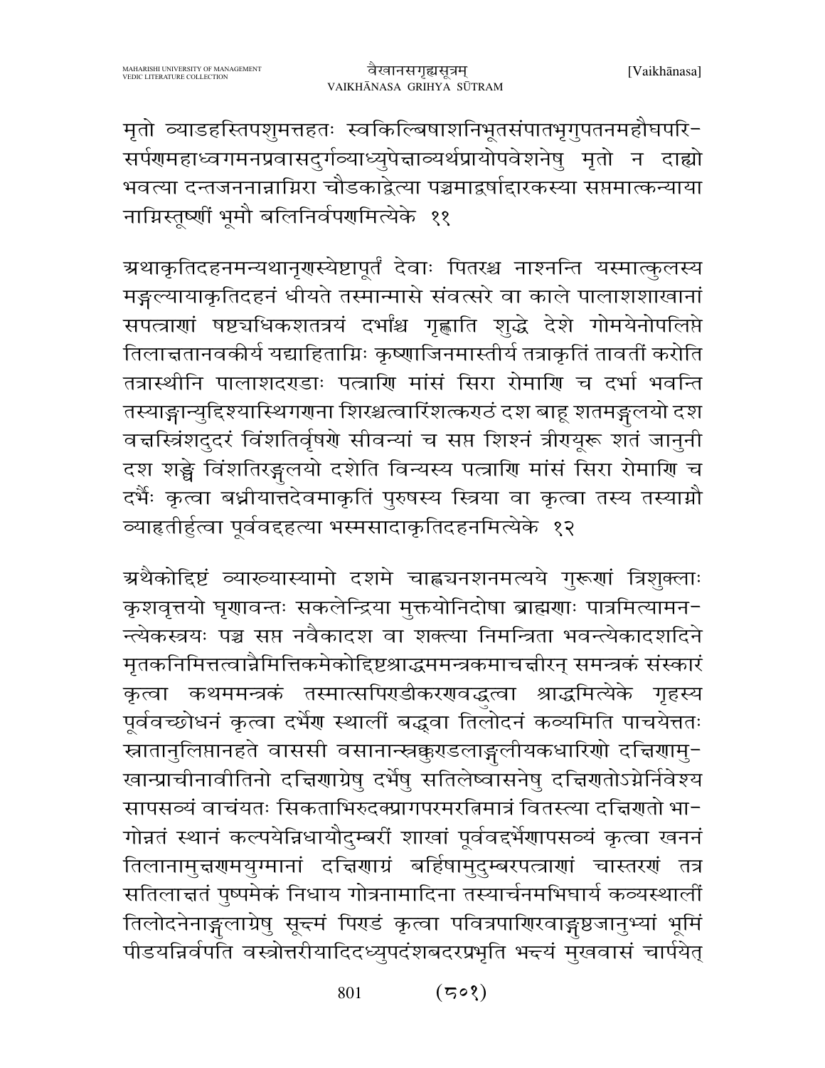मृतो व्याडहस्तिपशुमत्तहतः स्वकिल्बिषाशनिभूतसंपातभृगुपतनमहौघपरिसर्पणमहाध्वगमनप्रवासदुर्गव्याध्युपेक्षाव्यर्थप्रायोपवेशनेषु मृतो न दाह्यो भवत्या दन्तजननान्नाग्निरा चौडकाद्वेत्या पञ्चमाद्वर्षाद्दारकस्या सप्तमात्कन्याया नाग्निस्तूष्णीं भूमौ बलिनिर्वपणमित्येके ११

अथाकृतिदहनमन्यथानृणस्येष्टापूर्तं देवाः पितरश्च नाश्नन्ति यस्मात्कुलस्य मङ्गल्यायाकृतिदहनं धीयते तस्मान्मासे संवत्सरे वा काले पालाशशाखानां सपत्त्राणां षष्ट्यधिकशतत्रयं दर्भांश्च गृह्णाति शुद्धे देशे गोमयेनोपलिप्ते तिलाक्षतानवकीर्य यद्याहिताग्निः कृष्णाजिनमास्तीर्य तत्राकृतिं तावतीं करोति तत्रास्थीनि पालाशदण्डाः पत्त्राणि मांसं सिरा रोमाणि च दर्भा भवन्ति तस्याङ्गान्युद्दिश्यास्थिगणना शिरश्चत्वारिंशत्कण्ठं दश बाहू शतमङ्गुलयो दश वक्षस्त्रिंशदुदरं विंशतिर्वृषणे सीवन्यां च सप्त शिश्नं त्रीण्यूरू शतं जानुनी दश शङ्खे विंशतिरङ्गुलयो दशेति विन्यस्य पत्त्राणि मांसं सिरा रोमाणि च दर्भैः कृत्वा बध्नीयात्तदेवमाकृतिं पुरुषस्य स्त्रिया वा कृत्वा तस्य तस्याग्नौ व्याहृतीर्हुत्वा पूर्ववद्दहत्या भस्मसादाकृतिदहनमित्येके १२

अथैकोद्दिष्टं व्याख्यास्यामो दशमे चाह्न्यनशनमत्यये गुरूणां त्रिशुक्लाः कृशवृत्तयो घृणावन्तः सकलेन्द्रिया मुक्तयोनिदोषा ब्राह्मणाः पात्रमित्यामनन्त्येकस्त्रयः पञ्च सप्त नवैकादश वा शक्त्या निमन्त्रिता भवन्त्येकादशदिने मृतकनिमित्तत्वान्नैमित्तिकमेकोद्दिष्टश्राद्धममन्त्रकमाचक्षीरन् समन्त्रकं संस्कारं कृत्वा कथममन्त्रकं तस्मात्सपिण्डीकरणवद्धुत्वा श्राद्धमित्येके गृहस्य पूर्ववच्छोधनं कृत्वा दर्भेण स्थालीं बद्ध्वा तिलोदनं कव्यमिति पाचयेत्ततः स्नातानुलिप्तानहते वाससी वसानान्स्रक्कुण्डलाङ्गुलीयकधारिणो दक्षिणामुखान्प्राचीनावीतिनो दक्षिणाग्रेषु दर्भेषु सतिलेष्वासनेषु दक्षिणतोऽग्नेर्निवेश्य सापसव्यं वाचयतः सिकताभिरुदक्प्रागपरमरत्निमात्रं वितस्त्या दक्षिणतो भागोन्नतं स्थानं कल्पयेन्निधायौदुम्बरीं शाखां पूर्ववद्दर्भेणापसव्यं कृत्वा खननं तिलानामुक्षणमयुग्मानां दक्षिणाग्रं बर्हिषामुदुम्बरपत्त्राणां चास्तरणं तत्र सतिलाक्षतं पुष्पमेकं निधाय गोत्रनामादिना तस्यार्चनमभिघार्य कव्यस्थालीं तिलोदनेनाङ्गुलाग्रेषु सूक्ष्मं पिण्डं कृत्वा पवित्रपाणिरवाङ्गुष्ठजानुभ्यां भूमिं पीडयन्निर्वपति वस्त्रोत्तरीयादिदध्युपदंशबदरप्रभृति भक्ष्यं मुखवासं चार्पयेत्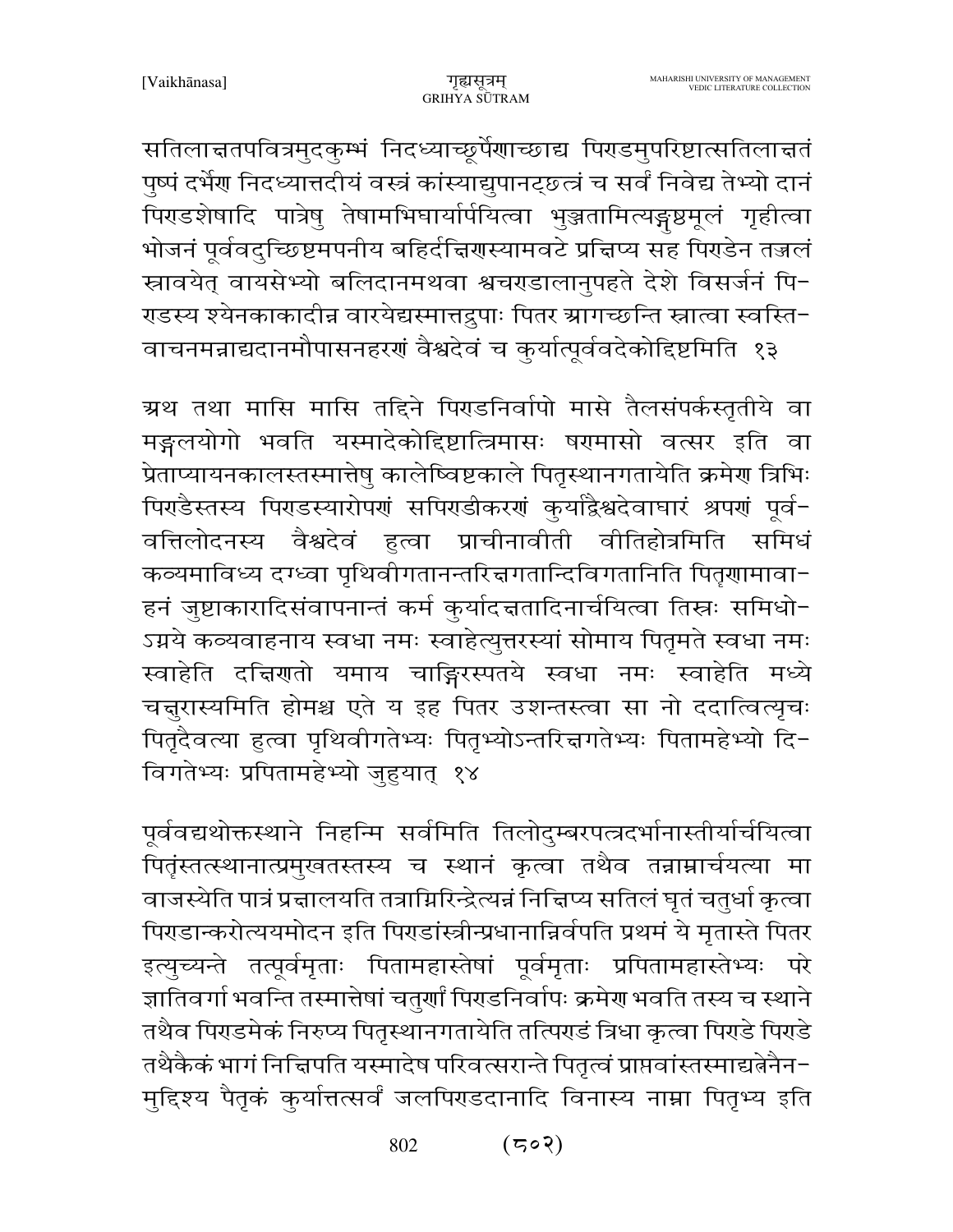सतिलाक्षतपवित्रमुदकुम्भं निदध्याच्छूर्पेणाच्छाद्य पिण्डमुपरिष्टात्सतिलाक्षतं पुष्पं दर्भेण निदध्यात्तदीयं वस्त्रं कांस्याद्युपानट्छत्त्रं च सर्वं निवेद्य तेभ्यो दानं पिण्डशेषादि पात्रेषु तेषामभिघार्यार्पयित्वा भुञ्जतामित्यङ्गुष्ठमूलं गृहीत्वा भोजनं पूर्ववदुच्छिष्टमपनीय बहिर्दक्षिणस्यामवटे प्रक्षिप्य सह पिण्डेन तज्जलं स्रावयेत् वायसेभ्यो बलिदानमथवा श्वचण्डालानुपहते देशे विसर्जनं पिण्डस्य श्येनकाकादीन्न वारयेद्यस्मात्तद्रुपाः पितर आगच्छन्ति स्नात्वा स्वस्तिवाचनमन्नाद्यदानमौपासनहरणं वैश्वदेवं च कुर्यात्पूर्ववदेकोद्दिष्टमिति १३

अथ तथा मासि मासि तद्दिने पिण्डनिर्वापो मासे तैलसंपर्कस्तृतीये वा मङ्गलयोगो भवति यस्मादेकोद्दिष्टात्त्रिमासः षण्मासो वत्सर इति वा प्रेताप्यायनकालस्तस्मात्तेषु कालेष्विष्टकाले पितृस्थानगतायेति क्रमेण त्रिभिः पिण्डैस्तस्य पिण्डस्यारोपणं सपिण्डीकरणं कुर्याद्वैश्वदेवाघारं श्रपणं पूर्ववत्तिलोदनस्य वैश्वदेवं हुत्वा प्राचीनावीती वीतिहोत्रमिति समिधं कव्यमाविध्य दग्ध्वा पृथिवीगतानन्तरिक्षगतान्दिविगतानिति पितॄणामावाहनं जुष्टाकारादिसंवापनान्तं कर्म कुर्यादक्षतादिनार्चयित्वा तिस्रः समिधोऽग्नये कव्यवाहनाय स्वधा नमः स्वाहेत्युत्तरस्यां सोमाय पितृमते स्वधा नमः स्वाहेति दक्षिणतो यमाय चाङ्गिरस्पतये स्वधा नमः स्वाहेति मध्ये चक्षुरास्यमिति होमश्च एते य इह पितर उशन्तस्त्वा सा नो ददात्वित्यृचः पितृदैवत्या हुत्वा पृथिवीगतेभ्यः पितृभ्योऽन्तरिक्षगतेभ्यः पितामहेभ्यो दिविगतेभ्यः प्रपितामहेभ्यो जुहुयात् १४

पूर्ववद्यथोक्तस्थाने निहन्मि सर्वमिति तिलोदुम्बरपत्रदर्भानास्तीर्यार्चयित्वा पितृंस्तत्स्थानात्प्रमुखतस्तस्य च स्थानं कृत्वा तथैव तन्नाम्नार्चयत्या मा वाजस्येति पात्रं प्रक्षालयति तत्राग्निरिन्द्रेत्यन्नं निक्षिप्य सतिलं घृतं चतुर्धा कृत्वा पिण्डान्करोत्ययमोदन इति पिण्डांस्त्रीन्प्रधानान्निर्वपति प्रथमं ये मृतास्ते पितर इत्युच्यन्ते तत्पूर्वमृताः पितामहास्तेषां पूर्वमृताः प्रपितामहास्तेभ्यः परे ज्ञातिवर्गा भवन्ति तस्मात्तेषां चतुर्णां पिण्डनिर्वापः क्रमेण भवति तस्य च स्थाने तथैव पिण्डमेकं निरुप्य पितृस्थानगतायेति तत्पिण्डं त्रिधा कृत्वा पिण्डे पिण्डे तथैकैकं भागं निक्षिपति यस्मादेष परिवत्सरान्ते पितृत्वं प्राप्तवांस्तस्माद्यत्नेनैनमुद्दिश्य पैतृकं कुर्यात्तत्सर्वं जलपिण्डदानादि विनास्य नाम्ना पितृभ्य इति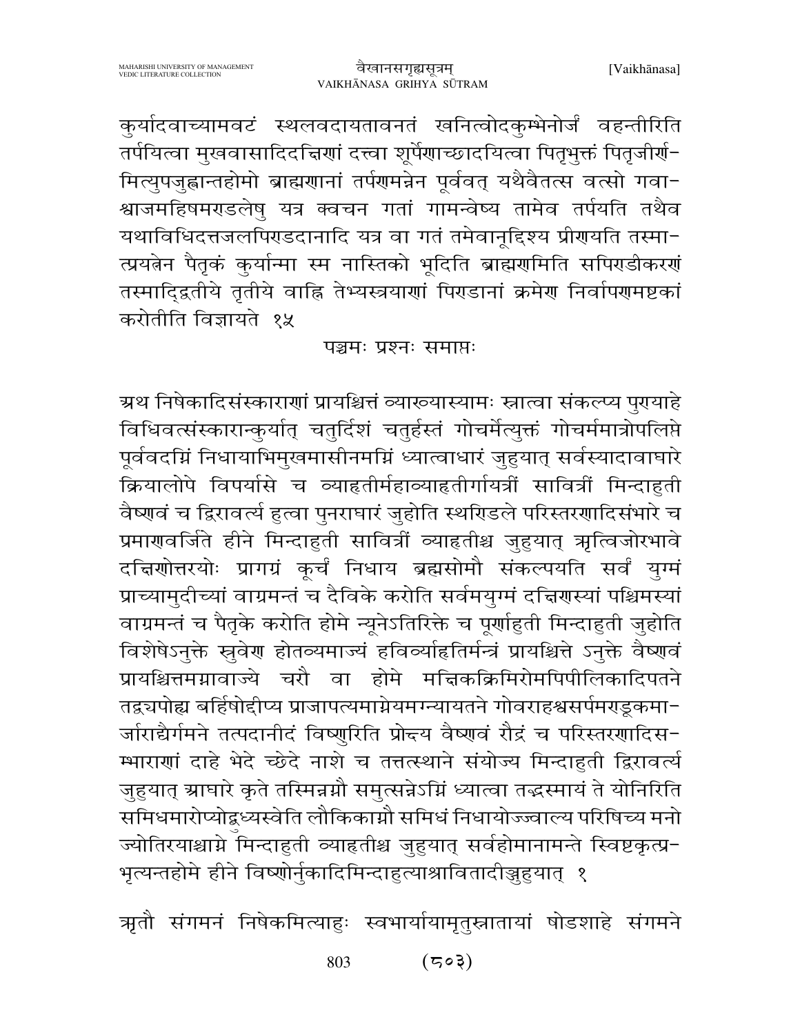कुर्यादवाच्यामवटं स्थलवदायतावनतं खनित्वोदकुम्भेनोर्जं वहन्तीरिति तर्पयित्वा मुखवासादिदक्षिणां दत्त्वा शूर्पेणाच्छादयित्वा पितृभुक्तं पितृजीर्ण-मित्युपजुह्वान्तहोमो ब्राह्मणानां तर्पणमन्नेन पूर्ववत् यथैवैतत्स वत्सो गवा-श्वाजमहिषमण्डलेषु यत्र क्वचन गतां गामन्वेष्य तामेव तर्पयति तथैव यथाविधिदत्तजलपिण्डदानादि यत्र वा गतं तमेवानूद्दिश्य प्रीणयति तस्मा-त्प्रयत्नेन पैतृकं कुर्यान्मा स्म नास्तिको भूदिति ब्राह्मणमिति सपिण्डीकरणं तस्माद्द्वितीये तृतीये वाह्नि तेभ्यस्त्रयाणां पिण्डानां क्रमेण निर्वापणमष्टकां करोतीति विज्ञायते १५

पञ्चमः प्रश्नः समाप्तः

अथ निषेकादिसंस्काराणां प्रायश्चित्तं व्याख्यास्यामः स्नात्वा संकल्प्य पुण्याहे विधिवत्संस्कारान्कुर्यात् चतुर्दिशं चतुर्हस्तं गोचर्मेत्युक्तं गोचर्ममात्रोपलिप्ते पूर्ववदग्निं निधायाभिमुखमासीनमग्निं ध्यात्वाधारं जुहुयात् सर्वस्यादावाघारे क्रियालोपे विपर्यासे च व्याहृतीर्महाव्याहृतीर्गायत्रीं सावित्रीं मिन्दाहुती वैष्णवं च द्विरावर्त्य हुत्वा पुनराघारं जुहोति स्थण्डिले परिस्तरणादिसंभारे च प्रमाणवर्जिते हीने मिन्दाहुती सावित्रीं व्याहृतीश्च जुहुयात् ऋत्विजोरभावे दक्षिणोत्तरयोः प्रागग्रं कूर्चं निधाय ब्रह्मसोमौ संकल्पयति सर्वं युग्मं प्राच्यामुदीच्यां वाग्रमन्तं च दैविके करोति सर्वमयुग्मं दक्षिणस्यां पश्चिमस्यां वाग्रमन्तं च पैतृके करोति होमे न्यूनेऽतिरिक्ते च पूर्णाहुती मिन्दाहुती जुहोति विशेषेऽनुक्ते स्रुवेण होतव्यमाज्यं हविर्व्याहृतिर्मन्त्रं प्रायश्चित्ते ऽनुक्ते वैष्णवं प्रायश्चित्तमग्नावाज्ये चरौ वा होमे मक्षिकक्रिमिरोमपिपीलिकादिपतने तद्द्रव्यपोह्य बर्हिषोद्दीप्य प्राजापत्यमाग्नेयमग्न्यायतने गोवराहश्वसर्पमण्डूकमा-र्जाराद्यैर्गमने तत्पदानीदं विष्णुरिति प्रोक्ष्य वैष्णवं रौद्रं च परिस्तरणादिस-म्भाराणां दाहे भेदे च्छेदे नाशे च तत्तत्स्थाने संयोज्य मिन्दाहुती द्विरावर्त्य जुहुयात् आघारे कृते तस्मिन्नग्नौ समुत्सन्नेऽग्निं ध्यात्वा तद्भस्मायं ते योनिरिति समिधमारोप्योद्बुध्यस्वेति लौकिकाग्नौ समिधं निधायोज्ज्वाल्य परिषिच्य मनो ज्योतिरयाश्चाग्ने मिन्दाहुती व्याहृतीश्च जुहुयात् सर्वहोमानामन्ते स्विष्टकृत्प्र-भृत्यन्तहोमे हीने विष्णोर्नुकादिमिन्दाहुत्याश्राविताद्जुहुयात् १

ऋतौ संगमनं निषेकमित्याहुः स्वभार्यायामृतुस्नातायां षोडशाहे संगमने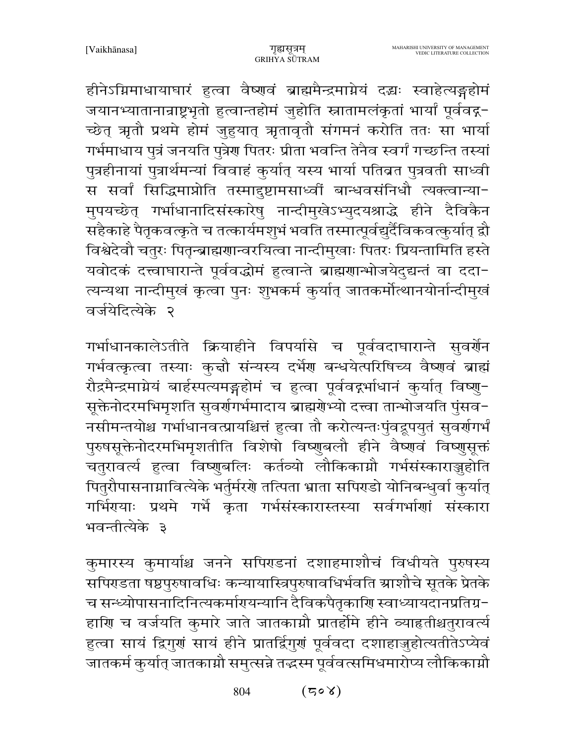हीनेऽग्निमाधायाघारं हुत्वा वैष्णवं ब्राह्ममैन्द्रमाग्नेयं दद्यः स्वाहेत्यङ्गहोमं जयानभ्यातानान्राष्ट्रभृतो हुत्वान्तहोमं जुहोति स्नातामलंकृतां भार्यां पूर्ववद्गच्छेत् ऋतौ प्रथमे होमं जुहुयात् ऋतावृतौ संगमनं करोति ततः सा भार्या गर्भमाधाय पुत्रं जनयति पुत्रेण पितरः प्रीता भवन्ति तेनैव स्वर्गं गच्छन्ति तस्यां पुत्रहीनायां पुत्रार्थमन्यां विवाहं कुर्यात् यस्य भार्या पतिव्रत पुत्रवती साध्वी स सर्वां सिद्धिमाप्नोति तस्माद्दुष्टामसाध्वीं बान्धवसंनिधौ त्यक्त्वान्यामुपयच्छेत् गर्भाधानादिसंस्कारेषु नान्दीमुखेऽभ्युदयश्राद्धे हीने दैविकैन सहैकाहे पैतृकवत्कृते च तत्कार्यमशुभं भवति तस्मात्पूर्वद्युर्दैविकवत्कुर्यात् द्वौ विश्वेदेवौ चतुरः पितॄन्ब्राह्मणान्वरयित्वा नान्दीमुखाः पितरः प्रियन्तामिति हस्ते यवोदकं दत्त्वाघारान्ते पूर्ववद्धोमं हुत्वान्ते ब्राह्मणान्भोजयेदुद्यन्तं वा ददात्यन्यथा नान्दीमुखं कृत्वा पुनः शुभकर्म कुर्यात् जातकर्मोत्थानयोर्नान्दीमुखं वर्जयेदित्येके २

गर्भाधानकालेऽतीते क्रियाहीने विपर्यासे च पूर्ववदाघारान्ते सुवर्णेन गर्भवत्कृत्वा तस्याः कुक्षौ संन्यस्य दर्भेण बन्धयेत्परिषिच्य वैष्णवं ब्राह्मं रौद्रमैन्द्रमाग्नेयं बार्हस्पत्यमङ्गहोमं च हुत्वा पूर्ववद्गर्भाधानं कुर्यात् विष्णुसूक्तेनोदरमभिमृशति सुवर्णगर्भमादाय ब्राह्मणेभ्यो दत्त्वा तान्भोजयति पुंसवनसीमन्तयोश्च गर्भाधानवत्प्रायश्चित्तं हुत्वा तौ करोत्यन्तःपुंवद्रूपयुतं सुवर्णगर्भं पुरुषसूक्तेनोदरमभिमृशतीति विशेषो विष्णुबलौ हीने वैष्णवं विष्णुसूक्तं चतुरावर्त्य हुत्वा विष्णुबलिः कर्तव्यो लौकिकाग्नौ गर्भसंस्काराञ्जुहोति पितुरौपासनाग्नावित्येके भर्तुर्मरणे तत्पिता भ्राता सपिण्डो योनिबन्धुर्वा कुर्यात् गर्भिण्याः प्रथमे गर्भे कृता गर्भसंस्कारास्तस्या सर्वगर्भाणां संस्कारा भवन्तीत्येके ३

कुमारस्य कुमार्याश्च जनने सपिण्डनां दशाहमाशौचं विधीयते पुरुषस्य सपिण्डता षष्ठपुरुषावधिः कन्यायास्त्रिपुरुषावधिर्भवति आशौचे सूतके प्रेतके च सन्ध्योपासनादिनित्यकर्माण्यन्यानि दैविकपैतृकाणि स्वाध्यायदानप्रतिग्रहाणि च वर्जयति कुमारे जाते जातकाग्नौ प्रातर्होमे हीने व्याहृतीश्चतुरावर्त्य हुत्वा सायं द्विगुणं सायं हीने प्रातर्द्विगुणं पूर्ववदा दशाहाज्जुहोत्यतीतेऽप्येवं जातकर्म कुर्यात् जातकाग्नौ समुत्सन्ने तद्भस्म पूर्ववत्समिधमारोप्य लौकिकाग्नौ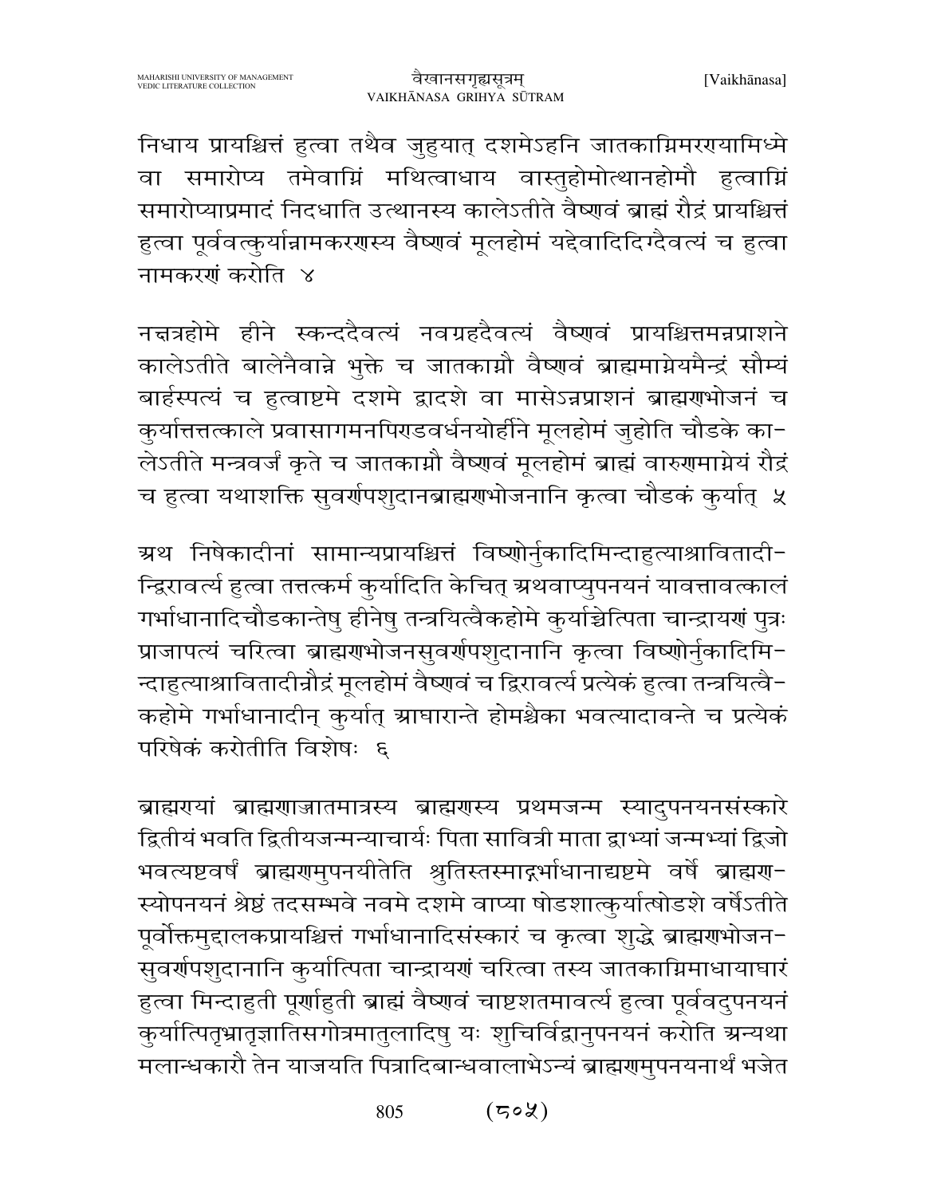निधाय प्रायश्चित्तं हुत्वा तथैव जुहुयात् दशमेऽहनि जातकाग्निमरण्यामिध्मे वा समारोप्य तमेवाग्निं मथित्वाधाय वास्तुहोमोत्थानहोमौ हुत्वाग्निं समारोप्याप्रमादं निदधाति उत्थानस्य कालेऽतीते वैष्णवं ब्राह्मं रौद्रं प्रायश्चित्तं हुत्वा पूर्ववत्कुर्यान्नामकरणस्य वैष्णवं मूलहोमं यद्देवादिदिग्दैवत्यं च हुत्वा नामकरणं करोति ४

नक्षत्रहोमे हीने स्कन्ददैवत्यं नवग्रहदैवत्यं वैष्णवं प्रायश्चित्तमन्नप्राशने कालेऽतीते बालेनैवान्ने भुक्ते च जातकाग्नौ वैष्णवं ब्राह्ममाग्नेयमैन्द्रं सौम्यं बार्हस्पत्यं च हुत्वाष्टमे दशमे द्वादशे वा मासेऽन्नप्राशनं ब्राह्मणभोजनं च कुर्यात्तत्तत्काले प्रवासागमनपिण्डवर्धनयोर्हीने मूलहोमं जुहोति चौडके कालेऽतीते मन्त्रवर्जं कृते च जातकाग्नौ वैष्णवं मूलहोमं ब्राह्मं वारुणमाग्नेयं रौद्रं च हुत्वा यथाशक्ति सुवर्णपशुदानब्राह्मणभोजनानि कृत्वा चौडकं कुर्यात् ५

अथ निषेकादीनां सामान्यप्रायश्चित्तं विष्णोर्नुकादिमिन्दाहुत्याश्रावितादीन्द्विरावर्त्य हुत्वा तत्तत्कर्म कुर्यादिति केचित् अथवाप्युपनयनं यावत्तावत्कालं गर्भाधानादिचौडकान्तेषु हीनेषु तन्त्रयित्वैकहोमे कुर्याच्चेत्पिता चान्द्रायणं पुत्रः प्राजापत्यं चरित्वा ब्राह्मणभोजनसुवर्णपशुदानानि कृत्वा विष्णोर्नुकादिमिन्दाहुत्याश्रावितादीन्रौद्रं मूलहोमं वैष्णवं च द्विरावर्त्य प्रत्येकं हुत्वा तन्त्रयित्वैकहोमे गर्भाधानादीन् कुर्यात् आघारान्ते होमश्चैका भवत्यादावन्ते च प्रत्येकं परिषेकं करोतीति विशेषः ६

ब्राह्मण्यां ब्राह्मणाज्जातमात्रस्य ब्राह्मणस्य प्रथमजन्म स्यादुपनयनसंस्कारे द्वितीयं भवति द्वितीयजन्मन्याचार्यः पिता सावित्री माता द्वाभ्यां जन्मभ्यां द्विजो भवत्यष्टवर्षं ब्राह्मणमुपनयीतेति श्रुतिस्तस्माद्गर्भाधानाद्यष्टमे वर्षे ब्राह्मणस्योपनयनं श्रेष्ठं तदसम्भवे नवमे दशमे वाप्या षोडशात्कुर्यात्षोडशे वर्षेऽतीते पूर्वोक्तमुद्दालकप्रायश्चित्तं गर्भाधानादिसंस्कारं च कृत्वा शुद्धे ब्राह्मणभोजनसुवर्णपशुदानानि कुर्यात्पिता चान्द्रायणं चरित्वा तस्य जातकाग्निमाधायाघारं हुत्वा मिन्दाहुती पूर्णाहुती ब्राह्मं वैष्णवं चाष्टशतमावर्त्य हुत्वा पूर्ववदुपनयनं कुर्यात्पितृभ्रातृज्ञातिसगोत्रमातुलादिषु यः शुचिर्विद्वानुपनयनं करोति अन्यथा मलान्धकारौ तेन याजयति पित्रादिबान्धवालाभेऽन्यं ब्राह्मणमुपनयनार्थं भजेत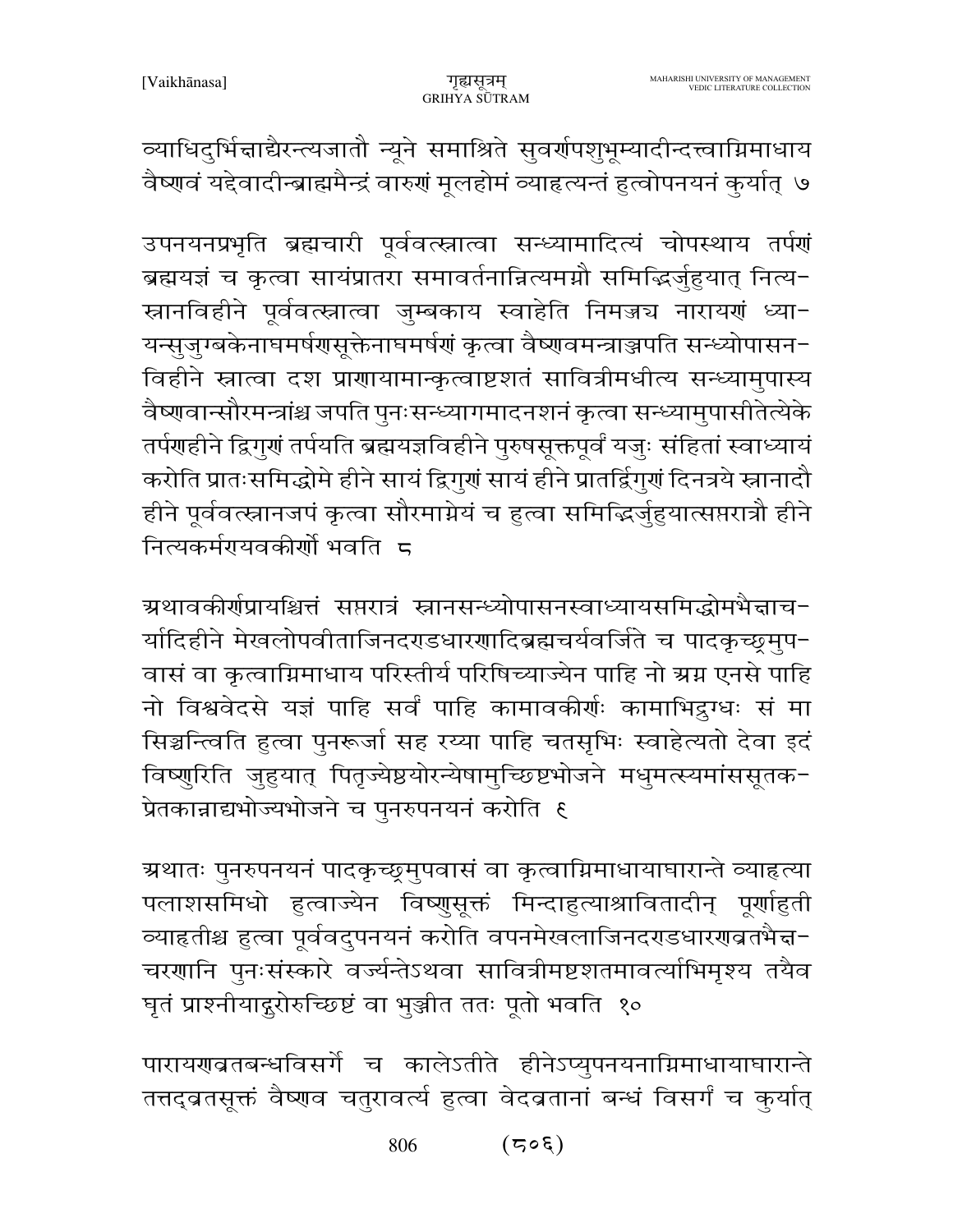व्याधिदुर्भिक्षाद्यैरन्त्यजातौ न्यूने समाश्रिते सुवर्णपशुभूम्यादीन्दत्त्वाग्निमाधाय वैष्णवं यद्देवादीन्ब्राह्ममैन्द्रं वारुणं मूलहोमं व्याहृत्यन्तं हुत्वोपनयनं कुर्यात् ७

उपनयनप्रभृति ब्रह्मचारी पूर्ववत्स्नात्वा सन्ध्यामादित्यं चोपस्थाय तर्पणं ब्रह्मयज्ञं च कृत्वा सायंप्रातरा समावर्तनान्नित्यमग्नौ समिद्भिर्जुहुयात् नित्य-स्नानविहीने पूर्ववत्स्नात्वा जुम्बकाय स्वाहेति निमज्ज्य नारायणं ध्या-यन्सुजुम्बकेनाघमर्षणसूक्तेनाघमर्षणं कृत्वा वैष्णवमन्त्राञ्जपति सन्ध्योपासन-विहीने स्नात्वा दश प्राणायामान्कृत्वाष्टशतं सावित्रीमधीत्य सन्ध्यामुपास्य वैष्णवान्सौरमन्त्रांश्च जपति पुनःसन्ध्यागमादनशनं कृत्वा सन्ध्यामुपासीतेत्येके तर्पणहीने द्विगुणं तर्पयति ब्रह्मयज्ञविहीने पुरुषसूक्तपूर्वं यजुः संहितां स्वाध्यायं करोति प्रातःसमिद्धोमे हीने सायं द्विगुणं सायं हीने प्रातर्द्विगुणं दिनत्रये स्नानादौ हीने पूर्ववत्स्नानजपं कृत्वा सौरमाग्नेयं च हुत्वा समिद्भिर्जुहुयात्सप्तरात्रौ हीने नित्यकर्मण्यवकीर्णो भवति ८

अथावकीर्णप्रायश्चित्तं सप्तरात्रं स्नानसन्ध्योपासनस्वाध्यायसमिद्धोमभैक्षाच-र्यादिहीने मेखलोपवीताजिनदण्डधारणादिब्रह्मचर्यवर्जिते च पादकृच्छ्रमुप-वासं वा कृत्वाग्निमाधाय परिस्तीर्य परिषिच्याज्येन पाहि नो अग्न एनसे पाहि नो विश्ववेदसे यज्ञं पाहि सर्वं पाहि कामावकीर्णः कामाभिद्रुग्धः सं मा सिञ्चन्त्विति हुत्वा पुनरूर्जा सह रय्या पाहि चतसृभिः स्वाहेत्यतो देवा इदं विष्णुरिति जुहुयात् पितृज्येष्ठयोरन्येषामुच्छिष्टभोजने मधुमत्स्यमांससूतक-प्रेतकान्नाद्यभोज्यभोजने च पुनरुपनयनं करोति ९

अथातः पुनरुपनयनं पादकृच्छ्रमुपवासं वा कृत्वाग्निमाधायाघारान्ते व्याहृत्या पलाशसमिधो हुत्वाज्येन विष्णुसूक्तं मिन्दाहुत्याश्रावितादीन् पूर्णाहुती व्याहृतीश्च हुत्वा पूर्ववदुपनयनं करोति वपनमेखलाजिनदण्डधारणव्रतभैक्ष-चरणानि पुनःसंस्कारे वर्ज्यन्तेऽथवा सावित्रीमष्टशतमावर्त्याभिमृश्य तयैव घृतं प्राश्नीयाद्गुरोरुच्छिष्टं वा भुञ्जीत ततः पूतो भवति १०

पारायणव्रतबन्धविसर्गे च कालेऽतीते हीनेऽप्युपनयनाग्निमाधायाघारान्ते तत्तद्व्रतसूक्तं वैष्णव चतुरावर्त्य हुत्वा वेदव्रतानां बन्धं विसर्गं च कुर्यात्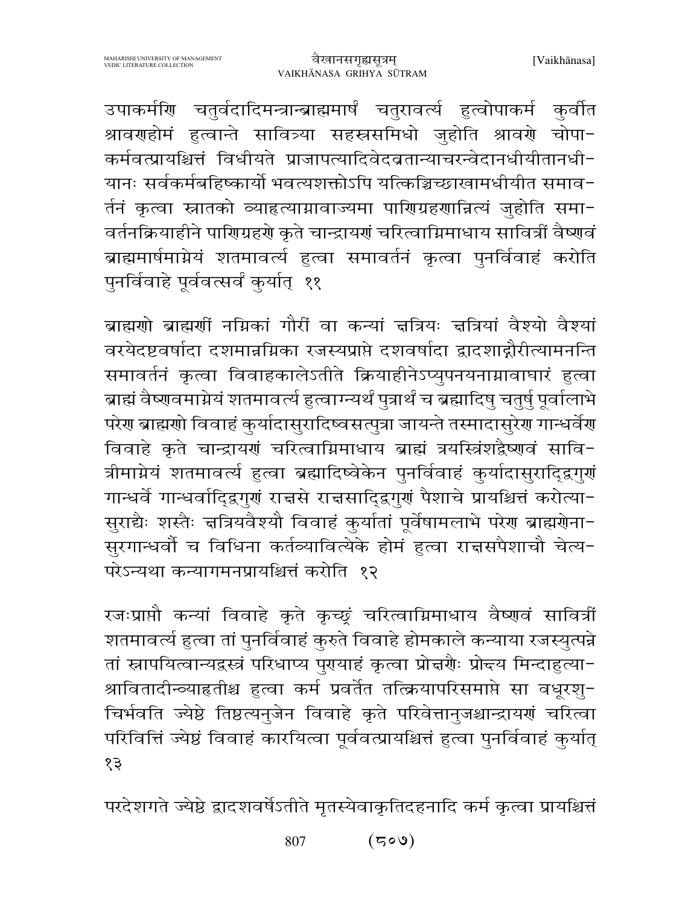उपाकर्मणि चतुर्वदादिमन्त्रान्ब्राह्ममार्षं चतुरावर्त्य हुत्वोपाकर्म कुर्वीत श्रावणहोमं हुत्वान्ते सावित्र्या सहस्रसमिधो जुहोति श्रावणे चोपाकर्मवत्प्रायश्चित्तं विधीयते प्राजापत्यादिवेदव्रतान्याचरन्वेदानधीयीतानधीयानः सर्वकर्मबहिष्कार्यो भवत्यशक्तोऽपि यत्किञ्चिच्छाखामधीयीत समावर्तनं कृत्वा स्नातको व्याहृत्याग्नावाज्यमा पाणिग्रहणान्नित्यं जुहोति समावर्तनक्रियाहीने पाणिग्रहणे कृते चान्द्रायणं चरित्वाग्निमाधाय सावित्रीं वैष्णवं ब्राह्ममार्षमाग्नेयं शतमावर्त्य हुत्वा समावर्तनं कृत्वा पुनर्विवाहं करोति पुनर्विवाहे पूर्ववत्सर्वं कुर्यात् ११

ब्राह्मणो ब्राह्मणीं नग्निकां गौरीं वा कन्यां क्षत्रियः क्षत्रियां वैश्यो वैश्यां वरयेदष्टवर्षादा दशमान्नग्निका रजस्यप्राप्ते दशवर्षादा द्वादशाद्गौरीत्यामनन्ति समावर्तनं कृत्वा विवाहकालेऽतीते क्रियाहीनेऽप्युपनयनाग्नावाघारं हुत्वा ब्राह्मं वैष्णवमाग्नेयं शतमावर्त्य हुत्वाग्न्यर्थं पुत्रार्थं च ब्रह्मादिषु चतुर्षु पूर्वालाभे परेण ब्राह्मणो विवाहं कुर्यादासुरादिष्वसत्पुत्रा जायन्ते तस्मादासुरेण गान्धर्वेण विवाहे कृते चान्द्रायणं चरित्वाग्निमाधाय ब्राह्मं त्रयस्त्रिंशद्वैष्णवं सावित्रीमाग्नेयं शतमावर्त्य हुत्वा ब्रह्मादिष्वेकेन पुनर्विवाहं कुर्यादासुराद्द्विगुणं गान्धर्वे गान्धर्वाद्द्विगुणं राक्षसे राक्षसाद्द्विगुणं पैशाचे प्रायश्चित्तं करोत्यासुराद्यैः शस्तैः क्षत्रियवैश्यौ विवाहं कुर्यातां पूर्वेषामलाभे परेण ब्राह्मणेनासुरगान्धर्वौ च विधिना कर्तव्यावित्येके होमं हुत्वा राक्षसपैशाचौ चेत्यपरेऽन्यथा कन्यागमनप्रायश्चित्तं करोति १२

रजःप्राप्तौ कन्यां विवाहे कृते कृच्छ्रं चरित्वाग्निमाधाय वैष्णवं सावित्रीं शतमावर्त्य हुत्वा तां पुनर्विवाहं कुरुते विवाहे होमकाले कन्याया रजस्युत्पन्ने तां स्नापयित्वान्यद्वस्त्रं परिधाप्य पुण्याहं कृत्वा प्रोक्षणैः प्रोक्ष्य मिन्दाहुत्याश्चावितादीन्व्याहृतीश्च हुत्वा कर्म प्रवर्तेत तत्क्रियापरिसमाप्ते सा वधूरशुचिर्भवति ज्येष्ठे तिष्ठत्यनुजेन विवाहे कृते परिवेत्तानुजश्चान्द्रायणं चरित्वा परिवित्तिं ज्येष्ठं विवाहं कारयित्वा पूर्ववत्प्रायश्चित्तं हुत्वा पुनर्विवाहं कुर्यात् १३

परदेशगते ज्येष्ठे द्वादशवर्षेऽतीते मृतस्येवाकृतिदहनादि कर्म कृत्वा प्रायश्चित्तं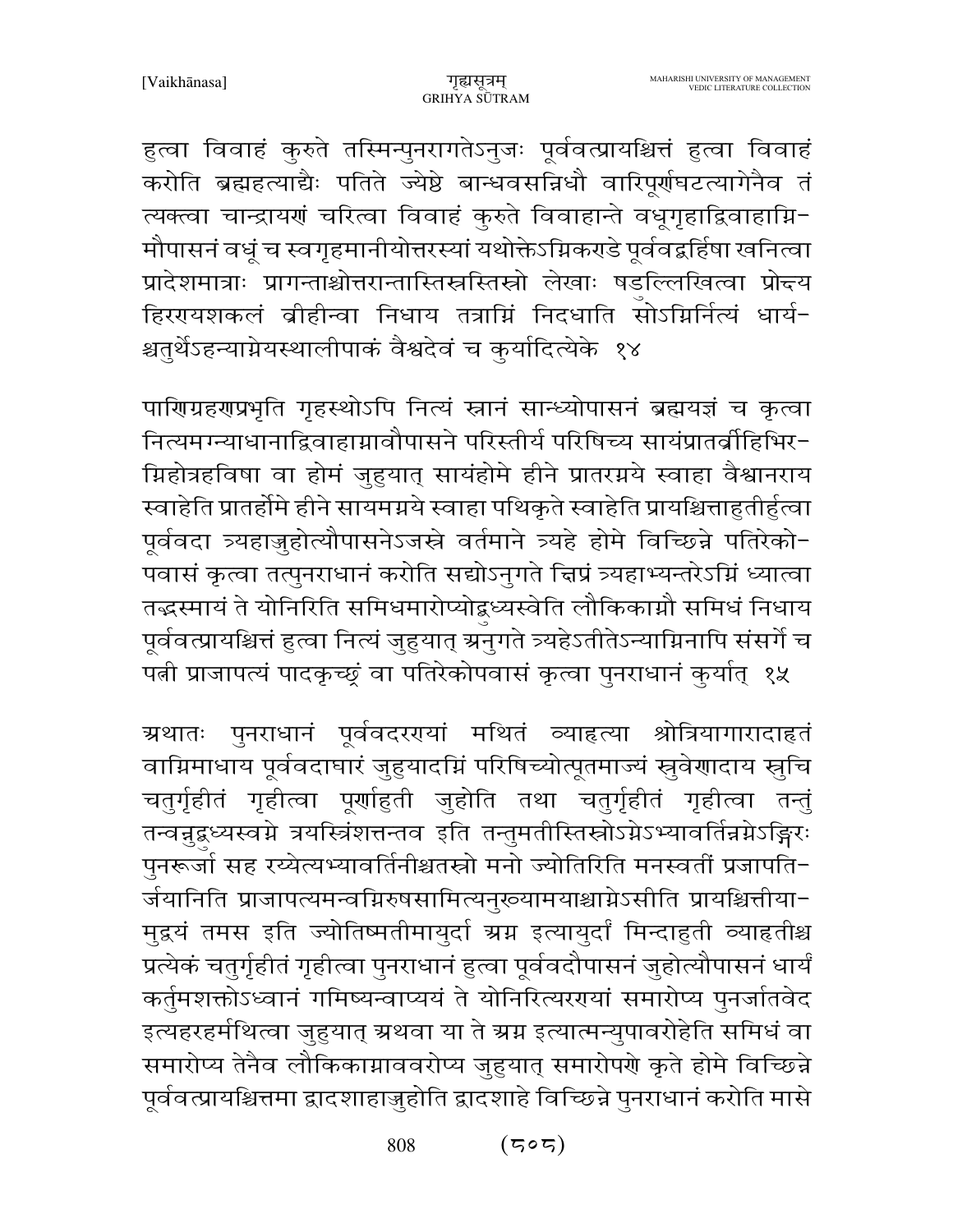हुत्वा विवाहं कुरुते तस्मिन्पुनरागतेऽनुजः पूर्ववत्प्रायश्चित्तं हुत्वा विवाहं करोति ब्रह्महत्याद्यैः पतिते ज्येष्ठे बान्धवसन्निधौ वारिपूर्णघटत्यागेनैव तं त्यक्त्वा चान्द्रायणं चरित्वा विवाहं कुरुते विवाहान्ते वधूगृहाद्विवाहाग्नि-मौपासनं वधूं च स्वगृहमानीयोत्तरस्यां यथोक्तेऽग्निकुण्डे पूर्ववद्बर्हिषा खनित्वा प्रादेशमात्राः प्रागन्ताश्चोत्तरान्तास्तिस्रस्तिस्रो लेखाः षडुल्लिखित्वा प्रोक्ष्य हिरण्यशकलं व्रीहीन्वा निधाय तत्राग्निं निदधाति सोऽग्निर्नित्यं धार्य-श्चतुर्थेऽहन्याग्नेयस्थालीपाकं वैश्वदेवं च कुर्यादित्येके १४

पाणिग्रहणप्रभृति गृहस्थोऽपि नित्यं स्नानं सान्ध्योपासनं ब्रह्मयज्ञं च कृत्वा नित्यमग्न्याधानाद्विवाहाग्नावौपासने परिस्तीर्य परिषिच्य सायंप्रातर्व्रीहिभिर-ग्निहोत्रहविषा वा होमं जुहुयात् सायंहोमे हीने प्रातरग्नये स्वाहा वैश्वानराय स्वाहेति प्रातर्होमे हीने सायमग्नये स्वाहा पथिकृते स्वाहेति प्रायश्चित्ताहुतीर्हुत्वा पूर्ववदा त्र्यहाज्जुहोत्यौपासनेऽजस्रे वर्तमाने त्र्यहे होमे विच्छिन्ने पतिरेको-पवासं कृत्वा तत्पुनराधानं करोति सद्योऽनुगते क्षिप्रं त्र्यहाभ्यन्तरेऽग्निं ध्यात्वा तद्भस्मायं ते योनिरिति समिधमारोप्योद्बुध्यस्वेति लौकिकाग्नौ समिधं निधाय पूर्ववत्प्रायश्चित्तं हुत्वा नित्यं जुहुयात् अनुगते त्र्यहेऽतीतेऽन्याग्निनापि संसर्गे च पत्नी प्राजापत्यं पादकृच्छ्रं वा पतिरेकोपवासं कृत्वा पुनराधानं कुर्यात् १५

अथातः पुनराधानं पूर्ववदरण्यां मथितं व्याहृत्या श्रोत्रियागारादाहृतं वाग्निमाधाय पूर्ववदाघारं जुहुयादग्निं परिषिच्योत्पूतमाज्यं स्रुवेणादाय स्रुचि चतुर्गृहीतं गृहीत्वा पूर्णाहुती जुहोति तथा चतुर्गृहीतं गृहीत्वा तन्तुं तन्वन्नुद्बुध्यस्वाग्ने त्रयस्त्रिंशत्तन्तव इति तन्तुमतीस्तिस्रोऽग्नेऽभ्यावर्तिन्नग्नेऽङ्गिरः पुनरूर्जा सह रय्येत्यभ्यावर्तिनीश्चतस्रो मनो ज्योतिरिति मनस्वतीं प्रजापति-र्जयानिति प्राजापत्यमन्वग्निरुषसामित्यनुख्यामयाश्चाग्नेऽसीति प्रायश्चित्तीया-मुद्वयं तमस इति ज्योतिष्मतीमायुर्दा अग्न इत्यायुर्दा मिन्दाहुती व्याहृतीश्च प्रत्येकं चतुर्गृहीतं गृहीत्वा पुनराधानं हुत्वा पूर्ववदौपासनं जुहोत्यौपासनं धार्यं कर्तुमशक्तोऽध्वानं गमिष्यन्वाप्ययं ते योनिरित्यरण्यां समारोप्य पुनर्जातवेद इत्यहरहर्मथित्वा जुहुयात् अथवा या ते अग्न इत्यात्मन्युपावरोहेति समिधं वा समारोप्य तेनैव लौकिकाग्नाववरोप्य जुहुयात् समारोपणे कृते होमे विच्छिन्ने पूर्ववत्प्रायश्चित्तमा द्वादशाहाज्जुहोति द्वादशाहे विच्छिन्ने पुनराधानं करोति मासे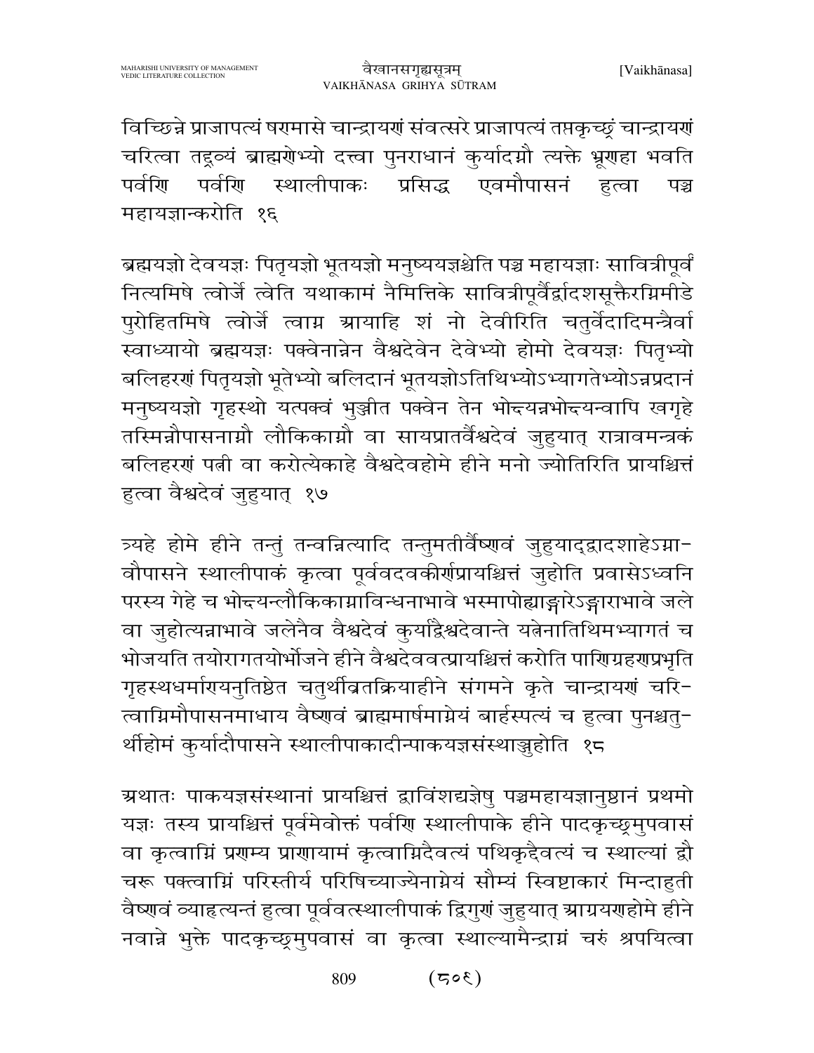विच्छिन्ने प्राजापत्यं षरमासे चान्द्रायणं संवत्सरे प्राजापत्यं तप्तकृच्छ्रं चान्द्रायणं चरित्वा तद्द्रव्यं ब्राह्मणेभ्यो दत्त्वा पुनराधानं कुर्यादग्नौ त्यक्ते भ्रूणहा भवति पर्वणि पर्वणि स्थालीपाकः प्रसिद्ध एवमौपासनं हुत्वा पञ्च महायज्ञान्करोति १६

ब्रह्मयज्ञो देवयज्ञः पितृयज्ञो भूतयज्ञो मनुष्ययज्ञश्चेति पञ्च महायज्ञाः सावित्रीपूर्वं नित्यमिषे त्वोर्जे त्वेति यथाकामं नैमित्तिके सावित्रीपूर्वैर्द्वादशसूक्तैरग्निमीडे पुरोहितमिषे त्वोर्जे त्वाग्न आयाहि शं नो देवीरिति चतुर्वेदादिमन्त्रैर्वा स्वाध्यायो ब्रह्मयज्ञः पक्वेनान्नेन वैश्वदेवेन देवेभ्यो होमो देवयज्ञः पितृभ्यो बलिहरणं पितृयज्ञो भूतेभ्यो बलिदानं भूतयज्ञोऽतिथिभ्योऽभ्यागतेभ्योऽन्नप्रदानं मनुष्ययज्ञो गृहस्थो यत्पक्वं भुञ्जीत पक्वेन तेन भोक्ष्यन्नभोक्ष्यन्वापि स्वगृहे तस्मिन्नौपासनाग्नौ लौकिकाग्नौ वा सायप्रातर्वैश्वदेवं जुहुयात् रात्रावमन्त्रकं बलिहरणं पत्नी वा करोत्येकाहे वैश्वदेवहोमे हीने मनो ज्योतिरिति प्रायश्चित्तं हुत्वा वैश्वदेवं जुहुयात् १७

त्र्यहे होमे हीने तन्तुं तन्वन्नित्यादि तन्तुमतीर्वैष्णवं जुहुयाद्द्वादशाहेऽग्ना-वौपासने स्थालीपाकं कृत्वा पूर्ववदवकीर्णप्रायश्चित्तं जुहोति प्रवासेऽध्वनि परस्य गेहे च भोक्ष्यन्लौकिकाग्नाविन्धनाभावे भस्मापोह्याङ्गारेऽङ्गाराभावे जले वा जुहोत्यन्नाभावे जलेनैव वैश्वदेवं कुर्याद्वैश्वदेवान्ते यत्नेनातिथिमभ्यागतं च भोजयति तयोरागतयोर्भोजने हीने वैश्वदेववत्प्रायश्चित्तं करोति पाणिग्रहणप्रभृति गृहस्थधर्माण्यनुतिष्ठेत चतुर्थीव्रतक्रियाहीने संगमने कृते चान्द्रायणं चरि-त्वाग्निमौपासनमाधाय वैष्णवं ब्राह्ममार्षमाग्नेयं बार्हस्पत्यं च हुत्वा पुनश्चतु-र्थीहोमं कुर्यादौपासने स्थालीपाकादीन्पाकयज्ञसंस्थाञ्जुहोति १८

अथातः पाकयज्ञसंस्थानां प्रायश्चित्तं द्वाविंशद्यज्ञेषु पञ्चमहायज्ञानुष्ठानं प्रथमो यज्ञः तस्य प्रायश्चित्तं पूर्वमेवोक्तं पर्वणि स्थालीपाके हीने पादकृच्छ्रमुपवासं वा कृत्वाग्निं प्रणम्य प्राणायामं कृत्वाग्निदैवत्यं पथिकृद्दैवत्यं च स्थाल्यां द्वौ चरू पक्त्वाग्निं परिस्तीर्य परिषिच्याज्येनाग्नेयं सौम्यं स्विष्टाकारं मिन्दाहुती वैष्णवं व्याहृत्यन्तं हुत्वा पूर्ववत्स्थालीपाकं द्विगुणं जुहुयात् आग्रयणहोमे हीने नवान्ने भुक्ते पादकृच्छ्रमुपवासं वा कृत्वा स्थाल्यामैन्द्राग्नं चरुं श्रपयित्वा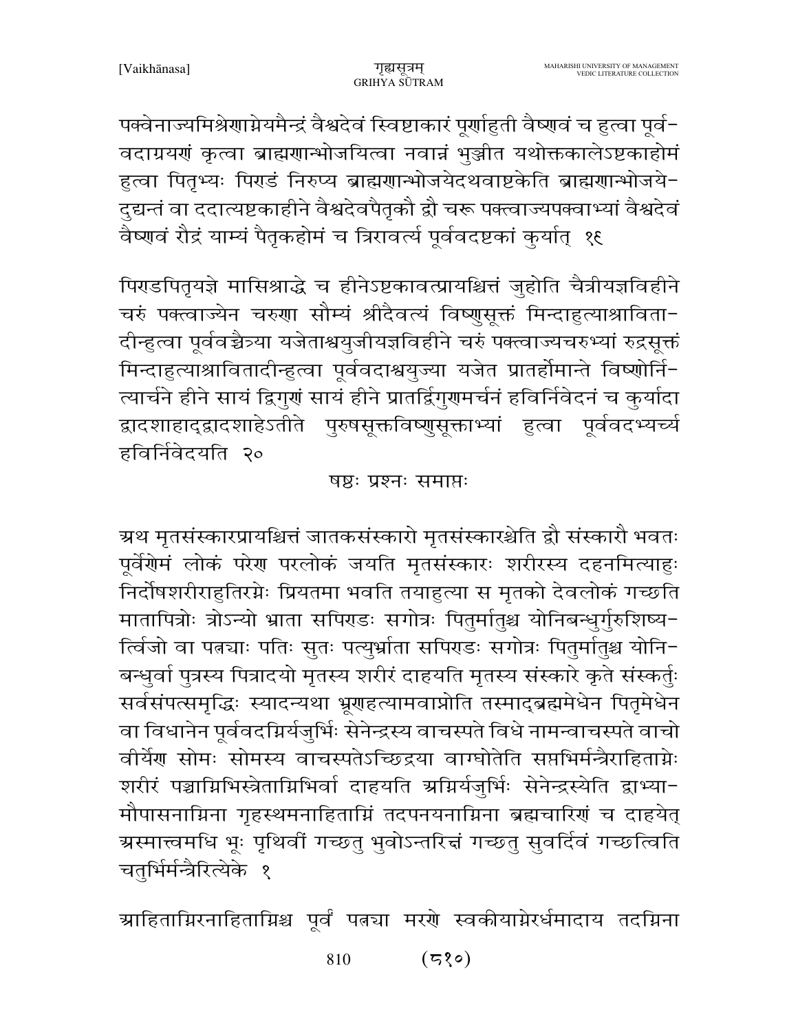पक्वेनाज्यमिश्रेणाग्नेयमैन्द्रं वैश्वदेवं स्विष्टाकारं पूर्णाहुती वैष्णवं च हुत्वा पूर्व-वदाग्रयणं कृत्वा ब्राह्मणान्भोजयित्वा नवान्नं भुञ्जीत यथोक्तकालेऽष्टकाहोमं हुत्वा पितृभ्यः पिण्डं निरुप्य ब्राह्मणान्भोजयेदथवाष्टकेति ब्राह्मणान्भोजये-दुद्यन्तं वा ददात्यष्टकाहीने वैश्वदेवपैतृकौ द्वौ चरू पक्त्वाज्यपक्वाभ्यां वैश्वदेवं वैष्णवं रौद्रं याम्यं पैतृकहोमं च त्रिरावर्त्य पूर्ववदष्टकां कुर्यात् १९

पिण्डपितृयज्ञे मासिश्राद्धे च हीनेऽष्टकावत्प्रायश्चित्तं जुहोति चैत्रीयज्ञविहीने चरुं पक्त्वाज्येन चरुणा सौम्यं श्रीदैवत्यं विष्णुसूक्तं मिन्दाहुत्याश्राविता-दीन्हुत्वा पूर्ववच्चैत्र्या यजेताश्वयुजीयज्ञविहीने चरुं पक्त्वाज्यचरुभ्यां रुद्रसूक्तं मिन्दाहुत्याश्रावितादीन्हुत्वा पूर्ववदाश्वयुज्या यजेत प्रातर्होमान्ते विष्णोर्नि-त्यार्चने हीने सायं द्विगुणं सायं हीने प्रातर्द्विगुणमर्चनं हविर्निवेदनं च कुर्यादा द्वादशाहाद्द्वादशाहेऽतीते पुरुषसूक्तविष्णुसूक्ताभ्यां हुत्वा पूर्ववदभ्यर्च्य हविर्निवेदयति २०

षष्ठः प्रश्नः समाप्तः

अथ मृतसंस्कारप्रायश्चित्तं जातकसंस्कारो मृतसंस्कारश्चेति द्वौ संस्कारौ भवतः पूर्वेणेमं लोकं परेण परलोकं जयति मृतसंस्कारः शरीरस्य दहनमित्याहुः निर्दोषशरीराहुतिरग्नेः प्रियतमा भवति तयाहुत्या स मृतको देवलोकं गच्छति मातापित्रोः त्रोऽन्यो भ्राता सपिण्डः सगोत्रः पितुर्मातुश्च योनिबन्धुर्गुरुशिष्य-र्त्विजो वा पत्न्याः पतिः सुतः पत्युर्भ्राता सपिण्डः सगोत्रः पितुर्मातुश्च योनि-बन्धुर्वा पुत्रस्य पित्रादयो मृतस्य शरीरं दाहयति मृतस्य संस्कारे कृते संस्कर्तुः सर्वसंपत्समृद्धिः स्यादन्यथा भ्रूणहत्यामवाप्नोति तस्माद्ब्रह्ममेधेन पितृमेधेन वा विधानेन पूर्ववदग्निर्यजुर्भिः सेनेन्द्रस्य वाचस्पते विधे नामन्वाचस्पते वाचो वीर्येण सोमः सोमस्य वाचस्पतेऽच्छिद्रया वाग्घोतेति सप्तभिर्मन्त्रैराहिताग्नेः शरीरं पञ्चाग्निभिस्त्रेताग्निभिर्वा दाहयति अग्निर्यजुर्भिः सेनेन्द्रस्येति द्वाभ्या-मौपासनाग्निना गृहस्थमनाहिताग्निं तदपनयनाग्निना ब्रह्मचारिणं च दाहयेत् अस्मात्त्वमधि भूः पृथिवीं गच्छतु भुवोऽन्तरिक्षं गच्छतु सुवर्दिवं गच्छत्विति चतुर्भिर्मन्त्रैरित्येके १

आहिताग्निरनाहिताग्निश्च पूर्वं पत्न्या मरणे स्वकीयाग्नेरर्धमादाय तदग्निना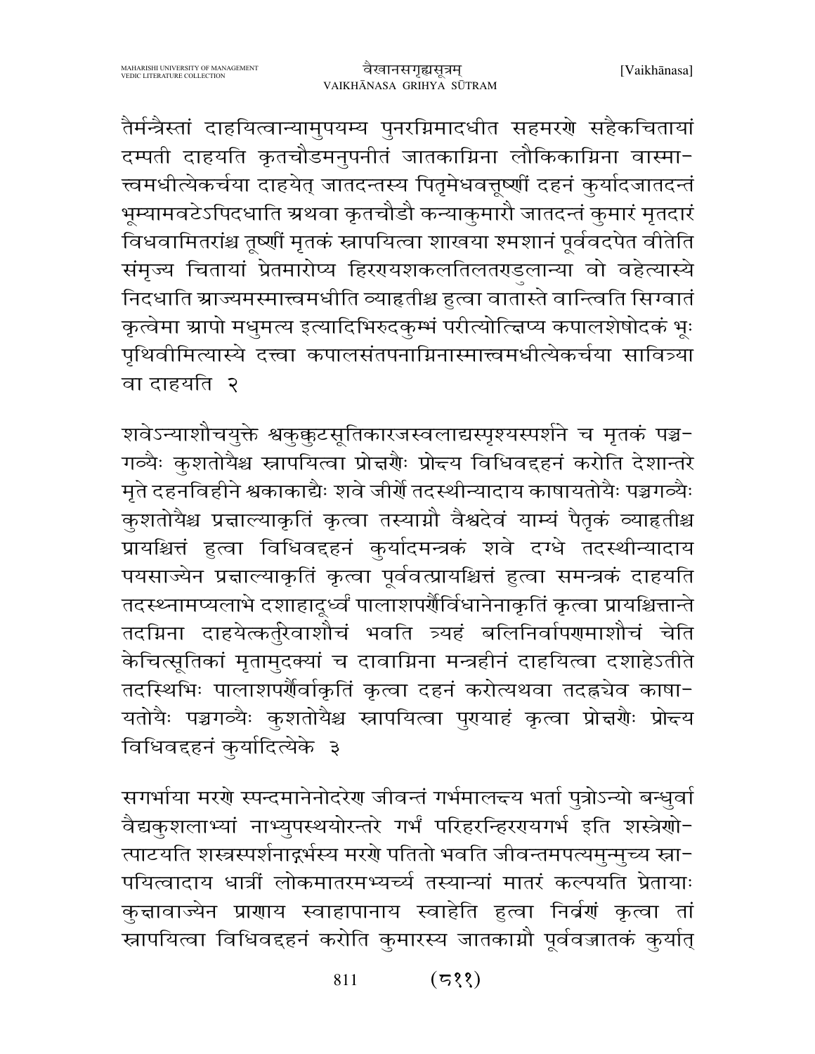तैर्मन्त्रैस्तां दाहयित्वान्यामुपयम्य पुनरग्निमादधीत सहमरणे सहैकचितायां दम्पती दाहयति कृतचौडमनुपनीतं जातकाग्निना लौकिकाग्निना वास्मात्त्वमधीत्येकर्चया दाहयेत् जातदन्तस्य पितृमेधवत्तूष्णीं दहनं कुर्यादजातदन्तं भूम्यामवटेऽपिदधाति अथवा कृतचौडौ कन्याकुमारौ जातदन्तं कुमारं मृतदारं विधवामितरांश्च तूष्णीं मृतकं स्नापयित्वा शाखया श्मशानं पूर्ववदपेत वीतेति संमृज्य चितायां प्रेतमारोप्य हिरण्यशकलतिलतण्डुलान्या वो वहेत्यास्ये निदधाति आज्यमस्मात्त्वमधीति व्याहृतीश्च हुत्वा वातास्ते वान्त्विति सिग्वातं कृत्वेमा आपो मधुमत्य इत्यादिभिरुदकुम्भं परीत्योत्क्षिप्य कपालशेषोदकं भूः पृथिवीमित्यास्ये दत्त्वा कपालसंतपनाग्निनास्मात्त्वमधीत्येकर्चया सावित्र्या वा दाहयति २

शवेऽन्याशौचयुक्ते श्वकुक्कुटसूतिकारजस्वलाद्यस्पृश्यस्पर्शने च मृतकं पञ्चगव्यैः कुशतोयैश्च स्नापयित्वा प्रोक्षणैः प्रोक्ष्य विधिवद्दहनं करोति देशान्तरे मृते दहनविहीने श्वकाकाद्यैः शवे जीर्णे तदस्थीन्यादाय काषायतोयैः पञ्चगव्यैः कुशतोयैश्च प्रक्षाल्याकृतिं कृत्वा तस्याग्नौ वैश्वदेवं याम्यं पैतृकं व्याहृतीश्च प्रायश्चित्तं हुत्वा विधिवद्दहनं कुर्यादमन्त्रकं शवे दग्धे तदस्थीन्यादाय पयसाज्येन प्रक्षाल्याकृतिं कृत्वा पूर्ववत्प्रायश्चित्तं हुत्वा समन्त्रकं दाहयति तदस्थ्नामप्यलाभे दशाहादूर्ध्वं पालाशपर्णैर्विधानेनाकृतिं कृत्वा प्रायश्चित्तान्ते तदग्निना दाहयेत्कर्तुरेवाशौचं भवति त्र्यहं बलिनिर्वापणमाशौचं चेति केचित्सूतिकां मृतामुदक्यां च दावाग्निना मन्त्रहीनं दाहयित्वा दशाहेऽतीते तदस्थिभिः पालाशपर्णैर्वाकृतिं कृत्वा दहनं करोत्यथवा तदह्नचेव काषायतोयैः पञ्चगव्यैः कुशतोयैश्च स्नापयित्वा पुण्याहं कृत्वा प्रोक्षणैः प्रोक्ष्य विधिवद्दहनं कुर्यादित्येके ३

सगर्भाया मरणे स्पन्दमानेनोदरेण जीवन्तं गर्भमालक्ष्य भर्ता पुत्रोऽन्यो बन्धुर्वा वैद्यकुशलाभ्यां नाभ्युपस्थयोरन्तरे गर्भं परिहरन्हिरण्यगर्भ इति शस्त्रेणोत्पाटयति शस्त्रस्पर्शनाद्गर्भस्य मरणे पतितो भवति जीवन्तमपत्यमुन्मुच्य स्नापयित्वादाय धात्रीं लोकमातरमभ्यर्च्य तस्यान्यां मातरं कल्पयति प्रेतायाः कुक्षावाज्येन प्राणाय स्वाहापानाय स्वाहेति हुत्वा निर्व्रणं कृत्वा तां स्नापयित्वा विधिवद्दहनं करोति कुमारस्य जातकाग्नौ पूर्ववज्जातकं कुर्यात्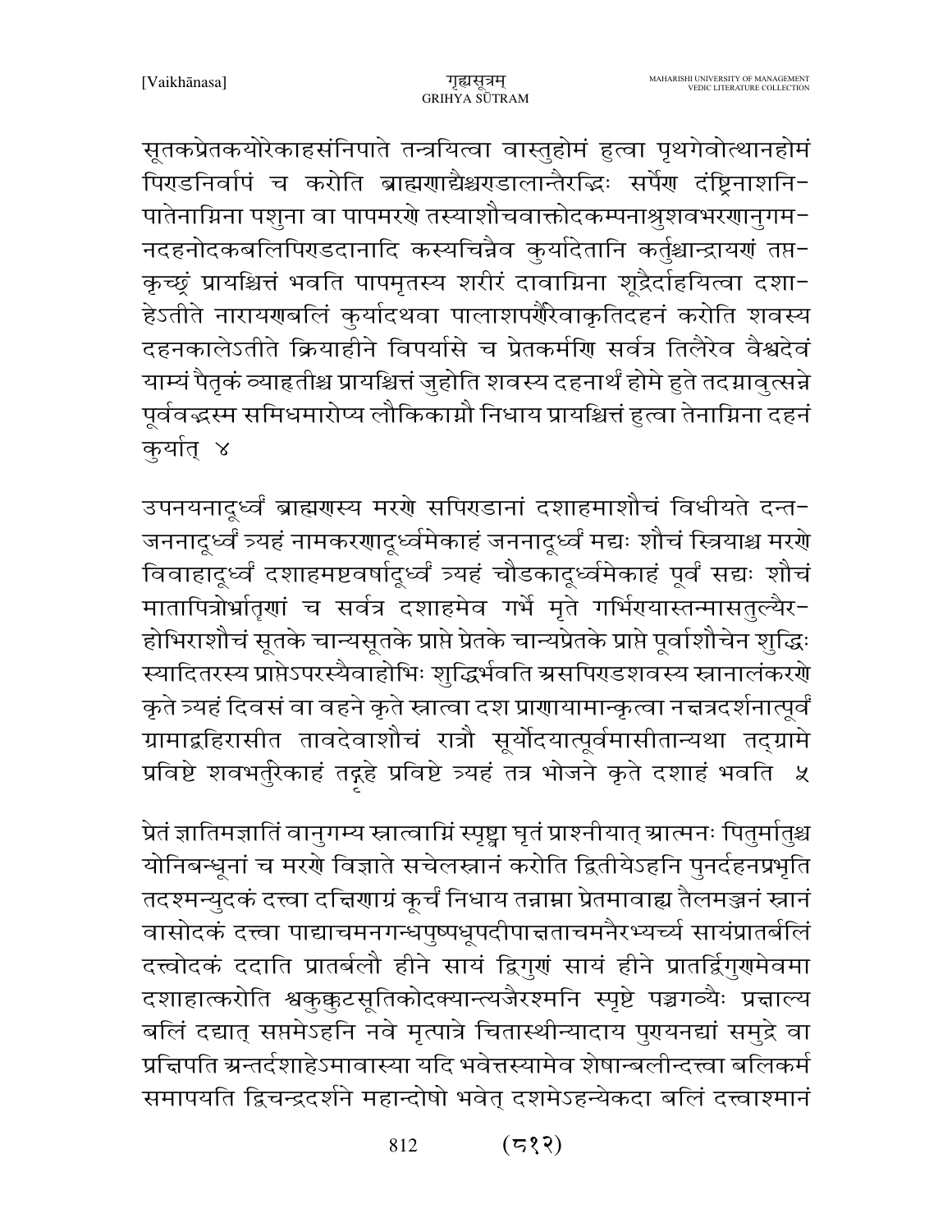सूतकप्रेतकयोरेकाहसंनिपाते तन्त्रयित्वा वास्तुहोमं हुत्वा पृथगेवोत्थानहोमं पिण्डनिर्वापं च करोति ब्राह्मणाद्यैश्चण्डालान्तैरद्भिः सर्पेण दंष्ट्रिनाशनि-पातेनाग्निना पशुना वा पापमरणे तस्याशौचवाक्तोदकम्पनाश्रुशवभरणानुगम-नदहनोदकबलिपिण्डदानादि कस्यचिन्नैव कुर्यादेतानि कर्तुश्चान्द्रायणं तप्त-कृच्छ्रं प्रायश्चित्तं भवति पापमृतस्य शरीरं दावाग्निना शूद्रैर्दाहयित्वा दशा-हेऽतीते नारायणबलिं कुर्यादथवा पालाशपर्णैरेवाकृतिदहनं करोति शवस्य दहनकालेऽतीते क्रियाहीने विपर्यासे च प्रेतकर्मणि सर्वत्र तिलैरेव वैश्वदेवं याम्यं पैतृकं व्याहृतीश्च प्रायश्चित्तं जुहोति शवस्य दहनार्थं होमे हुते तदग्नावुत्सन्ने पूर्ववद्भस्म समिधमारोप्य लौकिकाग्नौ निधाय प्रायश्चित्तं हुत्वा तेनाग्निना दहनं कुर्यात् ४

उपनयनादूर्ध्वं ब्राह्मणस्य मरणे सपिण्डानां दशाहमाशौचं विधीयते दन्त-जननादूर्ध्वं त्र्यहं नामकरणादूर्ध्वमेकाहं जननादूर्ध्वं मद्यः शौचं स्त्रियाश्च मरणे विवाहादूर्ध्वं दशाहमष्टवर्षादूर्ध्वं त्र्यहं चौडकादूर्ध्वमेकाहं पूर्वं सद्यः शौचं मातापित्रोर्भ्रातॄणां च सर्वत्र दशाहमेव गर्भे मृते गर्भिण्यास्तन्मासतुल्यैर-होभिराशौचं सूतके चान्यसूतके प्राप्ते प्रेतके चान्यप्रेतके प्राप्ते पूर्वाशौचेन शुद्धिः स्यादितरस्य प्राप्तेऽपरस्यैवाहोभिः शुद्धिर्भवति असपिण्डशवस्य स्नानालंकरणे कृते त्र्यहं दिवसं वा वहने कृते स्नात्वा दश प्राणायामान्कृत्वा नक्षत्रदर्शनात्पूर्वं ग्रामाद्बहिरासीत तावदेवाशौचं रात्रौ सूर्योदयात्पूर्वमासीतान्यथा तद्ग्रामे प्रविष्टे शवभर्तुरेकाहं तद्गृहे प्रविष्टे त्र्यहं तत्र भोजने कृते दशाहं भवति ५

प्रेतं ज्ञातिमज्ञातिं वानुगम्य स्नात्वाग्निं स्पृष्ट्वा घृतं प्राश्नीयात् आत्मनः पितुर्मातुश्च योनिबन्धूनां च मरणे विज्ञाते सचेलस्नानं करोति द्वितीयेऽहनि पुनर्दहनप्रभृति तदश्मन्युदकं दत्त्वा दक्षिणाग्रं कूर्चं निधाय तन्नाम्ना प्रेतमावाह्य तैलमञ्जनं स्नानं वासोदकं दत्त्वा पाद्याचमनगन्धपुष्पधूपदीपाक्षताचमनैरभ्यर्च्य सायंप्रातर्बलिं दत्त्वोदकं ददाति प्रातर्बलौ हीने सायं द्विगुणं सायं हीने प्रातर्द्विगुणमेवमा दशाहात्करोति श्वकुक्कुटसूतिकोदक्यान्त्यजैरश्मनि स्पृष्टे पञ्चगव्यैः प्रक्षाल्य बलिं दद्यात् सप्तमेऽहनि नवे मृत्पात्रे चितास्थीन्यादाय पुण्यनद्यां समुद्रे वा प्रक्षिपति अन्तर्दशाहेऽमावास्या यदि भवेत्तस्यामेव शेषान्बलीन्दत्त्वा बलिकर्म समापयति द्विचन्द्रदर्शने महान्दोषो भवेत् दशमेऽहन्येकदा बलिं दत्त्वाश्मानं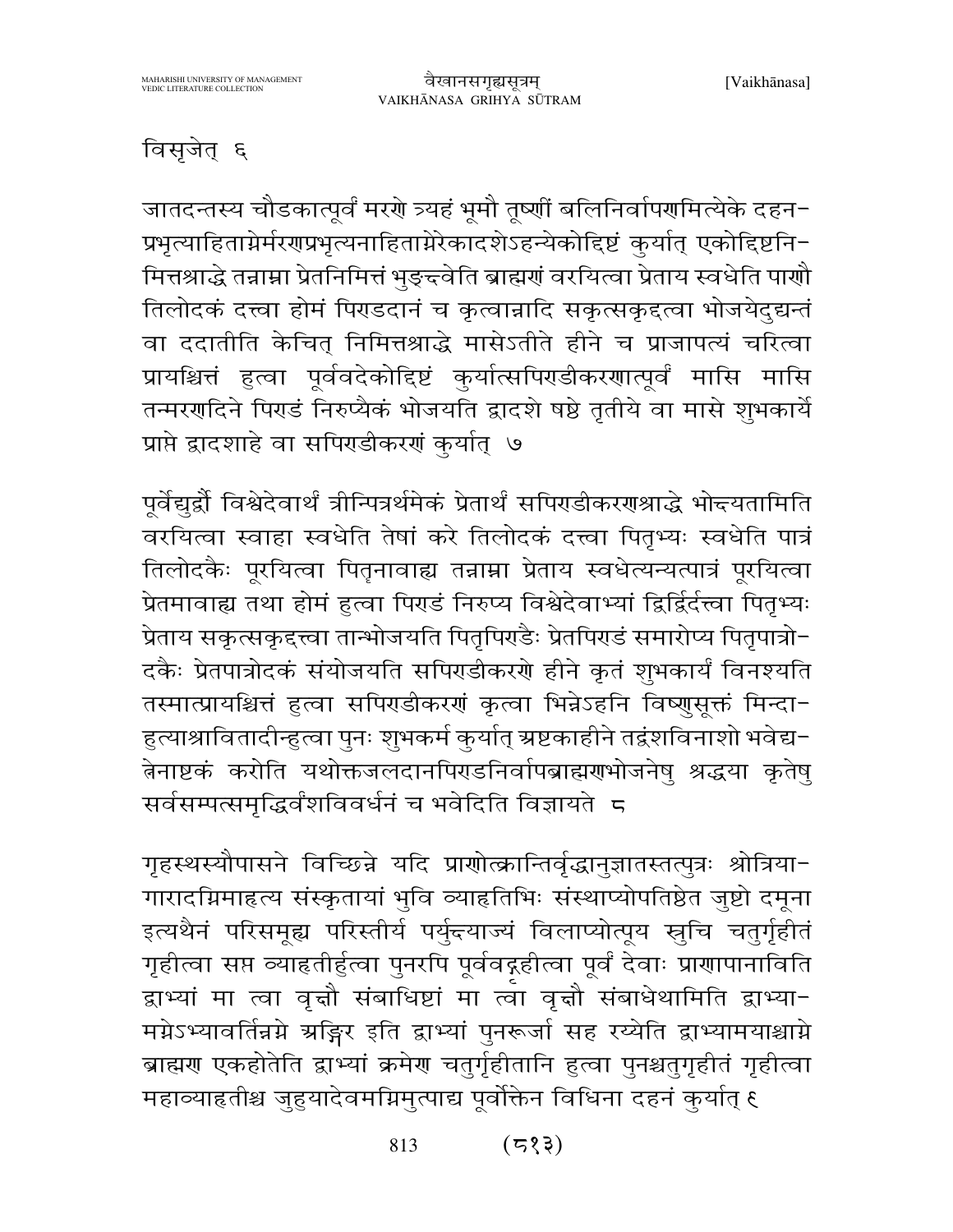विसृजेत् ६

जातदन्तस्य चौडकात्पूर्वं मरणे त्र्यहं भूमौ तूष्णीं बलिनिर्वापणमित्येके दहन-प्रभृत्याहिताग्नेर्मरणप्रभृत्यनाहिताग्नेरेकादशेऽहन्येकोद्दिष्टं कुर्यात् एकोद्दिष्टनि-मित्तश्राद्धे तन्नाम्ना प्रेतनिमित्तं भुङ्क्ष्वेति ब्राह्मणं वरयित्वा प्रेताय स्वधेति पाणौ तिलोदकं दत्त्वा होमं पिण्डदानं च कृत्वान्नादि सकृत्सकृद्दत्वा भोजयेदुद्यन्तं वा ददातीति केचित् निमित्तश्राद्धे मासेऽतीते हीने च प्राजापत्यं चरित्वा प्रायश्चित्तं हुत्वा पूर्ववदेकोद्दिष्टं कुर्यात्सपिण्डीकरणात्पूर्वं मासि मासि तन्मरणदिने पिण्डं निरुप्यैकं भोजयति द्वादशे षष्ठे तृतीये वा मासे शुभकार्ये प्राप्ते द्वादशाहे वा सपिण्डीकरणं कुर्यात् ७

पूर्वेद्युर्द्वौ विश्वेदेवार्थं त्रीन्पित्रर्थमेकं प्रेतार्थं सपिण्डीकरणश्राद्धे भोक्ष्यतामिति वरयित्वा स्वाहा स्वधेति तेषां करे तिलोदकं दत्त्वा पितृभ्यः स्वधेति पात्रं तिलोदकैः पूरयित्वा पितृनावाह्य तन्नाम्ना प्रेताय स्वधेत्यन्यत्पात्रं पूरयित्वा प्रेतमावाह्य तथा होमं हुत्वा पिण्डं निरुप्य विश्वेदेवाभ्यां द्विर्द्विर्दत्त्वा पितृभ्यः प्रेताय सकृत्सकृद्दत्त्वा तान्भोजयति पितृपिण्डैः प्रेतपिण्डं समारोप्य पितृपात्रो-दकैः प्रेतपात्रोदकं संयोजयति सपिण्डीकरणे हीने कृतं शुभकार्यं विनश्यति तस्मात्प्रायश्चित्तं हुत्वा सपिण्डीकरणं कृत्वा भिन्नेऽहनि विष्णुसूक्तं मिन्दा-हुत्याश्राविताादीन्हुत्वा पुनः शुभकर्म कुर्यात् अष्टकाहीने तद्वंशविनाशो भवेद्य-त्नेनाष्टकं करोति यथोक्तजलदानपिण्डनिर्वापब्राह्मणभोजनेषु श्रद्धया कृतेषु सर्वसम्पत्समृद्धिर्वंशविवर्धनं च भवेदिति विज्ञायते ८

गृहस्थस्यौपासने विच्छिन्ने यदि प्राणोत्क्रान्तिर्वृद्धानुज्ञातस्तत्पुत्रः श्रोत्रिया-गारादग्निमाहृत्य संस्कृतायां भुवि व्याहृतिभिः संस्थाप्योपतिष्ठेत जुष्टो दमूना इत्यथैनं परिसमूह्य परिस्तीर्य पर्युक्ष्याज्यं विलाप्योत्पूय स्रुचि चतुर्गृहीतं गृहीत्वा सप्त व्याहृतीर्हुत्वा पुनरपि पूर्ववद्गृहीत्वा पूर्वं देवाः प्राणापानाविति द्वाभ्यां मा त्वा वृक्षौ संबाधिष्टां मा त्वा वृक्षौ संबाधेथामिति द्वाभ्या-मग्नेऽभ्यावर्तिन्नग्ने अङ्गिर इति द्वाभ्यां पुनरूर्जा सह रय्येति द्वाभ्यामयाश्चाग्ने ब्राह्मण एकहोतेति द्वाभ्यां क्रमेण चतुर्गृहीतानि हुत्वा पुनश्चतुगृहीतं गृहीत्वा महाव्याहृतीश्च जुहुयादेवमग्निमुत्पाद्य पूर्वोक्तेन विधिना दहनं कुर्यात् ९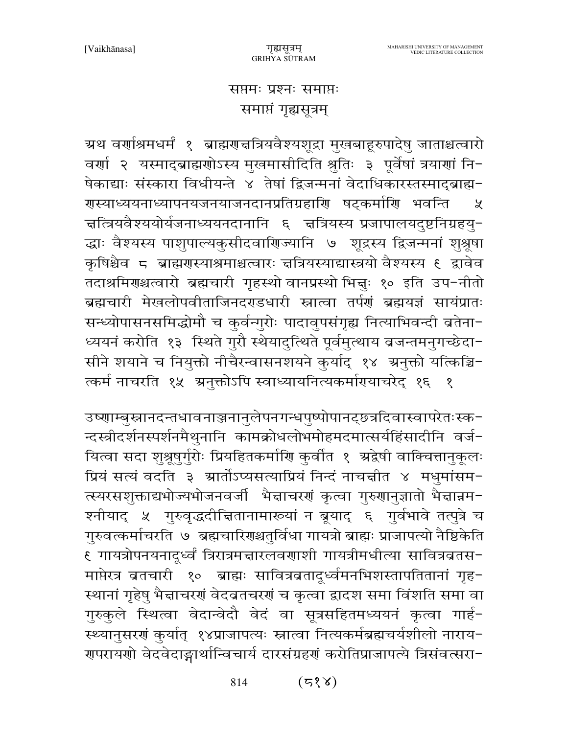सप्तमः प्रश्नः समाप्तः
समाप्तं गृह्यसूत्रम्

अथ वर्णाश्रमधर्मं १ ब्राह्मणक्षत्रियवैश्यशूद्रा मुखबाहूरुपादेषु जाताश्चत्वारो वर्णा २ यस्माद्ब्राह्मणोऽस्य मुखमासीदिति श्रुतिः ३ पूर्वेषां त्रयाणां निषेकाद्याः संस्कारा विधीयन्ते ४ तेषां द्विजन्मनां वेदाधिकारस्तस्माद्ब्राह्मणस्याध्ययनाध्यापनयजनयाजनदानप्रतिग्रहाणि षट्कर्माणि भवन्ति ५ क्षत्रियवैश्ययोर्यजनाध्ययनदानानि ६ क्षत्रियस्य प्रजापालयदुष्टनिग्रहयुद्धाः वैश्यस्य पाशुपाल्यकुसीदवाणिज्यानि ७ शूद्रस्य द्विजन्मनां शुश्रूषा कृषिश्चैव ८ ब्राह्मणस्याश्रमाश्चत्वारः क्षत्रियस्याद्यास्त्रयो वैश्यस्य ९ द्वावेव तदाश्रमिणश्चत्वारो ब्रह्मचारी गृहस्थो वानप्रस्थो भिक्षुः १० इति उप-नीतो ब्रह्मचारी मेखलोपवीताजिनदण्डधारी स्नात्वा तर्पणं ब्रह्मयज्ञं सायंप्रातः सन्ध्योपासनसमिद्धोमौ च कुर्वन्गुरोः पादावुपसंगृह्य नित्याभिवन्दी व्रतेनाध्ययनं करोति १३ स्थिते गुरौ स्थेयादुत्थिते पूर्वमुत्थाय व्रजन्तमनुगच्छेदासीने शयाने च नियुक्तो नीचैरन्वासनशयने कुर्याद् १४ अनुक्तो यत्किञ्चित्कर्म नाचरति १५ अनुक्तोऽपि स्वाध्यायनित्यकर्माण्याचरेद् १६ १

उष्णाम्बुस्नानदन्तधावनाञ्जनानुलेपनगन्धपुष्पोपानट्छत्रदिवास्वापरेतःस्कन्दस्त्रीदर्शनस्पर्शनमैथुनानि कामक्रोधलोभमोहमदमात्सर्यहिंसादीनि वर्जयित्वा सदा शुश्रूषुर्गुरोः प्रियहितकर्माणि कुर्वीत १ अद्वेषी वाक्चित्तानुकूलः प्रियं सत्यं वदति ३ आर्तोऽप्यसत्याप्रियं निन्दं नाचक्षीत ४ मधुमांसमत्स्यरसशुक्ताद्यभोज्यभोजनवर्जी भैक्षाचरणं कृत्वा गुरुणानुज्ञातो भैक्षान्नमश्नीयाद् ५ गुरुवृद्धदीक्षितानामाख्यां न ब्रूयाद् ६ गुर्वभावे तत्पुत्रे च गुरुवत्कर्माचरति ७ ब्रह्मचारिणश्चतुर्विधा गायत्रो ब्राह्मः प्राजापत्यो नैष्ठिकेति ९ गायत्रोपनयनादूर्ध्वं त्रिरात्रमक्षारलवणाशी गायत्रीमधीत्या सावित्रव्रतसमाप्तेरत्र व्रतचारी १० ब्राह्मः सावित्रव्रतादूर्ध्वमनभिशस्तापतितानां गृहस्थानां गृहेषु भैक्षाचरणं वेदव्रतचरणं च कृत्वा द्वादश समा विंशति समा वा गुरुकुले स्थित्वा वेदान्वेदौ वेदं वा सूत्रसहितमध्ययनं कृत्वा गार्हस्थ्यानुसरणं कुर्यात् १४प्राजापत्यः स्नात्वा नित्यकर्मब्रह्मचर्यशीलो नारायणपरायणो वेदवेदाङ्गार्थान्विचार्य दारसंग्रहणं करोतिप्राजापत्ये त्रिसंवत्सरा-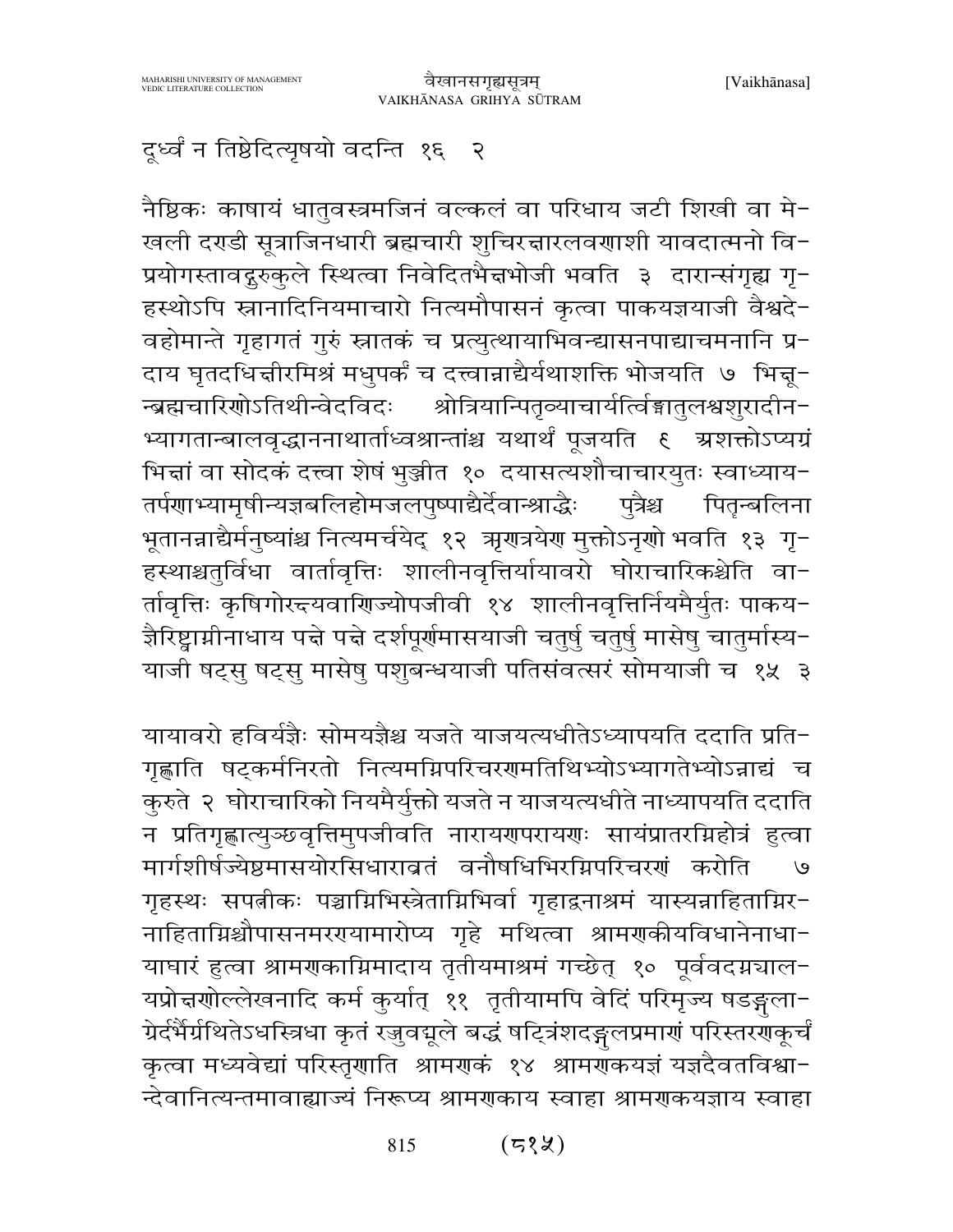दूर्ध्वं न तिष्ठेदित्यृषयो वदन्ति १६ २

नैष्ठिकः काषायं धातुवस्त्रमजिनं वल्कलं वा परिधाय जटी शिखी वा मेखली दण्डी सूत्राजिनधारी ब्रह्मचारी शुचिरक्षारलवणाशी यावदात्मनो विप्रयोगस्तावद्गुरुकुले स्थित्वा निवेदितभैक्षभोजी भवति ३ दारान्संगृह्य गृहस्थोऽपि स्नानादिनियमाचारो नित्यमौपासनं कृत्वा पाकयज्ञयाजी वैश्वदेवहोमान्ते गृहागतं गुरुं स्नातकं च प्रत्युत्थायाभिवन्द्यासनपाद्याचमनानि प्रदाय घृतदधिक्षीरमिश्रं मधुपर्कं च दत्त्वान्नाद्यैर्यथाशक्ति भोजयति ७ भिक्षून्ब्रह्मचारिणोऽतिथीन्वेदविदः श्रोत्रियान्पितृव्याचार्यर्त्विङ्मातुलश्वशुरादीनभ्यागतान्बालवृद्धाननाथार्ताध्वश्रान्तांश्च यथार्थं पूजयति ९ अशक्तोऽप्यग्रं भिक्षां वा सोदकं दत्त्वा शेषं भुञ्जीत १० दयासत्यशौचाचारयुतः स्वाध्यायतर्पणाभ्यामृषीन्यज्ञबलिहोमजलपुष्पाद्यैर्देवान्श्राद्धैः पुत्रैश्च पितृन्बलिना भूतानन्नाद्यैर्मनुष्यांश्च नित्यमर्चयेद् १२ ऋणत्रयेण मुक्तोऽनृणो भवति १३ गृहस्थाश्चतुर्विधा वार्तावृत्तिः शालीनवृत्तिर्यायावरो घोराचारिकश्चेति वार्तावृत्तिः कृषिगोरक्ष्यवाणिज्योपजीवी १४ शालीनवृत्तिर्नियमैर्युतः पाकयज्ञैरिष्ट्वाग्नीनाधाय पक्षे पक्षे दर्शपूर्णमासयाजी चतुर्षु चतुर्षु मासेषु चातुर्मास्ययाजी षट्सु षट्सु मासेषु पशुबन्धयाजी पतिसंवत्सरं सोमयाजी च १५ ३

यायावरो हविर्यज्ञैः सोमयज्ञैश्च यजते याजयत्यधीतेऽध्यापयति ददाति प्रतिगृह्णाति षट्कर्मनिरतो नित्यमग्निपरिचरणमतिथिभ्योऽभ्यागतेभ्योऽन्नाद्यं च कुरुते २ घोराचारिको नियमैर्युक्तो यजते न याजयत्यधीते नाध्यापयति ददाति न प्रतिगृह्णात्युञ्छवृत्तिमुपजीवति नारायणपरायणः सायंप्रातरग्निहोत्रं हुत्वा मार्गशीर्षज्येष्ठमासयोरसिधाराव्रतं वनौषधिभिरग्निपरिचरणं करोति ७ गृहस्थः सपत्नीकः पञ्चाग्निभिस्त्रेताग्निभिर्वा गृहाद्वनाश्रमं यास्यन्नाहिताग्निरनाहिताग्निश्चौपासनमरण्यामारोप्य गृहे मथित्वा श्रामणकीयविधानेनाधायाघारं हुत्वा श्रामणकाग्निमादाय तृतीयमाश्रमं गच्छेत् १० पूर्ववदग्न्यालयप्रोक्षणोल्लेखनादि कर्म कुर्यात् ११ तृतीयामपि वेदिं परिमृज्य षडङ्गुलाग्रैर्दर्भैर्ग्रथितेऽधस्त्रिधा कृतं रज्जुवन्मूले बद्धं षट्त्रिंशदङ्गुलप्रमाणं परिस्तरणकूर्चं कृत्वा मध्यवेद्यां परिस्तृणाति श्रामणकं १४ श्रामणकयज्ञं यज्ञदैवतविश्वान्देवानित्यन्तमावाह्याज्यं निरूप्य श्रामणकाय स्वाहा श्रामणकयज्ञाय स्वाहा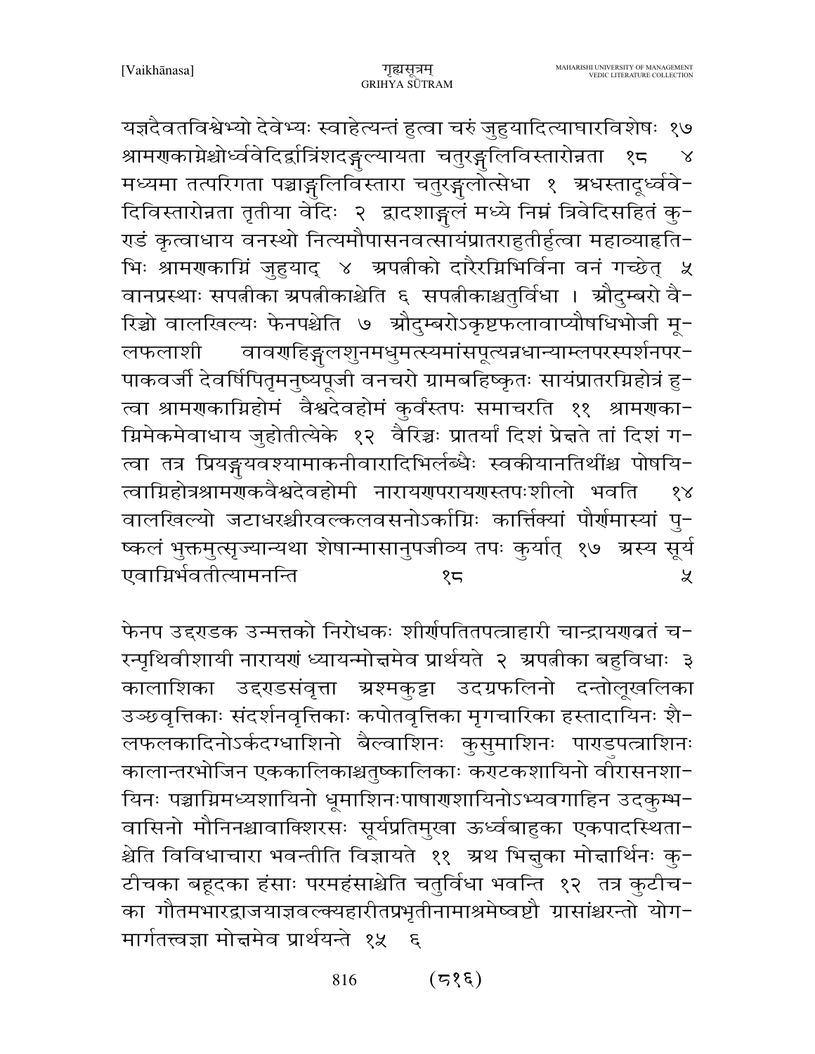यज्ञदैवतविश्वेभ्यो देवेभ्यः स्वाहेत्यन्तं हुत्वा चरुं जुहुयादित्याघारविशेषः १७ श्रामणकाग्नेश्चोर्ध्ववेदिर्द्वात्रिंशदङ्गुल्यायता चतुरङ्गुलिविस्तारोन्नता १८ ४ मध्यमा तत्परिगता पञ्चाङ्गुलिविस्तारा चतुरङ्गुलोत्सेधा १ अधस्तादूर्ध्ववेदिविस्तारोन्नता तृतीया वेदिः २ द्वादशाङ्गुलं मध्ये निम्नं त्रिवेदिसहितं कुण्डं कृत्वाधाय वनस्थो नित्यमौपासनवत्सायंप्रातराहुतीर्हुत्वा महाव्याहृतिभिः श्रामणकाग्निं जुहुयाद् ४ अपत्नीको दारैरग्निभिर्विना वनं गच्छेत् ५ वानप्रस्थाः सपत्नीका अपत्नीकाश्चेति ६ सपत्नीकाश्चतुर्विधा । औदुम्बरो वैरिञ्चो वालखिल्यः फेनपश्चेति ७ औदुम्बरोऽकृष्टफलावाप्यौषधिभोजी मूलफलाशी वावणहिङ्गुलशुनमधुमत्स्यमांसपूत्यन्नधान्याम्लपरस्पर्शनपरपाकवर्जी देवर्षिपितृमनुष्यपूजी वनचरो ग्रामबहिष्कृतः सायंप्रातरग्निहोत्रं हुत्वा श्रामणकाग्निहोमं वैश्वदेवहोमं कुर्वंस्तपः समाचरति ११ श्रामणकाग्निमेकमेवाधाय जुहोतीत्येके १२ वैरिञ्चः प्रातर्यां दिशं प्रेक्षते तां दिशं गत्वा तत्र प्रियङ्गुयवश्यामाकनीवारादिभिर्लब्धैः स्वकीयानतिथींश्च पोषयित्वाग्निहोत्रश्रामणकवैश्वदेवहोमी नारायणपरायणस्तपःशीलो भवति १४ वालखिल्यो जटाधरश्चीरवल्कलवसनोऽर्काग्निः कार्त्तिक्यां पौर्णमास्यां पुष्कलं भुक्तमुत्सृज्यान्यथा शेषान्मासानुपजीव्य तपः कुर्यात् १७ अस्य सूर्य एवाग्निर्भवतीत्यामनन्ति १८ ५

फेनप उद्दण्डक उन्मत्तको निरोधकः शीर्णपतितपत्राहारी चान्द्रायणव्रतं चरन्पृथिवीशायी नारायणं ध्यायन्मोक्षमेव प्रार्थयते २ अपत्नीका बहुविधाः ३ कालाशिका उद्दण्डसंवृत्ता अश्मकुट्टा उदग्रफलिनो दन्तोलूखलिका उञ्छवृत्तिकाः संदर्शनवृत्तिकाः कपोतवृत्तिका मृगचारिका हस्तादायिनः शैलफलकादिनोऽर्कदग्धाशिनो बैल्वाशिनः कुसुमाशिनः पाण्डुपत्राशिनः कालान्तरभोजिन एककालिकाश्चतुष्कालिकाः कण्टकशायिनो वीरासनशायिनः पञ्चाग्निमध्यशायिनो धूमाशिनःपाषाणशायिनोऽभ्यवगाहिन उदकुम्भवासिनो मौनिनश्चावाक्शिरसः सूर्यप्रतिमुखा ऊर्ध्वबाहुका एकपादस्थिताश्चेति विविधाचारा भवन्तीति विज्ञायते ११ अथ भिक्षुका मोक्षार्थिनः कुटीचका बहूदका हंसाः परमहंसाश्चेति चतुर्विधा भवन्ति १२ तत्र कुटीचका गौतमभारद्वाजयाज्ञवल्क्यहारीतप्रभृतीनामाश्रमेष्वष्टौ ग्रासांश्चरन्तो योगमार्गतत्त्वज्ञा मोक्षमेव प्रार्थयन्ते १५ ६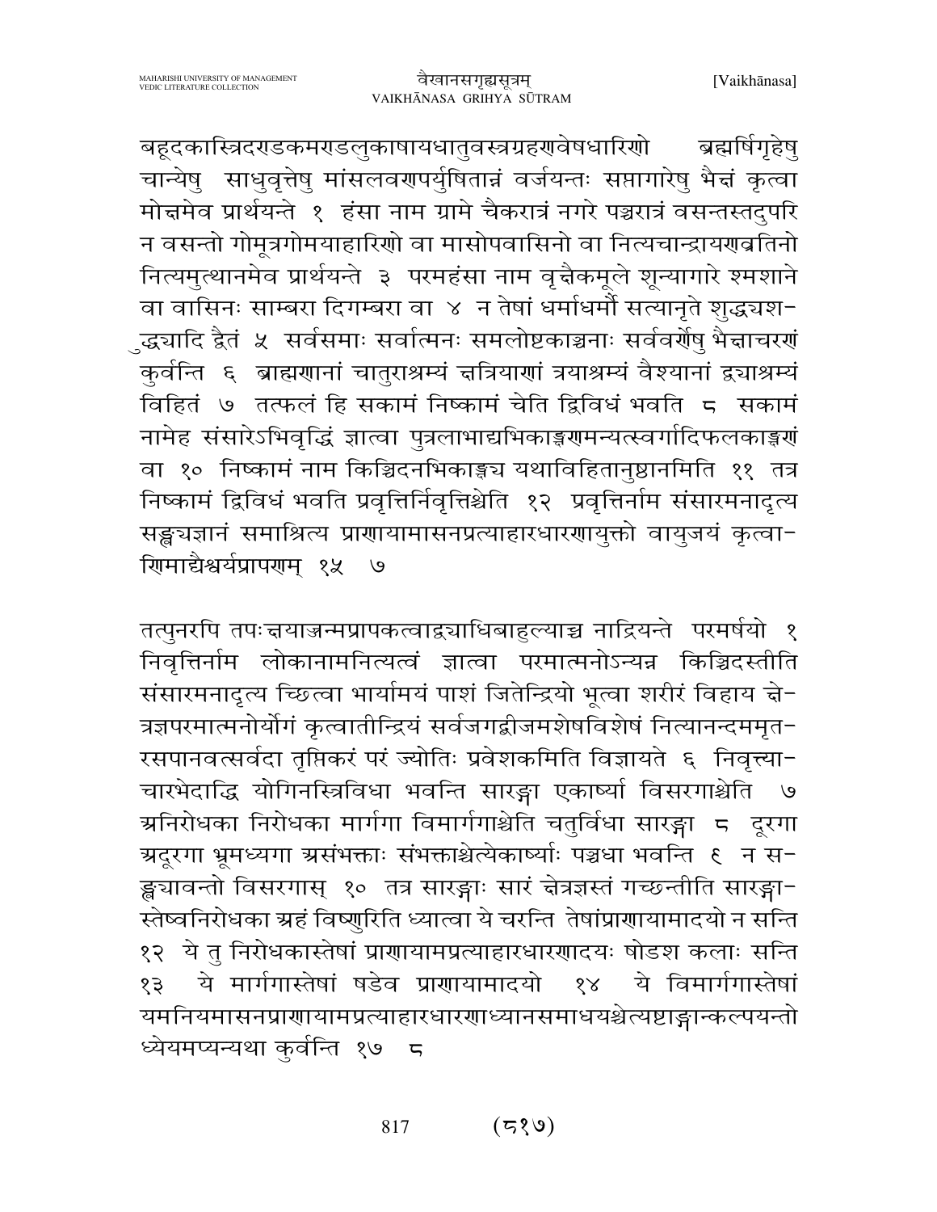बहूदकास्त्रिदण्डकमण्डलुकाषायधातुवस्त्रग्रहणवेषधारिणो ब्रह्मर्षिगृहेषु चान्येषु साधुवृत्तेषु मांसलवणपर्युषितान्नं वर्जयन्तः सप्तागारेषु भैक्षं कृत्वा मोक्षमेव प्रार्थयन्ते १ हंसा नाम ग्रामे चैकरात्रं नगरे पञ्चरात्रं वसन्तस्तदुपरि न वसन्तो गोमूत्रगोमयाहारिणो वा मासोपवासिनो वा नित्यचान्द्रायणव्रतिनो नित्यमुत्थानमेव प्रार्थयन्ते ३ परमहंसा नाम वृक्षैकमूले शून्यागारे श्मशाने वा वासिनः साम्बरा दिगम्बरा वा ४ न तेषां धर्माधर्मौ सत्यानृते शुद्ध्यशुद्ध्यादि द्वैतं ५ सर्वसमाः सर्वात्मनः समलोष्टकाञ्चनाः सर्ववर्णेषु भैक्षाचरणं कुर्वन्ति ६ ब्राह्मणानां चातुराश्रम्यं क्षत्रियाणां त्रयाश्रम्यं वैश्यानां द्व्याश्रम्यं विहितं ७ तत्फलं हि सकामं निष्कामं चेति द्विविधं भवति ८ सकामं नामेह संसारेऽभिवृद्धिं ज्ञात्वा पुत्रलाभाद्यभिकाङ्क्षणमन्यत्स्वर्गादिफलकाङ्क्षणं वा १० निष्कामं नाम किञ्चिदनभिकाङ्क्ष्य यथाविहितानुष्ठानमिति ११ तत्र निष्कामं द्विविधं भवति प्रवृत्तिर्निवृत्तिश्चेति १२ प्रवृत्तिर्नाम संसारमनादृत्य सङ्ख्यज्ञानं समाश्रित्य प्राणायामासनप्रत्याहारधारणायुक्तो वायुजयं कृत्वाणिमाद्यैश्वर्यप्रापणम् १५ ७

तत्पुनरपि तपःक्षयाज्जन्मप्रापकत्वाद्व्याधिबाहुल्याच्च नाद्रियन्ते परमर्षयो १ निवृत्तिर्नाम लोकानामनित्यत्वं ज्ञात्वा परमात्मनोऽन्यन्न किञ्चिदस्तीति संसारमनादृत्य च्छित्वा भार्यामयं पाशं जितेन्द्रियो भूत्वा शरीरं विहाय क्षेत्रज्ञपरमात्मनोर्योगं कृत्वातीन्द्रियं सर्वजगद्बीजमशेषविशेषं नित्यानन्दममृतरसपानवत्सर्वदा तृप्तिकरं परं ज्योतिः प्रवेशकमिति विज्ञायते ६ निवृत्त्याचारभेदाद्धि योगिनस्त्रिविधा भवन्ति सारङ्गा एकार्ष्या विसरगाश्चेति ७ अनिरोधका निरोधका मार्गगा विमार्गगाश्चेति चतुर्विधा सारङ्गा ८ दूरगा अदूरगा भ्रूमध्यगा असंभक्ताः संभक्ताश्चेत्येकार्ष्याः पञ्चधा भवन्ति ९ न सङ्ख्यावन्तो विसरगास् १० तत्र सारङ्गाः सारं क्षेत्रज्ञस्तं गच्छन्तीति सारङ्गास्तेष्वनिरोधका अहं विष्णुरिति ध्यात्वा ये चरन्ति तेषांप्राणायामादयो न सन्ति १२ ये तु निरोधकास्तेषां प्राणायामप्रत्याहारधारणादयः षोडश कलाः सन्ति १३ ये मार्गगास्तेषां षडेव प्राणायामादयो १४ ये विमार्गगास्तेषां यमनियमासनप्राणायामप्रत्याहारधारणाध्यानसमाधयश्चेत्यष्टाङ्गान्कल्पयन्तो ध्येयमप्यन्यथा कुर्वन्ति १७ ८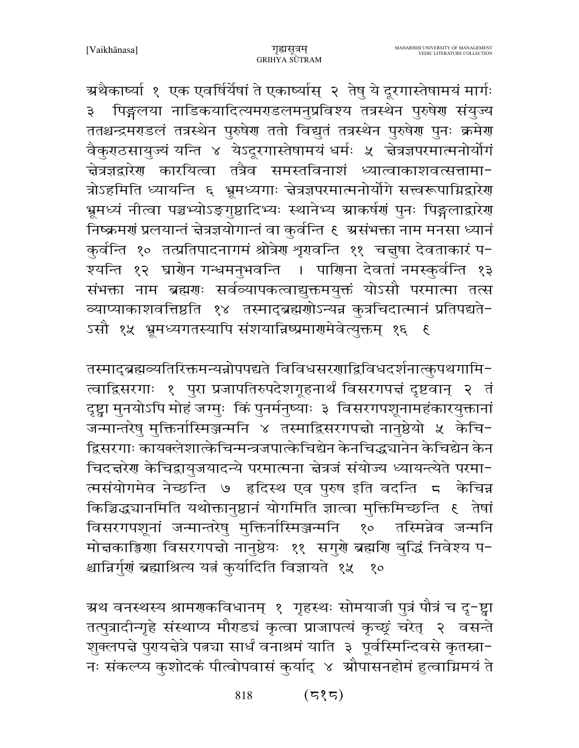अथैकार्ष्या १ एक एवर्षिर्येषां ते एकार्ष्यास् २ तेषु ये दूरगास्तेषामयं मार्गः ३ पिङ्गलया नाडिकयादित्यमण्डलमनुप्रविश्य तत्रस्थेन पुरुषेण संयुज्य ततश्चन्द्रमण्डलं तत्रस्थेन पुरुषेण ततो विद्युतं तत्रस्थेन पुरुषेण पुनः क्रमेण वैकुण्ठसायुज्यं यन्ति ४ येऽदूरगास्तेषामयं धर्मः ५ क्षेत्रज्ञपरमात्मनोर्योगं क्षेत्रज्ञद्वारेण कारयित्वा तत्रैव समस्तविनाशं ध्यात्वाकाशवत्सत्तामात्रोऽहमिति ध्यायन्ति ६ भ्रूमध्यगाः क्षेत्रज्ञपरमात्मनोर्योगे सत्त्वरूपाग्निद्वारेण भ्रूमध्यं नीत्वा पञ्चभ्योऽङ्गुष्ठादिभ्यः स्थानेभ्य आकर्षणं पुनः पिङ्गलाद्वारेण निष्क्रमणं प्रलयान्तं क्षेत्रज्ञयोगान्तं वा कुर्वन्ति ९ असंभक्ता नाम मनसा ध्यानं कुर्वन्ति १० तत्प्रतिपादनागमं श्रोत्रेण शृण्वन्ति ११ चक्षुषा देवताकारं पश्यन्ति १२ घ्राणेन गन्धमनुभवन्ति । पाणिना देवतां नमस्कुर्वन्ति १३ संभक्ता नाम ब्रह्मणः सर्वव्यापकत्वाद्युक्तमयुक्तं योऽसौ परमात्मा तत्स व्याप्याकाशवत्तिष्ठति १४ तस्माद्ब्रह्मणोऽन्यन्न कुत्रचिदात्मानं प्रतिपद्यतेऽसौ १५ भ्रूमध्यगतस्यापि संशयान्निष्प्रमाणमेवेत्युक्तम् १६ ९

तस्माद्ब्रह्मव्यतिरिक्तमन्यन्नोपपद्यते विविधसरणाद्विविधदर्शनात्कुपथगामित्वाद्विसरणाः १ पुरा प्रजापतिरुपदेशगूहनार्थं विसरणपक्षं दृष्टवान् २ तं दृष्ट्वा मुनयोऽपि मोहं जग्मुः किं पुनर्मनुष्याः ३ विसरणपशूनामहंकारयुक्तानां जन्मान्तरेषु मुक्तिर्नास्मिञ्जन्मनि ४ तस्माद्विसरणपक्षो नानुष्ठेयो ५ केचिद्विसरणाः कायक्लेशात्केचिन्मन्त्रजपात्केचिद्येन केनचिद्ध्यानेन केचिद्येन केन चिदक्षरेण केचिद्वायुजयादन्ये परमात्मना क्षेत्रज्ञं संयोज्य ध्यायन्त्येते परमात्मसंयोगमेव नेच्छन्ति ७ हृदिस्थ एव पुरुष इति वदन्ति ८ केचिन्न किञ्चिद्ध्यानमिति यथोक्तानुष्ठानं योगमिति ज्ञात्वा मुक्तिमिच्छन्ति ९ तेषां विसरणपशूनां जन्मान्तरेषु मुक्तिर्नास्मिञ्जन्मनि १० तस्मिन्नेव जन्मनि मोक्षकाङ्क्षिणा विसरणपक्षो नानुष्ठेयः ११ सगुणे ब्रह्मणि बुद्धिं निवेश्य पश्चान्निर्गुणं ब्रह्माश्रित्य यत्नं कुर्यादिति विज्ञायते १५ १०

अथ वनस्थस्य श्रामणकविधानम् १ गृहस्थः सोमयाजी पुत्रं पौत्रं च दृष्ट्वा तत्पुत्रादीन्गृहे संस्थाप्य मौण्ड्यं कृत्वा प्राजापत्यं कृच्छ्रं चरेत् २ वसन्ते शुक्लपक्षे पुण्यक्षेत्रे पत्न्या सार्धं वनाश्रमं याति ३ पूर्वस्मिन्दिवसे कृतस्नानः संकल्प्य कुशोदकं पीत्वोपवासं कुर्याद् ४ औपासनहोमं हुत्वाग्निमयं ते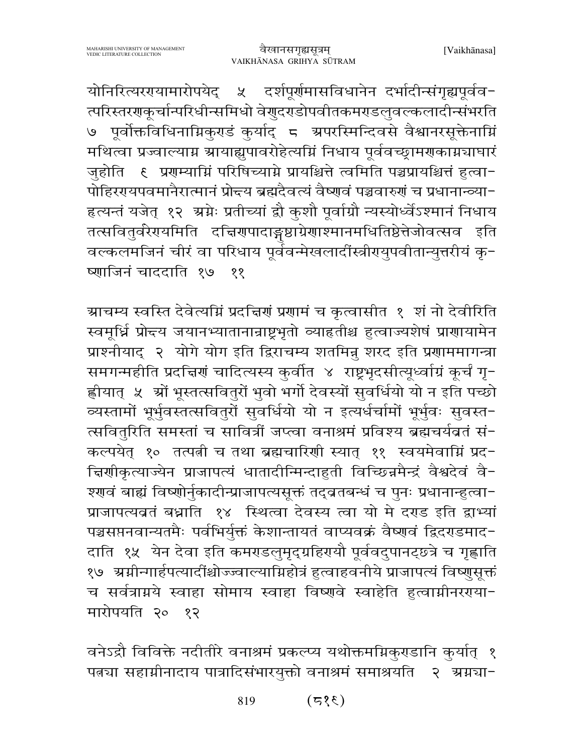योनिरित्यरण्यामारोपयेद् ५ दर्शपूर्णमासविधानेन दर्भादीन्संगृह्यपूर्वव-त्परिस्तरणकूर्चान्परिधीन्समिधो वेणुदण्डोपवीतकमण्डलुवल्कलादीन्संभरति ७ पूर्वोक्तविधिनाग्निकुण्डं कुर्याद् ८ अपरस्मिन्दिवसे वैश्वानरसूक्तेनाग्निं मथित्वा प्रज्वाल्याग्न आयाह्युपावरोहेत्यग्निं निधाय पूर्ववच्छ्रामणकाग्न्याघारं जुहोति ९ प्रणम्याग्निं परिषिच्याग्ने प्रायश्चित्ते त्वमिति पञ्चप्रायश्चित्तं हुत्वा-पोहिरण्यपवमानैरात्मानं प्रोक्ष्य ब्रह्मदैवत्यं वैष्णवं पञ्चवारुणं च प्रधानान्व्या-हृत्यन्तं यजेत् १२ अग्नेः प्रतीच्यां द्वौ कुशौ पूर्वाग्रौ न्यस्योर्ध्वेऽश्मानं निधाय तत्सवितुर्वरेण्यमिति दक्षिणपादाङ्गुष्ठाग्रेणाश्मानमधितिष्ठेत्तेजोवत्सव इति वल्कलमजिनं चीरं वा परिधाय पूर्ववन्मेखलादींस्त्रीण्युपवीतान्युत्तरीयं कृ-ष्णाजिनं चाददाति १७ ११

आचम्य स्वस्ति देवेत्यग्निं प्रदक्षिणं प्रणामं च कृत्वासीत १ शं नो देवीरिति स्वमूर्ध्नि प्रोक्ष्य जयानभ्यातानान्राष्ट्रभृतो व्याहृतीश्च हुत्वाज्यशेषं प्राणायामेन प्राश्नीयाद् २ योगे योग इति द्विराचम्य शतमिन्नु शरद इति प्रणाममागन्त्रा समगन्महीति प्रदक्षिणं चादित्यस्य कुर्वीत ४ राष्ट्रभृदसीत्यूर्ध्वाग्रं कूर्चं गृ-ह्णीयात् ५ ओं भूस्तत्सवितुरों भुवो भर्गो देवस्यों सुवर्धियो यो न इति पच्छो व्यस्तामों भूर्भुवस्तत्सवितुरों सुवर्धियो यो न इत्यर्धर्चामों भूर्भुवः सुवस्त-त्सवितुरिति समस्तां च सावित्रीं जप्त्वा वनाश्रमं प्रविश्य ब्रह्मचर्यव्रतं सं-कल्पयेत् १० तत्पत्नी च तथा ब्रह्मचारिणी स्यात् ११ स्वयमेवाग्निं प्रद-क्षिणीकृत्याज्येन प्राजापत्यं धातादीन्मिन्दाहुती विच्छिन्नमैन्द्रं वैश्वदेवं वै-श्णवं बाह्मं विष्णोर्नुकादीन्प्राजापत्यसूक्तं तद्व्रतबन्धं च पुनः प्रधानान्हुत्वा-प्राजापत्यव्रतं बध्नाति १४ स्थित्वा देवस्य त्वा यो मे दण्ड इति द्वाभ्यां पञ्चसप्तनवान्यतमैः पर्वभिर्युक्तं केशान्तायतं वाप्यवक्रं वैष्णवं द्विदण्डमाद-दाति १५ येन देवा इति कमण्डलुमृद्ग्रहिण्यौ पूर्ववदुपानट्छत्रे च गृह्णाति १७ अग्नीन्गार्हपत्यादींश्चोज्ज्वाल्याग्निहोत्रं हुत्वाहवनीये प्राजापत्यं विष्णुसूक्तं च सर्वत्राग्नये स्वाहा सोमाय स्वाहा विष्णवे स्वाहेति हुत्वाग्नीनरण्या-मारोपयति २० १२

वनेऽद्रौ विविक्ते नदीतीरे वनाश्रमं प्रकल्प्य यथोक्तमग्निकुण्डानि कुर्यात् १ पत्न्या सहाग्नीनादाय पात्रादिसंभारयुक्तो वनाश्रमं समाश्रयति २ अग्न्या-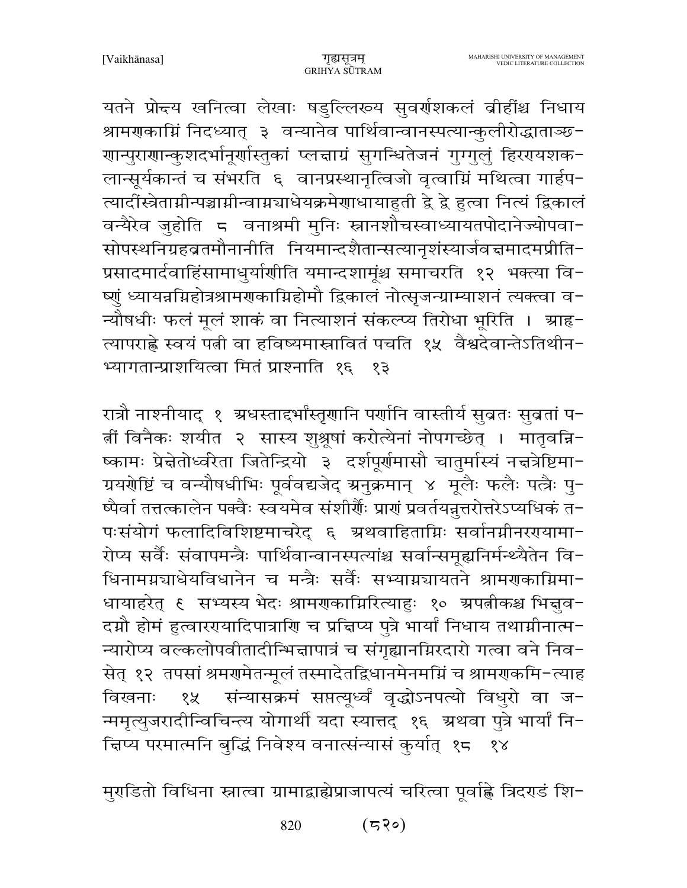यतने प्रोन्द्य खनित्वा लेखाः षडुल्लिख्य सुवर्णशकलं व्रीहींश्च निधाय श्रामणकाग्निं निदध्यात् ३ वन्यानेव पार्थिवान्वानस्पत्यान्कुलीरोद्धाताञ्छ-णान्पुराणान्कुशदर्भानूर्णास्तुकां प्लक्षाग्रं सुगन्धितेजनं गुग्गुलुं हिरण्यशक-लान्सूर्यकान्तं च संभरति ६ वानप्रस्थानृत्विजो वृत्वाग्निं मथित्वा गार्हप-त्यादींस्त्रेताग्नीन्पञ्चाग्नीन्वाग्नयाधेयक्रमेणाधायाहुती द्वे द्वे हुत्वा नित्यं द्विकालं वन्यैरेव जुहोति ८ वनाश्रमी मुनिः स्नानशौचस्वाध्यायतपोदानेज्योपवा-सोपस्थनिग्रहव्रतमौनानीति नियमान्दशैतान्सत्यानृशंस्यार्जवक्षमादमप्रीति-प्रसादमार्दवाहिंसामाधुर्याणीति यमान्दशामूंश्च समाचरति १२ भक्त्या वि-ष्णुं ध्यायन्नग्निहोत्रश्रामणकाग्निहोमौ द्विकालं नोत्सृजन्ग्राम्याशनं त्यक्त्वा व-न्यौषधीः फलं मूलं शाकं वा नित्याशनं संकल्प्य तिरोधा भूरिति । अह्न-त्यापराह्णे स्वयं पत्नी वा हविष्यमास्रावितं पचति १५ वैश्वदेवान्तेऽतिथीन-भ्यागतान्प्राशयित्वा मितं प्राश्नाति १६ १३

रात्रौ नाश्नीयाद् १ अधस्ताद्दर्भास्तृणानि पर्णानि वास्तीर्य सुव्रतः सुव्रतां प-त्नीं विनैकः शयीत २ सास्य शुश्रूषां करोत्येनां नोपगच्छेत् । मातृवन्नि-ष्कामः प्रेक्षेतोर्ध्वरेता जितेन्द्रियो ३ दर्शपूर्णमासौ चातुर्मास्यं नक्षत्रेष्टिमा-ग्रयणेष्टिं च वन्यौषधीभिः पूर्ववद्यजेद् अनुक्रमान् ४ मूलैः फलैः पत्रैः पु-ष्पैर्वा तत्तत्कालेन पक्वैः स्वयमेव संशीर्णैः प्राणं प्रवर्तयन्नुत्तरोत्तरेऽप्यधिकं त-पःसंयोगं फलादिविशिष्टमाचरेद् ६ अथवाहिताग्निः सर्वानग्नीनरण्यामा-रोप्य सर्वैः संवापमन्त्रैः पार्थिवान्वानस्पत्यांश्च सर्वान्समूह्यनिर्मन्थ्यैतेन वि-धिनामग्नयाधेयविधानेन च मन्त्रैः सर्वैः सभ्याग्नयायतने श्रामणकाग्निमा-धायाहरेत् ९ सभ्यस्य भेदः श्रामणकाग्निरित्याहुः १० अपत्नीकश्च भिक्षुव-दग्नौ होमं हुत्वारण्यादिपात्राणि च प्रक्षिप्य पुत्रे भार्यां निधाय तथाग्नीनात्म-न्यारोप्य वल्कलोपवीतादीन्भिक्षापात्रं च संगृह्यानग्निरदारो गत्वा वने निव-सेत् १२ तपसां श्रमणमेतन्मूलं तस्मादेतद्विधानमेनमग्निं च श्रामणकमि-त्याह विखनाः १५ संन्यासक्रमं सप्तत्यूर्ध्वं वृद्धोऽनपत्यो विधुरो वा ज-न्ममृत्युजरादीन्विचिन्त्य योगार्थी यदा स्यात्तद् १६ अथवा पुत्रे भार्यां नि-क्षिप्य परमात्मनि बुद्धिं निवेश्य वनात्संन्यासं कुर्यात् १८ १४

मुण्डितो विधिना स्नात्वा ग्रामाद्बाह्येप्राजापत्यं चरित्वा पूर्वाह्णे त्रिदण्डं शि-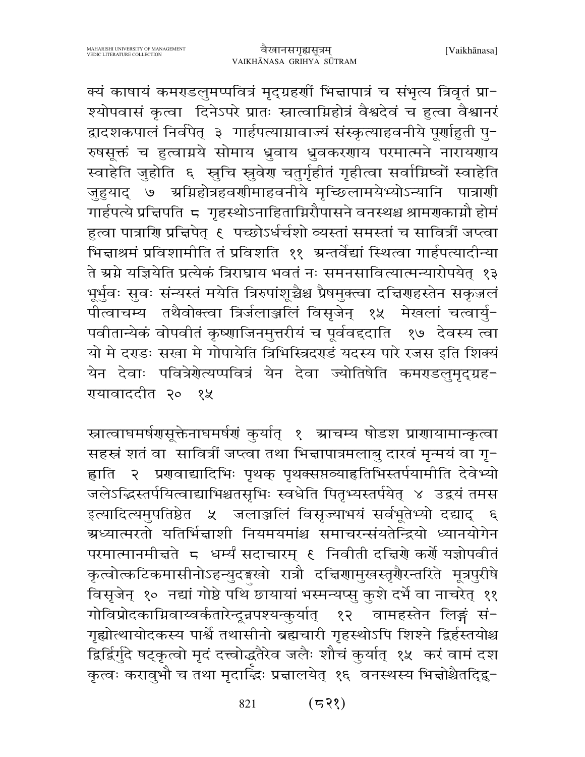क्यं काषायं कमण्डलुमप्पवित्रं मृद्ग्रहणीं भिक्षापात्रं च संभृत्य त्रिवृतं प्राश्योपवासं कृत्वा दिनेऽपरे प्रातः स्नात्वाग्निहोत्रं वैश्वदेवं च हुत्वा वैश्वानरं द्वादशकपालं निर्वपेत् ३ गार्हपत्याग्नावाज्यं संस्कृत्याहवनीये पूर्णाहुती पुरुषसूक्तं च हुत्वाग्नये सोमाय ध्रुवाय ध्रुवकरणाय परमात्मने नारायणाय स्वाहेति जुहोति ६ स्रुचि स्रुवेण चतुर्गृहीतं गृहीत्वा सर्वाग्निष्वों स्वाहेति जुहुयाद् ७ अग्निहोत्रहवणीमाहवनीये मृच्छिलामयेभ्योऽन्यानि पात्राणी गार्हपत्ये प्रक्षिपति ८ गृहस्थोऽनाहिताग्निरौपासने वनस्थश्च श्रामणकाग्नौ होमं हुत्वा पात्राणि प्रक्षिपेत् ६ पच्छोऽर्धर्चशो व्यस्तां समस्तां च सावित्रीं जप्त्वा भिक्षाश्रमं प्रविशामीति तं प्रविशति ११ अन्तर्वेद्यां स्थित्वा गार्हपत्यादीन्या ते अग्ने यज्ञियेति प्रत्येकं त्रिराघ्राय भवतं नः समनसावित्यात्मन्यारोपयेत् १३ भूर्भुवः सुवः संन्यस्तं मयेति त्रिरुपांशूच्चैश्च प्रैषमुक्त्वा दक्षिणहस्तेन सकृज्जलं पीत्वाचम्य तथैवोक्त्वा त्रिर्जलाञ्जलिं विसृजेन् १५ मेखलां चत्वार्युपवीतान्येकं वोपवीतं कृष्णाजिनमुत्तरीयं च पूर्ववद्ददाति १७ देवस्य त्वा यो मे दण्डः सखा मे गोपायेति त्रिभिस्त्रिदण्डं यदस्य पारे रजस इति शिक्यं येन देवाः पवित्रेणेत्यप्पवित्रं येन देवा ज्योतिषेति कमण्डलुमृद्ग्रहणयावाददीत २० १५

स्नात्वाघमर्षणसूक्तेनाघमर्षणं कुर्यात् १ आचम्य षोडश प्राणायामान्कृत्वा सहस्रं शतं वा सावित्रीं जप्त्वा तथा भिक्षापात्रमलाबु दारवं मृन्मयं वा गृह्णाति २ प्रणवाद्यादिभिः पृथक् पृथक्सप्तव्याहृतिभिस्तर्पयामीति देवेभ्यो जलेऽद्भिस्तर्पयित्वाद्याभिश्चतसृभिः स्वधेति पितृभ्यस्तर्पयेत् ४ उद्वयं तमस इत्यादित्यमुपतिष्ठेत ५ जलाञ्जलिं विसृज्याभयं सर्वभूतेभ्यो दद्याद् ६ अध्यात्मरतो यतिर्भिक्षाशी नियमयमांश्च समाचरन्संयतेन्द्रियो ध्यानयोगेन परमात्मानमीक्षते ८ धर्म्यं सदाचारम् ६ निवीती दक्षिणे कर्णे यज्ञोपवीतं कृत्वोत्कटिकमासीनोऽहन्युदङ्मुखो रात्रौ दक्षिणामुखस्तृणैरन्तरिते मूत्रपुरीषे विसृजेन् १० नद्यां गोष्ठे पथि छायायां भस्मन्यप्सु कुशे दर्भे वा नाचरेत् ११ गोविप्रोदकाग्निवाय्वर्कतारेन्दून्नपश्यन्कुर्यात् १२ वामहस्तेन लिङ्गं संगृह्योत्थायोदकस्य पार्श्वे तथासीनो ब्रह्मचारी गृहस्थोऽपि शिश्ने द्विर्हस्तयोश्च द्विर्द्विर्गुदे षट्कृत्वो मृदं दत्त्वोद्धृतैरेव जलैः शौचं कुर्यात् १५ करं वामं दश कृत्वः करावुभौ च तथा मृदाद्भिः प्रक्षालयेत् १६ वनस्थस्य भिक्षोश्चैतद्द्वि-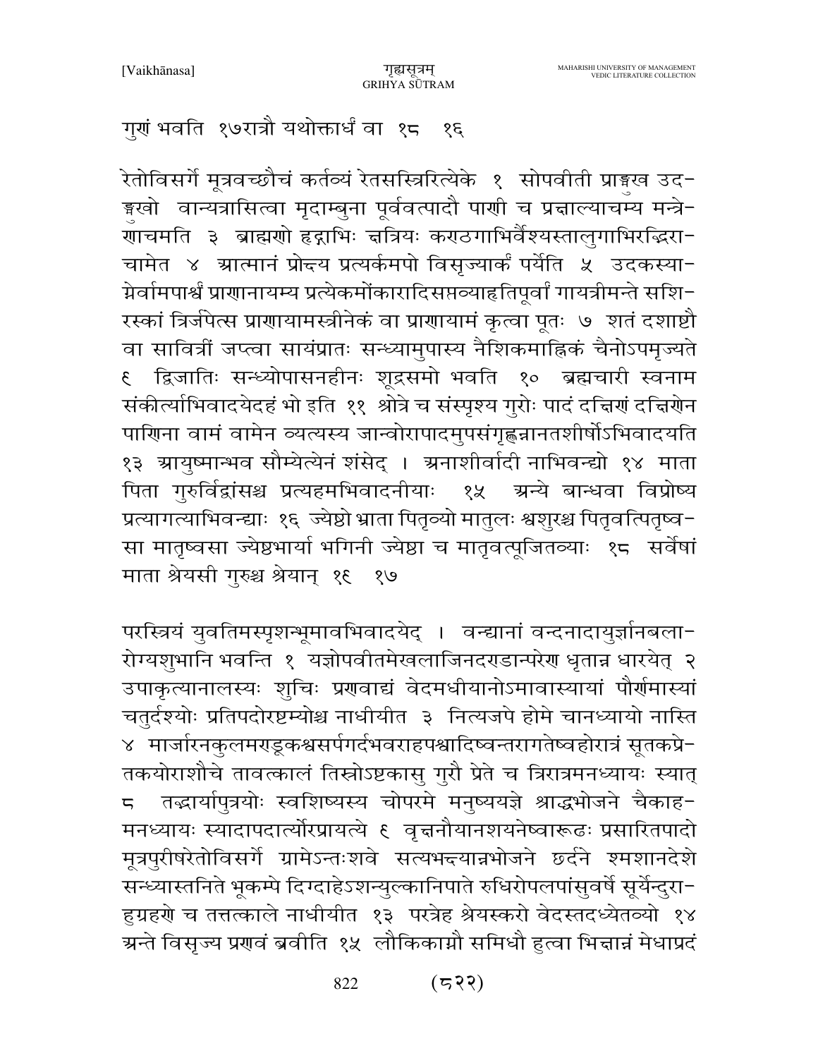गुणं भवति १७रात्रौ यथोक्तार्धं वा १८ १६

रेतोविसर्गे मूत्रवच्छौचं कर्तव्यं रेतसस्त्रिरित्येके १ सोपवीती प्राङ्मुख उदङ्मुखो वान्यत्रासित्वा मृदाम्बुना पूर्ववत्पादौ पाणी च प्रक्षाल्याचम्य मन्त्रेणाचमति ३ ब्राह्मणो हृद्गाभिः क्षत्रियः कण्ठगाभिर्वैश्यस्तालुगाभिरद्भिराचामेत ४ आत्मानं प्रोक्ष्य प्रत्यर्कमपो विसृज्यार्कं पर्येति ५ उदकस्याग्नेर्वामपार्श्वं प्राणानायम्य प्रत्येकमोंकारादिसप्तव्याहृतिपूर्वां गायत्रीमन्ते सशिरस्कां त्रिर्जपेत्स प्राणायामस्त्रीनेकं वा प्राणायामं कृत्वा पूतः ७ शतं दशाष्टौ वा सावित्रीं जप्त्वा सायंप्रातः सन्ध्यामुपास्य नैशिकमाह्निकं चैनोऽपमृज्यते ६ द्विजातिः सन्ध्योपासनहीनः शूद्रसमो भवति १० ब्रह्मचारी स्वनाम संकीर्त्याभिवादयेदहं भो इति ११ श्रोत्रे च संस्पृश्य गुरोः पादं दक्षिणं दक्षिणेन पाणिना वामं वामेन व्यत्यस्य जान्वोरापादमुपसंगृह्णन्नानतशीर्षोऽभिवादयति १३ आयुष्मान्भव सौम्येत्येनं शंसेद् । अनाशीर्वादी नाभिवन्द्यो १४ माता पिता गुरुर्विद्वांसश्च प्रत्यहमभिवादनीयाः १५ अन्ये बान्धवा विप्रोष्य प्रत्यागत्याभिवन्द्याः १६ ज्येष्ठो भ्राता पितृव्यो मातुलः श्वशुरश्च पितृवत्पितृष्वसा मातृष्वसा ज्येष्ठभार्या भगिनी ज्येष्ठा च मातृवत्पूजितव्याः १८ सर्वेषां माता श्रेयसी गुरुश्च श्रेयान् १६ १७

परस्त्रियं युवतिमस्पृशन्भूमावभिवादयेद् । वन्द्यानां वन्दनादायुर्ज्ञानबलारोग्यशुभानि भवन्ति १ यज्ञोपवीतमेखलाजिनदण्डान्परेण धृतान्न धारयेत् २ उपाकृत्यानालस्यः शुचिः प्रणवाद्यं वेदमधीयानोऽमावास्यायां पौर्णमास्यां चतुर्दश्योः प्रतिपदोरष्टम्योश्च नाधीयीत ३ नित्यजपे होमे चानध्यायो नास्ति ४ मार्जारनकुलमण्डूकश्वसर्पगर्दभवराहपश्वादिष्वन्तरागतेष्वहोरात्रं सूतकप्रेतकयोराशौचे तावत्कालं तिस्रोऽष्टकासु गुरौ प्रेते च त्रिरात्रमनध्यायः स्यात् ८ तद्भार्यापुत्रयोः स्वशिष्यस्य चोपरमे मनुष्ययज्ञे श्राद्धभोजने चैकाहमनध्यायः स्यादापदार्त्योरप्रायत्ये ६ वृक्षनौयानशयनेष्वारूढः प्रसारितपादो मूत्रपुरीषरेतोविसर्गे ग्रामेऽन्तःशवे सत्यभक्ष्यान्नभोजने छर्दने श्मशानदेशे सन्ध्यास्तनिते भूकम्पे दिग्दाहेऽशन्युल्कानिपाते रुधिरोपलपांसुवर्षे सूर्येन्दुराहुग्रहणे च तत्तत्काले नाधीयीत १३ परत्रेह श्रेयस्करो वेदस्तदध्येतव्यो १४ अन्ते विसृज्य प्रणवं ब्रवीति १५ लौकिकाग्नौ समिधौ हुत्वा भिक्षान्नं मेधाप्रदं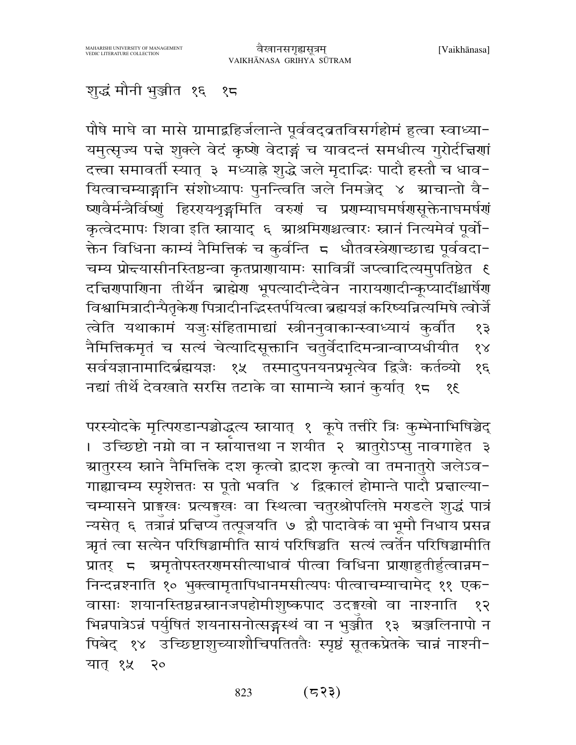शुद्धं मौनी भुञ्जीत १६ १८

पौषे माघे वा मासे ग्रामाद्बहिर्जलान्ते पूर्ववद्व्रतविसर्गहोमं हुत्वा स्वाध्यायमुत्सृज्य पक्षे शुक्ले वेदं कृष्णे वेदाङ्गं च यावदन्तं समधीत्य गुरोर्दक्षिणां दत्त्वा समावर्ती स्यात् ३ मध्याह्ने शुद्धे जले मृदाद्भिः पादौ हस्तौ च धावयित्वाचम्याङ्गानि संशोध्यापः पुनन्त्विति जले निमज्जेद् ४ आचान्तो वैष्णवैर्मन्त्रैर्विष्णुं हिरण्यशृङ्गमिति वरुणं च प्रणम्याघमर्षणसूक्तेनाघमर्षणं कृत्वेदमापः शिवा इति स्नायाद् ६ आश्रमिणश्चत्वारः स्नानं नित्यमेवं पूर्वोक्तेन विधिना काम्यं नैमित्तिकं च कुर्वन्ति ८ धौतवस्त्रेणाच्छाद्य पूर्ववदाचम्य प्रोक्ष्यासीनस्तिष्ठन्वा कृतप्राणायामः सावित्रीं जप्त्वादित्यमुपतिष्ठेत ९ दक्षिणपाणिना तीर्थेन ब्राह्मेण भूपत्यादीन्दैवेन नारायणादीन्कूप्यादींश्चार्षेण विश्वामित्रादीन्पैतृकेण पित्रादीनद्भिस्तर्पयित्वा ब्रह्मयज्ञं करिष्यन्नित्यमिषे त्वोर्जे त्वेति यथाकामं यजुःसंहितामाद्यां स्त्रीननुवाकान्स्वाध्यायं कुर्वीत १३ नैमित्तिकमृतं च सत्यं चेत्यादिसूक्तानि चतुर्वेदादिमन्त्रान्वाप्यधीयीत १४ सर्वयज्ञानामादिर्ब्रह्मयज्ञः १५ तस्मादुपनयनप्रभृत्येव द्विजैः कर्तव्यो १६ नद्यां तीर्थे देवखाते सरसि तटाके वा सामान्ये स्नानं कुर्यात् १८ १९

परस्योदके मृत्पिण्डान्पञ्चोद्धृत्य स्नायात् १ कूपे तत्तीरे त्रिः कुम्भेनाभिषिञ्चेद् । उच्छिष्टो नग्नो वा न स्नायात्तथा न शयीत २ आतुरोऽप्सु नावगाहेत ३ आतुरस्य स्नाने नैमित्तिके दश कृत्वो द्वादश कृत्वो वा तमनातुरो जलेऽवगाह्याचम्य स्पृशेत्ततः स पूतो भवति ४ द्विकालं होमान्ते पादौ प्रक्षाल्याचम्यासने प्राङ्मुखः प्रत्यङ्मुखः वा स्थित्वा चतुरश्रोपलिप्ते मण्डले शुद्धं पात्रं न्यसेत् ६ तत्रान्नं प्रक्षिप्य तत्पूजयति ७ द्वौ पादावेकं वा भूमौ निधाय प्रसन्न ऋतं त्वा सत्येन परिषिञ्चामीति सायं परिषिञ्चति सत्यं त्वर्तेन परिषिञ्चामीति प्रातर् ८ अमृतोपस्तरणमसीत्याधावं पीत्वा विधिना प्राणाहुतीर्हुत्वान्नमनिन्दन्नश्नाति १० भुक्त्वामृतापिधानमसीत्यपः पीत्वाचम्याचामेद् ११ एकवासाः शयानस्तिष्ठन्नस्नानजपहोमीशुष्कपाद उदङ्मुखो वा नाश्नाति १२ भिन्नपात्रेऽन्नं पर्युषितं शयनासनोत्सङ्गस्थं वा न भुञ्जीत १३ अञ्जलिनापो न पिबेद् १४ उच्छिष्टाशुच्याशौचिपतिततैः स्पृष्टं सूतकप्रेतके चान्नं नाश्नीयात् १५ २०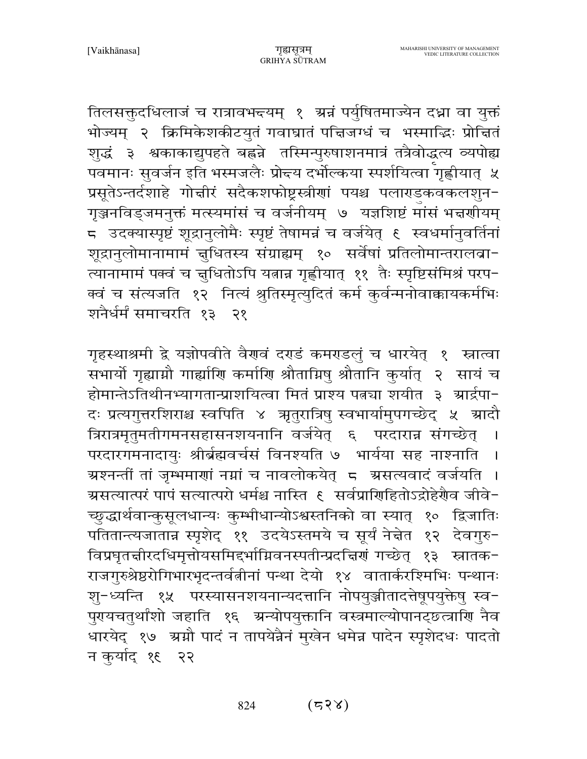तिलसक्तुदधिलाजं च रात्रावभक्ष्यम्  १  अन्नं पर्युषितमाज्येन दध्ना वा युक्तं भोज्यम्  २  क्रिमिकेशकीटयुतं गवाघ्रातं पक्षिजग्धं च  भस्माद्भिः प्रोक्षितं शुद्धं  ३  श्वकाकाद्युपहते बह्वन्ने  तस्मिन्पुरुषाशनमात्रं तत्रैवोद्धृत्य व्यपोह्य पवमानः सुवर्जन इति भस्मजलैः प्रोक्ष्य दर्भोल्कया स्पर्शयित्वा गृह्णीयात्  ५ प्रसूतेऽन्तर्दशाहे  गोक्षीरं  सदैकशफोष्ट्रस्त्रीणां  पयश्च  पलाण्डुकवकलशुन-गृञ्जनविड्जमनुक्तं मत्स्यमांसं च वर्जनीयम्  ७  यज्ञशिष्टं मांसं भक्षणीयम् ८  उदक्यास्पृष्टं शूद्रानुलोमैः स्पृष्टं तेषामन्नं च वर्जयेत्  ९  स्वधर्मानुवर्तिनां शूद्रानुलोमानामामं क्षुधितस्य संग्राह्यम्  १०  सर्वेषां प्रतिलोमान्तरालव्रा-त्यानामामं पक्वं च क्षुधितोऽपि यत्नान्न गृह्णीयात्  ११  तैः स्पृष्टिसंमिश्रं परप-क्वं च संत्यजति  १२  नित्यं श्रुतिस्मृत्युदितं कर्म कुर्वन्मनोवाक्कायकर्मभिः शनैर्धर्मं समाचरति  १३   २१

गृहस्थाश्रमी द्वे यज्ञोपवीते वैणवं दण्डं कमण्डलुं च धारयेत्  १  स्नात्वा सभार्यो गृह्याग्नौ गार्ह्याणि कर्माणि श्रौताग्निषु श्रौतानि कुर्यात्  २  सायं च होमान्तेऽतिथीनभ्यागतान्प्राशयित्वा मितं प्राश्य पत्न्या शयीत  ३  आर्द्रपा-दः प्रत्यगुत्तरशिराश्च स्वपिति  ४  ऋतुरात्रिषु स्वभार्यामुपगच्छेद्  ५  आदौ त्रिरात्रमृतुमतीगमनसहासनशयनानि  वर्जयेत्   ६   परदारान्न संगच्छेत्   । परदारगमनादायुः श्रीर्ब्रह्मवर्चसं विनश्यति ७  भार्यया सह नाश्नाति  । अश्नन्तीं तां जृम्भमाणां नग्नां च नावलोकयेत्  ८  असत्यवादं वर्जयति  । असत्यात्परं पापं सत्यात्परो धर्मश्च नास्ति  ९  सर्वप्राणिहितोऽद्रोहेणैव जीवे-च्छुद्धार्थवान्कुसूलधान्यः कुम्भीधान्योऽश्वस्तनिको वा स्यात्  १०  द्विजातिः पतितान्त्यजातान्न स्पृशेद्  ११  उदयेऽस्तमये च सूर्यं नेक्षेत  १२  देवगुरु-विप्रघृतक्षीरदधिमृत्तोयसमिद्दर्भाग्निवनस्पतीन्प्रदक्षिणं गच्छेत्  १३  स्नातक-राजगुरुश्रेष्ठरोगिभारभृदन्तर्वत्नीनां पन्था देयो  १४  वातार्करश्मिभिः पन्थानः शु-ध्यन्ति  १५  परस्यासनशयनान्यदत्तानि नोपयुञ्जीतादत्तेषूपयुक्तेषु स्व-पुण्यचतुर्थांशो जहाति  १६  अन्योपयुक्तानि वस्त्रमाल्योपानट्छत्त्राणि नैव धारयेद्  १७  अग्नौ पादं न तापयेन्नैनं मुखेन धमेन्न पादेन स्पृशेदधः पादतो न कुर्याद्  १९   २२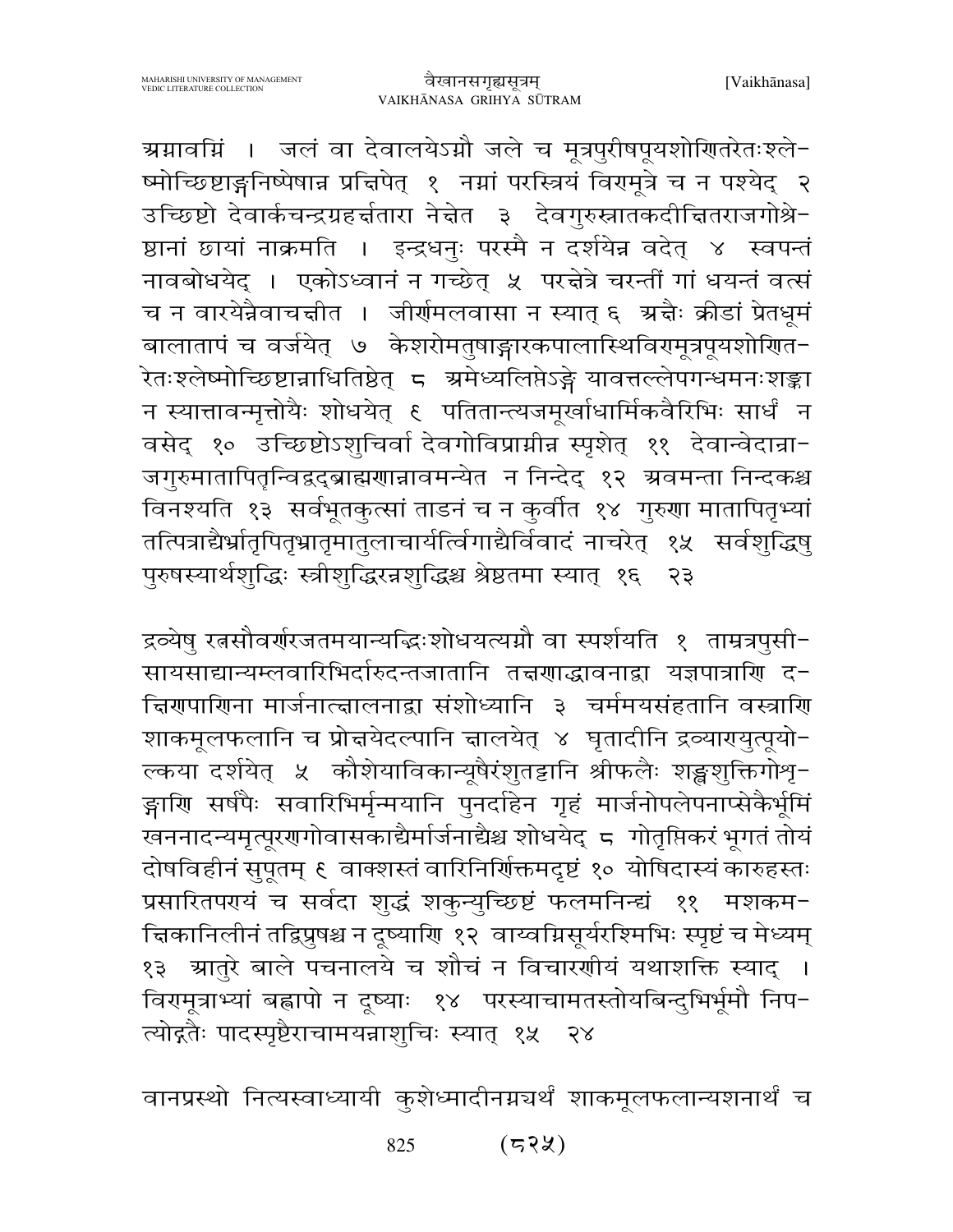अग्नावग्निं । जलं वा देवालयेऽग्नौ जले च मूत्रपुरीषपूयशोणितरेतःश्ले-ष्मोच्छिष्टाङ्गनिष्ठेषान्न प्रक्षिपेत् १ नग्नां परस्त्रियं विण्मूत्रे च न पश्येद् २ उच्छिष्टो देवार्कचन्द्रग्रहर्क्षतारा नेक्षेत ३ देवगुरुस्नातकदीक्षितराजगोश्रे-ष्ठानां छायां नाक्रमति । इन्द्रधनुः परस्मै न दर्शयेन्न वदेत् ४ स्वपन्तं नावबोधयेद् । एकोऽध्वानं न गच्छेत् ५ परक्षेत्रे चरन्तीं गां धयन्तं वत्सं च न वारयेन्नैवाचक्षीत । जीर्णमलवासा न स्यात् ६ अक्षैः क्रीडां प्रेतधूमं बालातापं च वर्जयेत् ७ केशरोमतुषाङ्गारकपालास्थिविण्मूत्रपूयशोणित-रेतःश्लेष्मोच्छिष्टान्नाधितिष्ठेत् ८ अमेध्यलिप्तेऽङ्गे यावत्तल्लेपगन्धमनःशङ्का न स्यात्तावन्मृत्तोयैः शोधयेत् ९ पतितान्त्यजमूर्खाधार्मिकवैरिभिः सार्धं न वसेद् १० उच्छिष्टोऽशुचिर्वा देवगोविप्राग्नीन्न स्पृशेत् ११ देवान्वेदान्रा-जगुरुमातापितृन्विद्वद्ब्राह्मणान्नावमन्येत न निन्देद् १२ अवमन्ता निन्दकश्च विनश्यति १३ सर्वभूतकुत्सां ताडनं च न कुर्वीत १४ गुरुणा मातापितृभ्यां तत्पित्राद्यैर्भ्रातृपितृभ्रातृमातुलाचार्यर्त्विगाद्यैर्विवादं नाचरेत् १५ सर्वशुद्धिषु पुरुषस्यार्थशुद्धिः स्त्रीशुद्धिरन्नशुद्धिश्च श्रेष्ठतमा स्यात् १६ २३

द्रव्येषु रत्नसौवर्णरजतमयान्यद्भिःशोधयत्यग्नौ वा स्पर्शयति १ ताम्रत्रपुसी-सायसाद्यान्यम्लवारिभिर्दारुदन्तजातानि तक्षणाद्धावनाद्वा यज्ञपात्राणि द-क्षिणपाणिना मार्जनात्क्षालनाद्वा संशोध्यानि ३ चर्ममयसंहतानि वस्त्राणि शाकमूलफलानि च प्रोक्षयेदल्पानि क्षालयेत् ४ घृतादीनि द्रव्याण्युत्पूयो-ल्कया दर्शयेत् ५ कौशेयाविकान्यूषैरंशुतट्टानि श्रीफलैः शङ्खशुक्तिगोशृ-ङ्गाणि सर्षपैः सवारिभिर्मृन्मयानि पुनर्दाहेन गृहं मार्जनोपलेपनाप्सेकैर्भूमिं खननादन्यमृत्पूरणगोवासकाद्यैर्मार्जनाद्यैश्च शोधयेद् ८ गोतृप्तिकरं भूगतं तोयं दोषविहीनं सुपूतम् ९ वाक्शस्तं वारिनिर्णिक्तमदृष्टं १० योषिदास्यं कारुहस्तः प्रसारितपण्यं च सर्वदा शुद्धं शकुन्युच्छिष्टं फलमनिन्द्यं ११ मशकम-क्षिकानिलीनं तद्विप्रुषश्च न दूष्याणि १२ वाय्वग्निसूर्यरश्मिभिः स्पृष्टं च मेध्यम् १३ आतुरे बाले पचनालये च शौचं न विचारणीयं यथाशक्ति स्याद् । विण्मूत्राभ्यां बह्वापो न दूष्याः १४ परस्याचामतस्तोयबिन्दुभिर्भूमौ निप-त्योद्गतैः पादस्पृष्टैराचामयन्नाशुचिः स्यात् १५ २४

वानप्रस्थो नित्यस्वाध्यायी कुशेध्मादीनग्न्यर्थं शाकमूलफलान्यशनार्थं च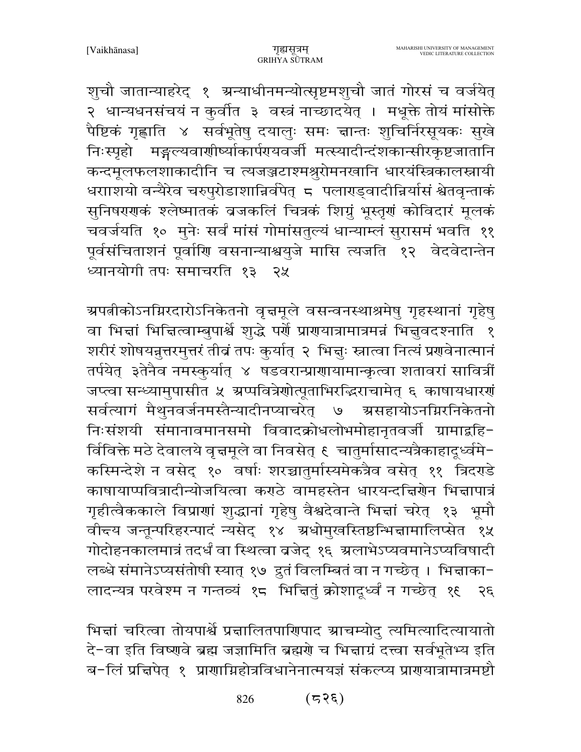शुचौ जातान्याहरेद् १ अन्याधीनमन्योत्सृष्टमशुचौ जातं गोरसं च वर्जयेत् २ धान्यधनसंचयं न कुर्वीत ३ वस्त्रं नाच्छादयेत् । मधूक्ते तोयं मांसोक्ते पैष्टिकं गृह्णाति ४ सर्वभूतेषु दयालुः समः क्षान्तः शुचिर्निरसूयकः सुखे निःस्पृहो मङ्गल्यवाणीर्ष्याकार्पण्यवर्जी मत्स्यादीन्दंशकान्सीरकृष्टजातानि कन्दमूलफलशाकादीनि च त्यजञ्जटाश्मश्रुरोमनखानि धारयंस्त्रिकालस्नायी धराशयो वन्यैरेव चरुपुरोडाशान्निर्वपेत् ८ पलाण्ड्वादीन्निर्यासं श्वेतवृन्ताकं सुनिषण्णकं श्लेष्मातकं व्रजकलिं चित्रकं शिग्रुं भूस्तृणं कोविदारं मूलकं चवर्जयति १० मुनेः सर्वं मांसं गोमांसतुल्यं धान्याम्लं सुरासमं भवति ११ पूर्वसंचिताशनं पूर्वाणि वसनान्याश्वयुजे मासि त्यजति १२ वेदवेदान्तेन ध्यानयोगी तपः समाचरति १३ २५

अपत्नीकोऽनग्निरदारोऽनिकेतनो वृक्षमूले वसन्वनस्थाश्रमेषु गृहस्थानां गृहेषु वा भिक्षां भिक्षित्वाम्बुपार्श्वे शुद्धे पर्णे प्राणयात्रामात्रमन्नं भिक्षुवदश्नाति १ शरीरं शोषयन्नुत्तरमुत्तरं तीव्रं तपः कुर्यात् २ भिक्षुः स्नात्वा नित्यं प्रणवेनात्मानं तर्पयेत् ३तेनैव नमस्कुर्यात् ४ षडवरान्प्राणायामान्कृत्वा शतावरां सावित्रीं जप्त्वा सन्ध्यामुपासीत ५ अप्पवित्रेणोत्पूताभिरद्भिराचामेत् ६ काषायधारणं सर्वत्यागं मैथुनवर्जनमस्तैन्यादीनप्याचरेत् ७ असहायोऽनग्निरनिकेतनो निःसंशयी संमानावमानसमो विवादक्रोधलोभमोहानृतवर्जी ग्रामाद्बहि-र्विविक्ते मठे देवालये वृक्षमूले वा निवसेत् ९ चातुर्मासादन्यत्रैकाहादूर्ध्वमे-कस्मिन्देशे न वसेद् १० वर्षाः शरच्चातुर्मास्यमेकत्रैव वसेत् ११ त्रिदण्डे काषायाप्पवित्रादीन्योजयित्वा कण्ठे वामहस्तेन धारयन्दक्षिणेन भिक्षापात्रं गृहीत्वैककाले विप्राणां शुद्धानां गृहेषु वैश्वदेवान्ते भिक्षां चरेत् १३ भूमौ वीक्ष्य जन्तून्परिहरन्पादं न्यसेद् १४ अधोमुखस्तिष्ठन्भिक्षामालिप्सेत १५ गोदोहनकालमात्रं तदर्धं वा स्थित्वा व्रजेद् १६ अलाभेऽप्यवमानेऽप्यविषादी लब्धे संमानेऽप्यसंतोषी स्यात् १७ द्रुतं विलम्बितं वा न गच्छेत् । भिक्षाका-लादन्यत्र परवेश्म न गन्तव्यं १८ भिक्षितुं क्रोशादूर्ध्वं न गच्छेत् १९ २६

भिक्षां चरित्वा तोयपार्श्वे प्रक्षालितपाणिपाद आचम्योदु त्यमित्यादित्यायातो दे-वा इति विष्णवे ब्रह्म जज्ञामिति ब्रह्मणे च भिक्षाग्रं दत्त्वा सर्वभूतेभ्य इति ब-लिं प्रक्षिपेत् १ प्राणाग्निहोत्रविधानेनात्मयज्ञं संकल्प्य प्राणयात्रामात्रमष्टौ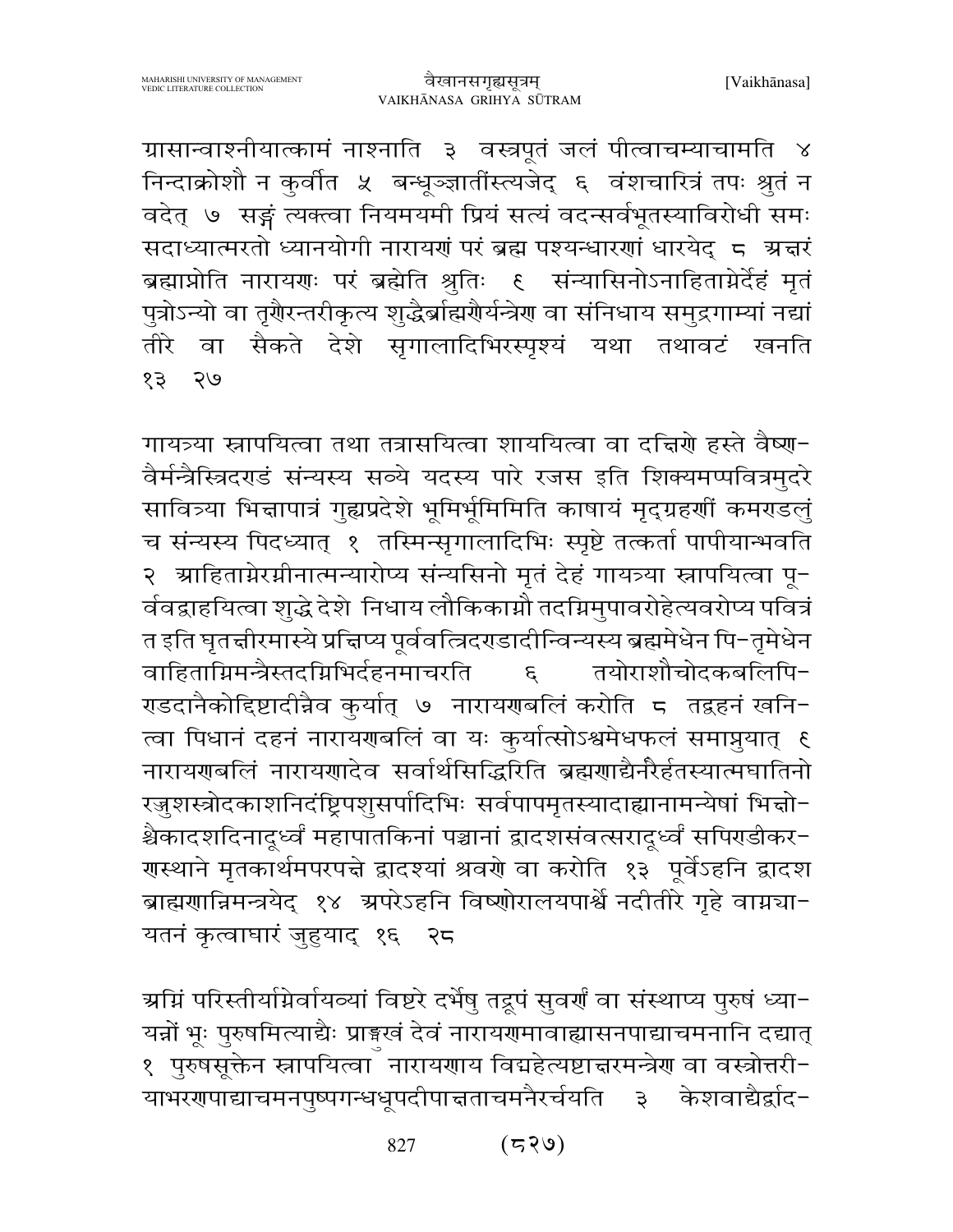ग्रासान्वाश्नीयात्कामं नाश्नाति ३ वस्त्रपूतं जलं पीत्वाचम्याचामति ४ निन्दाक्रोशौ न कुर्वीत ५ बन्धूञ्ज्ञातींस्त्यजेद् ६ वंशचारित्रं तपः श्रुतं न वदेत् ७ सङ्गं त्यक्त्वा नियमयमी प्रियं सत्यं वदन्सर्वभूतस्याविरोधी समः सदाध्यात्मरतो ध्यानयोगी नारायणं परं ब्रह्म पश्यन्धारणां धारयेद् ८ अक्षरं ब्रह्माप्नोति नारायणः परं ब्रह्मेति श्रुतिः ९ संन्यासिनोऽनाहिताग्नेर्देहं मृतं पुत्रोऽन्यो वा तृणैरन्तरीकृत्य शुद्धैर्ब्राह्मणैर्यन्त्रेण वा संनिधाय समुद्रगाम्यां नद्यां तीरे वा सैकते देशे सृगालादिभिरस्पृश्यं यथा तथावटं खनति १३ २७

गायत्र्या स्नापयित्वा तथा तत्रासयित्वा शाययित्वा वा दक्षिणे हस्ते वैष्णवैर्मन्त्रैस्त्रिदण्डं संन्यस्य सव्ये यदस्य पारे रजस इति शिक्यमप्पवित्रमुदरे सावित्र्या भिक्षापात्रं गुह्यप्रदेशे भूमिर्भूमिमिति काषायं मृद्ग्रहणीं कमण्डलुं च संन्यस्य पिदध्यात् १ तस्मिन्सृगालादिभिः स्पृष्टे तत्कर्ता पापीयान्भवति २ आहिताग्नेरग्नीनात्मन्यारोप्य संन्यसिनो मृतं देहं गायत्र्या स्नापयित्वा पूर्ववद्वाहयित्वा शुद्धे देशे निधाय लौकिकाग्नौ तदग्निमुपावरोहेत्यवरोप्य पवित्रं त इति घृतक्षीरमास्ये प्रक्षिप्य पूर्ववत्त्रिदण्डादीन्विन्यस्य ब्रह्ममेधेन पितृमेधेन वाहिताग्निमन्त्रैस्तदग्निभिर्दहनमाचरति ६ तयोराशौचोदकबलिपिण्डदानैकोद्दिष्टादीन्नैव कुर्यात् ७ नारायणबलिं करोति ८ तद्वहनं खनित्वा पिधानं दहनं नारायणबलिं वा यः कुर्यात्सोऽश्वमेधफलं समाप्नुयात् ९ नारायणबलिं नारायणादेव सर्वार्थसिद्धिरिति ब्रह्मणाद्यैनरैर्हतस्यात्मघातिनो रज्जुशस्त्रोदकाशनिदंष्ट्रिपशुसर्पादिभिः सर्वपापमृतस्यादाह्यानामन्येषां भिक्षोश्चैकादशदिनादूर्ध्वं महापातकिनां पञ्चानां द्वादशसंवत्सरादूर्ध्वं सपिण्डीकरणस्थाने मृतकार्थमपरपक्षे द्वादश्यां श्रवणे वा करोति १३ पूर्वेऽहनि द्वादश ब्राह्मणान्निमन्त्रयेद् १४ अपरेऽहनि विष्णोरालयपार्श्वे नदीतीरे गृहे वाग्न्यायतनं कृत्वाघारं जुहुयाद् १६ २८

अग्निं परिस्तीर्याग्नेर्वायव्यां विष्टरे दर्भेषु तद्रूपं सुवर्णं वा संस्थाप्य पुरुषं ध्यायन्नों भूः पुरुषमित्याद्यैः प्राङ्मुखं देवं नारायणमावाह्यासनपाद्याचमनानि दद्यात् १ पुरुषसूक्तेन स्नापयित्वा नारायणाय विद्महेत्यष्टाक्षरमन्त्रेण वा वस्त्रोत्तरीयाभरणपाद्याचमनपुष्पगन्धधूपदीपाक्षताचमनैरर्चयति ३ केशवाद्यैर्द्वाद-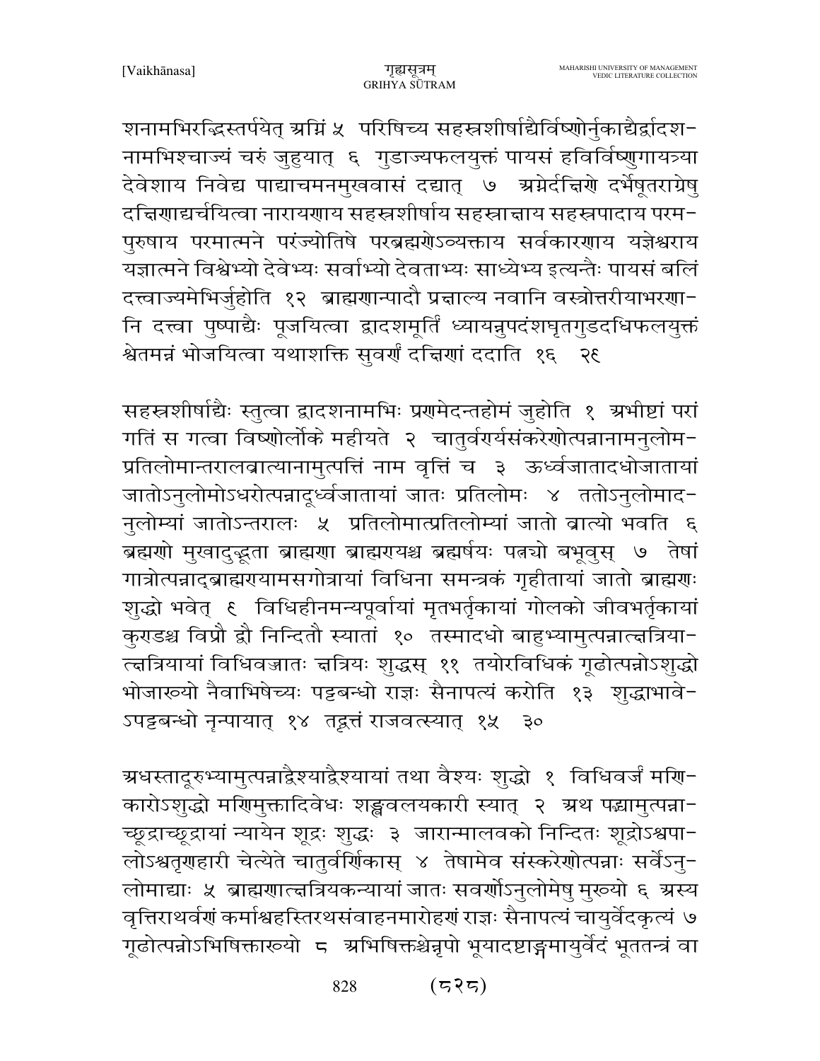शनामभिरद्भिस्तर्पयेत् अग्निं ५ परिषिच्य सहस्रशीर्षाद्यैर्विष्णोर्नुकाद्यैर्द्वादश-नामभिश्चाज्यं चरुं जुहुयात् ६ गुडाज्यफलयुक्तं पायसं हविर्विष्णुगायत्र्या देवेशाय निवेद्य पाद्याचमनमुखवासं दद्यात् ७ अग्नेर्दक्षिणे दर्भैषूतराग्रेषु दक्षिणाद्यर्चयित्वा नारायणाय सहस्रशीर्षाय सहस्राक्षाय सहस्रपादाय परम-पुरुषाय परमात्मने परंज्योतिषे परब्रह्मणेऽव्यक्ताय सर्वकारणाय यज्ञेश्वराय यज्ञात्मने विश्वेभ्यो देवेभ्यः सर्वाभ्यो देवताभ्यः साध्येभ्य इत्यन्तैः पायसं बलिं दत्त्वाज्यमेभिर्जुहोति १२ ब्राह्मणान्पादौ प्रक्षाल्य नवानि वस्त्रोत्तरीयाभरणा-नि दत्त्वा पुष्पाद्यैः पूजयित्वा द्वादशमूर्तिं ध्यायन्नुपदंशघृतगुडदधिफलयुक्तं श्वेतमन्नं भोजयित्वा यथाशक्ति सुवर्णं दक्षिणां ददाति १६ २६

सहस्रशीर्षाद्यैः स्तुत्वा द्वादशनामभिः प्रणमेदन्तहोमं जुहोति १ अभीष्टां परां गतिं स गत्वा विष्णोर्लोके महीयते २ चातुर्वर्ण्यसंकरेणोत्पन्नानामनुलोम-प्रतिलोमान्तरालव्रात्यानामुत्पत्तिं नाम वृत्तिं च ३ ऊर्ध्वजातादधोजातायां जातोऽनुलोमोऽधरोत्पन्नादूर्ध्वजातायां जातः प्रतिलोमः ४ ततोऽनुलोमाद-नुलोम्यां जातोऽन्तरालः ५ प्रतिलोमात्प्रतिलोम्यां जातो व्रात्यो भवति ६ ब्रह्मणो मुखादुद्भूता ब्राह्मणा ब्राह्मण्यश्च ब्रह्मर्षयः पत्न्यो बभूवुस् ७ तेषां गात्रोत्पन्नाद्ब्राह्मण्यामसगोत्रायां विधिना समन्त्रकं गृहीतायां जातो ब्राह्मणः शुद्धो भवेत् ६ विधिहीनमन्यपूर्वायां मृतभर्तृकायां गोलको जीवभर्तृकायां कुण्डश्च विप्रौ द्वौ निन्दितौ स्यातां १० तस्मादधो बाहुभ्यामुत्पन्नात्क्षत्रिया-त्क्षत्रियायां विधिवज्जातः क्षत्रियः शुद्धस् ११ तयोरविधिकं गूढोत्पन्नोऽशुद्धो भोजाख्यो नैवाभिषेच्यः पट्टबन्धो राज्ञः सैनापत्यं करोति १३ शुद्धाभावे-ऽपट्टबन्धो नृन्पायात् १४ तद्वृत्तं राजवत्स्यात् १५ ३०

अधस्तादूरुभ्यामुत्पन्नाद्वैश्याद्वैश्यायां तथा वैश्यः शुद्धो १ विधिवर्जं मणि-कारोऽशुद्धो मणिमुक्तादिवेधः शङ्खवलयकारी स्यात् २ अथ पद्भ्यामुत्पन्ना-च्छूद्राच्छूद्रायां न्यायेन शूद्रः शुद्धः ३ जारान्मालवको निन्दितः शूद्रोऽश्वपा-लोऽश्वतृणहारी चेत्येते चातुर्वर्णिकास् ४ तेषामेव संस्करेणोत्पन्नाः सर्वेऽनु-लोमाद्याः ५ ब्राह्मणात्क्षत्रियकन्यायां जातः सवर्णोऽनुलोमेषु मुख्यो ६ अस्य वृत्तिराथर्वणं कर्माश्वहस्तिरथसंवाहनमारोहणं राज्ञः सैनापत्यं चायुर्वेदकृत्यं ७ गूढोत्पन्नोऽभिषिक्ताख्यो ८ अभिषिक्तश्चेन्नृपो भूयादष्टाङ्गमायुर्वेदं भूततन्त्रं वा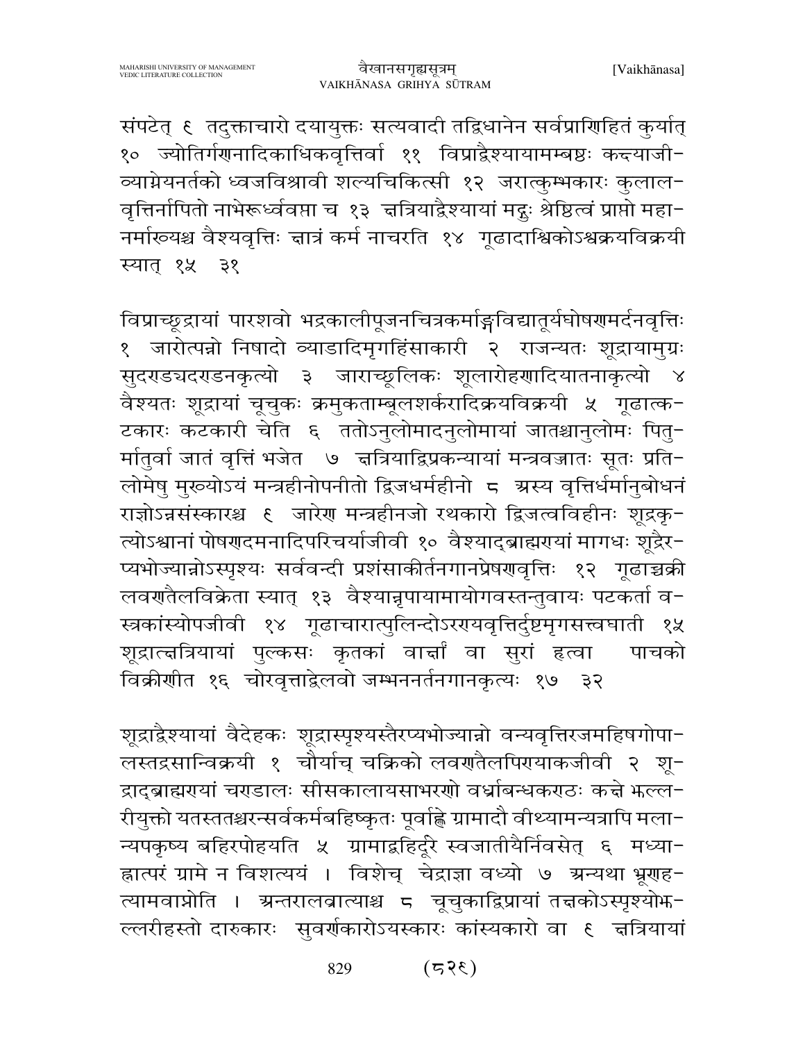संपटेत् ८ तदुक्ताचारो दयायुक्तः सत्यवादी तद्विधानेन सर्वप्राणिहितं कुर्यात् १० ज्योतिर्गणनादिकाधिकवृत्तिर्वा ११ विप्राद्वैश्यायामम्बष्ठः कन्दयाजी-व्याग्नेयनर्तको ध्वजविश्रावी शल्यचिकित्सी १२ जरात्कुम्भकारः कुलाल-वृत्तिर्नापितो नाभेरूर्ध्ववप्ता च १३ क्षत्रियाद्वैश्यायां मद्गुः श्रेष्ठित्वं प्राप्तो महा-नर्माख्यश्च वैश्यवृत्तिः क्षात्रं कर्म नाचरति १४ गूढादाश्विकोऽश्वक्रयविक्रयी स्यात् १५ ३१

विप्राच्छूद्रायां पारशवो भद्रकालीपूजनचित्रकर्माङ्गविद्यातूर्यघोषणमर्दनवृत्तिः १ जारोत्पन्नो निषादो व्याडादिमृगहिंसाकारी २ राजन्यतः शूद्रायामुग्रः सुदण्डचदण्डनकृत्यो ३ जाराच्छूलिकः शूलारोहणादियातनाकृत्यो ४ वैश्यतः शूद्रायां चूचुकः क्रमुकताम्बूलशर्करादिक्रयविक्रयी ५ गूढात्क-टकारः कटकारी चेति ६ ततोऽनुलोमादनुलोमायां जातश्चानुलोमः पितु-र्मातुर्वा जातं वृत्तिं भजेत ७ क्षत्रियाद्विप्रकन्यायां मन्त्रवज्जातः सूतः प्रति-लोमेषु मुख्योऽयं मन्त्रहीनोपनीतो द्विजधर्महीनो ८ अस्य वृत्तिर्धर्मानुबोधनं राज्ञोऽन्नसंस्कारश्च ९ जारेण मन्त्रहीनजो रथकारो द्विजत्वविहीनः शूद्रकृ-त्योऽश्वानां पोषणदमनादिपरिचर्याजीवी १० वैश्याद्ब्राह्मण्यां मागधः शूद्रैर-प्यभोज्यान्नोऽस्पृश्यः सर्ववन्दी प्रशंसाकीर्तनगानप्रेषणवृत्तिः १२ गूढाच्चक्री लवणतैलविक्रेता स्यात् १३ वैश्यान्नृपायामायोगवस्तन्तुवायः पटकर्ता व-स्त्रकांस्योपजीवी १४ गूढाचारात्पुलिन्दोऽरण्यवृत्तिर्दुष्टमृगसत्त्वघाती १५ शूद्रात्क्षत्रियायां पुल्कसः कृतकां वार्क्षीं वा सुरां हत्वा पाचको विक्रीणीत १६ चोरवृत्ताद्वेलवो जम्भननर्तनगानकृत्यः १७ ३२

शूद्राद्वैश्यायां वैदेहकः शूद्रास्पृश्यस्तैरप्यभोज्यान्नो वन्यवृत्तिरजमहिषगोपा-लस्तद्रसान्विक्रयी १ चौर्याच् चक्रिको लवणतैलपिण्याकजीवी २ शू-द्राद्ब्राह्मण्यां चण्डालः सीसकालायसाभरणो वर्ध्राबन्धकण्ठः कक्षे झल्ल-रीयुक्तो यतस्ततश्चरन्सर्वकर्मबहिष्कृतः पूर्वाह्णे ग्रामादौ वीथ्यामन्यत्रापि मला-न्यपकृष्य बहिरपोहयति ५ ग्रामाद्बहिर्दूरे स्वजातीयैर्निवसेत् ६ मध्या-ह्नात्परं ग्रामे न विशत्ययं । विशेच् चेद्राज्ञा वध्यो ७ अन्यथा भ्रूणह-त्यामवाप्नोति । अन्तरालव्रात्याश्च ८ चूचुकाद्विप्रायां तक्षकोऽस्पृश्योझ-ल्लरीहस्तो दारुकारः सुवर्णकारोऽयस्कारः कांस्यकारो वा ९ क्षत्रियायां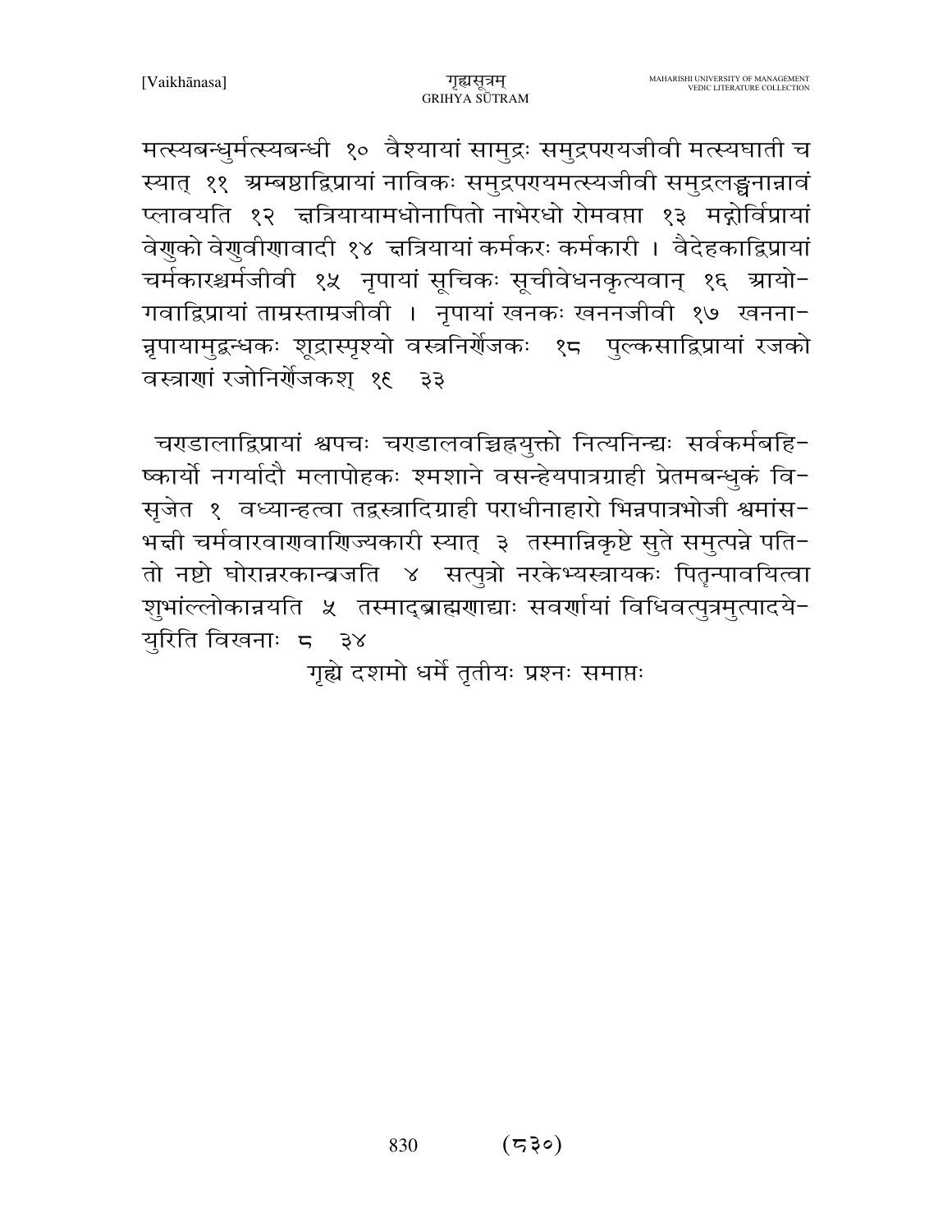मत्स्यबन्धुर्मत्स्यबन्धी १० वैश्यायां सामुद्रः समुद्रपण्यजीवी मत्स्यघाती च स्यात् ११ अम्बष्ठाद्विप्रायां नाविकः समुद्रपण्यमत्स्यजीवी समुद्रलङ्घनान्नावं प्लावयति १२ क्षत्रियायामधोनापितो नाभेरधो रोमवप्ता १३ मद्गोर्विप्रायां वेणुको वेणुवीणावादी १४ क्षत्रियायां कर्मकरः कर्मकारी । वैदेहकाद्विप्रायां चर्मकारश्चर्मजीवी १५ नृपायां सूचिकः सूचीवेधनकृत्यवान् १६ आयोगवाद्विप्रायां ताम्रस्ताम्रजीवी । नृपायां खनकः खननजीवी १७ खननान्नृपायामुद्बन्धकः शूद्रास्पृश्यो वस्त्रनिर्णेजकः १८ पुल्कसाद्विप्रायां रजको वस्त्राणां रजोनिर्णेजकश् १९ ३३

चण्डालाद्विप्रायां श्वपचः चण्डालवच्चिह्नयुक्तो नित्यनिन्द्यः सर्वकर्मबहिष्कार्यो नगर्यादौ मलापोहकः श्मशाने वसन्हेयपात्रग्राही प्रेतमबन्धुकं विसृजेत १ वध्यान्हत्वा तद्वस्त्रादिग्राही पराधीनाहारो भिन्नपात्रभोजी श्वमांसभक्षी चर्मवारवाणवाणिज्यकारी स्यात् ३ तस्मान्निकृष्टे सुते समुत्पन्ने पतितो नष्टो घोरान्नरकान्व्रजति ४ सत्पुत्रो नरकेभ्यस्त्रायकः पितॄन्पावयित्वा शुभांल्लोकान्नयति ५ तस्माद्ब्राह्मणाद्याः सवर्णायां विधिवत्पुत्रमुत्पादयेयुरिति विखनाः ८ ३४

गृह्ये दशमो धर्मे तृतीयः प्रश्नः समाप्तः